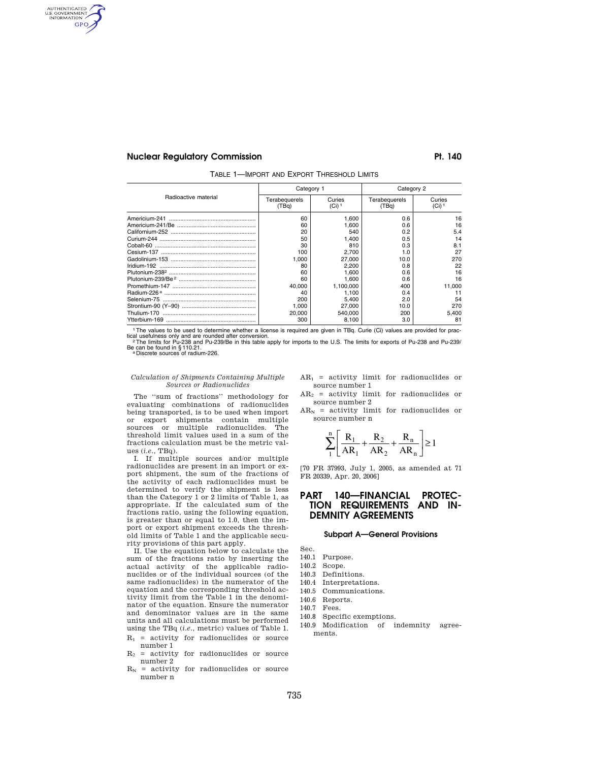TABLE 1—IMPORT AND EXPORT THRESHOLD LIMITS

| Radioactive material | Category 1 | | Category 2 | |
|---|---|---|---|---|
| | Terabequerels (TBq) | Curies (Ci) [1] | Terabequerels (TBq) | Curies (Ci) [1] |
| Americium-241 | 60 | 1,600 | 0.6 | 16 |
| Americium-241/Be | 60 | 1,600 | 0.6 | 16 |
| Californium-252 | 20 | 540 | 0.2 | 5.4 |
| Curium-244 | 50 | 1,400 | 0.5 | 14 |
| Cobalt-60 | 30 | 810 | 0.3 | 8.1 |
| Cesium-137 | 100 | 2,700 | 1.0 | 27 |
| Gadolinium-153 | 1,000 | 27,000 | 10.0 | 270 |
| Iridium-192 | 80 | 2,200 | 0.8 | 22 |
| Plutonium-238[2] | 60 | 1,600 | 0.6 | 16 |
| Plutonium-239/Be[2] | 60 | 1,600 | 0.6 | 16 |
| Promethium-147 | 40,000 | 1,100,000 | 400 | 11,000 |
| Radium-226[a] | 40 | 1,100 | 0.4 | 11 |
| Selenium-75 | 200 | 5,400 | 2.0 | 54 |
| Strontium-90 (Y–90) | 1,000 | 27,000 | 10.0 | 270 |
| Thulium-170 | 20,000 | 540,000 | 200 | 5,400 |
| Ytterbium-169 | 300 | 8,100 | 3.0 | 81 |

[1] The values to be used to determine whether a license is required are given in TBq. Curie (Ci) values are provided for practical usefulness only and are rounded after conversion.
[2] The limits for Pu-238 and Pu-239/Be in this table apply for imports to the U.S. The limits for exports of Pu-238 and Pu-239/Be can be found in §110.21.
[a] Discrete sources of radium-226.

*Calculation of Shipments Containing Multiple Sources or Radionuclides*

The "sum of fractions" methodology for evaluating combinations of radionuclides being transported, is to be used when import or export shipments contain multiple sources or multiple radionuclides. The threshold limit values used in a sum of the fractions calculation must be the metric values (*i.e.*, TBq).

I. If multiple sources and/or multiple radionuclides are present in an import or export shipment, the sum of the fractions of the activity of each radionuclides must be determined to verify the shipment is less than the Category 1 or 2 limits of Table 1, as appropriate. If the calculated sum of the fractions ratio, using the following equation, is greater than or equal to 1.0, then the import or export shipment exceeds the threshold limits of Table 1 and the applicable security provisions of this part apply.

II. Use the equation below to calculate the sum of the fractions ratio by inserting the actual activity of the applicable radionuclides or of the individual sources (of the same radionuclides) in the numerator of the equation and the corresponding threshold activity limit from the Table 1 in the denominator of the equation. Ensure the numerator and denominator values are in the same units and all calculations must be performed using the TBq (*i.e.*, metric) values of Table 1.

$R_1$ = activity for radionuclides or source number 1
$R_2$ = activity for radionuclides or source number 2
$R_N$ = activity for radionuclides or source number n
$AR_1$ = activity limit for radionuclides or source number 1
$AR_2$ = activity limit for radionuclides or source number 2
$AR_N$ = activity limit for radionuclides or source number n

$$\sum_{1}^{n}\left[\frac{R_1}{AR_1}+\frac{R_2}{AR_2}+\frac{R_n}{AR_n}\right]\geq 1$$

[70 FR 37993, July 1, 2005, as amended at 71 FR 20339, Apr. 20, 2006]

# PART 140—FINANCIAL PROTECTION REQUIREMENTS AND INDEMNITY AGREEMENTS

## Subpart A—General Provisions

Sec.
140.1 Purpose.
140.2 Scope.
140.3 Definitions.
140.4 Interpretations.
140.5 Communications.
140.6 Reports.
140.7 Fees.
140.8 Specific exemptions.
140.9 Modification of indemnity agreements.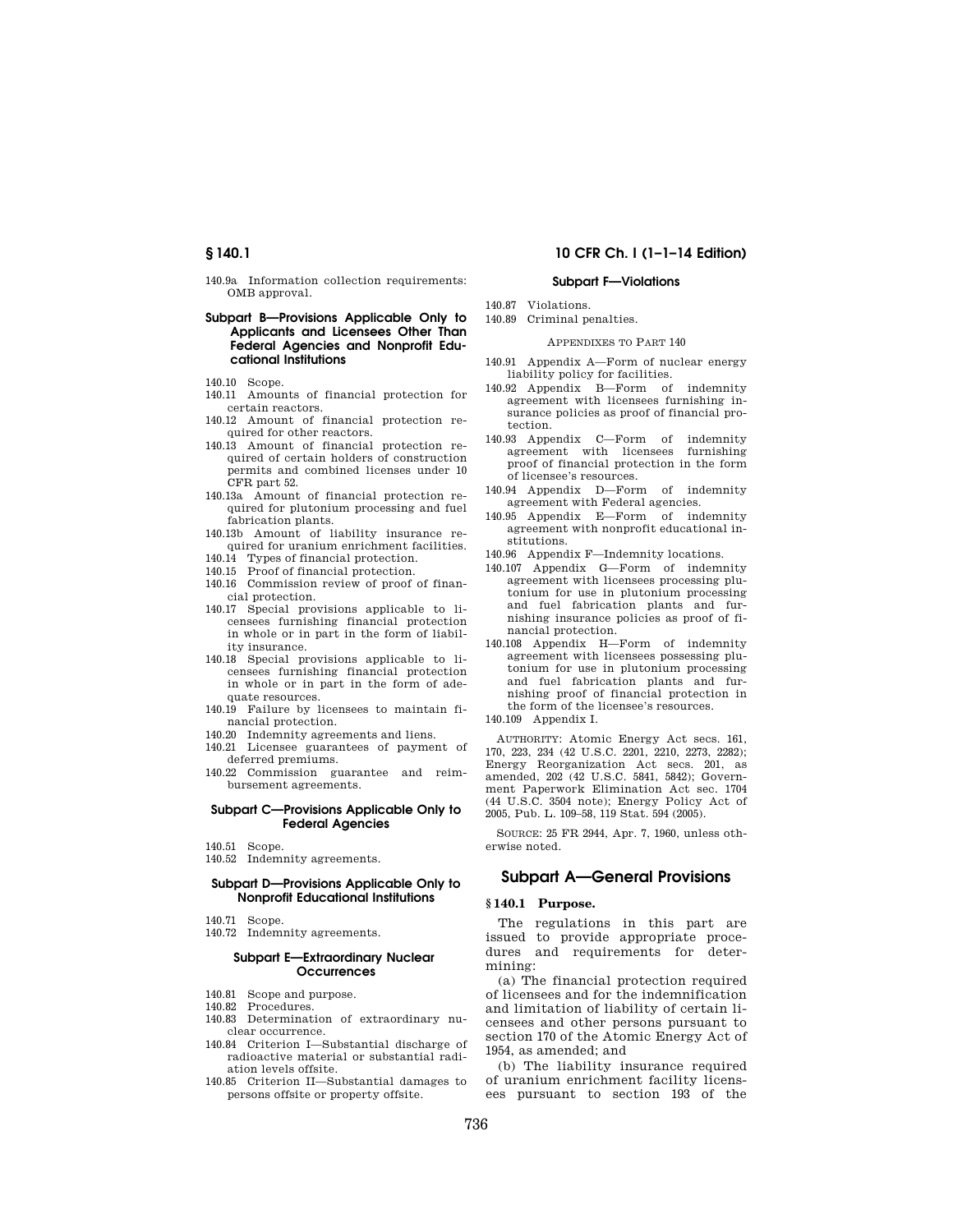140.9a Information collection requirements: OMB approval.

### Subpart B—Provisions Applicable Only to Applicants and Licensees Other Than Federal Agencies and Nonprofit Educational Institutions

140.10 Scope.
140.11 Amounts of financial protection for certain reactors.
140.12 Amount of financial protection required for other reactors.
140.13 Amount of financial protection required of certain holders of construction permits and combined licenses under 10 CFR part 52.
140.13a Amount of financial protection required for plutonium processing and fuel fabrication plants.
140.13b Amount of liability insurance required for uranium enrichment facilities.
140.14 Types of financial protection.
140.15 Proof of financial protection.
140.16 Commission review of proof of financial protection.
140.17 Special provisions applicable to licensees furnishing financial protection in whole or in part in the form of liability insurance.
140.18 Special provisions applicable to licensees furnishing financial protection in whole or in part in the form of adequate resources.
140.19 Failure by licensees to maintain financial protection.
140.20 Indemnity agreements and liens.
140.21 Licensee guarantees of payment of deferred premiums.
140.22 Commission guarantee and reimbursement agreements.

### Subpart C—Provisions Applicable Only to Federal Agencies

140.51 Scope.
140.52 Indemnity agreements.

### Subpart D—Provisions Applicable Only to Nonprofit Educational Institutions

140.71 Scope.
140.72 Indemnity agreements.

### Subpart E—Extraordinary Nuclear Occurrences

140.81 Scope and purpose.
140.82 Procedures.
140.83 Determination of extraordinary nuclear occurrence.
140.84 Criterion I—Substantial discharge of radioactive material or substantial radiation levels offsite.
140.85 Criterion II—Substantial damages to persons offsite or property offsite.

### Subpart F—Violations

140.87 Violations.
140.89 Criminal penalties.

APPENDIXES TO PART 140

140.91 Appendix A—Form of nuclear energy liability policy for facilities.
140.92 Appendix B—Form of indemnity agreement with licensees furnishing insurance policies as proof of financial protection.
140.93 Appendix C—Form of indemnity agreement with licensees furnishing proof of financial protection in the form of licensee's resources.
140.94 Appendix D—Form of indemnity agreement with Federal agencies.
140.95 Appendix E—Form of indemnity agreement with nonprofit educational institutions.
140.96 Appendix F—Indemnity locations.
140.107 Appendix G—Form of indemnity agreement with licensees processing plutonium for use in plutonium processing and fuel fabrication plants and furnishing insurance policies as proof of financial protection.
140.108 Appendix H—Form of indemnity agreement with licensees possessing plutonium for use in plutonium processing and fuel fabrication plants and furnishing proof of financial protection in the form of the licensee's resources.
140.109 Appendix I.

AUTHORITY: Atomic Energy Act secs. 161, 170, 223, 234 (42 U.S.C. 2201, 2210, 2273, 2282); Energy Reorganization Act secs. 201, as amended, 202 (42 U.S.C. 5841, 5842); Government Paperwork Elimination Act sec. 1704 (44 U.S.C. 3504 note); Energy Policy Act of 2005, Pub. L. 109–58, 119 Stat. 594 (2005).

SOURCE: 25 FR 2944, Apr. 7, 1960, unless otherwise noted.

## Subpart A—General Provisions

### § 140.1 Purpose.

The regulations in this part are issued to provide appropriate procedures and requirements for determining:

(a) The financial protection required of licensees and for the indemnification and limitation of liability of certain licensees and other persons pursuant to section 170 of the Atomic Energy Act of 1954, as amended; and

(b) The liability insurance required of uranium enrichment facility licensees pursuant to section 193 of the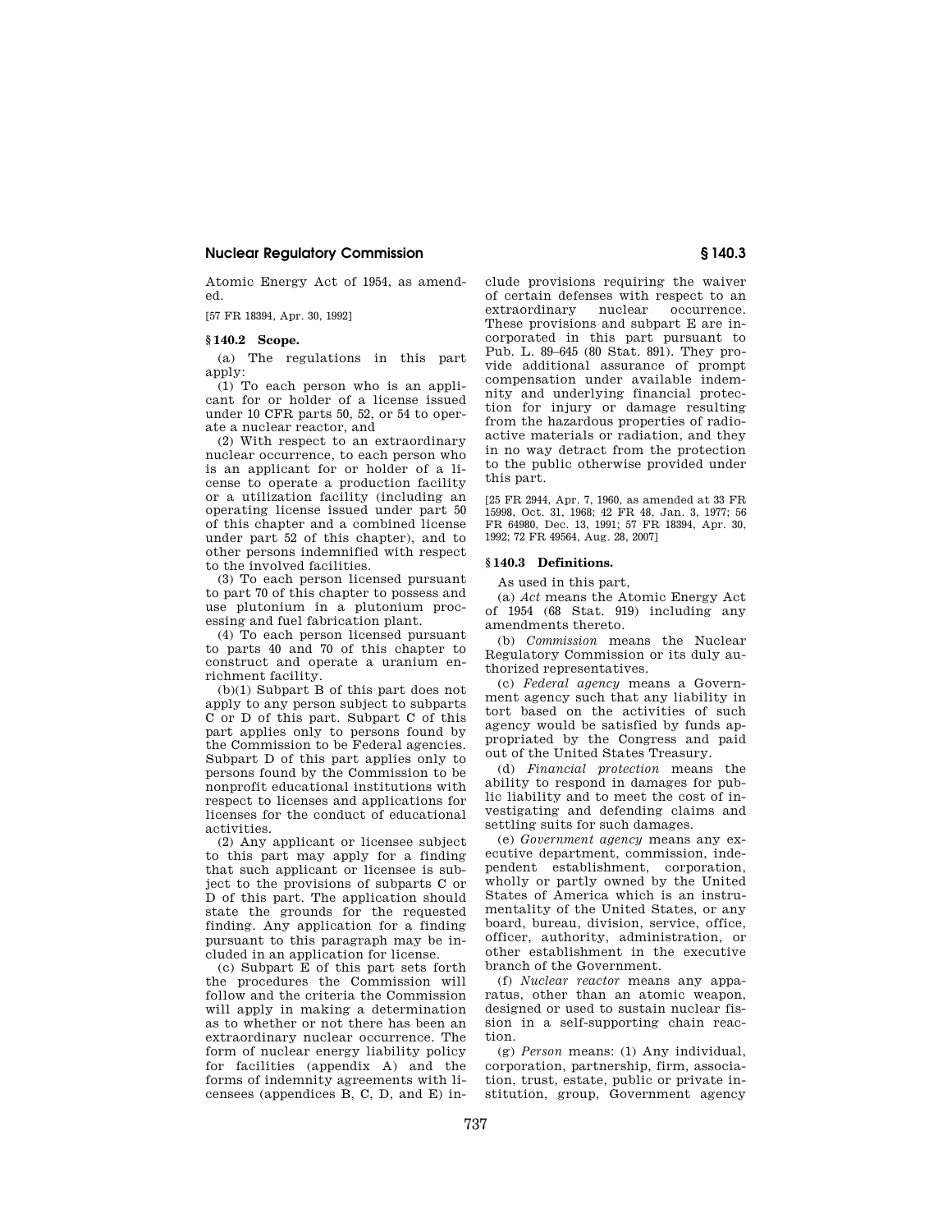Atomic Energy Act of 1954, as amended.

[57 FR 18394, Apr. 30, 1992]

### § 140.2 Scope.

(a) The regulations in this part apply:

(1) To each person who is an applicant for or holder of a license issued under 10 CFR parts 50, 52, or 54 to operate a nuclear reactor, and

(2) With respect to an extraordinary nuclear occurrence, to each person who is an applicant for or holder of a license to operate a production facility or a utilization facility (including an operating license issued under part 50 of this chapter and a combined license under part 52 of this chapter), and to other persons indemnified with respect to the involved facilities.

(3) To each person licensed pursuant to part 70 of this chapter to possess and use plutonium in a plutonium processing and fuel fabrication plant.

(4) To each person licensed pursuant to parts 40 and 70 of this chapter to construct and operate a uranium enrichment facility.

(b)(1) Subpart B of this part does not apply to any person subject to subparts C or D of this part. Subpart C of this part applies only to persons found by the Commission to be Federal agencies. Subpart D of this part applies only to persons found by the Commission to be nonprofit educational institutions with respect to licenses and applications for licenses for the conduct of educational activities.

(2) Any applicant or licensee subject to this part may apply for a finding that such applicant or licensee is subject to the provisions of subparts C or D of this part. The application should state the grounds for the requested finding. Any application for a finding pursuant to this paragraph may be included in an application for license.

(c) Subpart E of this part sets forth the procedures the Commission will follow and the criteria the Commission will apply in making a determination as to whether or not there has been an extraordinary nuclear occurrence. The form of nuclear energy liability policy for facilities (appendix A) and the forms of indemnity agreements with licensees (appendices B, C, D, and E) include provisions requiring the waiver of certain defenses with respect to an extraordinary nuclear occurrence. These provisions and subpart E are incorporated in this part pursuant to Pub. L. 89–645 (80 Stat. 891). They provide additional assurance of prompt compensation under available indemnity and underlying financial protection for injury or damage resulting from the hazardous properties of radioactive materials or radiation, and they in no way detract from the protection to the public otherwise provided under this part.

[25 FR 2944, Apr. 7, 1960, as amended at 33 FR 15998, Oct. 31, 1968; 42 FR 48, Jan. 3, 1977; 56 FR 64980, Dec. 13, 1991; 57 FR 18394, Apr. 30, 1992; 72 FR 49564, Aug. 28, 2007]

### § 140.3 Definitions.

As used in this part,

(a) *Act* means the Atomic Energy Act of 1954 (68 Stat. 919) including any amendments thereto.

(b) *Commission* means the Nuclear Regulatory Commission or its duly authorized representatives.

(c) *Federal agency* means a Government agency such that any liability in tort based on the activities of such agency would be satisfied by funds appropriated by the Congress and paid out of the United States Treasury.

(d) *Financial protection* means the ability to respond in damages for public liability and to meet the cost of investigating and defending claims and settling suits for such damages.

(e) *Government agency* means any executive department, commission, independent establishment, corporation, wholly or partly owned by the United States of America which is an instrumentality of the United States, or any board, bureau, division, service, office, officer, authority, administration, or other establishment in the executive branch of the Government.

(f) *Nuclear reactor* means any apparatus, other than an atomic weapon, designed or used to sustain nuclear fission in a self-supporting chain reaction.

(g) *Person* means: (1) Any individual, corporation, partnership, firm, association, trust, estate, public or private institution, group, Government agency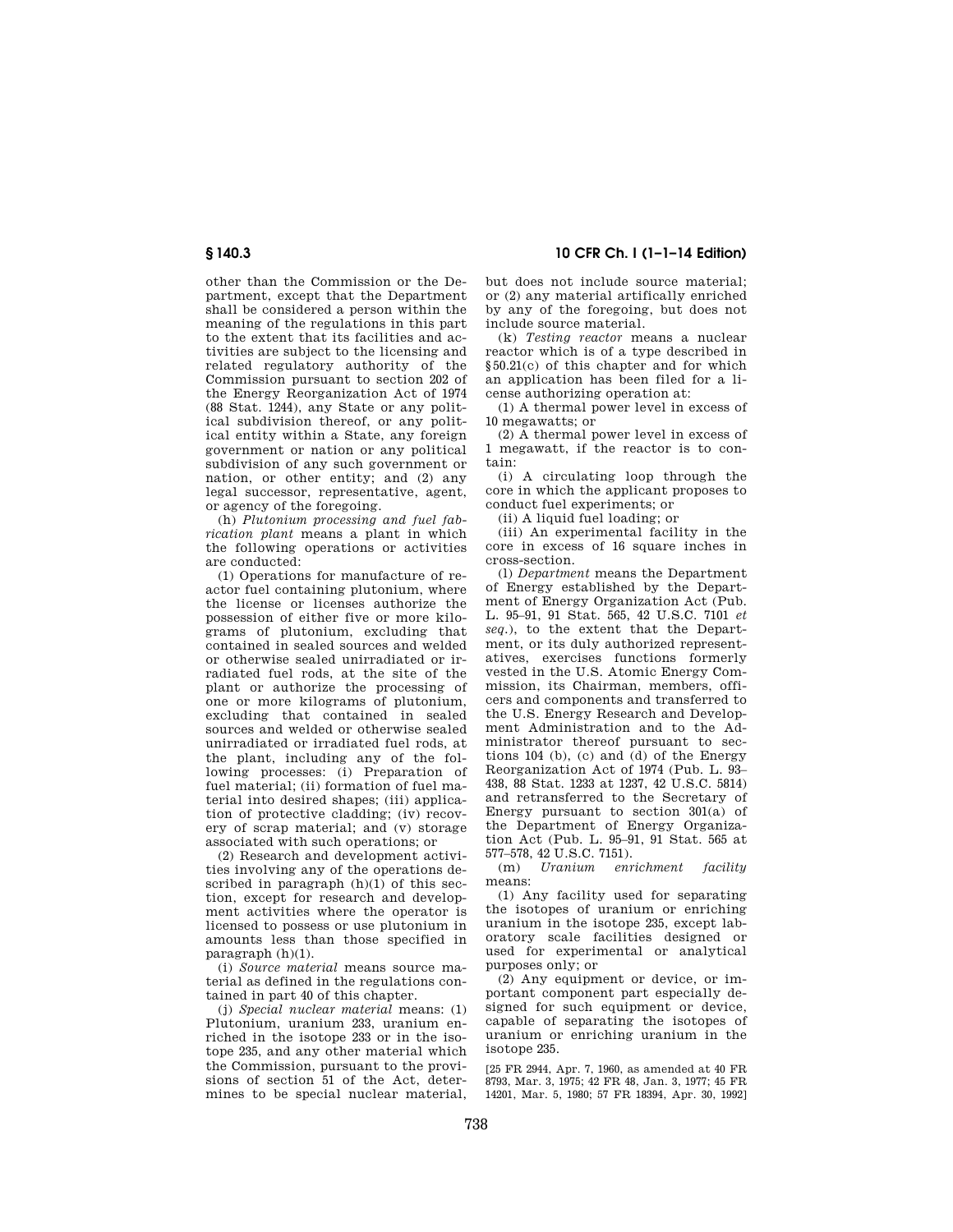other than the Commission or the Department, except that the Department shall be considered a person within the meaning of the regulations in this part to the extent that its facilities and activities are subject to the licensing and related regulatory authority of the Commission pursuant to section 202 of the Energy Reorganization Act of 1974 (88 Stat. 1244), any State or any political subdivision thereof, or any political entity within a State, any foreign government or nation or any political subdivision of any such government or nation, or other entity; and (2) any legal successor, representative, agent, or agency of the foregoing.

(h) *Plutonium processing and fuel fabrication plant* means a plant in which the following operations or activities are conducted:

(1) Operations for manufacture of reactor fuel containing plutonium, where the license or licenses authorize the possession of either five or more kilograms of plutonium, excluding that contained in sealed sources and welded or otherwise sealed unirradiated or irradiated fuel rods, at the site of the plant or authorize the processing of one or more kilograms of plutonium, excluding that contained in sealed sources and welded or otherwise sealed unirradiated or irradiated fuel rods, at the plant, including any of the following processes: (i) Preparation of fuel material; (ii) formation of fuel material into desired shapes; (iii) application of protective cladding; (iv) recovery of scrap material; and (v) storage associated with such operations; or

(2) Research and development activities involving any of the operations described in paragraph (h)(1) of this section, except for research and development activities where the operator is licensed to possess or use plutonium in amounts less than those specified in paragraph (h)(1).

(i) *Source material* means source material as defined in the regulations contained in part 40 of this chapter.

(j) *Special nuclear material* means: (1) Plutonium, uranium 233, uranium enriched in the isotope 233 or in the isotope 235, and any other material which the Commission, pursuant to the provisions of section 51 of the Act, determines to be special nuclear material, but does not include source material; or (2) any material artifically enriched by any of the foregoing, but does not include source material.

(k) *Testing reactor* means a nuclear reactor which is of a type described in §50.21(c) of this chapter and for which an application has been filed for a license authorizing operation at:

(1) A thermal power level in excess of 10 megawatts; or

(2) A thermal power level in excess of 1 megawatt, if the reactor is to contain:

(i) A circulating loop through the core in which the applicant proposes to conduct fuel experiments; or

(ii) A liquid fuel loading; or

(iii) An experimental facility in the core in excess of 16 square inches in cross-section.

(l) *Department* means the Department of Energy established by the Department of Energy Organization Act (Pub. L. 95–91, 91 Stat. 565, 42 U.S.C. 7101 *et seq.*), to the extent that the Department, or its duly authorized representatives, exercises functions formerly vested in the U.S. Atomic Energy Commission, its Chairman, members, officers and components and transferred to the U.S. Energy Research and Development Administration and to the Administrator thereof pursuant to sections 104 (b), (c) and (d) of the Energy Reorganization Act of 1974 (Pub. L. 93–438, 88 Stat. 1233 at 1237, 42 U.S.C. 5814) and retransferred to the Secretary of Energy pursuant to section 301(a) of the Department of Energy Organization Act (Pub. L. 95–91, 91 Stat. 565 at 577–578, 42 U.S.C. 7151).

(m) *Uranium enrichment facility* means:

(1) Any facility used for separating the isotopes of uranium or enriching uranium in the isotope 235, except laboratory scale facilities designed or used for experimental or analytical purposes only; or

(2) Any equipment or device, or important component part especially designed for such equipment or device, capable of separating the isotopes of uranium or enriching uranium in the isotope 235.

[25 FR 2944, Apr. 7, 1960, as amended at 40 FR 8793, Mar. 3, 1975; 42 FR 48, Jan. 3, 1977; 45 FR 14201, Mar. 5, 1980; 57 FR 18394, Apr. 30, 1992]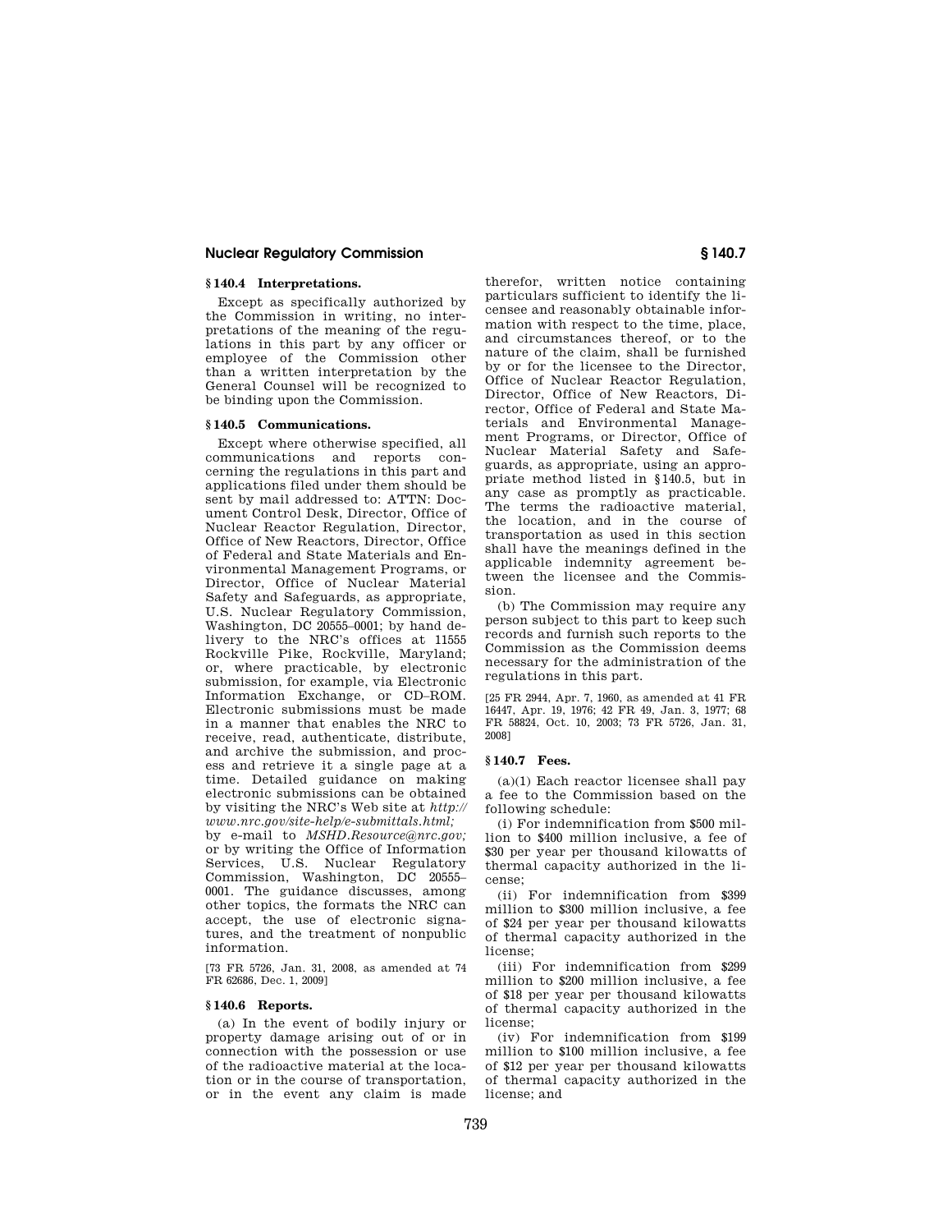### § 140.4 Interpretations.

Except as specifically authorized by the Commission in writing, no interpretations of the meaning of the regulations in this part by any officer or employee of the Commission other than a written interpretation by the General Counsel will be recognized to be binding upon the Commission.

### § 140.5 Communications.

Except where otherwise specified, all communications and reports concerning the regulations in this part and applications filed under them should be sent by mail addressed to: ATTN: Document Control Desk, Director, Office of Nuclear Reactor Regulation, Director, Office of New Reactors, Director, Office of Federal and State Materials and Environmental Management Programs, or Director, Office of Nuclear Material Safety and Safeguards, as appropriate, U.S. Nuclear Regulatory Commission, Washington, DC 20555–0001; by hand delivery to the NRC's offices at 11555 Rockville Pike, Rockville, Maryland; or, where practicable, by electronic submission, for example, via Electronic Information Exchange, or CD–ROM. Electronic submissions must be made in a manner that enables the NRC to receive, read, authenticate, distribute, and archive the submission, and process and retrieve it a single page at a time. Detailed guidance on making electronic submissions can be obtained by visiting the NRC's Web site at *http://www.nrc.gov/site-help/e-submittals.html;* by e-mail to *MSHD.Resource@nrc.gov;* or by writing the Office of Information Services, U.S. Nuclear Regulatory Commission, Washington, DC 20555–0001. The guidance discusses, among other topics, the formats the NRC can accept, the use of electronic signatures, and the treatment of nonpublic information.

[73 FR 5726, Jan. 31, 2008, as amended at 74 FR 62686, Dec. 1, 2009]

### § 140.6 Reports.

(a) In the event of bodily injury or property damage arising out of or in connection with the possession or use of the radioactive material at the location or in the course of transportation, or in the event any claim is made therefor, written notice containing particulars sufficient to identify the licensee and reasonably obtainable information with respect to the time, place, and circumstances thereof, or to the nature of the claim, shall be furnished by or for the licensee to the Director, Office of Nuclear Reactor Regulation, Director, Office of New Reactors, Director, Office of Federal and State Materials and Environmental Management Programs, or Director, Office of Nuclear Material Safety and Safeguards, as appropriate, using an appropriate method listed in § 140.5, but in any case as promptly as practicable. The terms the radioactive material, the location, and in the course of transportation as used in this section shall have the meanings defined in the applicable indemnity agreement between the licensee and the Commission.

(b) The Commission may require any person subject to this part to keep such records and furnish such reports to the Commission as the Commission deems necessary for the administration of the regulations in this part.

[25 FR 2944, Apr. 7, 1960, as amended at 41 FR 16447, Apr. 19, 1976; 42 FR 49, Jan. 3, 1977; 68 FR 58824, Oct. 10, 2003; 73 FR 5726, Jan. 31, 2008]

### § 140.7 Fees.

(a)(1) Each reactor licensee shall pay a fee to the Commission based on the following schedule:

(i) For indemnification from $500 million to $400 million inclusive, a fee of $30 per year per thousand kilowatts of thermal capacity authorized in the license;

(ii) For indemnification from $399 million to $300 million inclusive, a fee of $24 per year per thousand kilowatts of thermal capacity authorized in the license;

(iii) For indemnification from $299 million to $200 million inclusive, a fee of $18 per year per thousand kilowatts of thermal capacity authorized in the license;

(iv) For indemnification from $199 million to $100 million inclusive, a fee of $12 per year per thousand kilowatts of thermal capacity authorized in the license; and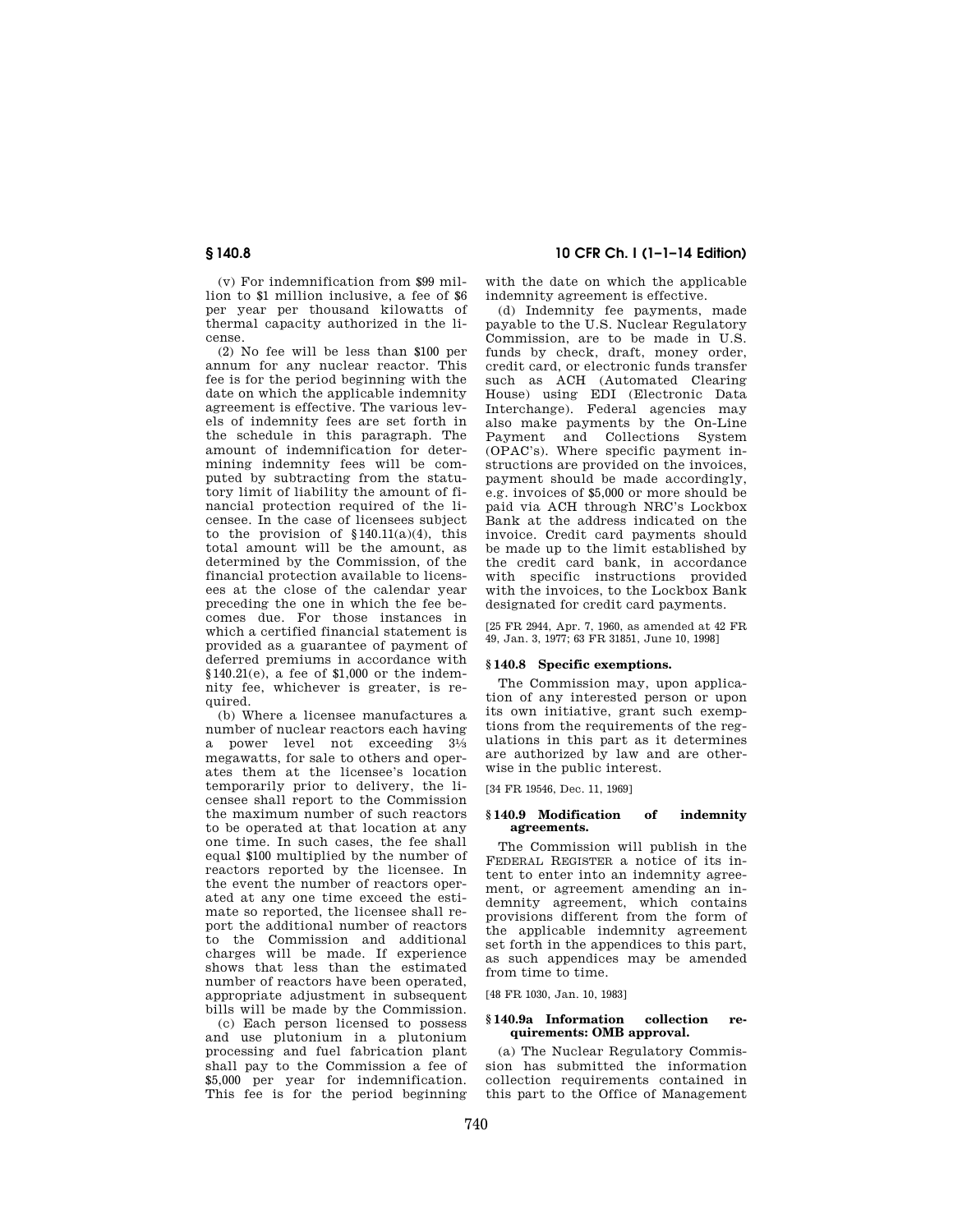(v) For indemnification from $99 million to $1 million inclusive, a fee of $6 per year per thousand kilowatts of thermal capacity authorized in the license.

(2) No fee will be less than $100 per annum for any nuclear reactor. This fee is for the period beginning with the date on which the applicable indemnity agreement is effective. The various levels of indemnity fees are set forth in the schedule in this paragraph. The amount of indemnification for determining indemnity fees will be computed by subtracting from the statutory limit of liability the amount of financial protection required of the licensee. In the case of licensees subject to the provision of §140.11(a)(4), this total amount will be the amount, as determined by the Commission, of the financial protection available to licensees at the close of the calendar year preceding the one in which the fee becomes due. For those instances in which a certified financial statement is provided as a guarantee of payment of deferred premiums in accordance with §140.21(e), a fee of $1,000 or the indemnity fee, whichever is greater, is required.

(b) Where a licensee manufactures a number of nuclear reactors each having a power level not exceeding 3⅓ megawatts, for sale to others and operates them at the licensee's location temporarily prior to delivery, the licensee shall report to the Commission the maximum number of such reactors to be operated at that location at any one time. In such cases, the fee shall equal $100 multiplied by the number of reactors reported by the licensee. In the event the number of reactors operated at any one time exceed the estimate so reported, the licensee shall report the additional number of reactors to the Commission and additional charges will be made. If experience shows that less than the estimated number of reactors have been operated, appropriate adjustment in subsequent bills will be made by the Commission.

(c) Each person licensed to possess and use plutonium in a plutonium processing and fuel fabrication plant shall pay to the Commission a fee of $5,000 per year for indemnification. This fee is for the period beginning with the date on which the applicable indemnity agreement is effective.

(d) Indemnity fee payments, made payable to the U.S. Nuclear Regulatory Commission, are to be made in U.S. funds by check, draft, money order, credit card, or electronic funds transfer such as ACH (Automated Clearing House) using EDI (Electronic Data Interchange). Federal agencies may also make payments by the On-Line Payment and Collections System (OPAC's). Where specific payment instructions are provided on the invoices, payment should be made accordingly, e.g. invoices of $5,000 or more should be paid via ACH through NRC's Lockbox Bank at the address indicated on the invoice. Credit card payments should be made up to the limit established by the credit card bank, in accordance with specific instructions provided with the invoices, to the Lockbox Bank designated for credit card payments.

[25 FR 2944, Apr. 7, 1960, as amended at 42 FR 49, Jan. 3, 1977; 63 FR 31851, June 10, 1998]

### § 140.8 Specific exemptions.

The Commission may, upon application of any interested person or upon its own initiative, grant such exemptions from the requirements of the regulations in this part as it determines are authorized by law and are otherwise in the public interest.

[34 FR 19546, Dec. 11, 1969]

### § 140.9 Modification of indemnity agreements.

The Commission will publish in the FEDERAL REGISTER a notice of its intent to enter into an indemnity agreement, or agreement amending an indemnity agreement, which contains provisions different from the form of the applicable indemnity agreement set forth in the appendices to this part, as such appendices may be amended from time to time.

[48 FR 1030, Jan. 10, 1983]

### § 140.9a Information collection requirements: OMB approval.

(a) The Nuclear Regulatory Commission has submitted the information collection requirements contained in this part to the Office of Management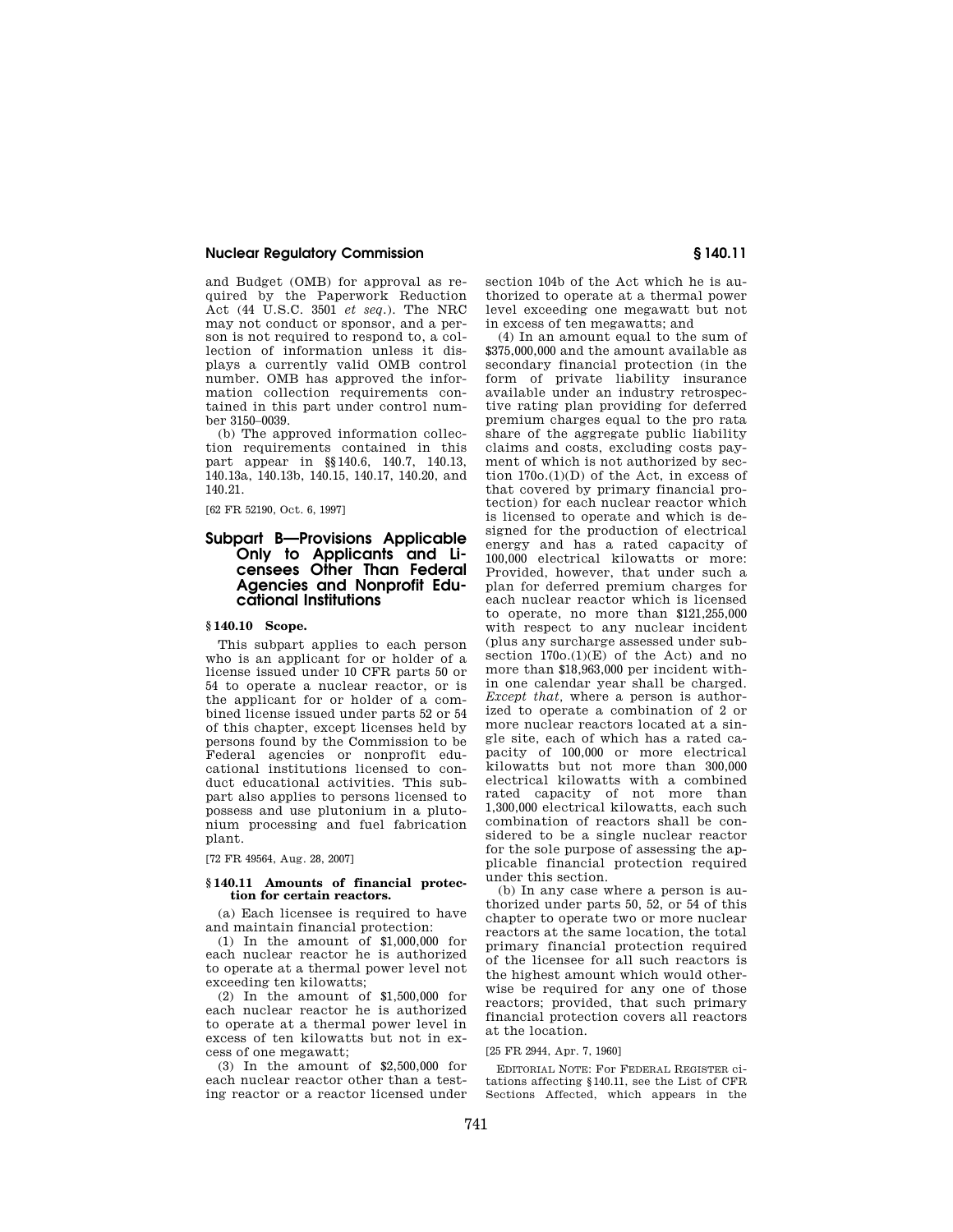and Budget (OMB) for approval as required by the Paperwork Reduction Act (44 U.S.C. 3501 *et seq.*). The NRC may not conduct or sponsor, and a person is not required to respond to, a collection of information unless it displays a currently valid OMB control number. OMB has approved the information collection requirements contained in this part under control number 3150–0039.

(b) The approved information collection requirements contained in this part appear in §§140.6, 140.7, 140.13, 140.13a, 140.13b, 140.15, 140.17, 140.20, and 140.21.

[62 FR 52190, Oct. 6, 1997]

## Subpart B—Provisions Applicable Only to Applicants and Licensees Other Than Federal Agencies and Nonprofit Educational Institutions

### § 140.10 Scope.

This subpart applies to each person who is an applicant for or holder of a license issued under 10 CFR parts 50 or 54 to operate a nuclear reactor, or is the applicant for or holder of a combined license issued under parts 52 or 54 of this chapter, except licenses held by persons found by the Commission to be Federal agencies or nonprofit educational institutions licensed to conduct educational activities. This subpart also applies to persons licensed to possess and use plutonium in a plutonium processing and fuel fabrication plant.

[72 FR 49564, Aug. 28, 2007]

### § 140.11 Amounts of financial protection for certain reactors.

(a) Each licensee is required to have and maintain financial protection:

(1) In the amount of $1,000,000 for each nuclear reactor he is authorized to operate at a thermal power level not exceeding ten kilowatts;

(2) In the amount of $1,500,000 for each nuclear reactor he is authorized to operate at a thermal power level in excess of ten kilowatts but not in excess of one megawatt;

(3) In the amount of $2,500,000 for each nuclear reactor other than a testing reactor or a reactor licensed under section 104b of the Act which he is authorized to operate at a thermal power level exceeding one megawatt but not in excess of ten megawatts; and

(4) In an amount equal to the sum of $375,000,000 and the amount available as secondary financial protection (in the form of private liability insurance available under an industry retrospective rating plan providing for deferred premium charges equal to the pro rata share of the aggregate public liability claims and costs, excluding costs payment of which is not authorized by section 170o.(1)(D) of the Act, in excess of that covered by primary financial protection) for each nuclear reactor which is licensed to operate and which is designed for the production of electrical energy and has a rated capacity of 100,000 electrical kilowatts or more: Provided, however, that under such a plan for deferred premium charges for each nuclear reactor which is licensed to operate, no more than $121,255,000 with respect to any nuclear incident (plus any surcharge assessed under subsection 170o.(1)(E) of the Act) and no more than $18,963,000 per incident within one calendar year shall be charged. *Except that*, where a person is authorized to operate a combination of 2 or more nuclear reactors located at a single site, each of which has a rated capacity of 100,000 or more electrical kilowatts but not more than 300,000 electrical kilowatts with a combined rated capacity of not more than 1,300,000 electrical kilowatts, each such combination of reactors shall be considered to be a single nuclear reactor for the sole purpose of assessing the applicable financial protection required under this section.

(b) In any case where a person is authorized under parts 50, 52, or 54 of this chapter to operate two or more nuclear reactors at the same location, the total primary financial protection required of the licensee for all such reactors is the highest amount which would otherwise be required for any one of those reactors; provided, that such primary financial protection covers all reactors at the location.

[25 FR 2944, Apr. 7, 1960]

EDITORIAL NOTE: For FEDERAL REGISTER citations affecting §140.11, see the List of CFR Sections Affected, which appears in the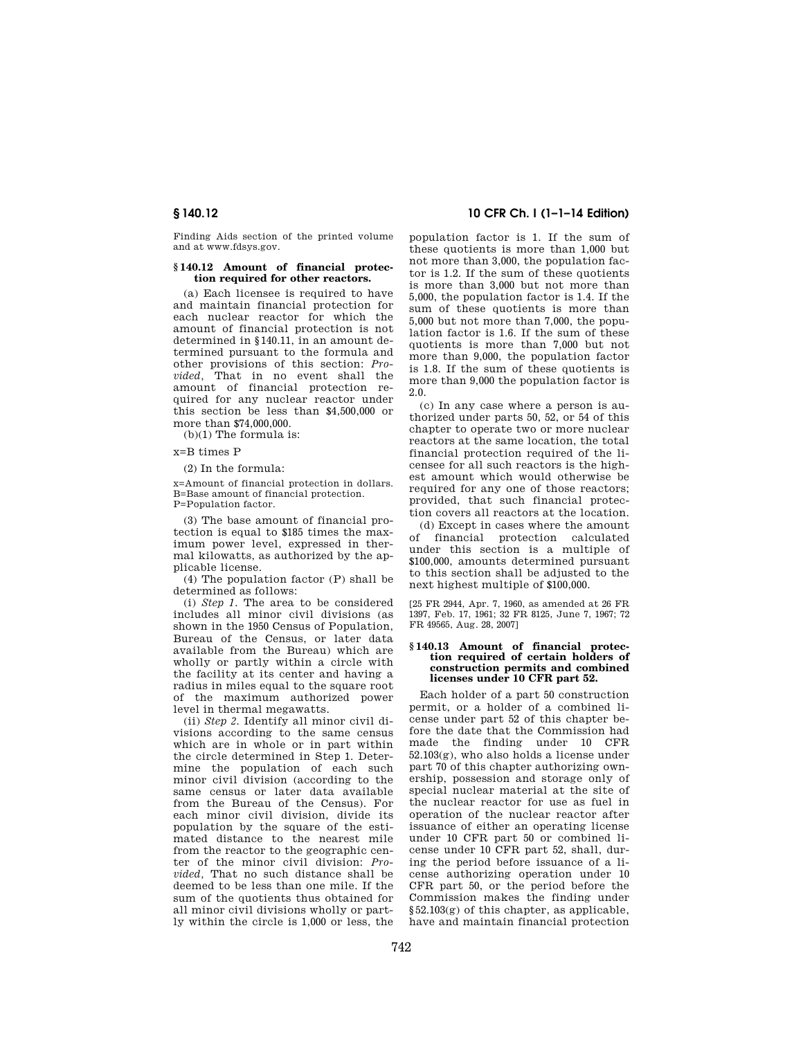Finding Aids section of the printed volume and at www.fdsys.gov.

### § 140.12 Amount of financial protection required for other reactors.

(a) Each licensee is required to have and maintain financial protection for each nuclear reactor for which the amount of financial protection is not determined in § 140.11, in an amount determined pursuant to the formula and other provisions of this section: *Provided,* That in no event shall the amount of financial protection required for any nuclear reactor under this section be less than $4,500,000 or more than $74,000,000.

(b)(1) The formula is:

x=B times P

(2) In the formula:

x=Amount of financial protection in dollars.
B=Base amount of financial protection.
P=Population factor.

(3) The base amount of financial protection is equal to $185 times the maximum power level, expressed in thermal kilowatts, as authorized by the applicable license.

(4) The population factor (P) shall be determined as follows:

(i) *Step 1.* The area to be considered includes all minor civil divisions (as shown in the 1950 Census of Population, Bureau of the Census, or later data available from the Bureau) which are wholly or partly within a circle with the facility at its center and having a radius in miles equal to the square root of the maximum authorized power level in thermal megawatts.

(ii) *Step 2.* Identify all minor civil divisions according to the same census which are in whole or in part within the circle determined in Step 1. Determine the population of each such minor civil division (according to the same census or later data available from the Bureau of the Census). For each minor civil division, divide its population by the square of the estimated distance to the nearest mile from the reactor to the geographic center of the minor civil division: *Provided,* That no such distance shall be deemed to be less than one mile. If the sum of the quotients thus obtained for all minor civil divisions wholly or partly within the circle is 1,000 or less, the population factor is 1. If the sum of these quotients is more than 1,000 but not more than 3,000, the population factor is 1.2. If the sum of these quotients is more than 3,000 but not more than 5,000, the population factor is 1.4. If the sum of these quotients is more than 5,000 but not more than 7,000, the population factor is 1.6. If the sum of these quotients is more than 7,000 but not more than 9,000, the population factor is 1.8. If the sum of these quotients is more than 9,000 the population factor is 2.0.

(c) In any case where a person is authorized under parts 50, 52, or 54 of this chapter to operate two or more nuclear reactors at the same location, the total financial protection required of the licensee for all such reactors is the highest amount which would otherwise be required for any one of those reactors; provided, that such financial protection covers all reactors at the location.

(d) Except in cases where the amount of financial protection calculated under this section is a multiple of $100,000, amounts determined pursuant to this section shall be adjusted to the next highest multiple of $100,000.

[25 FR 2944, Apr. 7, 1960, as amended at 26 FR 1397, Feb. 17, 1961; 32 FR 8125, June 7, 1967; 72 FR 49565, Aug. 28, 2007]

### § 140.13 Amount of financial protection required of certain holders of construction permits and combined licenses under 10 CFR part 52.

Each holder of a part 50 construction permit, or a holder of a combined license under part 52 of this chapter before the date that the Commission had made the finding under 10 CFR 52.103(g), who also holds a license under part 70 of this chapter authorizing ownership, possession and storage only of special nuclear material at the site of the nuclear reactor for use as fuel in operation of the nuclear reactor after issuance of either an operating license under 10 CFR part 50 or combined license under 10 CFR part 52, shall, during the period before issuance of a license authorizing operation under 10 CFR part 50, or the period before the Commission makes the finding under § 52.103(g) of this chapter, as applicable, have and maintain financial protection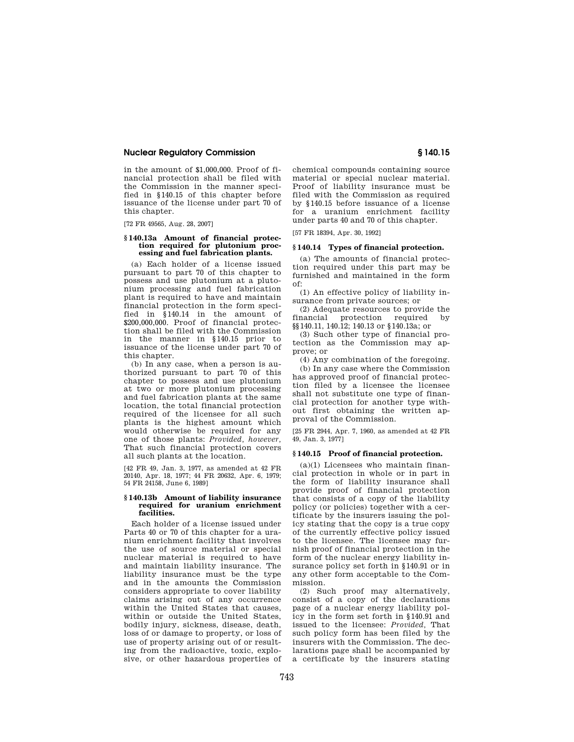in the amount of $1,000,000. Proof of financial protection shall be filed with the Commission in the manner specified in §140.15 of this chapter before issuance of the license under part 70 of this chapter.

[72 FR 49565, Aug. 28, 2007]

### § 140.13a Amount of financial protection required for plutonium processing and fuel fabrication plants.

(a) Each holder of a license issued pursuant to part 70 of this chapter to possess and use plutonium at a plutonium processing and fuel fabrication plant is required to have and maintain financial protection in the form specified in §140.14 in the amount of $200,000,000. Proof of financial protection shall be filed with the Commission in the manner in §140.15 prior to issuance of the license under part 70 of this chapter.

(b) In any case, when a person is authorized pursuant to part 70 of this chapter to possess and use plutonium at two or more plutonium processing and fuel fabrication plants at the same location, the total financial protection required of the licensee for all such plants is the highest amount which would otherwise be required for any one of those plants: *Provided, however,* That such financial protection covers all such plants at the location.

[42 FR 49, Jan. 3, 1977, as amended at 42 FR 20140, Apr. 18, 1977; 44 FR 20632, Apr. 6, 1979; 54 FR 24158, June 6, 1989]

### § 140.13b Amount of liability insurance required for uranium enrichment facilities.

Each holder of a license issued under Parts 40 or 70 of this chapter for a uranium enrichment facility that involves the use of source material or special nuclear material is required to have and maintain liability insurance. The liability insurance must be the type and in the amounts the Commission considers appropriate to cover liability claims arising out of any occurrence within the United States that causes, within or outside the United States, bodily injury, sickness, disease, death, loss of or damage to property, or loss of use of property arising out of or resulting from the radioactive, toxic, explosive, or other hazardous properties of chemical compounds containing source material or special nuclear material. Proof of liability insurance must be filed with the Commission as required by §140.15 before issuance of a license for a uranium enrichment facility under parts 40 and 70 of this chapter.

[57 FR 18394, Apr. 30, 1992]

### § 140.14 Types of financial protection.

(a) The amounts of financial protection required under this part may be furnished and maintained in the form of:

(1) An effective policy of liability insurance from private sources; or

(2) Adequate resources to provide the financial protection required by §§140.11, 140.12; 140.13 or §140.13a; or

(3) Such other type of financial protection as the Commission may approve; or

(4) Any combination of the foregoing.

(b) In any case where the Commission has approved proof of financial protection filed by a licensee the licensee shall not substitute one type of financial protection for another type without first obtaining the written approval of the Commission.

[25 FR 2944, Apr. 7, 1960, as amended at 42 FR 49, Jan. 3, 1977]

### § 140.15 Proof of financial protection.

(a)(1) Licensees who maintain financial protection in whole or in part in the form of liability insurance shall provide proof of financial protection that consists of a copy of the liability policy (or policies) together with a certificate by the insurers issuing the policy stating that the copy is a true copy of the currently effective policy issued to the licensee. The licensee may furnish proof of financial protection in the form of the nuclear energy liability insurance policy set forth in §140.91 or in any other form acceptable to the Commission.

(2) Such proof may alternatively, consist of a copy of the declarations page of a nuclear energy liability policy in the form set forth in §140.91 and issued to the licensee: *Provided,* That such policy form has been filed by the insurers with the Commission. The declarations page shall be accompanied by a certificate by the insurers stating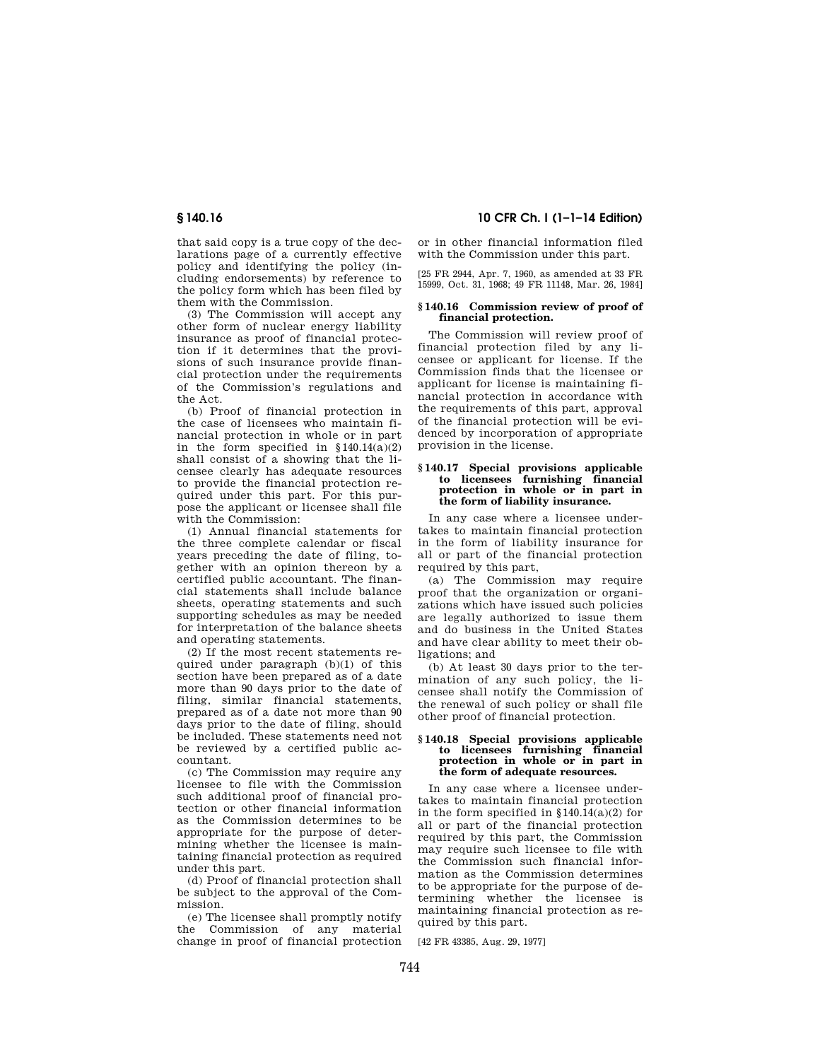that said copy is a true copy of the declarations page of a currently effective policy and identifying the policy (including endorsements) by reference to the policy form which has been filed by them with the Commission.

(3) The Commission will accept any other form of nuclear energy liability insurance as proof of financial protection if it determines that the provisions of such insurance provide financial protection under the requirements of the Commission's regulations and the Act.

(b) Proof of financial protection in the case of licensees who maintain financial protection in whole or in part in the form specified in §140.14(a)(2) shall consist of a showing that the licensee clearly has adequate resources to provide the financial protection required under this part. For this purpose the applicant or licensee shall file with the Commission:

(1) Annual financial statements for the three complete calendar or fiscal years preceding the date of filing, together with an opinion thereon by a certified public accountant. The financial statements shall include balance sheets, operating statements and such supporting schedules as may be needed for interpretation of the balance sheets and operating statements.

(2) If the most recent statements required under paragraph (b)(1) of this section have been prepared as of a date more than 90 days prior to the date of filing, similar financial statements, prepared as of a date not more than 90 days prior to the date of filing, should be included. These statements need not be reviewed by a certified public accountant.

(c) The Commission may require any licensee to file with the Commission such additional proof of financial protection or other financial information as the Commission determines to be appropriate for the purpose of determining whether the licensee is maintaining financial protection as required under this part.

(d) Proof of financial protection shall be subject to the approval of the Commission.

(e) The licensee shall promptly notify the Commission of any material change in proof of financial protection or in other financial information filed with the Commission under this part.

[25 FR 2944, Apr. 7, 1960, as amended at 33 FR 15999, Oct. 31, 1968; 49 FR 11148, Mar. 26, 1984]

### §140.16 Commission review of proof of financial protection.

The Commission will review proof of financial protection filed by any licensee or applicant for license. If the Commission finds that the licensee or applicant for license is maintaining financial protection in accordance with the requirements of this part, approval of the financial protection will be evidenced by incorporation of appropriate provision in the license.

### §140.17 Special provisions applicable to licensees furnishing financial protection in whole or in part in the form of liability insurance.

In any case where a licensee undertakes to maintain financial protection in the form of liability insurance for all or part of the financial protection required by this part,

(a) The Commission may require proof that the organization or organizations which have issued such policies are legally authorized to issue them and do business in the United States and have clear ability to meet their obligations; and

(b) At least 30 days prior to the termination of any such policy, the licensee shall notify the Commission of the renewal of such policy or shall file other proof of financial protection.

### §140.18 Special provisions applicable to licensees furnishing financial protection in whole or in part in the form of adequate resources.

In any case where a licensee undertakes to maintain financial protection in the form specified in §140.14(a)(2) for all or part of the financial protection required by this part, the Commission may require such licensee to file with the Commission such financial information as the Commission determines to be appropriate for the purpose of determining whether the licensee is maintaining financial protection as required by this part.

[42 FR 43385, Aug. 29, 1977]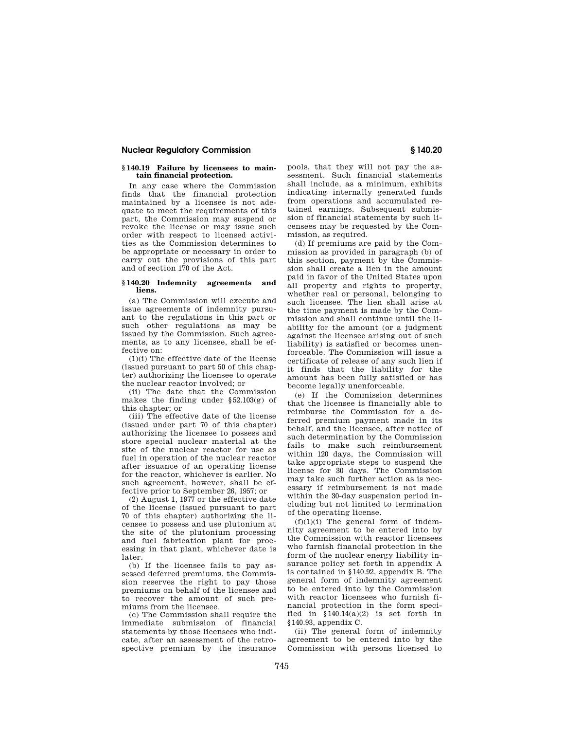### § 140.19 Failure by licensees to maintain financial protection.

In any case where the Commission finds that the financial protection maintained by a licensee is not adequate to meet the requirements of this part, the Commission may suspend or revoke the license or may issue such order with respect to licensed activities as the Commission determines to be appropriate or necessary in order to carry out the provisions of this part and of section 170 of the Act.

### § 140.20 Indemnity agreements and liens.

(a) The Commission will execute and issue agreements of indemnity pursuant to the regulations in this part or such other regulations as may be issued by the Commission. Such agreements, as to any licensee, shall be effective on:

(1)(i) The effective date of the license (issued pursuant to part 50 of this chapter) authorizing the licensee to operate the nuclear reactor involved; or

(ii) The date that the Commission makes the finding under §52.103(g) of this chapter; or

(iii) The effective date of the license (issued under part 70 of this chapter) authorizing the licensee to possess and store special nuclear material at the site of the nuclear reactor for use as fuel in operation of the nuclear reactor after issuance of an operating license for the reactor, whichever is earlier. No such agreement, however, shall be effective prior to September 26, 1957; or

(2) August 1, 1977 or the effective date of the license (issued pursuant to part 70 of this chapter) authorizing the licensee to possess and use plutonium at the site of the plutonium processing and fuel fabrication plant for processing in that plant, whichever date is later.

(b) If the licensee fails to pay assessed deferred premiums, the Commission reserves the right to pay those premiums on behalf of the licensee and to recover the amount of such premiums from the licensee.

(c) The Commission shall require the immediate submission of financial statements by those licensees who indicate, after an assessment of the retrospective premium by the insurance pools, that they will not pay the assessment. Such financial statements shall include, as a minimum, exhibits indicating internally generated funds from operations and accumulated retained earnings. Subsequent submission of financial statements by such licensees may be requested by the Commission, as required.

(d) If premiums are paid by the Commission as provided in paragraph (b) of this section, payment by the Commission shall create a lien in the amount paid in favor of the United States upon all property and rights to property, whether real or personal, belonging to such licensee. The lien shall arise at the time payment is made by the Commission and shall continue until the liability for the amount (or a judgment against the licensee arising out of such liability) is satisfied or becomes unenforceable. The Commission will issue a certificate of release of any such lien if it finds that the liability for the amount has been fully satisfied or has become legally unenforceable.

(e) If the Commission determines that the licensee is financially able to reimburse the Commission for a deferred premium payment made in its behalf, and the licensee, after notice of such determination by the Commission fails to make such reimbursement within 120 days, the Commission will take appropriate steps to suspend the license for 30 days. The Commission may take such further action as is necessary if reimbursement is not made within the 30-day suspension period including but not limited to termination of the operating license.

(f)(1)(i) The general form of indemnity agreement to be entered into by the Commission with reactor licensees who furnish financial protection in the form of the nuclear energy liability insurance policy set forth in appendix A is contained in §140.92, appendix B. The general form of indemnity agreement to be entered into by the Commission with reactor licensees who furnish financial protection in the form specified in §140.14(a)(2) is set forth in §140.93, appendix C.

(ii) The general form of indemnity agreement to be entered into by the Commission with persons licensed to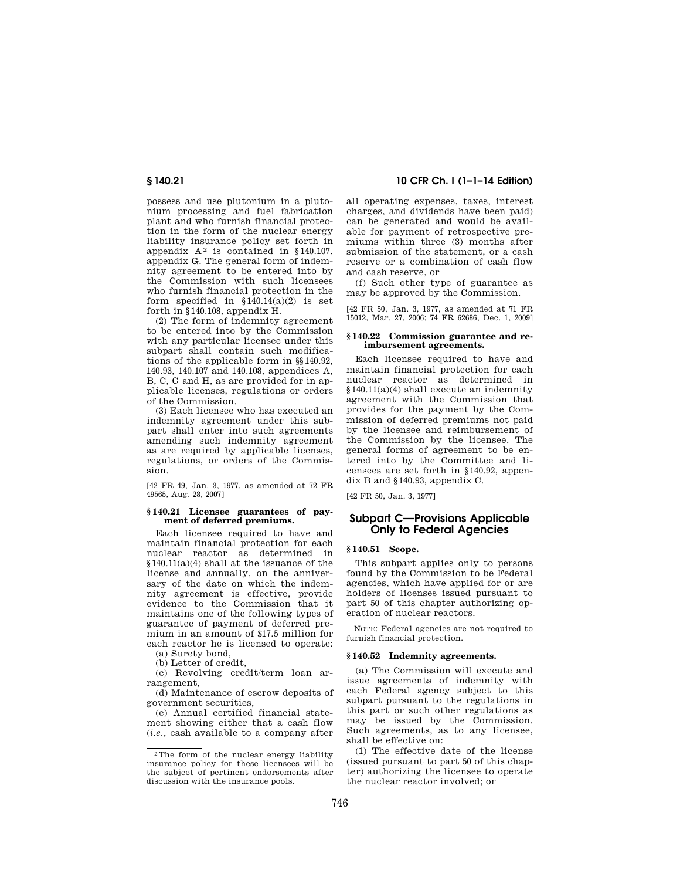possess and use plutonium in a plutonium processing and fuel fabrication plant and who furnish financial protection in the form of the nuclear energy liability insurance policy set forth in appendix A[2] is contained in §140.107, appendix G. The general form of indemnity agreement to be entered into by the Commission with such licensees who furnish financial protection in the form specified in §140.14(a)(2) is set forth in §140.108, appendix H.

(2) The form of indemnity agreement to be entered into by the Commission with any particular licensee under this subpart shall contain such modifications of the applicable form in §§140.92, 140.93, 140.107 and 140.108, appendices A, B, C, G and H, as are provided for in applicable licenses, regulations or orders of the Commission.

(3) Each licensee who has executed an indemnity agreement under this subpart shall enter into such agreements amending such indemnity agreement as are required by applicable licenses, regulations, or orders of the Commission.

[42 FR 49, Jan. 3, 1977, as amended at 72 FR 49565, Aug. 28, 2007]

### § 140.21 Licensee guarantees of payment of deferred premiums.

Each licensee required to have and maintain financial protection for each nuclear reactor as determined in §140.11(a)(4) shall at the issuance of the license and annually, on the anniversary of the date on which the indemnity agreement is effective, provide evidence to the Commission that it maintains one of the following types of guarantee of payment of deferred premium in an amount of $17.5 million for each reactor he is licensed to operate:

(a) Surety bond,

(b) Letter of credit,

(c) Revolving credit/term loan arrangement,

(d) Maintenance of escrow deposits of government securities,

(e) Annual certified financial statement showing either that a cash flow (*i.e.*, cash available to a company after all operating expenses, taxes, interest charges, and dividends have been paid) can be generated and would be available for payment of retrospective premiums within three (3) months after submission of the statement, or a cash reserve or a combination of cash flow and cash reserve, or

(f) Such other type of guarantee as may be approved by the Commission.

[42 FR 50, Jan. 3, 1977, as amended at 71 FR 15012, Mar. 27, 2006; 74 FR 62686, Dec. 1, 2009]

### § 140.22 Commission guarantee and reimbursement agreements.

Each licensee required to have and maintain financial protection for each nuclear reactor as determined in §140.11(a)(4) shall execute an indemnity agreement with the Commission that provides for the payment by the Commission of deferred premiums not paid by the licensee and reimbursement of the Commission by the licensee. The general forms of agreement to be entered into by the Committee and licensees are set forth in §140.92, appendix B and §140.93, appendix C.

[42 FR 50, Jan. 3, 1977]

## Subpart C—Provisions Applicable Only to Federal Agencies

### § 140.51 Scope.

This subpart applies only to persons found by the Commission to be Federal agencies, which have applied for or are holders of licenses issued pursuant to part 50 of this chapter authorizing operation of nuclear reactors.

NOTE: Federal agencies are not required to furnish financial protection.

### § 140.52 Indemnity agreements.

(a) The Commission will execute and issue agreements of indemnity with each Federal agency subject to this subpart pursuant to the regulations in this part or such other regulations as may be issued by the Commission. Such agreements, as to any licensee, shall be effective on:

(1) The effective date of the license (issued pursuant to part 50 of this chapter) authorizing the licensee to operate the nuclear reactor involved; or

---

[2] The form of the nuclear energy liability insurance policy for these licensees will be the subject of pertinent endorsements after discussion with the insurance pools.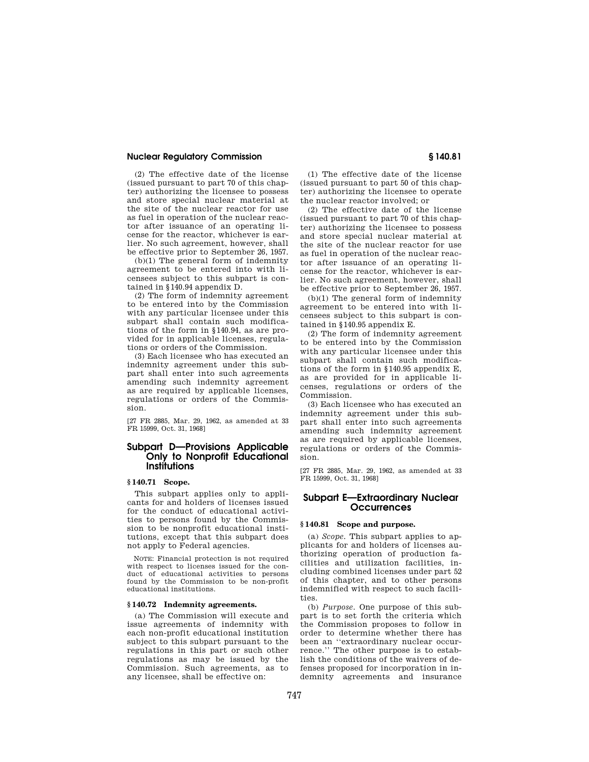(2) The effective date of the license (issued pursuant to part 70 of this chapter) authorizing the licensee to possess and store special nuclear material at the site of the nuclear reactor for use as fuel in operation of the nuclear reactor after issuance of an operating license for the reactor, whichever is earlier. No such agreement, however, shall be effective prior to September 26, 1957.

(b)(1) The general form of indemnity agreement to be entered into with licensees subject to this subpart is contained in §140.94 appendix D.

(2) The form of indemnity agreement to be entered into by the Commission with any particular licensee under this subpart shall contain such modifications of the form in §140.94, as are provided for in applicable licenses, regulations or orders of the Commission.

(3) Each licensee who has executed an indemnity agreement under this subpart shall enter into such agreements amending such indemnity agreement as are required by applicable licenses, regulations or orders of the Commission.

[27 FR 2885, Mar. 29, 1962, as amended at 33 FR 15999, Oct. 31, 1968]

## Subpart D—Provisions Applicable Only to Nonprofit Educational Institutions

### §140.71 Scope.

This subpart applies only to applicants for and holders of licenses issued for the conduct of educational activities to persons found by the Commission to be nonprofit educational institutions, except that this subpart does not apply to Federal agencies.

NOTE: Financial protection is not required with respect to licenses issued for the conduct of educational activities to persons found by the Commission to be non-profit educational institutions.

### §140.72 Indemnity agreements.

(a) The Commission will execute and issue agreements of indemnity with each non-profit educational institution subject to this subpart pursuant to the regulations in this part or such other regulations as may be issued by the Commission. Such agreements, as to any licensee, shall be effective on:

(1) The effective date of the license (issued pursuant to part 50 of this chapter) authorizing the licensee to operate the nuclear reactor involved; or

(2) The effective date of the license (issued pursuant to part 70 of this chapter) authorizing the licensee to possess and store special nuclear material at the site of the nuclear reactor for use as fuel in operation of the nuclear reactor after issuance of an operating license for the reactor, whichever is earlier. No such agreement, however, shall be effective prior to September 26, 1957.

(b)(1) The general form of indemnity agreement to be entered into with licensees subject to this subpart is contained in §140.95 appendix E.

(2) The form of indemnity agreement to be entered into by the Commission with any particular licensee under this subpart shall contain such modifications of the form in §140.95 appendix E, as are provided for in applicable licenses, regulations or orders of the Commission.

(3) Each licensee who has executed an indemnity agreement under this subpart shall enter into such agreements amending such indemnity agreement as are required by applicable licenses, regulations or orders of the Commission.

[27 FR 2885, Mar. 29, 1962, as amended at 33 FR 15999, Oct. 31, 1968]

## Subpart E—Extraordinary Nuclear Occurrences

### §140.81 Scope and purpose.

(a) *Scope.* This subpart applies to applicants for and holders of licenses authorizing operation of production facilities and utilization facilities, including combined licenses under part 52 of this chapter, and to other persons indemnified with respect to such facilities.

(b) *Purpose.* One purpose of this subpart is to set forth the criteria which the Commission proposes to follow in order to determine whether there has been an "extraordinary nuclear occurrence." The other purpose is to establish the conditions of the waivers of defenses proposed for incorporation in indemnity agreements and insurance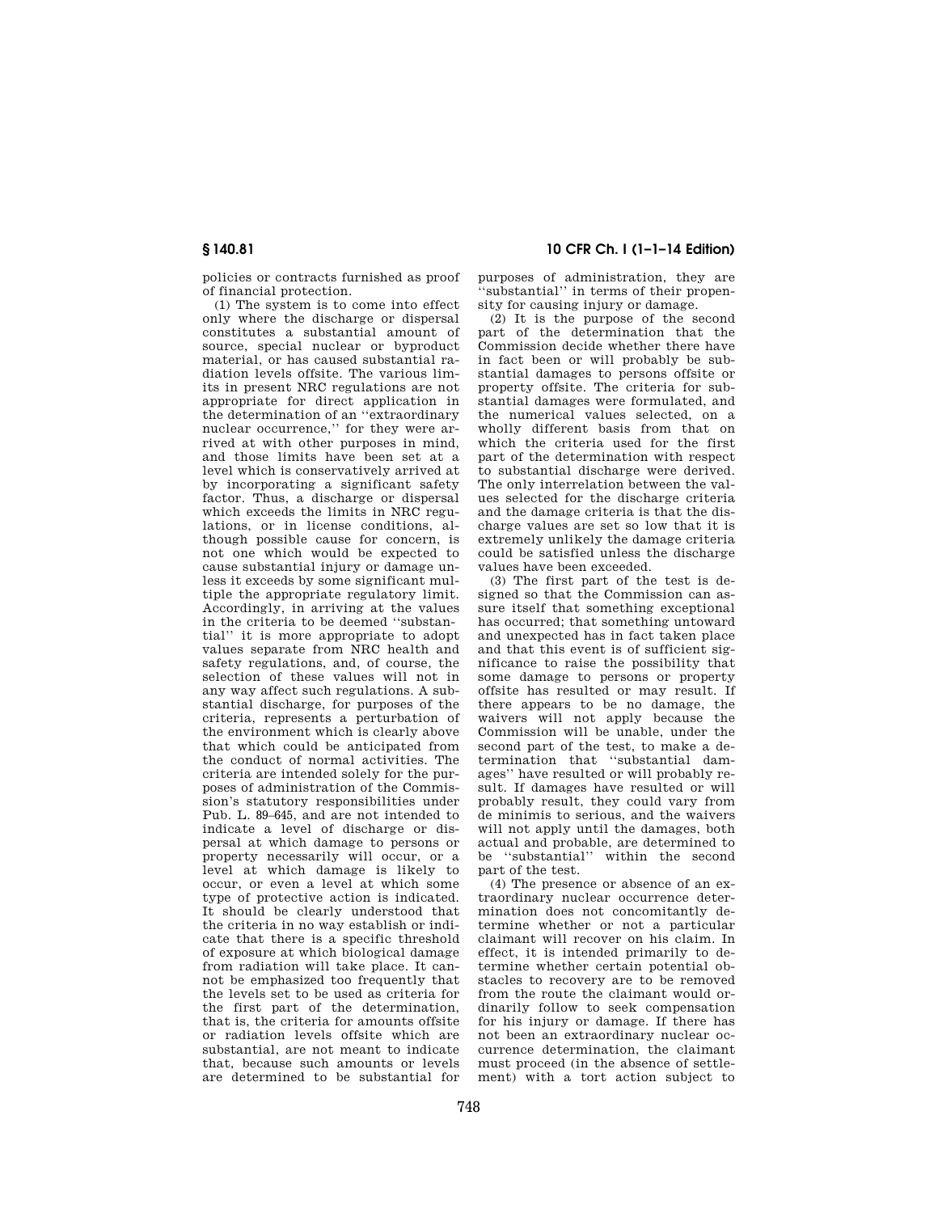policies or contracts furnished as proof of financial protection.

(1) The system is to come into effect only where the discharge or dispersal constitutes a substantial amount of source, special nuclear or byproduct material, or has caused substantial radiation levels offsite. The various limits in present NRC regulations are not appropriate for direct application in the determination of an ''extraordinary nuclear occurrence,'' for they were arrived at with other purposes in mind, and those limits have been set at a level which is conservatively arrived at by incorporating a significant safety factor. Thus, a discharge or dispersal which exceeds the limits in NRC regulations, or in license conditions, although possible cause for concern, is not one which would be expected to cause substantial injury or damage unless it exceeds by some significant multiple the appropriate regulatory limit. Accordingly, in arriving at the values in the criteria to be deemed ''substantial'' it is more appropriate to adopt values separate from NRC health and safety regulations, and, of course, the selection of these values will not in any way affect such regulations. A substantial discharge, for purposes of the criteria, represents a perturbation of the environment which is clearly above that which could be anticipated from the conduct of normal activities. The criteria are intended solely for the purposes of administration of the Commission's statutory responsibilities under Pub. L. 89–645, and are not intended to indicate a level of discharge or dispersal at which damage to persons or property necessarily will occur, or a level at which damage is likely to occur, or even a level at which some type of protective action is indicated. It should be clearly understood that the criteria in no way establish or indicate that there is a specific threshold of exposure at which biological damage from radiation will take place. It cannot be emphasized too frequently that the levels set to be used as criteria for the first part of the determination, that is, the criteria for amounts offsite or radiation levels offsite which are substantial, are not meant to indicate that, because such amounts or levels are determined to be substantial for purposes of administration, they are ''substantial'' in terms of their propensity for causing injury or damage.

(2) It is the purpose of the second part of the determination that the Commission decide whether there have in fact been or will probably be substantial damages to persons offsite or property offsite. The criteria for substantial damages were formulated, and the numerical values selected, on a wholly different basis from that on which the criteria used for the first part of the determination with respect to substantial discharge were derived. The only interrelation between the values selected for the discharge criteria and the damage criteria is that the discharge values are set so low that it is extremely unlikely the damage criteria could be satisfied unless the discharge values have been exceeded.

(3) The first part of the test is designed so that the Commission can assure itself that something exceptional has occurred; that something untoward and unexpected has in fact taken place and that this event is of sufficient significance to raise the possibility that some damage to persons or property offsite has resulted or may result. If there appears to be no damage, the waivers will not apply because the Commission will be unable, under the second part of the test, to make a determination that ''substantial damages'' have resulted or will probably result. If damages have resulted or will probably result, they could vary from de minimis to serious, and the waivers will not apply until the damages, both actual and probable, are determined to be ''substantial'' within the second part of the test.

(4) The presence or absence of an extraordinary nuclear occurrence determination does not concomitantly determine whether or not a particular claimant will recover on his claim. In effect, it is intended primarily to determine whether certain potential obstacles to recovery are to be removed from the route the claimant would ordinarily follow to seek compensation for his injury or damage. If there has not been an extraordinary nuclear occurrence determination, the claimant must proceed (in the absence of settlement) with a tort action subject to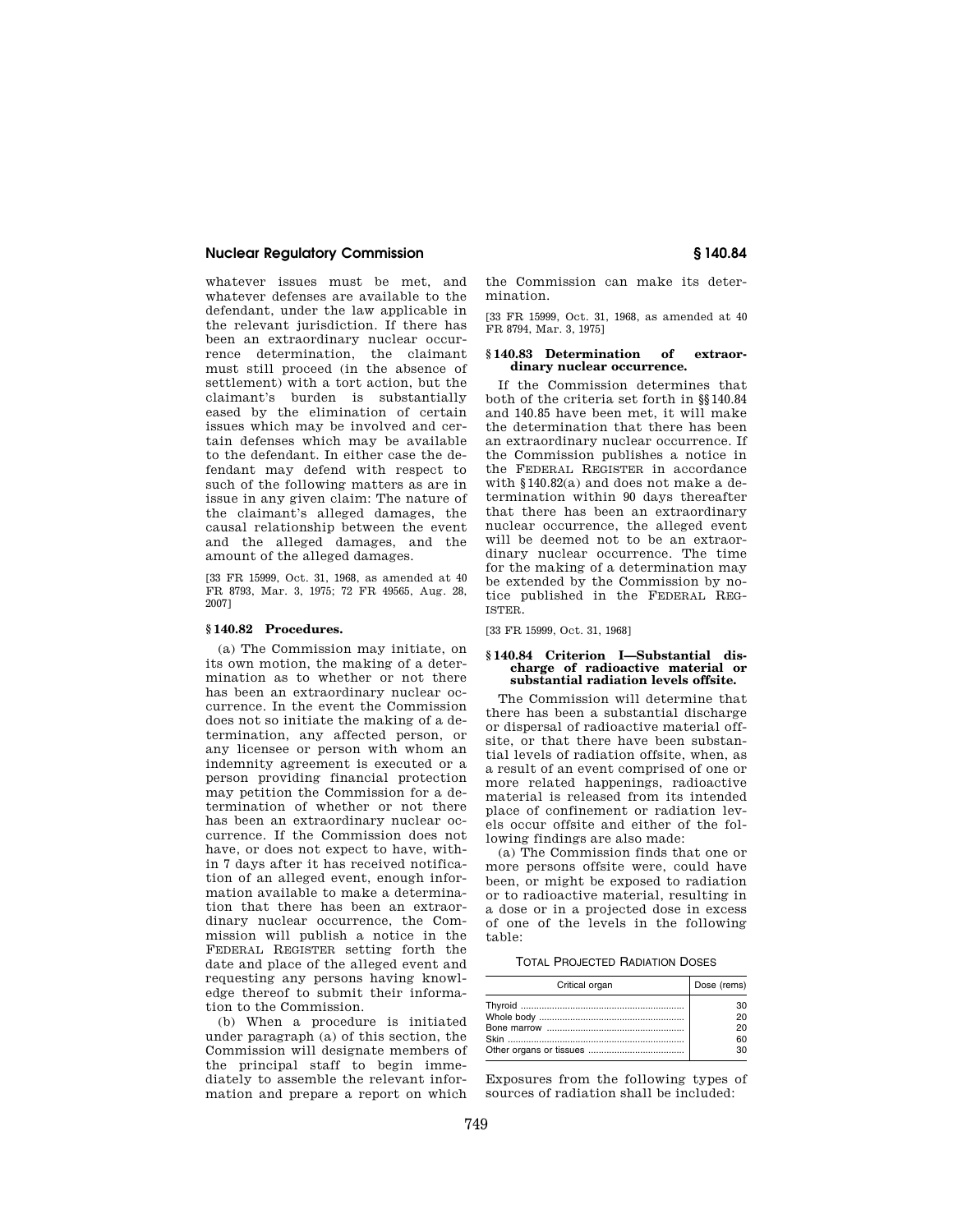whatever issues must be met, and whatever defenses are available to the defendant, under the law applicable in the relevant jurisdiction. If there has been an extraordinary nuclear occurrence determination, the claimant must still proceed (in the absence of settlement) with a tort action, but the claimant's burden is substantially eased by the elimination of certain issues which may be involved and certain defenses which may be available to the defendant. In either case the defendant may defend with respect to such of the following matters as are in issue in any given claim: The nature of the claimant's alleged damages, the causal relationship between the event and the alleged damages, and the amount of the alleged damages.

[33 FR 15999, Oct. 31, 1968, as amended at 40 FR 8793, Mar. 3, 1975; 72 FR 49565, Aug. 28, 2007]

### § 140.82 Procedures.

(a) The Commission may initiate, on its own motion, the making of a determination as to whether or not there has been an extraordinary nuclear occurrence. In the event the Commission does not so initiate the making of a determination, any affected person, or any licensee or person with whom an indemnity agreement is executed or a person providing financial protection may petition the Commission for a determination of whether or not there has been an extraordinary nuclear occurrence. If the Commission does not have, or does not expect to have, within 7 days after it has received notification of an alleged event, enough information available to make a determination that there has been an extraordinary nuclear occurrence, the Commission will publish a notice in the FEDERAL REGISTER setting forth the date and place of the alleged event and requesting any persons having knowledge thereof to submit their information to the Commission.

(b) When a procedure is initiated under paragraph (a) of this section, the Commission will designate members of the principal staff to begin immediately to assemble the relevant information and prepare a report on which the Commission can make its determination.

[33 FR 15999, Oct. 31, 1968, as amended at 40 FR 8794, Mar. 3, 1975]

### § 140.83 Determination of extraordinary nuclear occurrence.

If the Commission determines that both of the criteria set forth in §§ 140.84 and 140.85 have been met, it will make the determination that there has been an extraordinary nuclear occurrence. If the Commission publishes a notice in the FEDERAL REGISTER in accordance with § 140.82(a) and does not make a determination within 90 days thereafter that there has been an extraordinary nuclear occurrence, the alleged event will be deemed not to be an extraordinary nuclear occurrence. The time for the making of a determination may be extended by the Commission by notice published in the FEDERAL REGISTER.

[33 FR 15999, Oct. 31, 1968]

### § 140.84 Criterion I—Substantial discharge of radioactive material or substantial radiation levels offsite.

The Commission will determine that there has been a substantial discharge or dispersal of radioactive material offsite, or that there have been substantial levels of radiation offsite, when, as a result of an event comprised of one or more related happenings, radioactive material is released from its intended place of confinement or radiation levels occur offsite and either of the following findings are also made:

(a) The Commission finds that one or more persons offsite were, could have been, or might be exposed to radiation or to radioactive material, resulting in a dose or in a projected dose in excess of one of the levels in the following table:

TOTAL PROJECTED RADIATION DOSES

| Critical organ | Dose (rems) |
|---|---|
| Thyroid | 30 |
| Whole body | 20 |
| Bone marrow | 20 |
| Skin | 60 |
| Other organs or tissues | 30 |

Exposures from the following types of sources of radiation shall be included: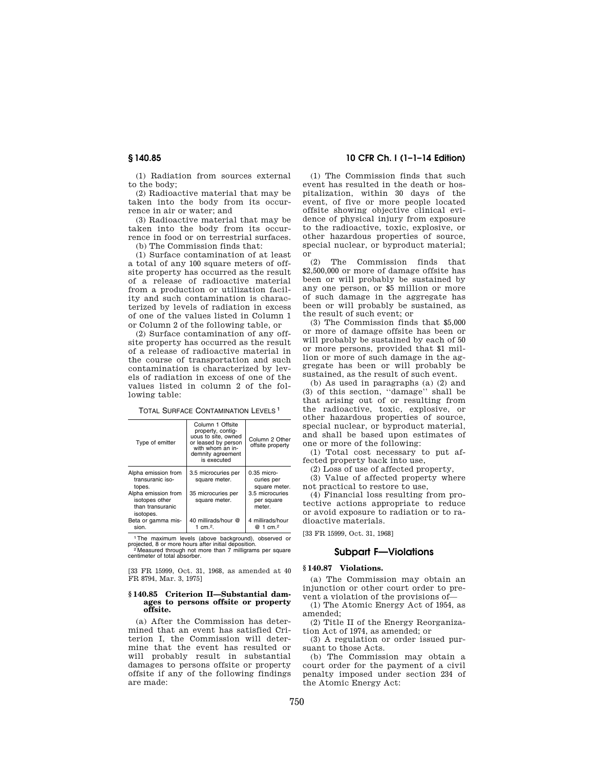(1) Radiation from sources external to the body;

(2) Radioactive material that may be taken into the body from its occurrence in air or water; and

(3) Radioactive material that may be taken into the body from its occurrence in food or on terrestrial surfaces.

(b) The Commission finds that:

(1) Surface contamination of at least a total of any 100 square meters of offsite property has occurred as the result of a release of radioactive material from a production or utilization facility and such contamination is characterized by levels of radiation in excess of one of the values listed in Column 1 or Column 2 of the following table, or

(2) Surface contamination of any offsite property has occurred as the result of a release of radioactive material in the course of transportation and such contamination is characterized by levels of radiation in excess of one of the values listed in column 2 of the following table:

TOTAL SURFACE CONTAMINATION LEVELS [1]

| Type of emitter | Column 1 Offsite property, contiguous to site, owned or leased by person with whom an indemnity agreement is executed | Column 2 Other offsite property |
|---|---|---|
| Alpha emission from transuranic isotopes. | 3.5 microcuries per square meter. | 0.35 microcuries per square meter. |
| Alpha emission from isotopes other than transuranic isotopes. | 35 microcuries per square meter. | 3.5 microcuries per square meter. |
| Beta or gamma mission. | 40 millirads/hour @ 1 cm.[2]. | 4 millirads/hour @ 1 cm.[2] |

[1] The maximum levels (above background), observed or projected, 8 or more hours after initial deposition.

[2] Measured through not more than 7 milligrams per square centimeter of total absorber.

[33 FR 15999, Oct. 31, 1968, as amended at 40 FR 8794, Mar. 3, 1975]

### § 140.85 Criterion II—Substantial damages to persons offsite or property offsite.

(a) After the Commission has determined that an event has satisfied Criterion I, the Commission will determine that the event has resulted or will probably result in substantial damages to persons offsite or property offsite if any of the following findings are made:

(1) The Commission finds that such event has resulted in the death or hospitalization, within 30 days of the event, of five or more people located offsite showing objective clinical evidence of physical injury from exposure to the radioactive, toxic, explosive, or other hazardous properties of source, special nuclear, or byproduct material; or

(2) The Commission finds that $2,500,000 or more of damage offsite has been or will probably be sustained by any one person, or $5 million or more of such damage in the aggregate has been or will probably be sustained, as the result of such event; or

(3) The Commission finds that $5,000 or more of damage offsite has been or will probably be sustained by each of 50 or more persons, provided that $1 million or more of such damage in the aggregate has been or will probably be sustained, as the result of such event.

(b) As used in paragraphs (a) (2) and (3) of this section, ''damage'' shall be that arising out of or resulting from the radioactive, toxic, explosive, or other hazardous properties of source, special nuclear, or byproduct material, and shall be based upon estimates of one or more of the following:

(1) Total cost necessary to put affected property back into use,

(2) Loss of use of affected property,

(3) Value of affected property where not practical to restore to use,

(4) Financial loss resulting from protective actions appropriate to reduce or avoid exposure to radiation or to radioactive materials.

[33 FR 15999, Oct. 31, 1968]

## Subpart F—Violations

### § 140.87 Violations.

(a) The Commission may obtain an injunction or other court order to prevent a violation of the provisions of—

(1) The Atomic Energy Act of 1954, as amended;

(2) Title II of the Energy Reorganization Act of 1974, as amended; or

(3) A regulation or order issued pursuant to those Acts.

(b) The Commission may obtain a court order for the payment of a civil penalty imposed under section 234 of the Atomic Energy Act: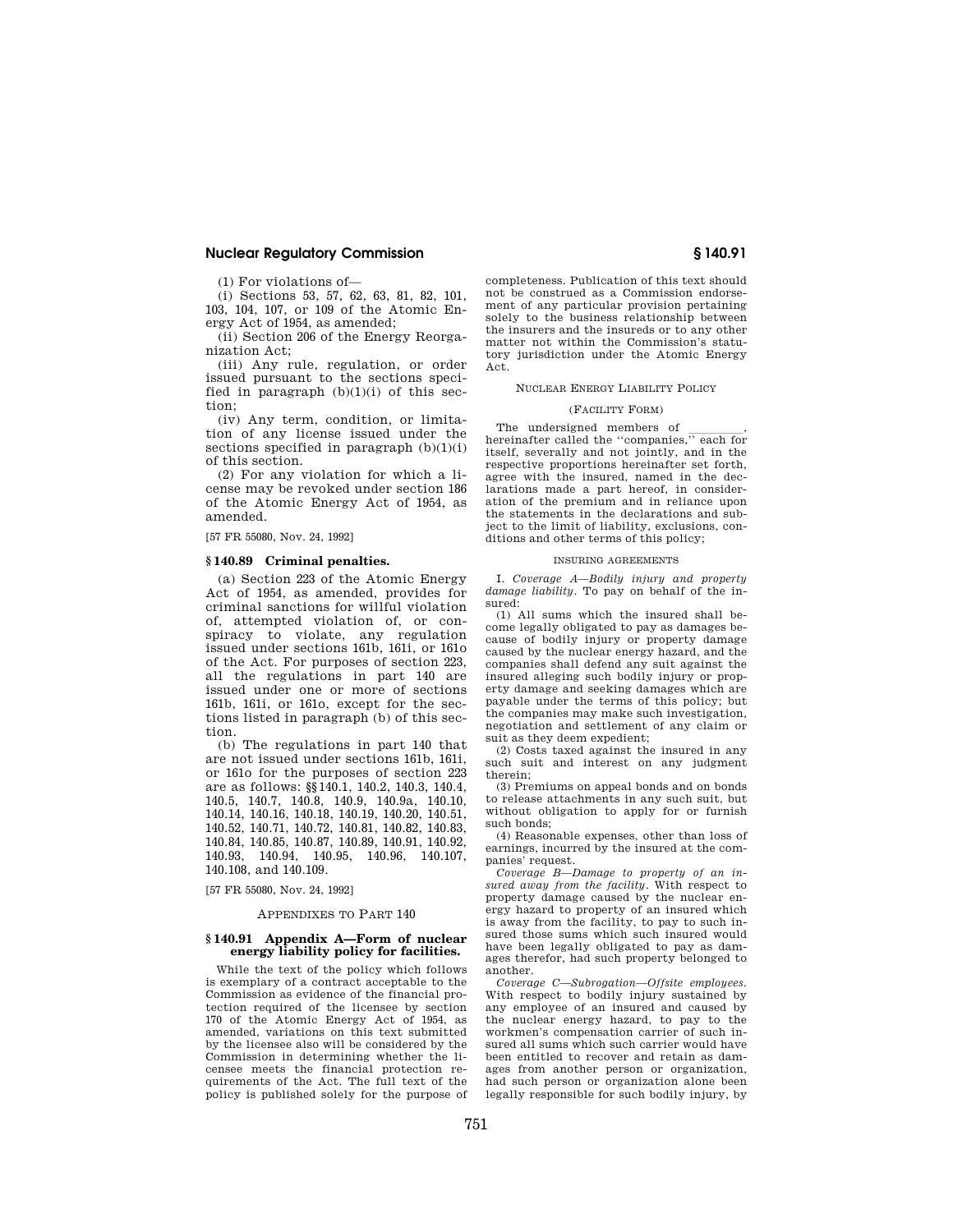(1) For violations of—

(i) Sections 53, 57, 62, 63, 81, 82, 101, 103, 104, 107, or 109 of the Atomic Energy Act of 1954, as amended;

(ii) Section 206 of the Energy Reorganization Act;

(iii) Any rule, regulation, or order issued pursuant to the sections specified in paragraph (b)(1)(i) of this section;

(iv) Any term, condition, or limitation of any license issued under the sections specified in paragraph (b)(1)(i) of this section.

(2) For any violation for which a license may be revoked under section 186 of the Atomic Energy Act of 1954, as amended.

[57 FR 55080, Nov. 24, 1992]

### § 140.89 Criminal penalties.

(a) Section 223 of the Atomic Energy Act of 1954, as amended, provides for criminal sanctions for willful violation of, attempted violation of, or conspiracy to violate, any regulation issued under sections 161b, 161i, or 161o of the Act. For purposes of section 223, all the regulations in part 140 are issued under one or more of sections 161b, 161i, or 161o, except for the sections listed in paragraph (b) of this section.

(b) The regulations in part 140 that are not issued under sections 161b, 161i, or 161o for the purposes of section 223 are as follows: §§ 140.1, 140.2, 140.3, 140.4, 140.5, 140.7, 140.8, 140.9, 140.9a, 140.10, 140.14, 140.16, 140.18, 140.19, 140.20, 140.51, 140.52, 140.71, 140.72, 140.81, 140.82, 140.83, 140.84, 140.85, 140.87, 140.89, 140.91, 140.92, 140.93, 140.94, 140.95, 140.96, 140.107, 140.108, and 140.109.

[57 FR 55080, Nov. 24, 1992]

## APPENDIXES TO PART 140

### § 140.91 Appendix A—Form of nuclear energy liability policy for facilities.

While the text of the policy which follows is exemplary of a contract acceptable to the Commission as evidence of the financial protection required of the licensee by section 170 of the Atomic Energy Act of 1954, as amended, variations on this text submitted by the licensee also will be considered by the Commission in determining whether the licensee meets the financial protection requirements of the Act. The full text of the policy is published solely for the purpose of completeness. Publication of this text should not be construed as a Commission endorsement of any particular provision pertaining solely to the business relationship between the insurers and the insureds or to any other matter not within the Commission's statutory jurisdiction under the Atomic Energy Act.

NUCLEAR ENERGY LIABILITY POLICY

(FACILITY FORM)

The undersigned members of \_\_\_\_\_\_\_\_, hereinafter called the "companies," each for itself, severally and not jointly, and in the respective proportions hereinafter set forth, agree with the insured, named in the declarations made a part hereof, in consideration of the premium and in reliance upon the statements in the declarations and subject to the limit of liability, exclusions, conditions and other terms of this policy;

INSURING AGREEMENTS

I. *Coverage A—Bodily injury and property damage liability.* To pay on behalf of the insured:

(1) All sums which the insured shall become legally obligated to pay as damages because of bodily injury or property damage caused by the nuclear energy hazard, and the companies shall defend any suit against the insured alleging such bodily injury or property damage and seeking damages which are payable under the terms of this policy; but the companies may make such investigation, negotiation and settlement of any claim or suit as they deem expedient;

(2) Costs taxed against the insured in any such suit and interest on any judgment therein;

(3) Premiums on appeal bonds and on bonds to release attachments in any such suit, but without obligation to apply for or furnish such bonds;

(4) Reasonable expenses, other than loss of earnings, incurred by the insured at the companies' request.

*Coverage B—Damage to property of an insured away from the facility.* With respect to property damage caused by the nuclear energy hazard to property of an insured which is away from the facility, to pay to such insured those sums which such insured would have been legally obligated to pay as damages therefor, had such property belonged to another.

*Coverage C—Subrogation—Offsite employees.* With respect to bodily injury sustained by any employee of an insured and caused by the nuclear energy hazard, to pay to the workmen's compensation carrier of such insured all sums which such carrier would have been entitled to recover and retain as damages from another person or organization, had such person or organization alone been legally responsible for such bodily injury, by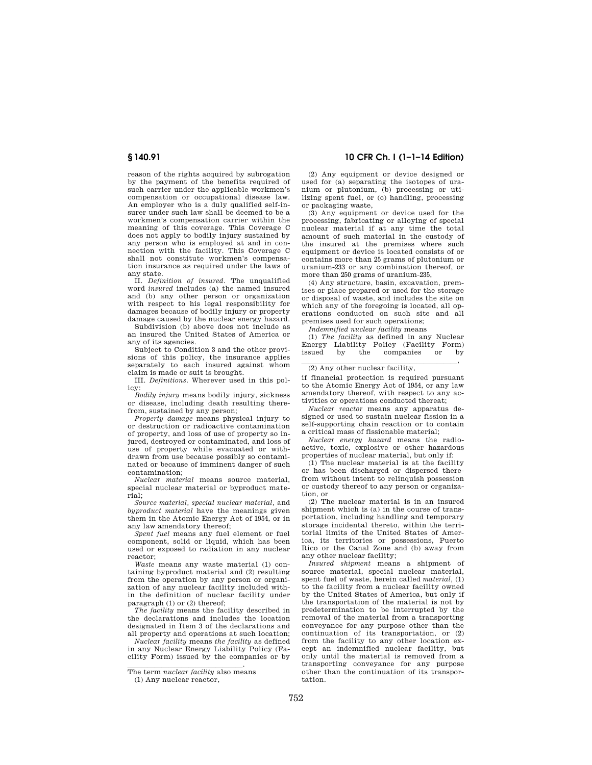reason of the rights acquired by subrogation by the payment of the benefits required of such carrier under the applicable workmen's compensation or occupational disease law. An employer who is a duly qualified self-insurer under such law shall be deemed to be a workmen's compensation carrier within the meaning of this coverage. This Coverage C does not apply to bodily injury sustained by any person who is employed at and in connection with the facility. This Coverage C shall not constitute workmen's compensation insurance as required under the laws of any state.

II. *Definition of insured.* The unqualified word *insured* includes (a) the named insured and (b) any other person or organization with respect to his legal responsibility for damages because of bodily injury or property damage caused by the nuclear energy hazard.

Subdivision (b) above does not include as an insured the United States of America or any of its agencies.

Subject to Condition 3 and the other provisions of this policy, the insurance applies separately to each insured against whom claim is made or suit is brought.

III. *Definitions.* Wherever used in this policy:

*Bodily injury* means bodily injury, sickness or disease, including death resulting therefrom, sustained by any person;

*Property damage* means physical injury to or destruction or radioactive contamination of property, and loss of use of property so injured, destroyed or contaminated, and loss of use of property while evacuated or withdrawn from use because possibly so contaminated or because of imminent danger of such contamination;

*Nuclear material* means source material, special nuclear material or byproduct material;

*Source material, special nuclear material,* and *byproduct material* have the meanings given them in the Atomic Energy Act of 1954, or in any law amendatory thereof;

*Spent fuel* means any fuel element or fuel component, solid or liquid, which has been used or exposed to radiation in any nuclear reactor;

*Waste* means any waste material (1) containing byproduct material and (2) resulting from the operation by any person or organization of any nuclear facility included within the definition of nuclear facility under paragraph (1) or (2) thereof;

*The facility* means the facility described in the declarations and includes the location designated in Item 3 of the declarations and all property and operations at such location;

*Nuclear facility* means *the facility* as defined in any Nuclear Energy Liability Policy (Facility Form) issued by the companies or by \_\_\_\_\_\_\_\_\_\_\_\_\_\_\_\_\_\_\_\_\_\_\_\_\_\_\_\_\_\_.

The term *nuclear facility* also means

(1) Any nuclear reactor,

(2) Any equipment or device designed or used for (a) separating the isotopes of uranium or plutonium, (b) processing or utilizing spent fuel, or (c) handling, processing or packaging waste,

(3) Any equipment or device used for the processing, fabricating or alloying of special nuclear material if at any time the total amount of such material in the custody of the insured at the premises where such equipment or device is located consists of or contains more than 25 grams of plutonium or uranium-233 or any combination thereof, or more than 250 grams of uranium-235,

(4) Any structure, basin, excavation, premises or place prepared or used for the storage or disposal of waste, and includes the site on which any of the foregoing is located, all operations conducted on such site and all premises used for such operations;

*Indemnified nuclear facility* means

(1) *The facility* as defined in any Nuclear Energy Liability Policy (Facility Form) issued by the companies or by \_\_\_\_\_\_\_\_\_\_\_\_\_\_\_\_\_\_\_\_\_\_\_\_\_\_\_\_\_\_,

(2) Any other nuclear facility,

if financial protection is required pursuant to the Atomic Energy Act of 1954, or any law amendatory thereof, with respect to any activities or operations conducted thereat;

*Nuclear reactor* means any apparatus designed or used to sustain nuclear fission in a self-supporting chain reaction or to contain a critical mass of fissionable material;

*Nuclear energy hazard* means the radioactive, toxic, explosive or other hazardous properties of nuclear material, but only if:

(1) The nuclear material is at the facility or has been discharged or dispersed therefrom without intent to relinquish possession or custody thereof to any person or organization, or

(2) The nuclear material is in an insured shipment which is (a) in the course of transportation, including handling and temporary storage incidental thereto, within the territorial limits of the United States of America, its territories or possessions, Puerto Rico or the Canal Zone and (b) away from any other nuclear facility;

*Insured shipment* means a shipment of source material, special nuclear material, spent fuel of waste, herein called *material,* (1) to the facility from a nuclear facility owned by the United States of America, but only if the transportation of the material is not by predetermination to be interrupted by the removal of the material from a transporting conveyance for any purpose other than the continuation of its transportation, or (2) from the facility to any other location except an indemnified nuclear facility, but only until the material is removed from a transporting conveyance for any purpose other than the continuation of its transportation.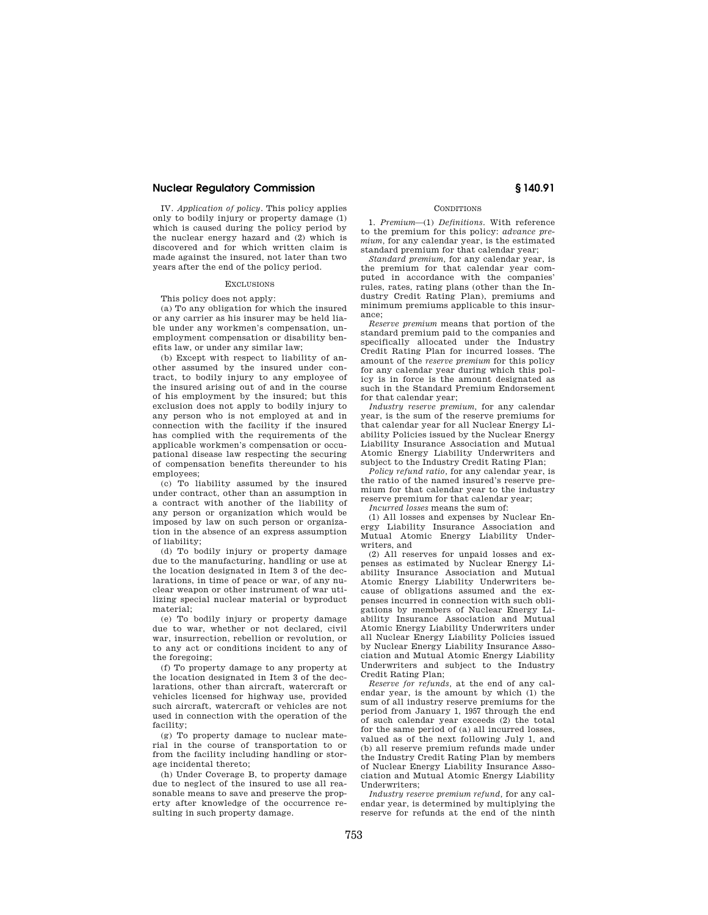IV. *Application of policy*. This policy applies only to bodily injury or property damage (1) which is caused during the policy period by the nuclear energy hazard and (2) which is discovered and for which written claim is made against the insured, not later than two years after the end of the policy period.

EXCLUSIONS

This policy does not apply:

(a) To any obligation for which the insured or any carrier as his insurer may be held liable under any workmen's compensation, unemployment compensation or disability benefits law, or under any similar law;

(b) Except with respect to liability of another assumed by the insured under contract, to bodily injury to any employee of the insured arising out of and in the course of his employment by the insured; but this exclusion does not apply to bodily injury to any person who is not employed at and in connection with the facility if the insured has complied with the requirements of the applicable workmen's compensation or occupational disease law respecting the securing of compensation benefits thereunder to his employees;

(c) To liability assumed by the insured under contract, other than an assumption in a contract with another of the liability of any person or organization which would be imposed by law on such person or organization in the absence of an express assumption of liability;

(d) To bodily injury or property damage due to the manufacturing, handling or use at the location designated in Item 3 of the declarations, in time of peace or war, of any nuclear weapon or other instrument of war utilizing special nuclear material or byproduct material;

(e) To bodily injury or property damage due to war, whether or not declared, civil war, insurrection, rebellion or revolution, or to any act or conditions incident to any of the foregoing;

(f) To property damage to any property at the location designated in Item 3 of the declarations, other than aircraft, watercraft or vehicles licensed for highway use, provided such aircraft, watercraft or vehicles are not used in connection with the operation of the facility;

(g) To property damage to nuclear material in the course of transportation to or from the facility including handling or storage incidental thereto;

(h) Under Coverage B, to property damage due to neglect of the insured to use all reasonable means to save and preserve the property after knowledge of the occurrence resulting in such property damage.

CONDITIONS

1. *Premium*—(1) *Definitions*. With reference to the premium for this policy: *advance premium*, for any calendar year, is the estimated standard premium for that calendar year;

*Standard premium*, for any calendar year, is the premium for that calendar year computed in accordance with the companies' rules, rates, rating plans (other than the Industry Credit Rating Plan), premiums and minimum premiums applicable to this insurance;

*Reserve premium* means that portion of the standard premium paid to the companies and specifically allocated under the Industry Credit Rating Plan for incurred losses. The amount of the *reserve premium* for this policy for any calendar year during which this policy is in force is the amount designated as such in the Standard Premium Endorsement for that calendar year;

*Industry reserve premium*, for any calendar year, is the sum of the reserve premiums for that calendar year for all Nuclear Energy Liability Policies issued by the Nuclear Energy Liability Insurance Association and Mutual Atomic Energy Liability Underwriters and subject to the Industry Credit Rating Plan;

*Policy refund ratio*, for any calendar year, is the ratio of the named insured's reserve premium for that calendar year to the industry reserve premium for that calendar year;

*Incurred losses* means the sum of:

(1) All losses and expenses by Nuclear Energy Liability Insurance Association and Mutual Atomic Energy Liability Underwriters, and

(2) All reserves for unpaid losses and expenses as estimated by Nuclear Energy Liability Insurance Association and Mutual Atomic Energy Liability Underwriters because of obligations assumed and the expenses incurred in connection with such obligations by members of Nuclear Energy Liability Insurance Association and Mutual Atomic Energy Liability Underwriters under all Nuclear Energy Liability Policies issued by Nuclear Energy Liability Insurance Association and Mutual Atomic Energy Liability Underwriters and subject to the Industry Credit Rating Plan;

*Reserve for refunds*, at the end of any calendar year, is the amount by which (1) the sum of all industry reserve premiums for the period from January 1, 1957 through the end of such calendar year exceeds (2) the total for the same period of (a) all incurred losses, valued as of the next following July 1, and (b) all reserve premium refunds made under the Industry Credit Rating Plan by members of Nuclear Energy Liability Insurance Association and Mutual Atomic Energy Liability Underwriters;

*Industry reserve premium refund*, for any calendar year, is determined by multiplying the reserve for refunds at the end of the ninth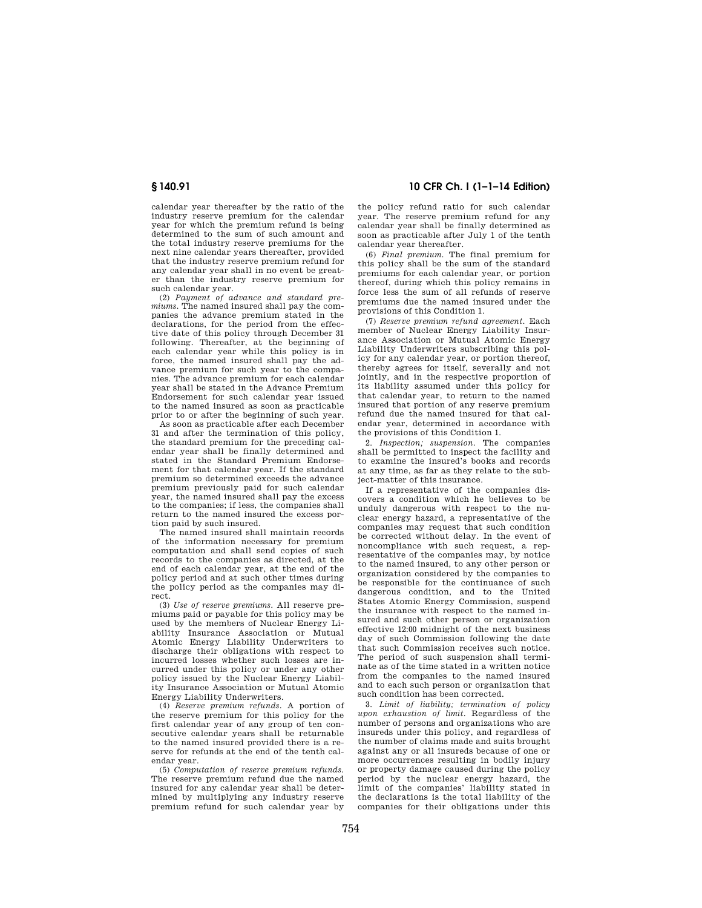calendar year thereafter by the ratio of the industry reserve premium for the calendar year for which the premium refund is being determined to the sum of such amount and the total industry reserve premiums for the next nine calendar years thereafter, provided that the industry reserve premium refund for any calendar year shall in no event be greater than the industry reserve premium for such calendar year.

(2) *Payment of advance and standard premiums.* The named insured shall pay the companies the advance premium stated in the declarations, for the period from the effective date of this policy through December 31 following. Thereafter, at the beginning of each calendar year while this policy is in force, the named insured shall pay the advance premium for such year to the companies. The advance premium for each calendar year shall be stated in the Advance Premium Endorsement for such calendar year issued to the named insured as soon as practicable prior to or after the beginning of such year.

As soon as practicable after each December 31 and after the termination of this policy, the standard premium for the preceding calendar year shall be finally determined and stated in the Standard Premium Endorsement for that calendar year. If the standard premium so determined exceeds the advance premium previously paid for such calendar year, the named insured shall pay the excess to the companies; if less, the companies shall return to the named insured the excess portion paid by such insured.

The named insured shall maintain records of the information necessary for premium computation and shall send copies of such records to the companies as directed, at the end of each calendar year, at the end of the policy period and at such other times during the policy period as the companies may direct.

(3) *Use of reserve premiums.* All reserve premiums paid or payable for this policy may be used by the members of Nuclear Energy Liability Insurance Association or Mutual Atomic Energy Liability Underwriters to discharge their obligations with respect to incurred losses whether such losses are incurred under this policy or under any other policy issued by the Nuclear Energy Liability Insurance Association or Mutual Atomic Energy Liability Underwriters.

(4) *Reserve premium refunds.* A portion of the reserve premium for this policy for the first calendar year of any group of ten consecutive calendar years shall be returnable to the named insured provided there is a reserve for refunds at the end of the tenth calendar year.

(5) *Computation of reserve premium refunds.* The reserve premium refund due the named insured for any calendar year shall be determined by multiplying any industry reserve premium refund for such calendar year by the policy refund ratio for such calendar year. The reserve premium refund for any calendar year shall be finally determined as soon as practicable after July 1 of the tenth calendar year thereafter.

(6) *Final premium.* The final premium for this policy shall be the sum of the standard premiums for each calendar year, or portion thereof, during which this policy remains in force less the sum of all refunds of reserve premiums due the named insured under the provisions of this Condition 1.

(7) *Reserve premium refund agreement.* Each member of Nuclear Energy Liability Insurance Association or Mutual Atomic Energy Liability Underwriters subscribing this policy for any calendar year, or portion thereof, thereby agrees for itself, severally and not jointly, and in the respective proportion of its liability assumed under this policy for that calendar year, to return to the named insured that portion of any reserve premium refund due the named insured for that calendar year, determined in accordance with the provisions of this Condition 1.

2. *Inspection; suspension.* The companies shall be permitted to inspect the facility and to examine the insured's books and records at any time, as far as they relate to the subject-matter of this insurance.

If a representative of the companies discovers a condition which he believes to be unduly dangerous with respect to the nuclear energy hazard, a representative of the companies may request that such condition be corrected without delay. In the event of noncompliance with such request, a representative of the companies may, by notice to the named insured, to any other person or organization considered by the companies to be responsible for the continuance of such dangerous condition, and to the United States Atomic Energy Commission, suspend the insurance with respect to the named insured and such other person or organization effective 12:00 midnight of the next business day of such Commission following the date that such Commission receives such notice. The period of such suspension shall terminate as of the time stated in a written notice from the companies to the named insured and to each such person or organization that such condition has been corrected.

3. *Limit of liability; termination of policy upon exhaustion of limit.* Regardless of the number of persons and organizations who are insureds under this policy, and regardless of the number of claims made and suits brought against any or all insureds because of one or more occurrences resulting in bodily injury or property damage caused during the policy period by the nuclear energy hazard, the limit of the companies' liability stated in the declarations is the total liability of the companies for their obligations under this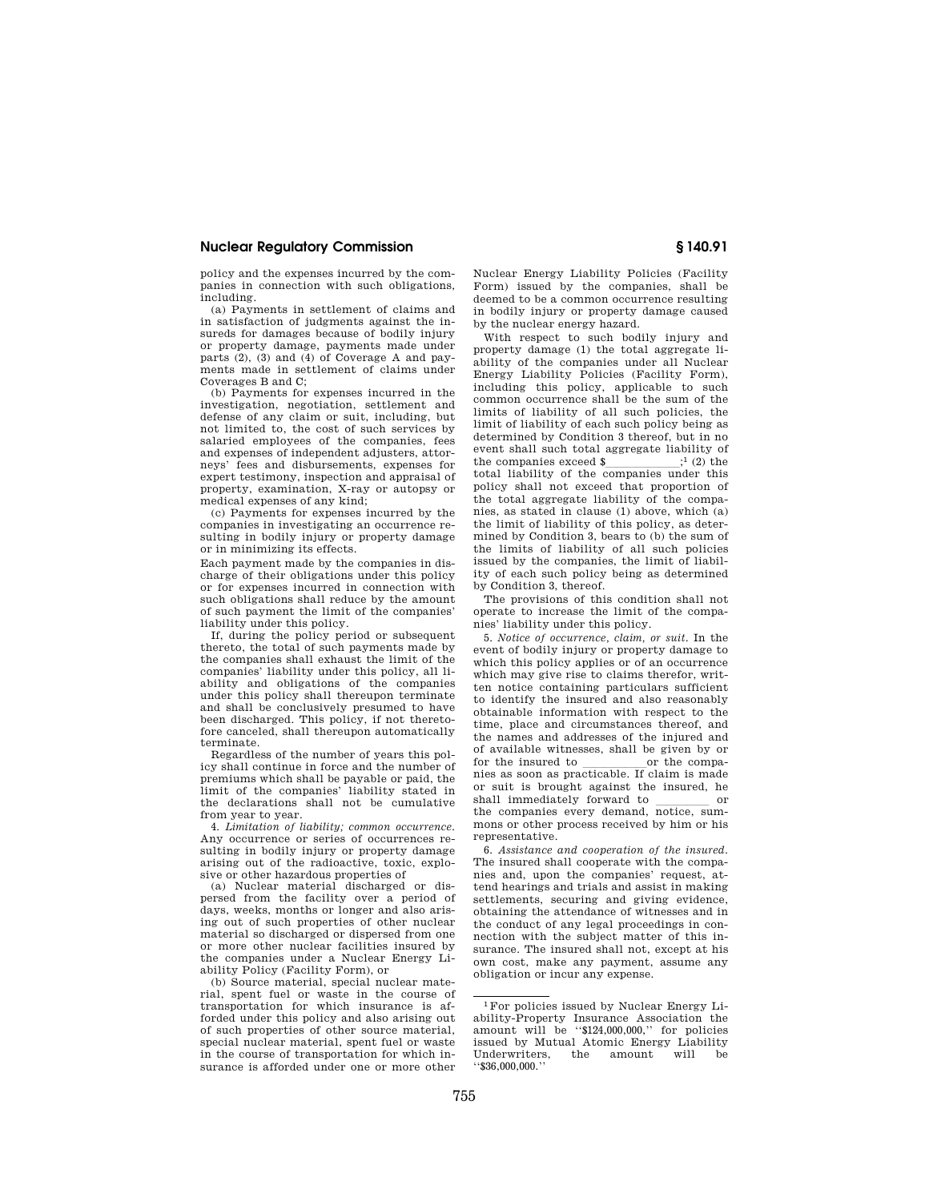policy and the expenses incurred by the companies in connection with such obligations, including.

(a) Payments in settlement of claims and in satisfaction of judgments against the insureds for damages because of bodily injury or property damage, payments made under parts (2), (3) and (4) of Coverage A and payments made in settlement of claims under Coverages B and C;

(b) Payments for expenses incurred in the investigation, negotiation, settlement and defense of any claim or suit, including, but not limited to, the cost of such services by salaried employees of the companies, fees and expenses of independent adjusters, attorneys' fees and disbursements, expenses for expert testimony, inspection and appraisal of property, examination, X-ray or autopsy or medical expenses of any kind;

(c) Payments for expenses incurred by the companies in investigating an occurrence resulting in bodily injury or property damage or in minimizing its effects.

Each payment made by the companies in discharge of their obligations under this policy or for expenses incurred in connection with such obligations shall reduce by the amount of such payment the limit of the companies' liability under this policy.

If, during the policy period or subsequent thereto, the total of such payments made by the companies shall exhaust the limit of the companies' liability under this policy, all liability and obligations of the companies under this policy shall thereupon terminate and shall be conclusively presumed to have been discharged. This policy, if not theretofore canceled, shall thereupon automatically terminate.

Regardless of the number of years this policy shall continue in force and the number of premiums which shall be payable or paid, the limit of the companies' liability stated in the declarations shall not be cumulative from year to year.

4. *Limitation of liability; common occurrence.* Any occurrence or series of occurrences resulting in bodily injury or property damage arising out of the radioactive, toxic, explosive or other hazardous properties of

(a) Nuclear material discharged or dispersed from the facility over a period of days, weeks, months or longer and also arising out of such properties of other nuclear material so discharged or dispersed from one or more other nuclear facilities insured by the companies under a Nuclear Energy Liability Policy (Facility Form), or

(b) Source material, special nuclear material, spent fuel or waste in the course of transportation for which insurance is afforded under this policy and also arising out of such properties of other source material, special nuclear material, spent fuel or waste in the course of transportation for which insurance is afforded under one or more other Nuclear Energy Liability Policies (Facility Form) issued by the companies, shall be deemed to be a common occurrence resulting in bodily injury or property damage caused by the nuclear energy hazard.

With respect to such bodily injury and property damage (1) the total aggregate liability of the companies under all Nuclear Energy Liability Policies (Facility Form), including this policy, applicable to such common occurrence shall be the sum of the limits of liability of all such policies, the limit of liability of each such policy being as determined by Condition 3 thereof, but in no event shall such total aggregate liability of the companies exceed $\_\_\_\_\_\_\_\_\_\_\_\_;[1] (2) the total liability of the companies under this policy shall not exceed that proportion of the total aggregate liability of the companies, as stated in clause (1) above, which (a) the limit of liability of this policy, as determined by Condition 3, bears to (b) the sum of the limits of liability of all such policies issued by the companies, the limit of liability of each such policy being as determined by Condition 3, thereof.

The provisions of this condition shall not operate to increase the limit of the companies' liability under this policy.

5. *Notice of occurrence, claim, or suit.* In the event of bodily injury or property damage to which this policy applies or of an occurrence which may give rise to claims therefor, written notice containing particulars sufficient to identify the insured and also reasonably obtainable information with respect to the time, place and circumstances thereof, and the names and addresses of the injured and of available witnesses, shall be given by or for the insured to \_\_\_\_\_\_\_\_\_\_ or the companies as soon as practicable. If claim is made or suit is brought against the insured, he shall immediately forward to \_\_\_\_\_\_\_\_\_ or the companies every demand, notice, summons or other process received by him or his representative.

6. *Assistance and cooperation of the insured.* The insured shall cooperate with the companies and, upon the companies' request, attend hearings and trials and assist in making settlements, securing and giving evidence, obtaining the attendance of witnesses and in the conduct of any legal proceedings in connection with the subject matter of this insurance. The insured shall not, except at his own cost, make any payment, assume any obligation or incur any expense.

---

[1] For policies issued by Nuclear Energy Liability-Property Insurance Association the amount will be "$124,000,000," for policies issued by Mutual Atomic Energy Liability Underwriters, the amount will be "$36,000,000."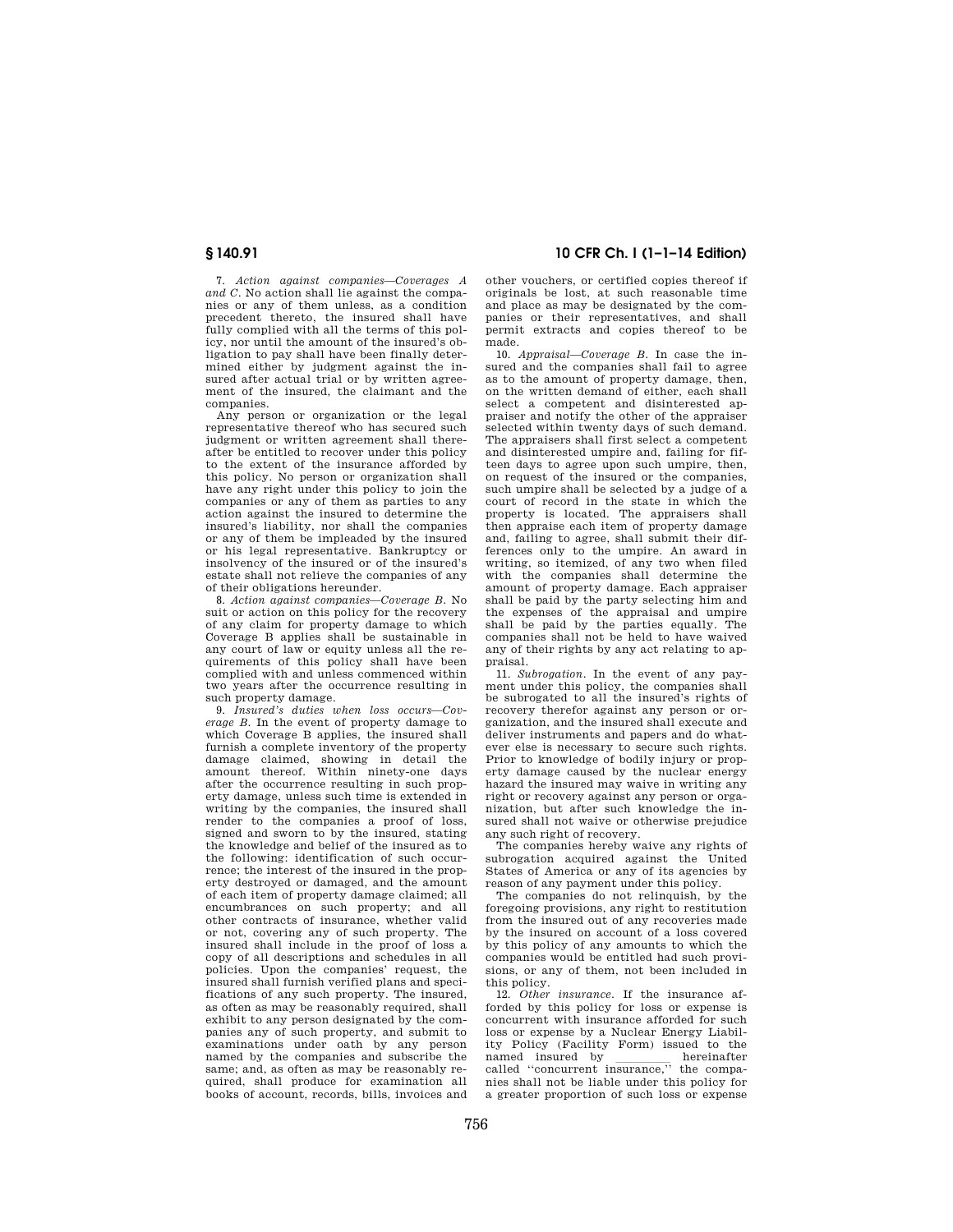7. *Action against companies—Coverages A and C.* No action shall lie against the companies or any of them unless, as a condition precedent thereto, the insured shall have fully complied with all the terms of this policy, nor until the amount of the insured's obligation to pay shall have been finally determined either by judgment against the insured after actual trial or by written agreement of the insured, the claimant and the companies.

Any person or organization or the legal representative thereof who has secured such judgment or written agreement shall thereafter be entitled to recover under this policy to the extent of the insurance afforded by this policy. No person or organization shall have any right under this policy to join the companies or any of them as parties to any action against the insured to determine the insured's liability, nor shall the companies or any of them be impleaded by the insured or his legal representative. Bankruptcy or insolvency of the insured or of the insured's estate shall not relieve the companies of any of their obligations hereunder.

8. *Action against companies—Coverage B.* No suit or action on this policy for the recovery of any claim for property damage to which Coverage B applies shall be sustainable in any court of law or equity unless all the requirements of this policy shall have been complied with and unless commenced within two years after the occurrence resulting in such property damage.

9. *Insured's duties when loss occurs—Coverage B.* In the event of property damage to which Coverage B applies, the insured shall furnish a complete inventory of the property damage claimed, showing in detail the amount thereof. Within ninety-one days after the occurrence resulting in such property damage, unless such time is extended in writing by the companies, the insured shall render to the companies a proof of loss, signed and sworn to by the insured, stating the knowledge and belief of the insured as to the following: identification of such occurrence; the interest of the insured in the property destroyed or damaged, and the amount of each item of property damage claimed; all encumbrances on such property; and all other contracts of insurance, whether valid or not, covering any of such property. The insured shall include in the proof of loss a copy of all descriptions and schedules in all policies. Upon the companies' request, the insured shall furnish verified plans and specifications of any such property. The insured, as often as may be reasonably required, shall exhibit to any person designated by the companies any of such property, and submit to examinations under oath by any person named by the companies and subscribe the same; and, as often as may be reasonably required, shall produce for examination all books of account, records, bills, invoices and other vouchers, or certified copies thereof if originals be lost, at such reasonable time and place as may be designated by the companies or their representatives, and shall permit extracts and copies thereof to be made.

10. *Appraisal—Coverage B.* In case the insured and the companies shall fail to agree as to the amount of property damage, then, on the written demand of either, each shall select a competent and disinterested appraiser and notify the other of the appraiser selected within twenty days of such demand. The appraisers shall first select a competent and disinterested umpire and, failing for fifteen days to agree upon such umpire, then, on request of the insured or the companies, such umpire shall be selected by a judge of a court of record in the state in which the property is located. The appraisers shall then appraise each item of property damage and, failing to agree, shall submit their differences only to the umpire. An award in writing, so itemized, of any two when filed with the companies shall determine the amount of property damage. Each appraiser shall be paid by the party selecting him and the expenses of the appraisal and umpire shall be paid by the parties equally. The companies shall not be held to have waived any of their rights by any act relating to appraisal.

11. *Subrogation.* In the event of any payment under this policy, the companies shall be subrogated to all the insured's rights of recovery therefor against any person or organization, and the insured shall execute and deliver instruments and papers and do whatever else is necessary to secure such rights. Prior to knowledge of bodily injury or property damage caused by the nuclear energy hazard the insured may waive in writing any right or recovery against any person or organization, but after such knowledge the insured shall not waive or otherwise prejudice any such right of recovery.

The companies hereby waive any rights of subrogation acquired against the United States of America or any of its agencies by reason of any payment under this policy.

The companies do not relinquish, by the foregoing provisions, any right to restitution from the insured out of any recoveries made by the insured on account of a loss covered by this policy of any amounts to which the companies would be entitled had such provisions, or any of them, not been included in this policy.

12. *Other insurance.* If the insurance afforded by this policy for loss or expense is concurrent with insurance afforded for such loss or expense by a Nuclear Energy Liability Policy (Facility Form) issued to the named insured by \_\_\_\_\_\_\_\_ hereinafter called "concurrent insurance," the companies shall not be liable under this policy for a greater proportion of such loss or expense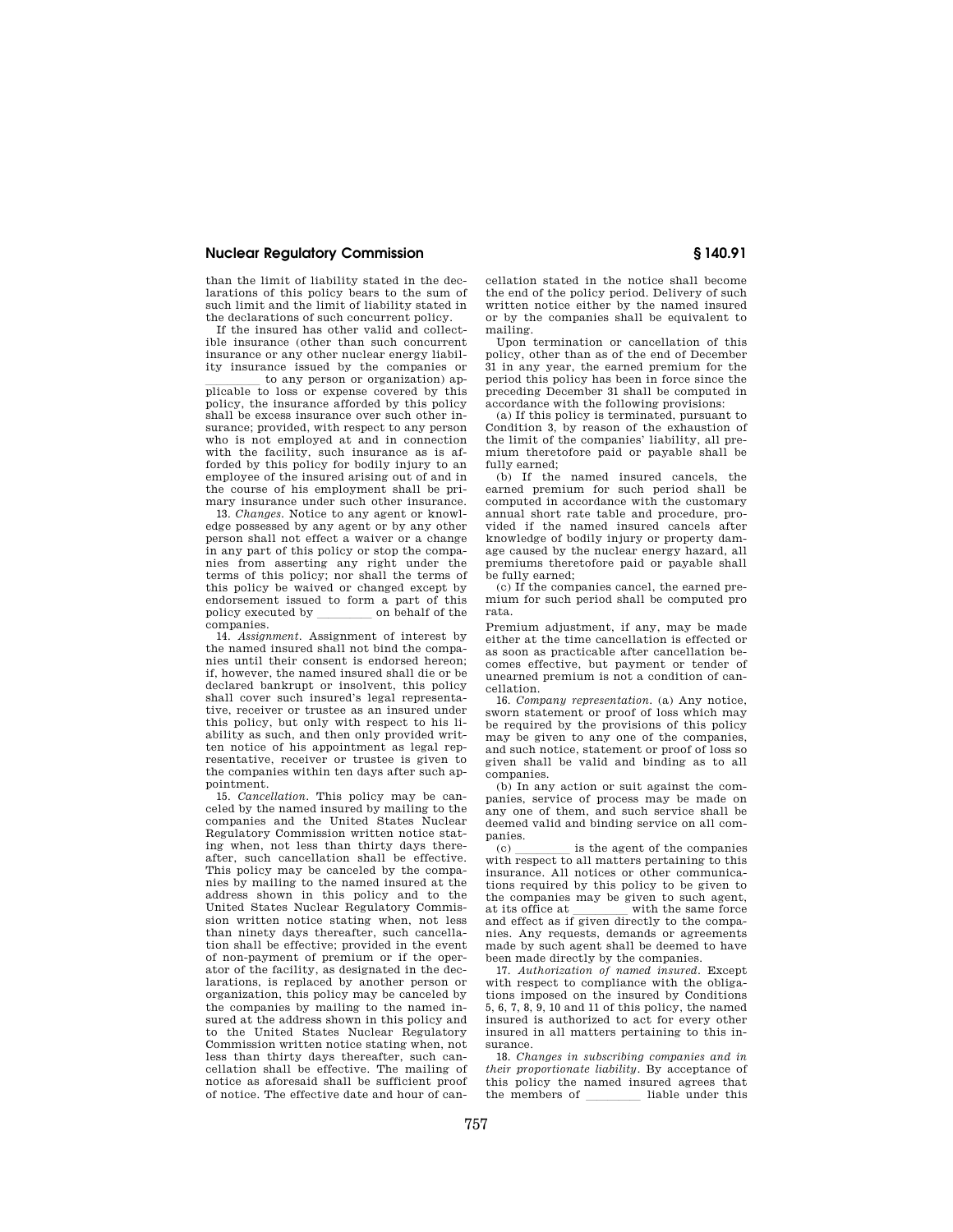than the limit of liability stated in the declarations of this policy bears to the sum of such limit and the limit of liability stated in the declarations of such concurrent policy.

If the insured has other valid and collectible insurance (other than such concurrent insurance or any other nuclear energy liability insurance issued by the companies or \_\_\_\_\_\_\_\_ to any person or organization) applicable to loss or expense covered by this policy, the insurance afforded by this policy shall be excess insurance over such other insurance; provided, with respect to any person who is not employed at and in connection with the facility, such insurance as is afforded by this policy for bodily injury to an employee of the insured arising out of and in the course of his employment shall be primary insurance under such other insurance.

13. *Changes.* Notice to any agent or knowledge possessed by any agent or by any other person shall not effect a waiver or a change in any part of this policy or stop the companies from asserting any right under the terms of this policy; nor shall the terms of this policy be waived or changed except by endorsement issued to form a part of this policy executed by \_\_\_\_\_\_\_\_ on behalf of the companies.

14. *Assignment.* Assignment of interest by the named insured shall not bind the companies until their consent is endorsed hereon; if, however, the named insured shall die or be declared bankrupt or insolvent, this policy shall cover such insured's legal representative, receiver or trustee as an insured under this policy, but only with respect to his liability as such, and then only provided written notice of his appointment as legal representative, receiver or trustee is given to the companies within ten days after such appointment.

15. *Cancellation.* This policy may be canceled by the named insured by mailing to the companies and the United States Nuclear Regulatory Commission written notice stating when, not less than thirty days thereafter, such cancellation shall be effective. This policy may be canceled by the companies by mailing to the named insured at the address shown in this policy and to the United States Nuclear Regulatory Commission written notice stating when, not less than ninety days thereafter, such cancellation shall be effective; provided in the event of non-payment of premium or if the operator of the facility, as designated in the declarations, is replaced by another person or organization, this policy may be canceled by the companies by mailing to the named insured at the address shown in this policy and to the United States Nuclear Regulatory Commission written notice stating when, not less than thirty days thereafter, such cancellation shall be effective. The mailing of notice as aforesaid shall be sufficient proof of notice. The effective date and hour of cancellation stated in the notice shall become the end of the policy period. Delivery of such written notice either by the named insured or by the companies shall be equivalent to mailing.

Upon termination or cancellation of this policy, other than as of the end of December 31 in any year, the earned premium for the period this policy has been in force since the preceding December 31 shall be computed in accordance with the following provisions:

(a) If this policy is terminated, pursuant to Condition 3, by reason of the exhaustion of the limit of the companies' liability, all premium theretofore paid or payable shall be fully earned;

(b) If the named insured cancels, the earned premium for such period shall be computed in accordance with the customary annual short rate table and procedure, provided if the named insured cancels after knowledge of bodily injury or property damage caused by the nuclear energy hazard, all premiums theretofore paid or payable shall be fully earned;

(c) If the companies cancel, the earned premium for such period shall be computed pro rata.

Premium adjustment, if any, may be made either at the time cancellation is effected or as soon as practicable after cancellation becomes effective, but payment or tender of unearned premium is not a condition of cancellation.

16. *Company representation.* (a) Any notice, sworn statement or proof of loss which may be required by the provisions of this policy may be given to any one of the companies, and such notice, statement or proof of loss so given shall be valid and binding as to all companies.

(b) In any action or suit against the companies, service of process may be made on any one of them, and such service shall be deemed valid and binding service on all companies.

(c) \_\_\_\_\_\_\_\_ is the agent of the companies with respect to all matters pertaining to this insurance. All notices or other communications required by this policy to be given to the companies may be given to such agent, at its office at \_\_\_\_\_\_\_\_ with the same force and effect as if given directly to the companies. Any requests, demands or agreements made by such agent shall be deemed to have been made directly by the companies.

17. *Authorization of named insured.* Except with respect to compliance with the obligations imposed on the insured by Conditions 5, 6, 7, 8, 9, 10 and 11 of this policy, the named insured is authorized to act for every other insured in all matters pertaining to this insurance.

18. *Changes in subscribing companies and in their proportionate liability.* By acceptance of this policy the named insured agrees that the members of \_\_\_\_\_\_\_\_ liable under this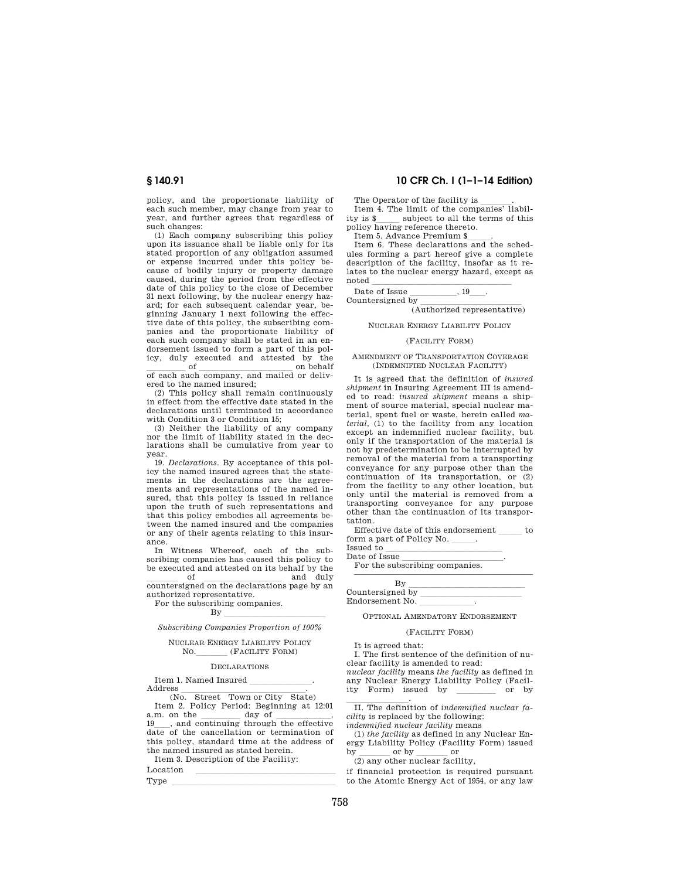policy, and the proportionate liability of each such member, may change from year to year, and further agrees that regardless of such changes:

(1) Each company subscribing this policy upon its issuance shall be liable only for its stated proportion of any obligation assumed or expense incurred under this policy because of bodily injury or property damage caused, during the period from the effective date of this policy to the close of December 31 next following, by the nuclear energy hazard; for each subsequent calendar year, beginning January 1 next following the effective date of this policy, the subscribing companies and the proportionate liability of each such company shall be stated in an endorsement issued to form a part of this policy, duly executed and attested by the \_\_\_\_\_\_\_\_\_ of \_\_\_\_\_\_\_\_\_\_\_\_\_\_\_\_\_\_\_\_\_ on behalf of each such company, and mailed or delivered to the named insured;

(2) This policy shall remain continuously in effect from the effective date stated in the declarations until terminated in accordance with Condition 3 or Condition 15;

(3) Neither the liability of any company nor the limit of liability stated in the declarations shall be cumulative from year to year.

19. *Declarations.* By acceptance of this policy the named insured agrees that the statements in the declarations are the agreements and representations of the named insured, that this policy is issued in reliance upon the truth of such representations and that this policy embodies all agreements between the named insured and the companies or any of their agents relating to this insurance.

In Witness Whereof, each of the subscribing companies has caused this policy to be executed and attested on its behalf by the \_\_\_\_\_\_\_ of \_\_\_\_\_\_\_\_\_\_\_\_\_\_\_\_\_ and duly countersigned on the declarations page by an authorized representative.

For the subscribing companies.

By \_\_\_\_\_\_\_\_\_\_\_\_\_\_\_\_\_\_\_\_\_\_\_

*Subscribing Companies Proportion of 100%*

NUCLEAR ENERGY LIABILITY POLICY
No.\_\_\_\_\_\_\_ (FACILITY FORM)

DECLARATIONS

Item 1. Named Insured \_\_\_\_\_\_\_\_\_\_\_\_\_\_.
Address \_\_\_\_\_\_\_\_\_\_\_\_\_\_\_\_\_\_\_\_\_\_\_\_\_\_.
(No. Street Town or City State)

Item 2. Policy Period: Beginning at 12:01 a.m. on the \_\_\_\_\_\_\_\_\_ day of \_\_\_\_\_\_\_\_\_\_\_\_, 19\_\_\_, and continuing through the effective date of the cancellation or termination of this policy, standard time at the address of the named insured as stated herein.

Item 3. Description of the Facility:

Location \_\_\_\_\_\_\_\_\_\_\_\_\_\_\_\_\_\_\_\_\_\_\_\_\_\_\_\_\_\_\_\_

Type \_\_\_\_\_\_\_\_\_\_\_\_\_\_\_\_\_\_\_\_\_\_\_\_\_\_\_\_\_\_\_\_\_\_\_

The Operator of the facility is \_\_\_\_\_\_\_.

Item 4. The limit of the companies' liability is $\_\_\_\_\_ subject to all the terms of this policy having reference thereto.

Item 5. Advance Premium $\_\_\_\_\_.

Item 6. These declarations and the schedules forming a part hereof give a complete description of the facility, insofar as it relates to the nuclear energy hazard, except as noted \_\_\_\_\_\_\_\_\_\_\_\_\_\_\_\_\_\_\_\_\_\_\_\_\_\_\_\_\_\_\_

Date of Issue \_\_\_\_\_\_\_\_\_\_, 19\_\_\_.
Countersigned by \_\_\_\_\_\_\_\_\_\_\_\_\_\_\_\_\_\_\_\_\_\_\_
(Authorized representative)

NUCLEAR ENERGY LIABILITY POLICY

(FACILITY FORM)

AMENDMENT OF TRANSPORTATION COVERAGE
(INDEMNIFIED NUCLEAR FACILITY)

It is agreed that the definition of *insured shipment* in Insuring Agreement III is amended to read: *insured shipment* means a shipment of source material, special nuclear material, spent fuel or waste, herein called *material*, (1) to the facility from any location except an indemnified nuclear facility, but only if the transportation of the material is not by predetermination to be interrupted by removal of the material from a transporting conveyance for any purpose other than the continuation of its transportation, or (2) from the facility to any other location, but only until the material is removed from a transporting conveyance for any purpose other than the continuation of its transportation.

Effective date of this endorsement \_\_\_\_\_ to form a part of Policy No. \_\_\_\_\_.
Issued to \_\_\_\_\_\_\_\_\_\_\_\_\_\_\_\_\_\_\_\_\_\_\_\_\_
Date of Issue \_\_\_\_\_\_\_\_\_\_\_\_\_\_\_\_\_\_\_\_\_\_.

For the subscribing companies.

By \_\_\_\_\_\_\_\_\_\_\_\_\_\_\_\_\_\_\_\_\_\_\_\_\_
Countersigned by \_\_\_\_\_\_\_\_\_\_\_\_\_\_\_\_\_\_\_\_\_\_
Endorsement No. \_\_\_\_\_\_\_\_\_\_\_\_.

OPTIONAL AMENDATORY ENDORSEMENT

(FACILITY FORM)

It is agreed that:

I. The first sentence of the definition of nuclear facility is amended to read:
*nuclear facility* means *the facility* as defined in any Nuclear Energy Liability Policy (Facility Form) issued by \_\_\_\_\_\_\_\_ or by \_\_\_\_\_\_\_\_\_\_\_\_.

II. The definition of *indemnified nuclear facility* is replaced by the following:
*indemnified nuclear facility* means

(1) *the facility* as defined in any Nuclear Energy Liability Policy (Facility Form) issued by \_\_\_\_\_\_\_ or by \_\_\_\_\_\_\_ or

(2) any other nuclear facility,

if financial protection is required pursuant to the Atomic Energy Act of 1954, or any law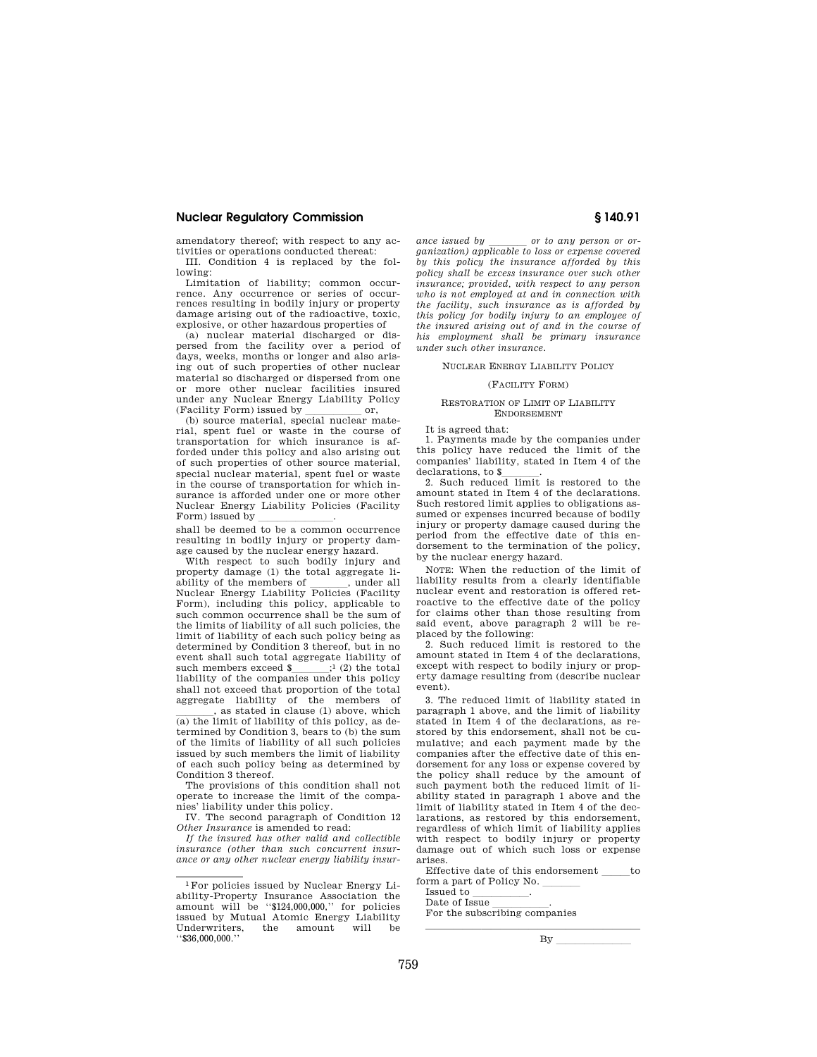amendatory thereof; with respect to any activities or operations conducted thereat:

III. Condition 4 is replaced by the following:

Limitation of liability; common occurrence. Any occurrence or series of occurrences resulting in bodily injury or property damage arising out of the radioactive, toxic, explosive, or other hazardous properties of

(a) nuclear material discharged or dispersed from the facility over a period of days, weeks, months or longer and also arising out of such properties of other nuclear material so discharged or dispersed from one or more other nuclear facilities insured under any Nuclear Energy Liability Policy (Facility Form) issued by \_\_\_\_\_\_\_\_\_\_\_ or,

(b) source material, special nuclear material, spent fuel or waste in the course of transportation for which insurance is afforded under this policy and also arising out of such properties of other source material, special nuclear material, spent fuel or waste in the course of transportation for which insurance is afforded under one or more other Nuclear Energy Liability Policies (Facility Form) issued by \_\_\_\_\_\_\_\_\_\_\_\_\_\_.

shall be deemed to be a common occurrence resulting in bodily injury or property damage caused by the nuclear energy hazard.

With respect to such bodily injury and property damage (1) the total aggregate liability of the members of \_\_\_\_\_\_\_, under all Nuclear Energy Liability Policies (Facility Form), including this policy, applicable to such common occurrence shall be the sum of the limits of liability of all such policies, the limit of liability of each such policy being as determined by Condition 3 thereof, but in no event shall such total aggregate liability of such members exceed $\_\_\_\_\_\_\_;[1] (2) the total liability of the companies under this policy shall not exceed that proportion of the total aggregate liability of the members of \_\_\_\_\_\_\_, as stated in clause (1) above, which (a) the limit of liability of this policy, as determined by Condition 3, bears to (b) the sum of the limits of liability of all such policies issued by such members the limit of liability of each such policy being as determined by Condition 3 thereof.

The provisions of this condition shall not operate to increase the limit of the companies' liability under this policy.

IV. The second paragraph of Condition 12 *Other Insurance* is amended to read:

*If the insured has other valid and collectible insurance (other than such concurrent insurance or any other nuclear energy liability insurance issued by \_\_\_\_\_\_\_ or to any person or organization) applicable to loss or expense covered by this policy the insurance afforded by this policy shall be excess insurance over such other insurance; provided, with respect to any person who is not employed at and in connection with the facility, such insurance as is afforded by this policy for bodily injury to an employee of the insured arising out of and in the course of his employment shall be primary insurance under such other insurance.*

NUCLEAR ENERGY LIABILITY POLICY

(FACILITY FORM)

RESTORATION OF LIMIT OF LIABILITY ENDORSEMENT

It is agreed that:

1. Payments made by the companies under this policy have reduced the limit of the companies' liability, stated in Item 4 of the declarations, to $\_\_\_\_\_\_\_.

2. Such reduced limit is restored to the amount stated in Item 4 of the declarations. Such restored limit applies to obligations assumed or expenses incurred because of bodily injury or property damage caused during the period from the effective date of this endorsement to the termination of the policy, by the nuclear energy hazard.

NOTE: When the reduction of the limit of liability results from a clearly identifiable nuclear event and restoration is offered retroactive to the effective date of the policy for claims other than those resulting from said event, above paragraph 2 will be replaced by the following:

2. Such reduced limit is restored to the amount stated in Item 4 of the declarations, except with respect to bodily injury or property damage resulting from (describe nuclear event).

3. The reduced limit of liability stated in paragraph 1 above, and the limit of liability stated in Item 4 of the declarations, as restored by this endorsement, shall not be cumulative; and each payment made by the companies after the effective date of this endorsement for any loss or expense covered by the policy shall reduce by the amount of such payment both the reduced limit of liability stated in paragraph 1 above and the limit of liability stated in Item 4 of the declarations, as restored by this endorsement, regardless of which limit of liability applies with respect to bodily injury or property damage out of which such loss or expense arises.

Effective date of this endorsement \_\_\_\_\_to form a part of Policy No. \_\_\_\_\_\_\_

Issued to \_\_\_\_\_\_\_\_\_\_.

Date of Issue \_\_\_\_\_\_\_\_\_\_.

For the subscribing companies

\_\_\_\_\_\_\_\_\_\_\_\_\_\_\_\_\_\_\_\_\_\_\_\_\_\_\_\_\_\_\_\_\_\_\_\_\_\_

By \_\_\_\_\_\_\_\_\_\_\_\_\_\_

---

[1] For policies issued by Nuclear Energy Liability-Property Insurance Association the amount will be "$124,000,000," for policies issued by Mutual Atomic Energy Liability Underwriters, the amount will be "$36,000,000."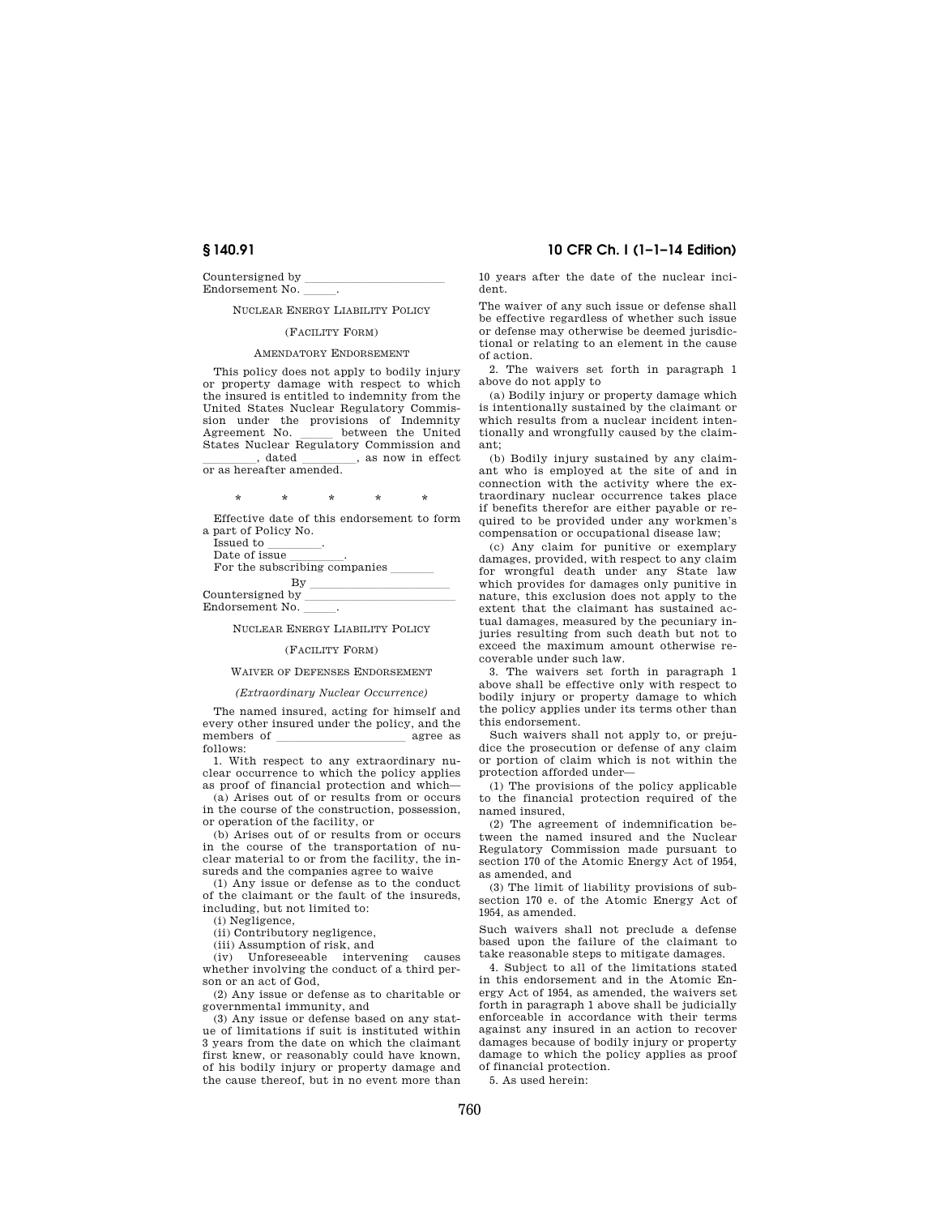Countersigned by ______________________
Endorsement No. _____.

NUCLEAR ENERGY LIABILITY POLICY

(FACILITY FORM)

AMENDATORY ENDORSEMENT

This policy does not apply to bodily injury or property damage with respect to which the insured is entitled to indemnity from the United States Nuclear Regulatory Commission under the provisions of Indemnity Agreement No. _____ between the United States Nuclear Regulatory Commission and ________, dated ________, as now in effect or as hereafter amended.

\* \* \* \* \*

Effective date of this endorsement to form a part of Policy No.

Issued to ________.

Date of issue ________.

For the subscribing companies _______

By ______________________

Countersigned by ______________________

Endorsement No. _____.

NUCLEAR ENERGY LIABILITY POLICY

(FACILITY FORM)

WAIVER OF DEFENSES ENDORSEMENT

*(Extraordinary Nuclear Occurrence)*

The named insured, acting for himself and every other insured under the policy, and the members of ____________________ agree as follows:

1. With respect to any extraordinary nuclear occurrence to which the policy applies as proof of financial protection and which—

(a) Arises out of or results from or occurs in the course of the construction, possession, or operation of the facility, or

(b) Arises out of or results from or occurs in the course of the transportation of nuclear material to or from the facility, the insureds and the companies agree to waive

(1) Any issue or defense as to the conduct of the claimant or the fault of the insureds, including, but not limited to:

(i) Negligence,

(ii) Contributory negligence,

(iii) Assumption of risk, and

(iv) Unforeseeable intervening causes whether involving the conduct of a third person or an act of God,

(2) Any issue or defense as to charitable or governmental immunity, and

(3) Any issue or defense based on any statue of limitations if suit is instituted within 3 years from the date on which the claimant first knew, or reasonably could have known, of his bodily injury or property damage and the cause thereof, but in no event more than 10 years after the date of the nuclear incident.

The waiver of any such issue or defense shall be effective regardless of whether such issue or defense may otherwise be deemed jurisdictional or relating to an element in the cause of action.

2. The waivers set forth in paragraph 1 above do not apply to

(a) Bodily injury or property damage which is intentionally sustained by the claimant or which results from a nuclear incident intentionally and wrongfully caused by the claimant;

(b) Bodily injury sustained by any claimant who is employed at the site of and in connection with the activity where the extraordinary nuclear occurrence takes place if benefits therefor are either payable or required to be provided under any workmen's compensation or occupational disease law;

(c) Any claim for punitive or exemplary damages, provided, with respect to any claim for wrongful death under any State law which provides for damages only punitive in nature, this exclusion does not apply to the extent that the claimant has sustained actual damages, measured by the pecuniary injuries resulting from such death but not to exceed the maximum amount otherwise recoverable under such law.

3. The waivers set forth in paragraph 1 above shall be effective only with respect to bodily injury or property damage to which the policy applies under its terms other than this endorsement.

Such waivers shall not apply to, or prejudice the prosecution or defense of any claim or portion of claim which is not within the protection afforded under—

(1) The provisions of the policy applicable to the financial protection required of the named insured,

(2) The agreement of indemnification between the named insured and the Nuclear Regulatory Commission made pursuant to section 170 of the Atomic Energy Act of 1954, as amended, and

(3) The limit of liability provisions of subsection 170 e. of the Atomic Energy Act of 1954, as amended.

Such waivers shall not preclude a defense based upon the failure of the claimant to take reasonable steps to mitigate damages.

4. Subject to all of the limitations stated in this endorsement and in the Atomic Energy Act of 1954, as amended, the waivers set forth in paragraph 1 above shall be judicially enforceable in accordance with their terms against any insured in an action to recover damages because of bodily injury or property damage to which the policy applies as proof of financial protection.

5. As used herein: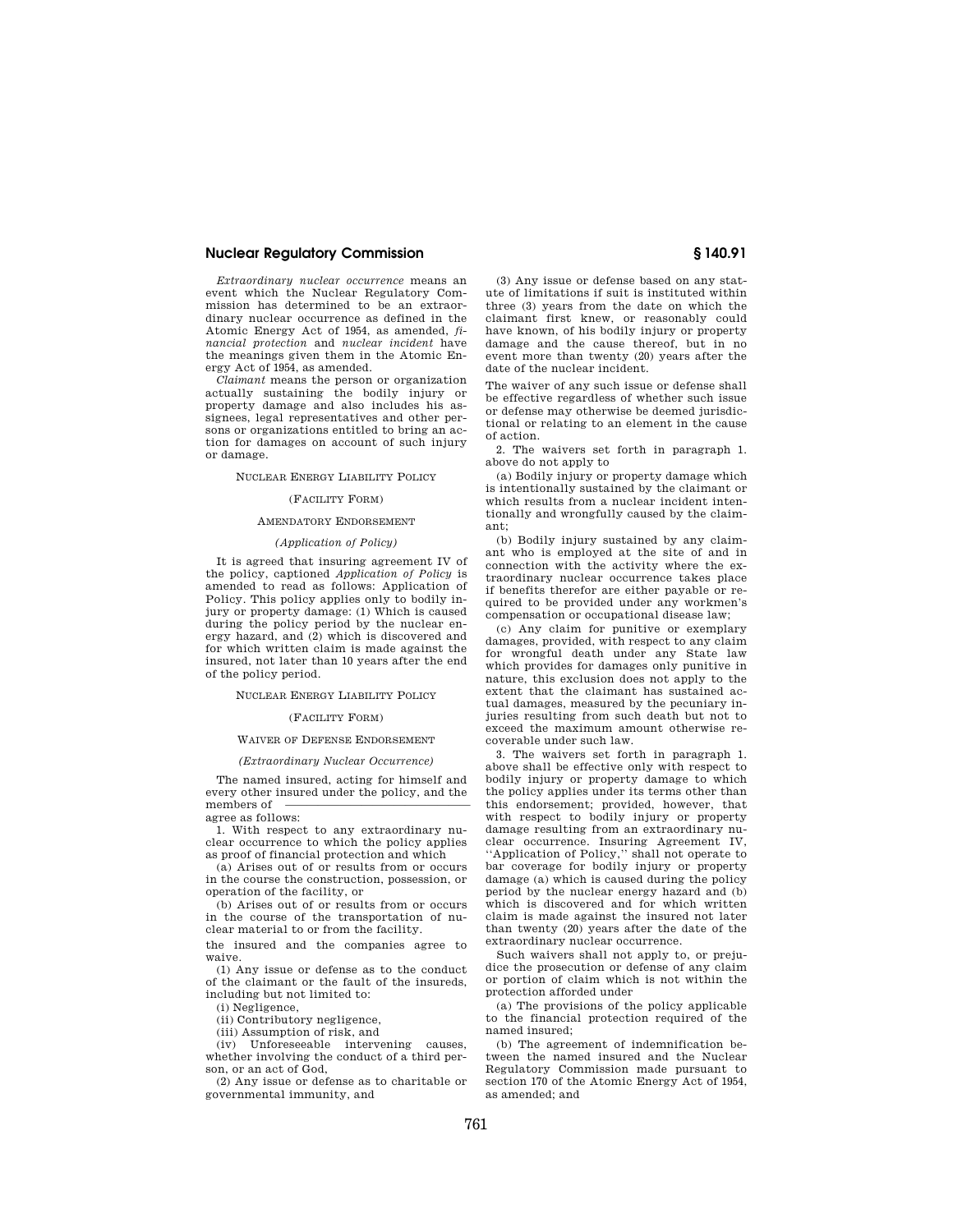*Extraordinary nuclear occurrence* means an event which the Nuclear Regulatory Commission has determined to be an extraordinary nuclear occurrence as defined in the Atomic Energy Act of 1954, as amended, *financial protection* and *nuclear incident* have the meanings given them in the Atomic Energy Act of 1954, as amended.

*Claimant* means the person or organization actually sustaining the bodily injury or property damage and also includes his assignees, legal representatives and other persons or organizations entitled to bring an action for damages on account of such injury or damage.

NUCLEAR ENERGY LIABILITY POLICY

(FACILITY FORM)

AMENDATORY ENDORSEMENT

*(Application of Policy)*

It is agreed that insuring agreement IV of the policy, captioned *Application of Policy* is amended to read as follows: Application of Policy. This policy applies only to bodily injury or property damage: (1) Which is caused during the policy period by the nuclear energy hazard, and (2) which is discovered and for which written claim is made against the insured, not later than 10 years after the end of the policy period.

NUCLEAR ENERGY LIABILITY POLICY

(FACILITY FORM)

WAIVER OF DEFENSE ENDORSEMENT

*(Extraordinary Nuclear Occurrence)*

The named insured, acting for himself and every other insured under the policy, and the members of ——————————— agree as follows:

1. With respect to any extraordinary nuclear occurrence to which the policy applies as proof of financial protection and which

(a) Arises out of or results from or occurs in the course the construction, possession, or operation of the facility, or

(b) Arises out of or results from or occurs in the course of the transportation of nuclear material to or from the facility.

the insured and the companies agree to waive.

(1) Any issue or defense as to the conduct of the claimant or the fault of the insureds, including but not limited to:

(i) Negligence,

(ii) Contributory negligence,

(iii) Assumption of risk, and

(iv) Unforeseeable intervening causes, whether involving the conduct of a third person, or an act of God,

(2) Any issue or defense as to charitable or governmental immunity, and

(3) Any issue or defense based on any statute of limitations if suit is instituted within three (3) years from the date on which the claimant first knew, or reasonably could have known, of his bodily injury or property damage and the cause thereof, but in no event more than twenty (20) years after the date of the nuclear incident.

The waiver of any such issue or defense shall be effective regardless of whether such issue or defense may otherwise be deemed jurisdictional or relating to an element in the cause of action.

2. The waivers set forth in paragraph 1. above do not apply to

(a) Bodily injury or property damage which is intentionally sustained by the claimant or which results from a nuclear incident intentionally and wrongfully caused by the claimant;

(b) Bodily injury sustained by any claimant who is employed at the site of and in connection with the activity where the extraordinary nuclear occurrence takes place if benefits therefor are either payable or required to be provided under any workmen's compensation or occupational disease law;

(c) Any claim for punitive or exemplary damages, provided, with respect to any claim for wrongful death under any State law which provides for damages only punitive in nature, this exclusion does not apply to the extent that the claimant has sustained actual damages, measured by the pecuniary injuries resulting from such death but not to exceed the maximum amount otherwise recoverable under such law.

3. The waivers set forth in paragraph 1. above shall be effective only with respect to bodily injury or property damage to which the policy applies under its terms other than this endorsement; provided, however, that with respect to bodily injury or property damage resulting from an extraordinary nuclear occurrence. Insuring Agreement IV, "Application of Policy," shall not operate to bar coverage for bodily injury or property damage (a) which is caused during the policy period by the nuclear energy hazard and (b) which is discovered and for which written claim is made against the insured not later than twenty (20) years after the date of the extraordinary nuclear occurrence.

Such waivers shall not apply to, or prejudice the prosecution or defense of any claim or portion of claim which is not within the protection afforded under

(a) The provisions of the policy applicable to the financial protection required of the named insured;

(b) The agreement of indemnification between the named insured and the Nuclear Regulatory Commission made pursuant to section 170 of the Atomic Energy Act of 1954, as amended; and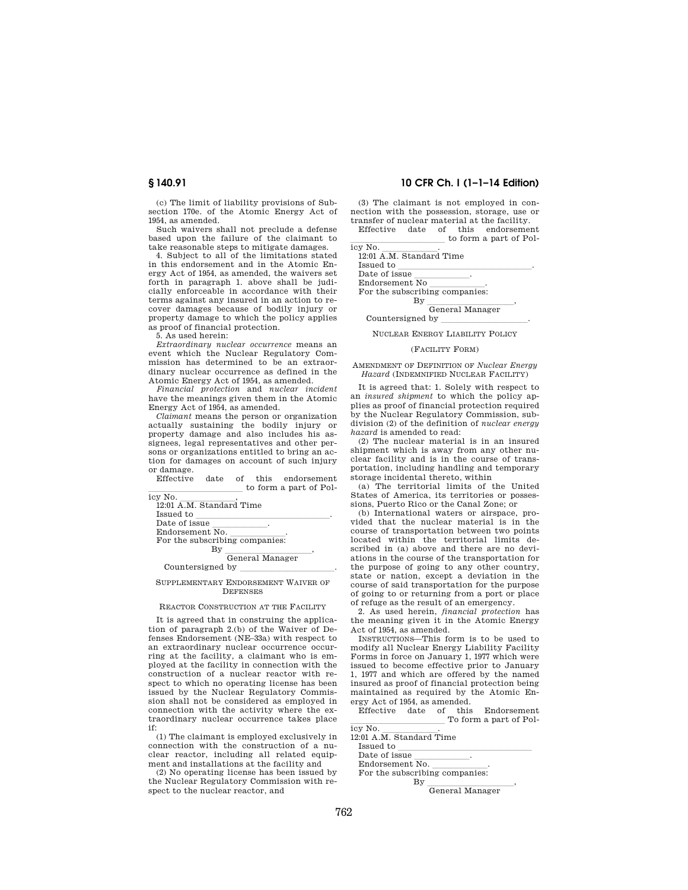(c) The limit of liability provisions of Subsection 170e. of the Atomic Energy Act of 1954, as amended.

Such waivers shall not preclude a defense based upon the failure of the claimant to take reasonable steps to mitigate damages.

4. Subject to all of the limitations stated in this endorsement and in the Atomic Energy Act of 1954, as amended, the waivers set forth in paragraph 1. above shall be judicially enforceable in accordance with their terms against any insured in an action to recover damages because of bodily injury or property damage to which the policy applies as proof of financial protection.

5. As used herein:

*Extraordinary nuclear occurrence* means an event which the Nuclear Regulatory Commission has determined to be an extraordinary nuclear occurrence as defined in the Atomic Energy Act of 1954, as amended.

*Financial protection* and *nuclear incident* have the meanings given them in the Atomic Energy Act of 1954, as amended.

*Claimant* means the person or organization actually sustaining the bodily injury or property damage and also includes his assignees, legal representatives and other persons or organizations entitled to bring an action for damages on account of such injury or damage.

Effective date of this endorsement ____________________ to form a part of Policy No. ____________,

12:01 A.M. Standard Time

Issued to ____________________________.

Date of issue ____________.

Endorsement No. ____________.

For the subscribing companies:

By ____________________,

General Manager

Countersigned by ____________________.

SUPPLEMENTARY ENDORSEMENT WAIVER OF DEFENSES

REACTOR CONSTRUCTION AT THE FACILITY

It is agreed that in construing the application of paragraph 2.(b) of the Waiver of Defenses Endorsement (NE–33a) with respect to an extraordinary nuclear occurrence occurring at the facility, a claimant who is employed at the facility in connection with the construction of a nuclear reactor with respect to which no operating license has been issued by the Nuclear Regulatory Commission shall not be considered as employed in connection with the activity where the extraordinary nuclear occurrence takes place if:

(1) The claimant is employed exclusively in connection with the construction of a nuclear reactor, including all related equipment and installations at the facility and

(2) No operating license has been issued by the Nuclear Regulatory Commission with respect to the nuclear reactor, and

(3) The claimant is not employed in connection with the possession, storage, use or transfer of nuclear material at the facility.

Effective date of this endorsement ____________________ to form a part of Policy No. ____________.

12:01 A.M. Standard Time

Issued to ____________________________.

Date of issue ____________.

Endorsement No ____________.

For the subscribing companies:

By ____________________,

General Manager

Countersigned by ____________________.

NUCLEAR ENERGY LIABILITY POLICY

(FACILITY FORM)

AMENDMENT OF DEFINITION OF *Nuclear Energy Hazard* (INDEMNIFIED NUCLEAR FACILITY)

It is agreed that: 1. Solely with respect to an *insured shipment* to which the policy applies as proof of financial protection required by the Nuclear Regulatory Commission, subdivision (2) of the definition of *nuclear energy hazard* is amended to read:

(2) The nuclear material is in an insured shipment which is away from any other nuclear facility and is in the course of transportation, including handling and temporary storage incidental thereto, within

(a) The territorial limits of the United States of America, its territories or possessions, Puerto Rico or the Canal Zone; or

(b) International waters or airspace, provided that the nuclear material is in the course of transportation between two points located within the territorial limits described in (a) above and there are no deviations in the course of the transportation for the purpose of going to any other country, state or nation, except a deviation in the course of said transportation for the purpose of going to or returning from a port or place of refuge as the result of an emergency.

2. As used herein, *financial protection* has the meaning given it in the Atomic Energy Act of 1954, as amended.

INSTRUCTIONS—This form is to be used to modify all Nuclear Energy Liability Facility Forms in force on January 1, 1977 which were issued to become effective prior to January 1, 1977 and which are offered by the named insured as proof of financial protection being maintained as required by the Atomic Energy Act of 1954, as amended.

Effective date of this Endorsement ____________________ To form a part of Policy No. ____________.

12:01 A.M. Standard Time

Issued to ____________________________

Date of issue ____________.

Endorsement No. ____________.

For the subscribing companies:

By ____________________,

General Manager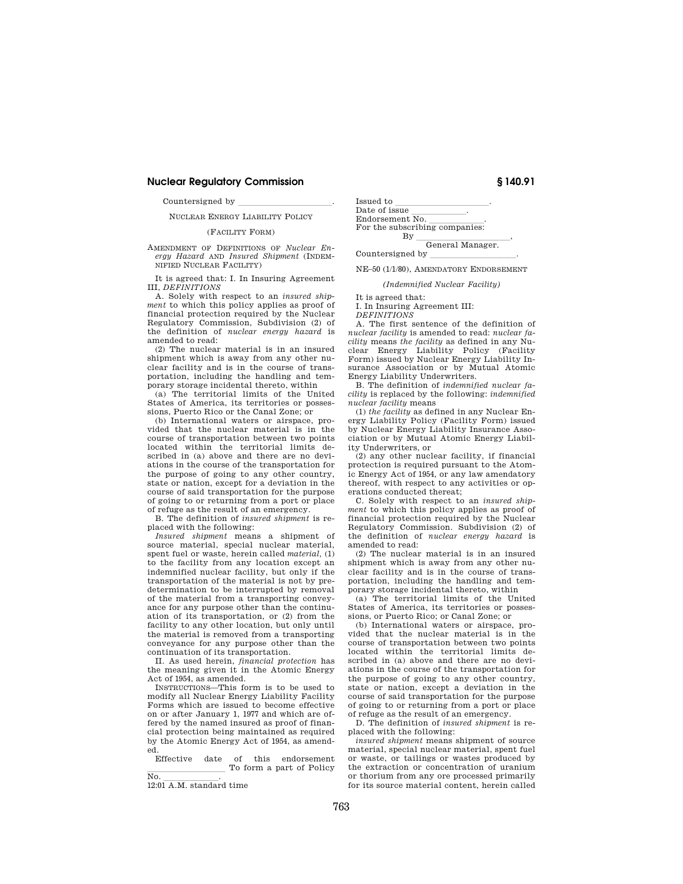Countersigned by ____________________.

NUCLEAR ENERGY LIABILITY POLICY

(FACILITY FORM)

AMENDMENT OF DEFINITIONS OF *Nuclear Energy Hazard* AND *Insured Shipment* (INDEMNIFIED NUCLEAR FACILITY)

It is agreed that: I. In Insuring Agreement III, *DEFINITIONS*

A. Solely with respect to an *insured shipment* to which this policy applies as proof of financial protection required by the Nuclear Regulatory Commission, Subdivision (2) of the definition of *nuclear energy hazard* is amended to read:

(2) The nuclear material is in an insured shipment which is away from any other nuclear facility and is in the course of transportation, including the handling and temporary storage incidental thereto, within

(a) The territorial limits of the United States of America, its territories or possessions, Puerto Rico or the Canal Zone; or

(b) International waters or airspace, provided that the nuclear material is in the course of transportation between two points located within the territorial limits described in (a) above and there are no deviations in the course of the transportation for the purpose of going to any other country, state or nation, except for a deviation in the course of said transportation for the purpose of going to or returning from a port or place of refuge as the result of an emergency.

B. The definition of *insured shipment* is replaced with the following:

*Insured shipment* means a shipment of source material, special nuclear material, spent fuel or waste, herein called *material*, (1) to the facility from any location except an indemnified nuclear facility, but only if the transportation of the material is not by predetermination to be interrupted by removal of the material from a transporting conveyance for any purpose other than the continuation of its transportation, or (2) from the facility to any other location, but only until the material is removed from a transporting conveyance for any purpose other than the continuation of its transportation.

II. As used herein, *financial protection* has the meaning given it in the Atomic Energy Act of 1954, as amended.

INSTRUCTIONS—This form is to be used to modify all Nuclear Energy Liability Facility Forms which are issued to become effective on or after January 1, 1977 and which are offered by the named insured as proof of financial protection being maintained as required by the Atomic Energy Act of 1954, as amended.

Effective date of this endorsement ____________ To form a part of Policy No. ____________.
12:01 A.M. standard time

Issued to ____________________.
Date of issue ____________.
Endorsement No. ____________.
For the subscribing companies:
By ____________________,
General Manager.
Countersigned by ____________________.

NE–50 (1/1/80), AMENDATORY ENDORSEMENT

*(Indemnified Nuclear Facility)*

It is agreed that:

I. In Insuring Agreement III:
*DEFINITIONS*

A. The first sentence of the definition of *nuclear facility* is amended to read: *nuclear facility* means *the facility* as defined in any Nuclear Energy Liability Policy (Facility Form) issued by Nuclear Energy Liability Insurance Association or by Mutual Atomic Energy Liability Underwriters.

B. The definition of *indemnified nuclear facility* is replaced by the following: *indemnified nuclear facility* means

(1) *the facility* as defined in any Nuclear Energy Liability Policy (Facility Form) issued by Nuclear Energy Liability Insurance Association or by Mutual Atomic Energy Liability Underwriters, or

(2) any other nuclear facility, if financial protection is required pursuant to the Atomic Energy Act of 1954, or any law amendatory thereof, with respect to any activities or operations conducted thereat;

C. Solely with respect to an *insured shipment* to which this policy applies as proof of financial protection required by the Nuclear Regulatory Commission. Subdivision (2) of the definition of *nuclear energy hazard* is amended to read:

(2) The nuclear material is in an insured shipment which is away from any other nuclear facility and is in the course of transportation, including the handling and temporary storage incidental thereto, within

(a) The territorial limits of the United States of America, its territories or possessions, or Puerto Rico; or Canal Zone; or

(b) International waters or airspace, provided that the nuclear material is in the course of transportation between two points located within the territorial limits described in (a) above and there are no deviations in the course of the transportation for the purpose of going to any other country, state or nation, except a deviation in the course of said transportation for the purpose of going to or returning from a port or place of refuge as the result of an emergency.

D. The definition of *insured shipment* is replaced with the following:

*insured shipment* means shipment of source material, special nuclear material, spent fuel or waste, or tailings or wastes produced by the extraction or concentration of uranium or thorium from any ore processed primarily for its source material content, herein called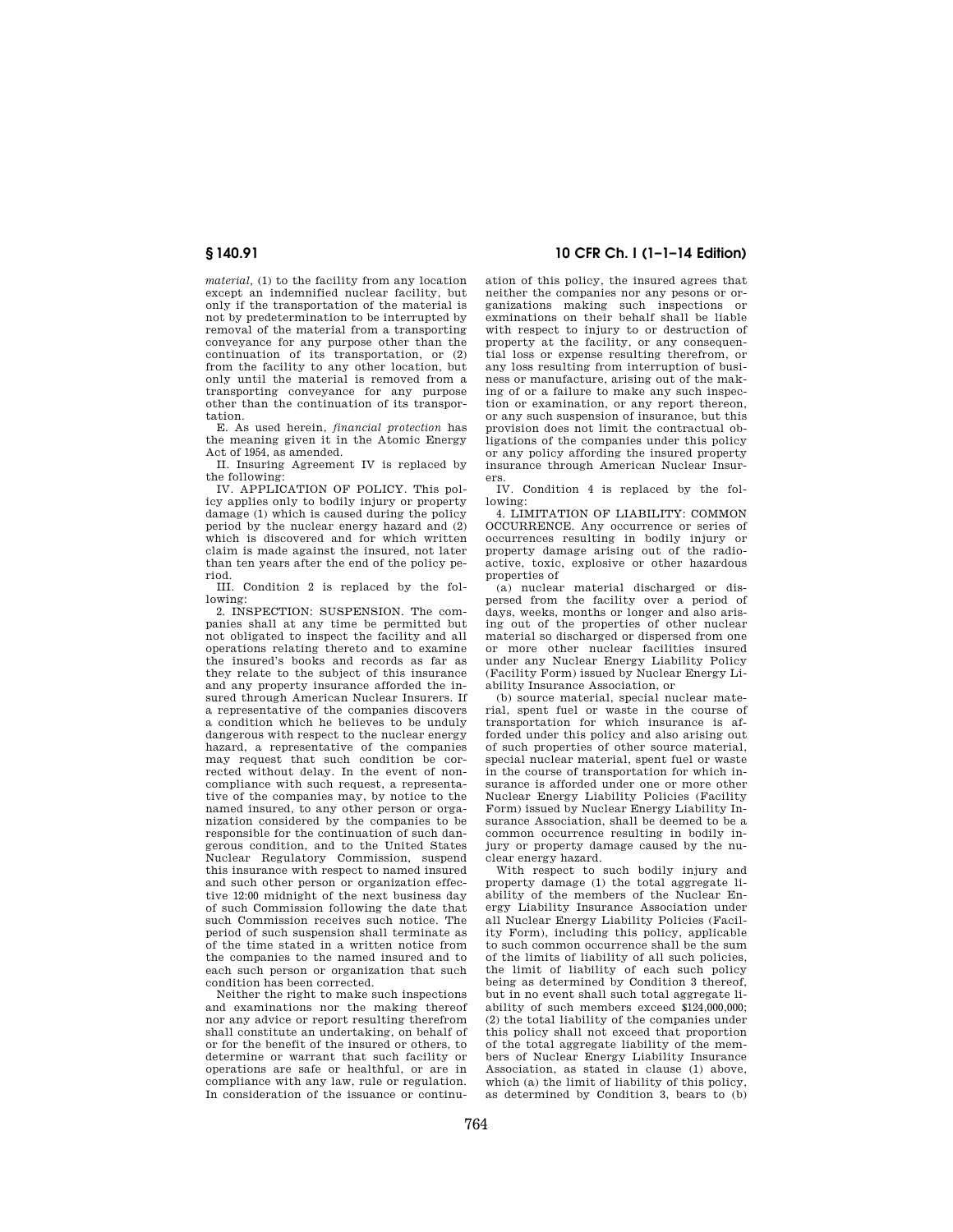*material*, (1) to the facility from any location except an indemnified nuclear facility, but only if the transportation of the material is not by predetermination to be interrupted by removal of the material from a transporting conveyance for any purpose other than the continuation of its transportation, or (2) from the facility to any other location, but only until the material is removed from a transporting conveyance for any purpose other than the continuation of its transportation.

E. As used herein, *financial protection* has the meaning given it in the Atomic Energy Act of 1954, as amended.

II. Insuring Agreement IV is replaced by the following:

IV. APPLICATION OF POLICY. This policy applies only to bodily injury or property damage (1) which is caused during the policy period by the nuclear energy hazard and (2) which is discovered and for which written claim is made against the insured, not later than ten years after the end of the policy period.

III. Condition 2 is replaced by the following:

2. INSPECTION: SUSPENSION. The companies shall at any time be permitted but not obligated to inspect the facility and all operations relating thereto and to examine the insured's books and records as far as they relate to the subject of this insurance and any property insurance afforded the insured through American Nuclear Insurers. If a representative of the companies discovers a condition which he believes to be unduly dangerous with respect to the nuclear energy hazard, a representative of the companies may request that such condition be corrected without delay. In the event of noncompliance with such request, a representative of the companies may, by notice to the named insured, to any other person or organization considered by the companies to be responsible for the continuation of such dangerous condition, and to the United States Nuclear Regulatory Commission, suspend this insurance with respect to named insured and such other person or organization effective 12:00 midnight of the next business day of such Commission following the date that such Commission receives such notice. The period of such suspension shall terminate as of the time stated in a written notice from the companies to the named insured and to each such person or organization that such condition has been corrected.

Neither the right to make such inspections and examinations nor the making thereof nor any advice or report resulting therefrom shall constitute an undertaking, on behalf of or for the benefit of the insured or others, to determine or warrant that such facility or operations are safe or healthful, or are in compliance with any law, rule or regulation. In consideration of the issuance or continuation of this policy, the insured agrees that neither the companies nor any pesons or organizations making such inspections or exminations on their behalf shall be liable with respect to injury to or destruction of property at the facility, or any consequential loss or expense resulting therefrom, or any loss resulting from interruption of business or manufacture, arising out of the making of or a failure to make any such inspection or examination, or any report thereon, or any such suspension of insurance, but this provision does not limit the contractual obligations of the companies under this policy or any policy affording the insured property insurance through American Nuclear Insurers.

IV. Condition 4 is replaced by the following:

4. LIMITATION OF LIABILITY: COMMON OCCURRENCE. Any occurrence or series of occurrences resulting in bodily injury or property damage arising out of the radioactive, toxic, explosive or other hazardous properties of

(a) nuclear material discharged or dispersed from the facility over a period of days, weeks, months or longer and also arising out of the properties of other nuclear material so discharged or dispersed from one or more other nuclear facilities insured under any Nuclear Energy Liability Policy (Facility Form) issued by Nuclear Energy Liability Insurance Association, or

(b) source material, special nuclear material, spent fuel or waste in the course of transportation for which insurance is afforded under this policy and also arising out of such properties of other source material, special nuclear material, spent fuel or waste in the course of transportation for which insurance is afforded under one or more other Nuclear Energy Liability Policies (Facility Form) issued by Nuclear Energy Liability Insurance Association, shall be deemed to be a common occurrence resulting in bodily injury or property damage caused by the nuclear energy hazard.

With respect to such bodily injury and property damage (1) the total aggregate liability of the members of the Nuclear Energy Liability Insurance Association under all Nuclear Energy Liability Policies (Facility Form), including this policy, applicable to such common occurrence shall be the sum of the limits of liability of all such policies, the limit of liability of each such policy being as determined by Condition 3 thereof, but in no event shall such total aggregate liability of such members exceed $124,000,000; (2) the total liability of the companies under this policy shall not exceed that proportion of the total aggregate liability of the members of Nuclear Energy Liability Insurance Association, as stated in clause (1) above, which (a) the limit of liability of this policy, as determined by Condition 3, bears to (b)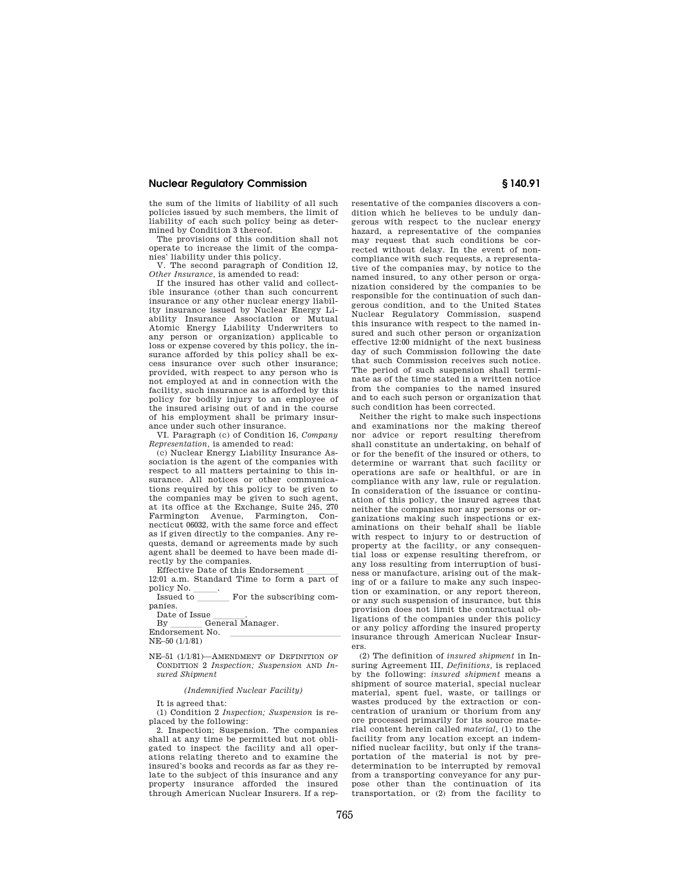the sum of the limits of liability of all such policies issued by such members, the limit of liability of each such policy being as determined by Condition 3 thereof.

The provisions of this condition shall not operate to increase the limit of the companies' liability under this policy.

V. The second paragraph of Condition 12, *Other Insurance,* is amended to read:

If the insured has other valid and collectible insurance (other than such concurrent insurance or any other nuclear energy liability insurance issued by Nuclear Energy Liability Insurance Association or Mutual Atomic Energy Liability Underwriters to any person or organization) applicable to loss or expense covered by this policy, the insurance afforded by this policy shall be excess insurance over such other insurance; provided, with respect to any person who is not employed at and in connection with the facility, such insurance as is afforded by this policy for bodily injury to an employee of the insured arising out of and in the course of his employment shall be primary insurance under such other insurance.

VI. Paragraph (c) of Condition 16, *Company Representation,* is amended to read:

(c) Nuclear Energy Liability Insurance Association is the agent of the companies with respect to all matters pertaining to this insurance. All notices or other communications required by this policy to be given to the companies may be given to such agent, at its office at the Exchange, Suite 245, 270 Farmington Avenue, Farmington, Connecticut 06032, with the same force and effect as if given directly to the companies. Any requests, demand or agreements made by such agent shall be deemed to have been made directly by the companies.

Effective Date of this Endorsement \_\_\_\_\_\_ 12:01 a.m. Standard Time to form a part of policy No. \_\_\_\_\_.

Issued to \_\_\_\_\_\_ For the subscribing companies.

Date of Issue \_\_\_\_\_\_.

By \_\_\_\_\_\_ General Manager.

Endorsement No. \_\_\_\_\_\_\_\_\_\_\_\_\_\_\_\_\_\_\_\_

NE–50 (1/1/81)

NE–51 (1/1/81)—AMENDMENT OF DEFINITION OF CONDITION 2 *Inspection; Suspension* AND *Insured Shipment*

*(Indemnified Nuclear Facility)*

It is agreed that:

(1) Condition 2 *Inspection; Suspension* is replaced by the following:

2. Inspection; Suspension. The companies shall at any time be permitted but not obligated to inspect the facility and all operations relating thereto and to examine the insured's books and records as far as they relate to the subject of this insurance and any property insurance afforded the insured through American Nuclear Insurers. If a representative of the companies discovers a condition which he believes to be unduly dangerous with respect to the nuclear energy hazard, a representative of the companies may request that such conditions be corrected without delay. In the event of noncompliance with such requests, a representative of the companies may, by notice to the named insured, to any other person or organization considered by the companies to be responsible for the continuation of such dangerous condition, and to the United States Nuclear Regulatory Commission, suspend this insurance with respect to the named insured and such other person or organization effective 12:00 midnight of the next business day of such Commission following the date that such Commission receives such notice. The period of such suspension shall terminate as of the time stated in a written notice from the companies to the named insured and to each such person or organization that such condition has been corrected.

Neither the right to make such inspections and examinations nor the making thereof nor advice or report resulting therefrom shall constitute an undertaking, on behalf of or for the benefit of the insured or others, to determine or warrant that such facility or operations are safe or healthful, or are in compliance with any law, rule or regulation. In consideration of the issuance or continuation of this policy, the insured agrees that neither the companies nor any persons or organizations making such inspections or examinations on their behalf shall be liable with respect to injury to or destruction of property at the facility, or any consequential loss or expense resulting therefrom, or any loss resulting from interruption of business or manufacture, arising out of the making of or a failure to make any such inspection or examination, or any report thereon, or any such suspension of insurance, but this provision does not limit the contractual obligations of the companies under this policy or any policy affording the insured property insurance through American Nuclear Insurers.

(2) The definition of *insured shipment* in Insuring Agreement III, *Definitions,* is replaced by the following: *insured shipment* means a shipment of source material, special nuclear material, spent fuel, waste, or tailings or wastes produced by the extraction or concentration of uranium or thorium from any ore processed primarily for its source material content herein called *material,* (1) to the facility from any location except an indemnified nuclear facility, but only if the transportation of the material is not by predetermination to be interrupted by removal from a transporting conveyance for any purpose other than the continuation of its transportation, or (2) from the facility to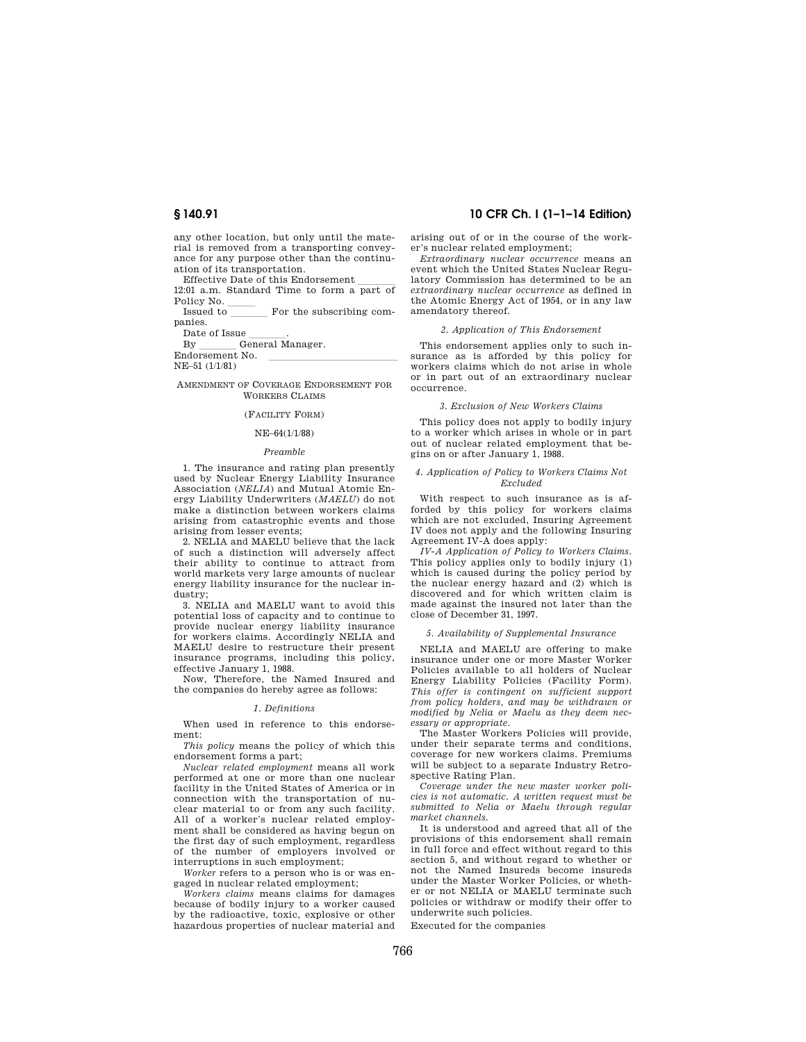any other location, but only until the material is removed from a transporting conveyance for any purpose other than the continuation of its transportation.

Effective Date of this Endorsement \_\_\_\_\_\_\_ 12:01 a.m. Standard Time to form a part of Policy No. \_\_\_\_\_

Issued to \_\_\_\_\_\_\_ For the subscribing companies.

Date of Issue \_\_\_\_\_\_\_.

By \_\_\_\_\_\_\_ General Manager.

Endorsement No. \_\_\_\_\_\_\_\_\_\_\_\_\_\_\_\_\_\_\_\_\_\_\_\_

NE–51 (1/1/81)

AMENDMENT OF COVERAGE ENDORSEMENT FOR WORKERS CLAIMS

(FACILITY FORM)

NE–64(1/1/88)

*Preamble*

1. The insurance and rating plan presently used by Nuclear Energy Liability Insurance Association (*NELIA*) and Mutual Atomic Energy Liability Underwriters (*MAELU*) do not make a distinction between workers claims arising from catastrophic events and those arising from lesser events;

2. NELIA and MAELU believe that the lack of such a distinction will adversely affect their ability to continue to attract from world markets very large amounts of nuclear energy liability insurance for the nuclear industry;

3. NELIA and MAELU want to avoid this potential loss of capacity and to continue to provide nuclear energy liability insurance for workers claims. Accordingly NELIA and MAELU desire to restructure their present insurance programs, including this policy, effective January 1, 1988.

Now, Therefore, the Named Insured and the companies do hereby agree as follows:

*1. Definitions*

When used in reference to this endorsement:

*This policy* means the policy of which this endorsement forms a part;

*Nuclear related employment* means all work performed at one or more than one nuclear facility in the United States of America or in connection with the transportation of nuclear material to or from any such facility. All of a worker's nuclear related employment shall be considered as having begun on the first day of such employment, regardless of the number of employers involved or interruptions in such employment;

*Worker* refers to a person who is or was engaged in nuclear related employment;

*Workers claims* means claims for damages because of bodily injury to a worker caused by the radioactive, toxic, explosive or other hazardous properties of nuclear material and arising out of or in the course of the worker's nuclear related employment;

*Extraordinary nuclear occurrence* means an event which the United States Nuclear Regulatory Commission has determined to be an *extraordinary nuclear occurrence* as defined in the Atomic Energy Act of 1954, or in any law amendatory thereof.

*2. Application of This Endorsement*

This endorsement applies only to such insurance as is afforded by this policy for workers claims which do not arise in whole or in part out of an extraordinary nuclear occurrence.

*3. Exclusion of New Workers Claims*

This policy does not apply to bodily injury to a worker which arises in whole or in part out of nuclear related employment that begins on or after January 1, 1988.

*4. Application of Policy to Workers Claims Not Excluded*

With respect to such insurance as is afforded by this policy for workers claims which are not excluded, Insuring Agreement IV does not apply and the following Insuring Agreement IV-A does apply:

*IV-A Application of Policy to Workers Claims.* This policy applies only to bodily injury (1) which is caused during the policy period by the nuclear energy hazard and (2) which is discovered and for which written claim is made against the insured not later than the close of December 31, 1997.

*5. Availability of Supplemental Insurance*

NELIA and MAELU are offering to make insurance under one or more Master Worker Policies available to all holders of Nuclear Energy Liability Policies (Facility Form). *This offer is contingent on sufficient support from policy holders, and may be withdrawn or modified by Nelia or Maelu as they deem necessary or appropriate.*

The Master Workers Policies will provide, under their separate terms and conditions, coverage for new workers claims. Premiums will be subject to a separate Industry Retrospective Rating Plan.

*Coverage under the new master worker policies is not automatic. A written request must be submitted to Nelia or Maelu through regular market channels.*

It is understood and agreed that all of the provisions of this endorsement shall remain in full force and effect without regard to this section 5, and without regard to whether or not the Named Insureds become insureds under the Master Worker Policies, or whether or not NELIA or MAELU terminate such policies or withdraw or modify their offer to underwrite such policies.

Executed for the companies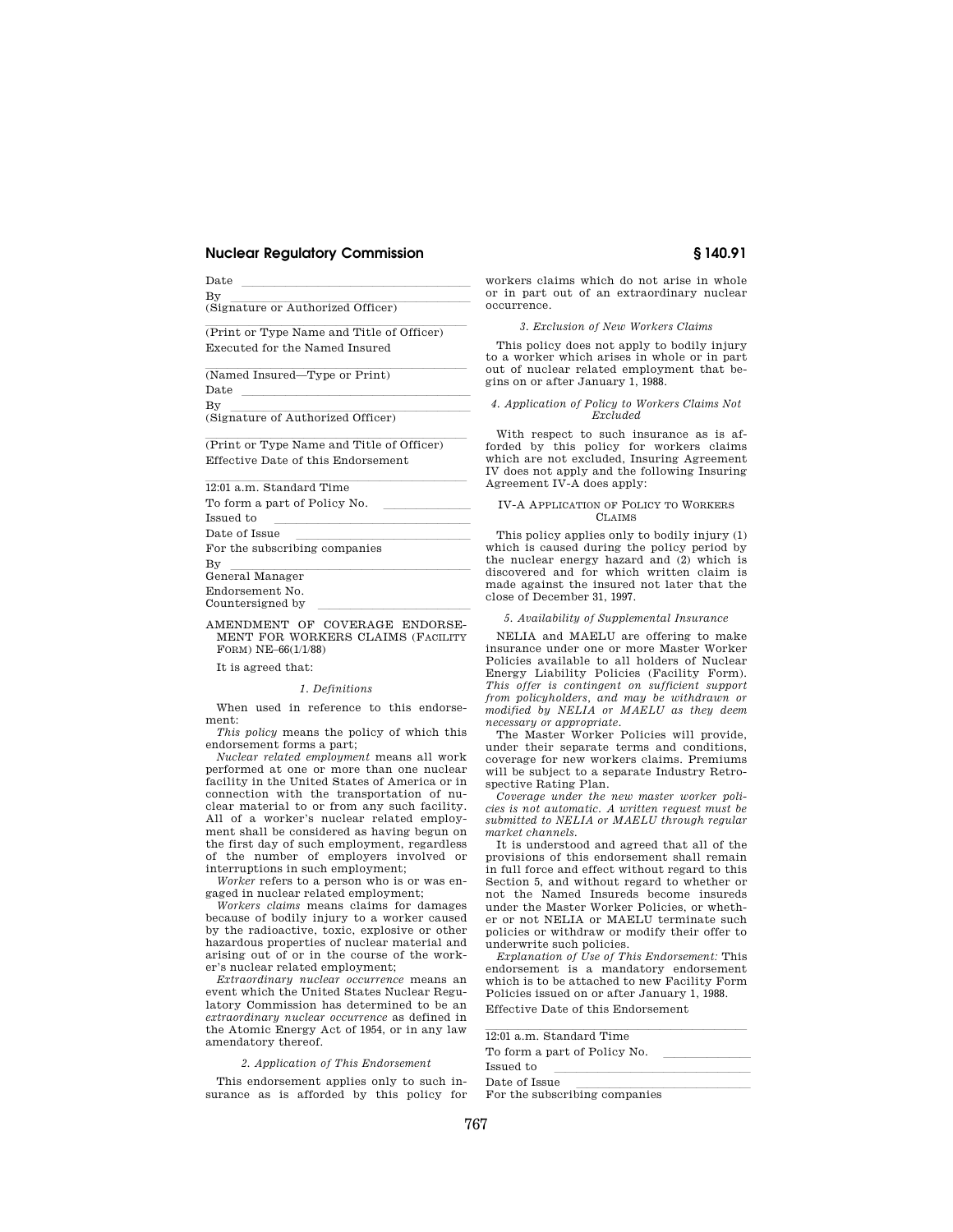Date \_\_\_\_\_\_\_\_\_\_\_\_\_\_\_\_\_\_\_\_\_\_\_\_\_\_\_\_\_\_\_\_\_\_\_\_

By \_\_\_\_\_\_\_\_\_\_\_\_\_\_\_\_\_\_\_\_\_\_\_\_\_\_\_\_\_\_\_\_\_\_\_\_\_
(Signature or Authorized Officer)

\_\_\_\_\_\_\_\_\_\_\_\_\_\_\_\_\_\_\_\_\_\_\_\_\_\_\_\_\_\_\_\_\_\_\_\_\_\_\_\_
(Print or Type Name and Title of Officer)

Executed for the Named Insured

\_\_\_\_\_\_\_\_\_\_\_\_\_\_\_\_\_\_\_\_\_\_\_\_\_\_\_\_\_\_\_\_\_\_\_\_\_\_\_\_
(Named Insured—Type or Print)

Date \_\_\_\_\_\_\_\_\_\_\_\_\_\_\_\_\_\_\_\_\_\_\_\_\_\_\_\_\_\_\_\_\_\_\_\_

By \_\_\_\_\_\_\_\_\_\_\_\_\_\_\_\_\_\_\_\_\_\_\_\_\_\_\_\_\_\_\_\_\_\_\_\_\_
(Signature of Authorized Officer)

\_\_\_\_\_\_\_\_\_\_\_\_\_\_\_\_\_\_\_\_\_\_\_\_\_\_\_\_\_\_\_\_\_\_\_\_\_\_\_\_
(Print or Type Name and Title of Officer)

Effective Date of this Endorsement

\_\_\_\_\_\_\_\_\_\_\_\_\_\_\_\_\_\_\_\_\_\_\_\_\_\_\_\_\_\_\_\_\_\_\_\_\_\_\_\_
12:01 a.m. Standard Time

To form a part of Policy No. \_\_\_\_\_\_\_\_\_\_\_\_\_\_

Issued to \_\_\_\_\_\_\_\_\_\_\_\_\_\_\_\_\_\_\_\_\_\_\_\_\_\_\_\_\_\_\_\_

Date of Issue \_\_\_\_\_\_\_\_\_\_\_\_\_\_\_\_\_\_\_\_\_\_\_\_\_\_\_\_

For the subscribing companies

By \_\_\_\_\_\_\_\_\_\_\_\_\_\_\_\_\_\_\_\_\_\_\_\_\_\_\_\_\_\_\_\_\_\_\_\_\_
General Manager

Endorsement No.

Countersigned by \_\_\_\_\_\_\_\_\_\_\_\_\_\_\_\_\_\_\_\_\_\_\_\_\_

AMENDMENT OF COVERAGE ENDORSEMENT FOR WORKERS CLAIMS (FACILITY FORM) NE–66(1/1/88)

It is agreed that:

*1. Definitions*

When used in reference to this endorsement:

*This policy* means the policy of which this endorsement forms a part;

*Nuclear related employment* means all work performed at one or more than one nuclear facility in the United States of America or in connection with the transportation of nuclear material to or from any such facility. All of a worker's nuclear related employment shall be considered as having begun on the first day of such employment, regardless of the number of employers involved or interruptions in such employment;

*Worker* refers to a person who is or was engaged in nuclear related employment;

*Workers claims* means claims for damages because of bodily injury to a worker caused by the radioactive, toxic, explosive or other hazardous properties of nuclear material and arising out of or in the course of the worker's nuclear related employment;

*Extraordinary nuclear occurrence* means an event which the United States Nuclear Regulatory Commission has determined to be an *extraordinary nuclear occurrence* as defined in the Atomic Energy Act of 1954, or in any law amendatory thereof.

*2. Application of This Endorsement*

This endorsement applies only to such insurance as is afforded by this policy for workers claims which do not arise in whole or in part out of an extraordinary nuclear occurrence.

*3. Exclusion of New Workers Claims*

This policy does not apply to bodily injury to a worker which arises in whole or in part out of nuclear related employment that begins on or after January 1, 1988.

*4. Application of Policy to Workers Claims Not Excluded*

With respect to such insurance as is afforded by this policy for workers claims which are not excluded, Insuring Agreement IV does not apply and the following Insuring Agreement IV-A does apply:

IV-A APPLICATION OF POLICY TO WORKERS CLAIMS

This policy applies only to bodily injury (1) which is caused during the policy period by the nuclear energy hazard and (2) which is discovered and for which written claim is made against the insured not later that the close of December 31, 1997.

*5. Availability of Supplemental Insurance*

NELIA and MAELU are offering to make insurance under one or more Master Worker Policies available to all holders of Nuclear Energy Liability Policies (Facility Form). *This offer is contingent on sufficient support from policyholders, and may be withdrawn or modified by NELIA or MAELU as they deem necessary or appropriate.*

The Master Worker Policies will provide, under their separate terms and conditions, coverage for new workers claims. Premiums will be subject to a separate Industry Retrospective Rating Plan.

*Coverage under the new master worker policies is not automatic. A written request must be submitted to NELIA or MAELU through regular market channels.*

It is understood and agreed that all of the provisions of this endorsement shall remain in full force and effect without regard to this Section 5, and without regard to whether or not the Named Insureds become insureds under the Master Worker Policies, or whether or not NELIA or MAELU terminate such policies or withdraw or modify their offer to underwrite such policies.

*Explanation of Use of This Endorsement:* This endorsement is a mandatory endorsement which is to be attached to new Facility Form Policies issued on or after January 1, 1988.

Effective Date of this Endorsement

\_\_\_\_\_\_\_\_\_\_\_\_\_\_\_\_\_\_\_\_\_\_\_\_\_\_\_\_\_\_\_\_\_\_\_\_\_\_\_\_
12:01 a.m. Standard Time

To form a part of Policy No. \_\_\_\_\_\_\_\_\_\_\_\_\_\_

Issued to \_\_\_\_\_\_\_\_\_\_\_\_\_\_\_\_\_\_\_\_\_\_\_\_\_\_\_\_\_\_\_\_

Date of Issue \_\_\_\_\_\_\_\_\_\_\_\_\_\_\_\_\_\_\_\_\_\_\_\_\_\_\_\_

For the subscribing companies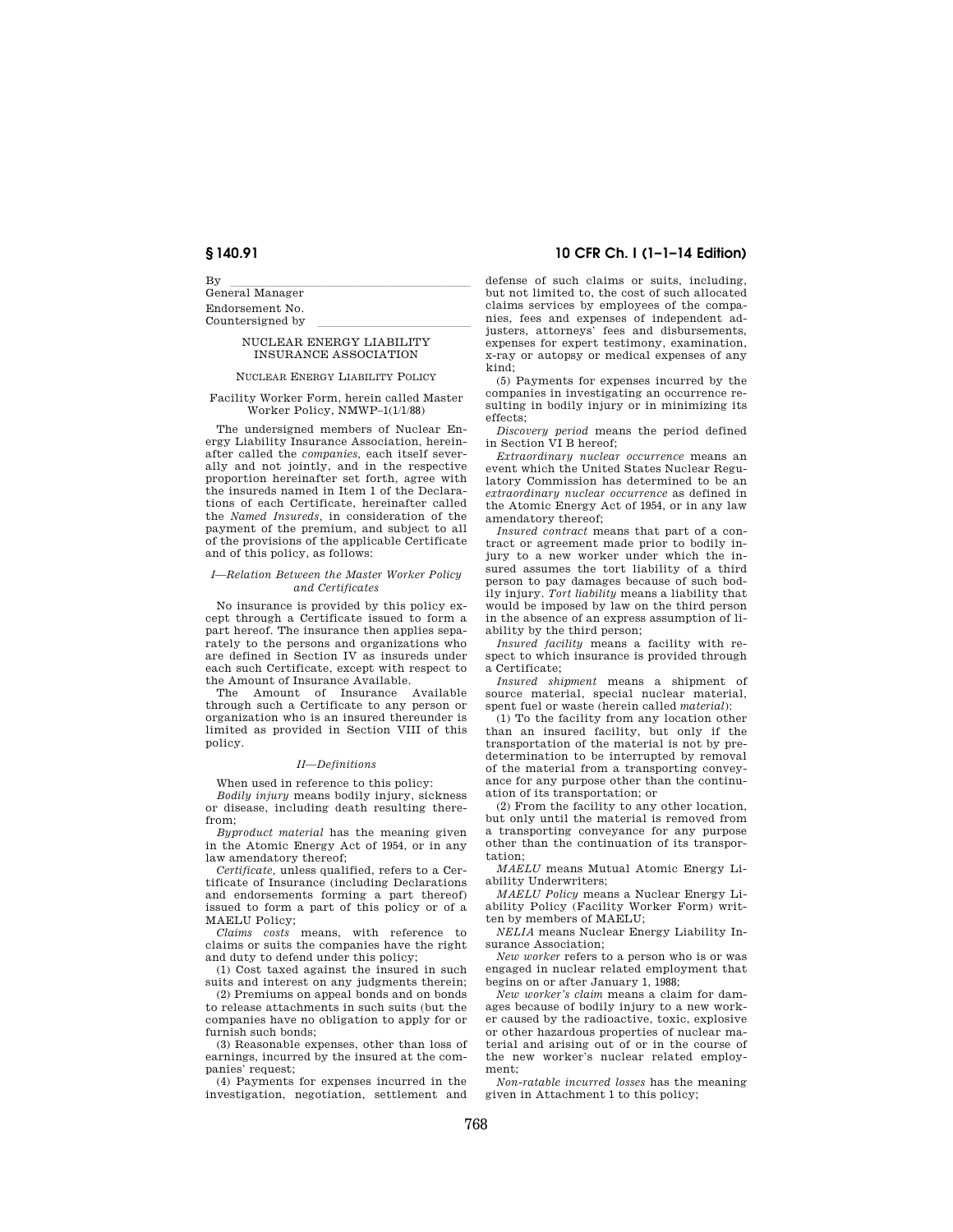By \_\_\_\_\_\_\_\_\_\_\_\_\_\_\_\_\_\_\_\_\_\_\_\_\_\_\_\_\_\_\_\_

General Manager

Endorsement No.

Countersigned by \_\_\_\_\_\_\_\_\_\_\_\_\_\_\_\_\_\_\_\_\_\_\_\_

NUCLEAR ENERGY LIABILITY INSURANCE ASSOCIATION

NUCLEAR ENERGY LIABILITY POLICY

Facility Worker Form, herein called Master Worker Policy, NMWP–1(1/1/88)

The undersigned members of Nuclear Energy Liability Insurance Association, hereinafter called the *companies*, each itself severally and not jointly, and in the respective proportion hereinafter set forth, agree with the insureds named in Item 1 of the Declarations of each Certificate, hereinafter called the *Named Insureds*, in consideration of the payment of the premium, and subject to all of the provisions of the applicable Certificate and of this policy, as follows:

*I—Relation Between the Master Worker Policy and Certificates*

No insurance is provided by this policy except through a Certificate issued to form a part hereof. The insurance then applies separately to the persons and organizations who are defined in Section IV as insureds under each such Certificate, except with respect to the Amount of Insurance Available.

The Amount of Insurance Available through such a Certificate to any person or organization who is an insured thereunder is limited as provided in Section VIII of this policy.

*II—Definitions*

When used in reference to this policy:

*Bodily injury* means bodily injury, sickness or disease, including death resulting therefrom;

*Byproduct material* has the meaning given in the Atomic Energy Act of 1954, or in any law amendatory thereof;

*Certificate*, unless qualified, refers to a Certificate of Insurance (including Declarations and endorsements forming a part thereof) issued to form a part of this policy or of a MAELU Policy;

*Claims costs* means, with reference to claims or suits the companies have the right and duty to defend under this policy;

(1) Cost taxed against the insured in such suits and interest on any judgments therein;

(2) Premiums on appeal bonds and on bonds to release attachments in such suits (but the companies have no obligation to apply for or furnish such bonds;

(3) Reasonable expenses, other than loss of earnings, incurred by the insured at the companies' request;

(4) Payments for expenses incurred in the investigation, negotiation, settlement and defense of such claims or suits, including, but not limited to, the cost of such allocated claims services by employees of the companies, fees and expenses of independent adjusters, attorneys' fees and disbursements, expenses for expert testimony, examination, x-ray or autopsy or medical expenses of any kind;

(5) Payments for expenses incurred by the companies in investigating an occurrence resulting in bodily injury or in minimizing its effects;

*Discovery period* means the period defined in Section VI B hereof;

*Extraordinary nuclear occurrence* means an event which the United States Nuclear Regulatory Commission has determined to be an *extraordinary nuclear occurrence* as defined in the Atomic Energy Act of 1954, or in any law amendatory thereof;

*Insured contract* means that part of a contract or agreement made prior to bodily injury to a new worker under which the insured assumes the tort liability of a third person to pay damages because of such bodily injury. *Tort liability* means a liability that would be imposed by law on the third person in the absence of an express assumption of liability by the third person;

*Insured facility* means a facility with respect to which insurance is provided through a Certificate;

*Insured shipment* means a shipment of source material, special nuclear material, spent fuel or waste (herein called *material*):

(1) To the facility from any location other than an insured facility, but only if the transportation of the material is not by predetermination to be interrupted by removal of the material from a transporting conveyance for any purpose other than the continuation of its transportation; or

(2) From the facility to any other location, but only until the material is removed from a transporting conveyance for any purpose other than the continuation of its transportation;

*MAELU* means Mutual Atomic Energy Liability Underwriters;

*MAELU Policy* means a Nuclear Energy Liability Policy (Facility Worker Form) written by members of MAELU;

*NELIA* means Nuclear Energy Liability Insurance Association;

*New worker* refers to a person who is or was engaged in nuclear related employment that begins on or after January 1, 1988;

*New worker's claim* means a claim for damages because of bodily injury to a new worker caused by the radioactive, toxic, explosive or other hazardous properties of nuclear material and arising out of or in the course of the new worker's nuclear related employment;

*Non-ratable incurred losses* has the meaning given in Attachment 1 to this policy;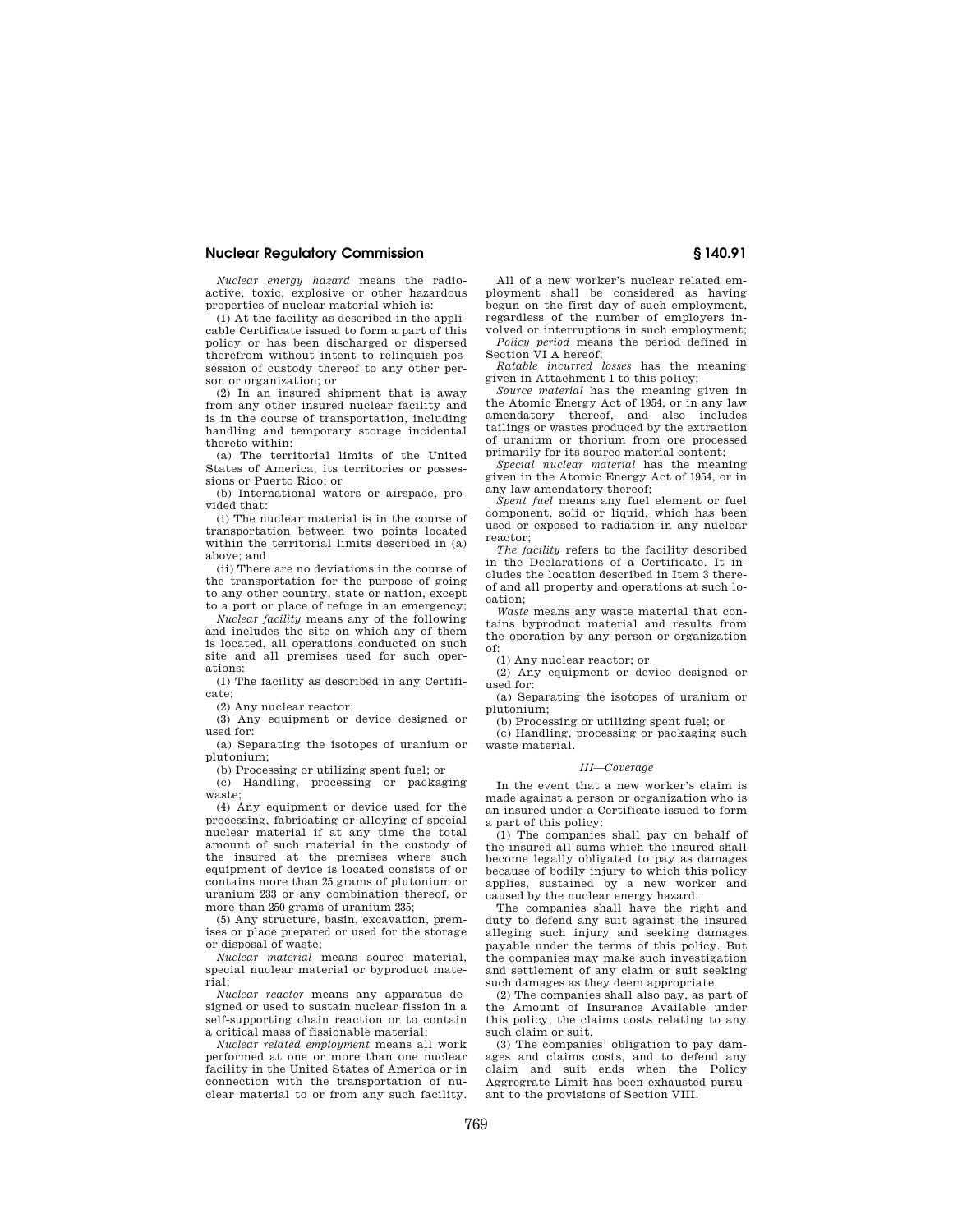*Nuclear energy hazard* means the radioactive, toxic, explosive or other hazardous properties of nuclear material which is:

(1) At the facility as described in the applicable Certificate issued to form a part of this policy or has been discharged or dispersed therefrom without intent to relinquish possession of custody thereof to any other person or organization; or

(2) In an insured shipment that is away from any other insured nuclear facility and is in the course of transportation, including handling and temporary storage incidental thereto within:

(a) The territorial limits of the United States of America, its territories or possessions or Puerto Rico; or

(b) International waters or airspace, provided that:

(i) The nuclear material is in the course of transportation between two points located within the territorial limits described in (a) above; and

(ii) There are no deviations in the course of the transportation for the purpose of going to any other country, state or nation, except to a port or place of refuge in an emergency;

*Nuclear facility* means any of the following and includes the site on which any of them is located, all operations conducted on such site and all premises used for such operations:

(1) The facility as described in any Certificate;

(2) Any nuclear reactor;

(3) Any equipment or device designed or used for:

(a) Separating the isotopes of uranium or plutonium;

(b) Processing or utilizing spent fuel; or

(c) Handling, processing or packaging waste;

(4) Any equipment or device used for the processing, fabricating or alloying of special nuclear material if at any time the total amount of such material in the custody of the insured at the premises where such equipment of device is located consists of or contains more than 25 grams of plutonium or uranium 233 or any combination thereof, or more than 250 grams of uranium 235;

(5) Any structure, basin, excavation, premises or place prepared or used for the storage or disposal of waste;

*Nuclear material* means source material, special nuclear material or byproduct material;

*Nuclear reactor* means any apparatus designed or used to sustain nuclear fission in a self-supporting chain reaction or to contain a critical mass of fissionable material;

*Nuclear related employment* means all work performed at one or more than one nuclear facility in the United States of America or in connection with the transportation of nuclear material to or from any such facility. All of a new worker's nuclear related employment shall be considered as having begun on the first day of such employment, regardless of the number of employers involved or interruptions in such employment;

*Policy period* means the period defined in Section VI A hereof;

*Ratable incurred losses* has the meaning given in Attachment 1 to this policy;

*Source material* has the meaning given in the Atomic Energy Act of 1954, or in any law amendatory thereof, and also includes tailings or wastes produced by the extraction of uranium or thorium from ore processed primarily for its source material content;

*Special nuclear material* has the meaning given in the Atomic Energy Act of 1954, or in any law amendatory thereof;

*Spent fuel* means any fuel element or fuel component, solid or liquid, which has been used or exposed to radiation in any nuclear reactor;

*The facility* refers to the facility described in the Declarations of a Certificate. It includes the location described in Item 3 thereof and all property and operations at such location;

*Waste* means any waste material that contains byproduct material and results from the operation by any person or organization of:

(1) Any nuclear reactor; or

(2) Any equipment or device designed or used for:

(a) Separating the isotopes of uranium or plutonium;

(b) Processing or utilizing spent fuel; or

(c) Handling, processing or packaging such waste material.

### *III—Coverage*

In the event that a new worker's claim is made against a person or organization who is an insured under a Certificate issued to form a part of this policy:

(1) The companies shall pay on behalf of the insured all sums which the insured shall become legally obligated to pay as damages because of bodily injury to which this policy applies, sustained by a new worker and caused by the nuclear energy hazard.

The companies shall have the right and duty to defend any suit against the insured alleging such injury and seeking damages payable under the terms of this policy. But the companies may make such investigation and settlement of any claim or suit seeking such damages as they deem appropriate.

(2) The companies shall also pay, as part of the Amount of Insurance Available under this policy, the claims costs relating to any such claim or suit.

(3) The companies' obligation to pay damages and claims costs, and to defend any claim and suit ends when the Policy Aggregate Limit has been exhausted pursuant to the provisions of Section VIII.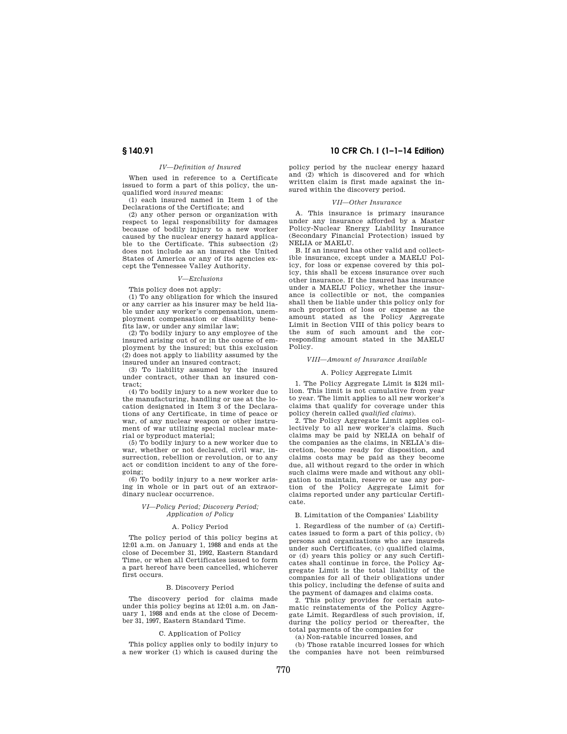*IV—Definition of Insured*

When used in reference to a Certificate issued to form a part of this policy, the unqualified word *insured* means:

(1) each insured named in Item 1 of the Declarations of the Certificate; and

(2) any other person or organization with respect to legal responsibility for damages because of bodily injury to a new worker caused by the nuclear energy hazard applicable to the Certificate. This subsection (2) does not include as an insured the United States of America or any of its agencies except the Tennessee Valley Authority.

*V—Exclusions*

This policy does not apply:

(1) To any obligation for which the insured or any carrier as his insurer may be held liable under any worker's compensation, unemployment compensation or disability benefits law, or under any similar law;

(2) To bodily injury to any employee of the insured arising out of or in the course of employment by the insured; but this exclusion (2) does not apply to liability assumed by the insured under an insured contract;

(3) To liability assumed by the insured under contract, other than an insured contract;

(4) To bodily injury to a new worker due to the manufacturing, handling or use at the location designated in Item 3 of the Declarations of any Certificate, in time of peace or war, of any nuclear weapon or other instrument of war utilizing special nuclear material or byproduct material;

(5) To bodily injury to a new worker due to war, whether or not declared, civil war, insurrection, rebellion or revolution, or to any act or condition incident to any of the foregoing;

(6) To bodily injury to a new worker arising in whole or in part out of an extraordinary nuclear occurrence.

*VI—Policy Period; Discovery Period; Application of Policy*

A. Policy Period

The policy period of this policy begins at 12:01 a.m. on January 1, 1988 and ends at the close of December 31, 1992, Eastern Standard Time, or when all Certificates issued to form a part hereof have been cancelled, whichever first occurs.

B. Discovery Period

The discovery period for claims made under this policy begins at 12:01 a.m. on January 1, 1988 and ends at the close of December 31, 1997, Eastern Standard Time.

C. Application of Policy

This policy applies only to bodily injury to a new worker (1) which is caused during the policy period by the nuclear energy hazard and (2) which is discovered and for which written claim is first made against the insured within the discovery period.

*VII—Other Insurance*

A. This insurance is primary insurance under any insurance afforded by a Master Policy-Nuclear Energy Liability Insurance (Secondary Financial Protection) issued by NELIA or MAELU.

B. If an insured has other valid and collectible insurance, except under a MAELU Policy, for loss or expense covered by this policy, this shall be excess insurance over such other insurance. If the insured has insurance under a MAELU Policy, whether the insurance is collectible or not, the companies shall then be liable under this policy only for such proportion of loss or expense as the amount stated as the Policy Aggregate Limit in Section VIII of this policy bears to the sum of such amount and the corresponding amount stated in the MAELU Policy.

*VIII—Amount of Insurance Available*

A. Policy Aggregate Limit

1. The Policy Aggregate Limit is $124 million. This limit is not cumulative from year to year. The limit applies to all new worker's claims that qualify for coverage under this policy (herein called *qualified claims*).

2. The Policy Aggregate Limit applies collectively to all new worker's claims. Such claims may be paid by NELIA on behalf of the companies as the claims, in NELIA's discretion, become ready for disposition, and claims costs may be paid as they become due, all without regard to the order in which such claims were made and without any obligation to maintain, reserve or use any portion of the Policy Aggregate Limit for claims reported under any particular Certificate.

B. Limitation of the Companies' Liability

1. Regardless of the number of (a) Certificates issued to form a part of this policy, (b) persons and organizations who are insureds under such Certificates, (c) qualified claims, or (d) years this policy or any such Certificates shall continue in force, the Policy Aggregate Limit is the total liability of the companies for all of their obligations under this policy, including the defense of suits and the payment of damages and claims costs.

2. This policy provides for certain automatic reinstatements of the Policy Aggregate Limit. Regardless of such provision, if, during the policy period or thereafter, the total payments of the companies for

(a) Non-ratable incurred losses, and

(b) Those ratable incurred losses for which the companies have not been reimbursed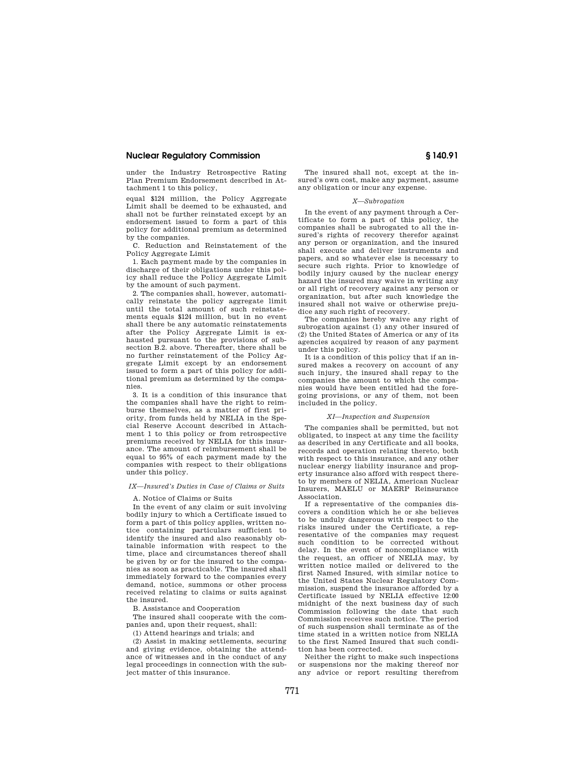under the Industry Retrospective Rating Plan Premium Endorsement described in Attachment 1 to this policy,

equal $124 million, the Policy Aggregate Limit shall be deemed to be exhausted, and shall not be further reinstated except by an endorsement issued to form a part of this policy for additional premium as determined by the companies.

C. Reduction and Reinstatement of the Policy Aggregate Limit

1. Each payment made by the companies in discharge of their obligations under this policy shall reduce the Policy Aggregate Limit by the amount of such payment.

2. The companies shall, however, automatically reinstate the policy aggregate limit until the total amount of such reinstatements equals $124 million, but in no event shall there be any automatic reinstatements after the Policy Aggregate Limit is exhausted pursuant to the provisions of subsection B.2. above. Thereafter, there shall be no further reinstatement of the Policy Aggregate Limit except by an endorsement issued to form a part of this policy for additional premium as determined by the companies.

3. It is a condition of this insurance that the companies shall have the right to reimburse themselves, as a matter of first priority, from funds held by NELIA in the Special Reserve Account described in Attachment 1 to this policy or from retrospective premiums received by NELIA for this insurance. The amount of reimbursement shall be equal to 95% of each payment made by the companies with respect to their obligations under this policy.

*IX—Insured's Duties in Case of Claims or Suits*

A. Notice of Claims or Suits

In the event of any claim or suit involving bodily injury to which a Certificate issued to form a part of this policy applies, written notice containing particulars sufficient to identify the insured and also reasonably obtainable information with respect to the time, place and circumstances thereof shall be given by or for the insured to the companies as soon as practicable. The insured shall immediately forward to the companies every demand, notice, summons or other process received relating to claims or suits against the insured.

B. Assistance and Cooperation

The insured shall cooperate with the companies and, upon their request, shall:

(1) Attend hearings and trials; and

(2) Assist in making settlements, securing and giving evidence, obtaining the attendance of witnesses and in the conduct of any legal proceedings in connection with the subject matter of this insurance.

The insured shall not, except at the insured's own cost, make any payment, assume any obligation or incur any expense.

*X—Subrogation*

In the event of any payment through a Certificate to form a part of this policy, the companies shall be subrogated to all the insured's rights of recovery therefor against any person or organization, and the insured shall execute and deliver instruments and papers, and so whatever else is necessary to secure such rights. Prior to knowledge of bodily injury caused by the nuclear energy hazard the insured may waive in writing any or all right of recovery against any person or organization, but after such knowledge the insured shall not waive or otherwise prejudice any such right of recovery.

The companies hereby waive any right of subrogation against (1) any other insured of (2) the United States of America or any of its agencies acquired by reason of any payment under this policy.

It is a condition of this policy that if an insured makes a recovery on account of any such injury, the insured shall repay to the companies the amount to which the companies would have been entitled had the foregoing provisions, or any of them, not been included in the policy.

*XI—Inspection and Suspension*

The companies shall be permitted, but not obligated, to inspect at any time the facility as described in any Certificate and all books, records and operation relating thereto, both with respect to this insurance, and any other nuclear energy liability insurance and property insurance also afford with respect thereto by members of NELIA, American Nuclear Insurers, MAELU or MAERP Reinsurance Association.

If a representative of the companies discovers a condition which he or she believes to be unduly dangerous with respect to the risks insured under the Certificate, a representative of the companies may request such condition to be corrected without delay. In the event of noncompliance with the request, an officer of NELIA may, by written notice mailed or delivered to the first Named Insured, with similar notice to the United States Nuclear Regulatory Commission, suspend the insurance afforded by a Certificate issued by NELIA effective 12:00 midnight of the next business day of such Commission following the date that such Commission receives such notice. The period of such suspension shall terminate as of the time stated in a written notice from NELIA to the first Named Insured that such condition has been corrected.

Neither the right to make such inspections or suspensions nor the making thereof nor any advice or report resulting therefrom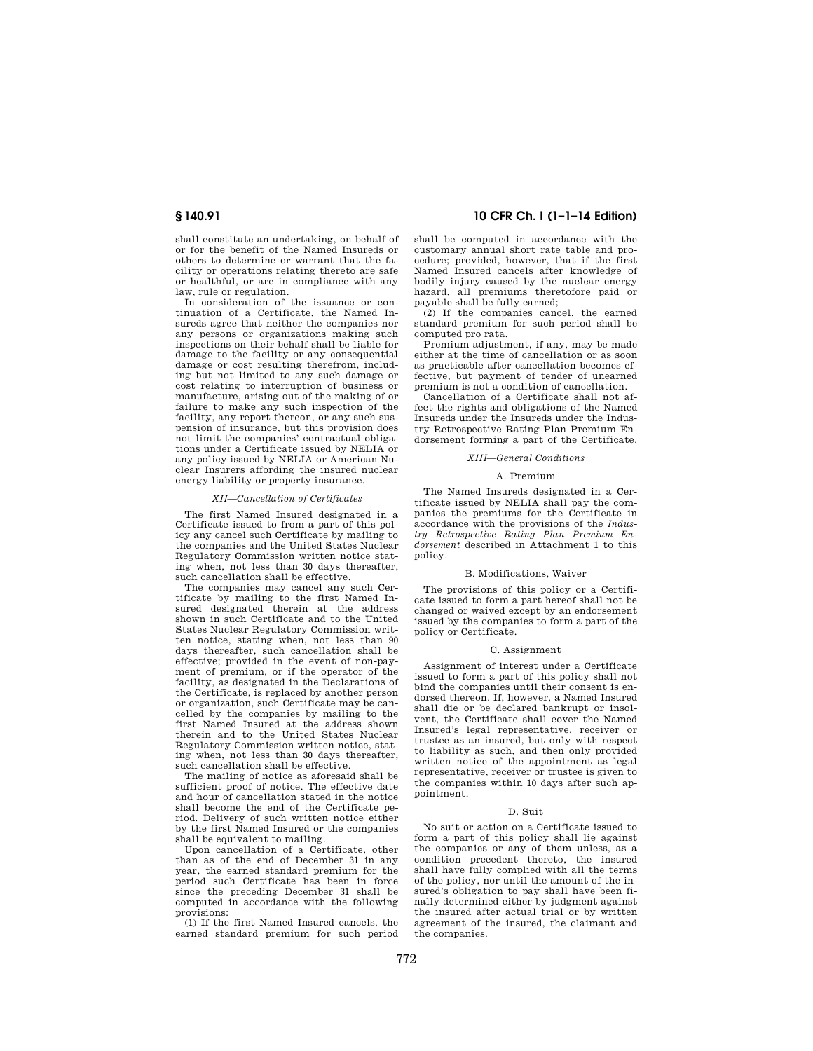shall constitute an undertaking, on behalf of or for the benefit of the Named Insureds or others to determine or warrant that the facility or operations relating thereto are safe or healthful, or are in compliance with any law, rule or regulation.

In consideration of the issuance or continuation of a Certificate, the Named Insureds agree that neither the companies nor any persons or organizations making such inspections on their behalf shall be liable for damage to the facility or any consequential damage or cost resulting therefrom, including but not limited to any such damage or cost relating to interruption of business or manufacture, arising out of the making of or failure to make any such inspection of the facility, any report thereon, or any such suspension of insurance, but this provision does not limit the companies' contractual obligations under a Certificate issued by NELIA or any policy issued by NELIA or American Nuclear Insurers affording the insured nuclear energy liability or property insurance.

*XII—Cancellation of Certificates*

The first Named Insured designated in a Certificate issued to from a part of this policy any cancel such Certificate by mailing to the companies and the United States Nuclear Regulatory Commission written notice stating when, not less than 30 days thereafter, such cancellation shall be effective.

The companies may cancel any such Certificate by mailing to the first Named Insured designated therein at the address shown in such Certificate and to the United States Nuclear Regulatory Commission written notice, stating when, not less than 90 days thereafter, such cancellation shall be effective; provided in the event of non-payment of premium, or if the operator of the facility, as designated in the Declarations of the Certificate, is replaced by another person or organization, such Certificate may be cancelled by the companies by mailing to the first Named Insured at the address shown therein and to the United States Nuclear Regulatory Commission written notice, stating when, not less than 30 days thereafter, such cancellation shall be effective.

The mailing of notice as aforesaid shall be sufficient proof of notice. The effective date and hour of cancellation stated in the notice shall become the end of the Certificate period. Delivery of such written notice either by the first Named Insured or the companies shall be equivalent to mailing.

Upon cancellation of a Certificate, other than as of the end of December 31 in any year, the earned standard premium for the period such Certificate has been in force since the preceding December 31 shall be computed in accordance with the following provisions:

(1) If the first Named Insured cancels, the earned standard premium for such period shall be computed in accordance with the customary annual short rate table and procedure; provided, however, that if the first Named Insured cancels after knowledge of bodily injury caused by the nuclear energy hazard, all premiums theretofore paid or payable shall be fully earned;

(2) If the companies cancel, the earned standard premium for such period shall be computed pro rata.

Premium adjustment, if any, may be made either at the time of cancellation or as soon as practicable after cancellation becomes effective, but payment of tender of unearned premium is not a condition of cancellation.

Cancellation of a Certificate shall not affect the rights and obligations of the Named Insureds under the Insureds under the Industry Retrospective Rating Plan Premium Endorsement forming a part of the Certificate.

*XIII—General Conditions*

A. Premium

The Named Insureds designated in a Certificate issued by NELIA shall pay the companies the premiums for the Certificate in accordance with the provisions of the *Industry Retrospective Rating Plan Premium Endorsement* described in Attachment 1 to this policy.

B. Modifications, Waiver

The provisions of this policy or a Certificate issued to form a part hereof shall not be changed or waived except by an endorsement issued by the companies to form a part of the policy or Certificate.

C. Assignment

Assignment of interest under a Certificate issued to form a part of this policy shall not bind the companies until their consent is endorsed thereon. If, however, a Named Insured shall die or be declared bankrupt or insolvent, the Certificate shall cover the Named Insured's legal representative, receiver or trustee as an insured, but only with respect to liability as such, and then only provided written notice of the appointment as legal representative, receiver or trustee is given to the companies within 10 days after such appointment.

D. Suit

No suit or action on a Certificate issued to form a part of this policy shall lie against the companies or any of them unless, as a condition precedent thereto, the insured shall have fully complied with all the terms of the policy, nor until the amount of the insured's obligation to pay shall have been finally determined either by judgment against the insured after actual trial or by written agreement of the insured, the claimant and the companies.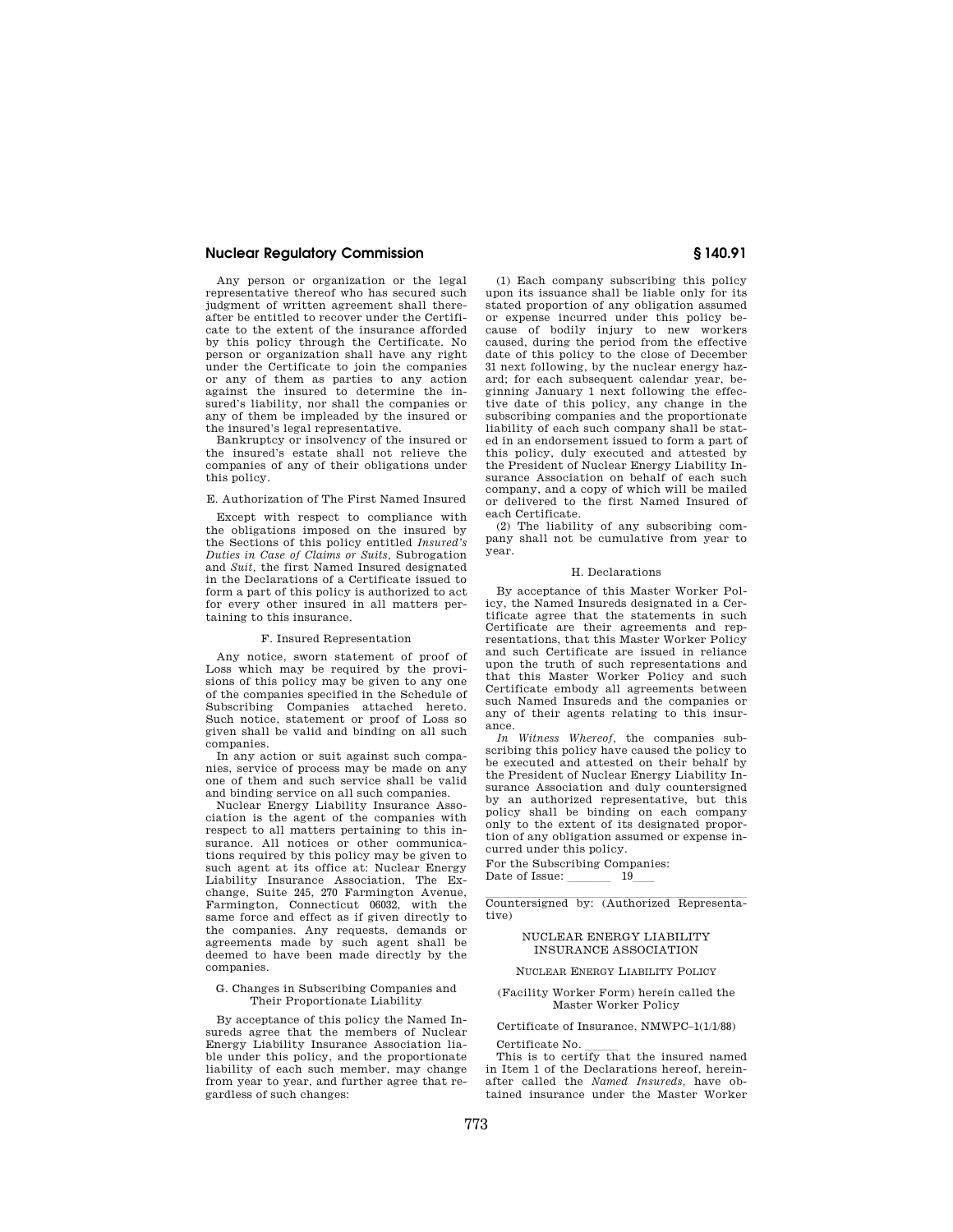Any person or organization or the legal representative thereof who has secured such judgment of written agreement shall thereafter be entitled to recover under the Certificate to the extent of the insurance afforded by this policy through the Certificate. No person or organization shall have any right under the Certificate to join the companies or any of them as parties to any action against the insured to determine the insured's liability, nor shall the companies or any of them be impleaded by the insured or the insured's legal representative.

Bankruptcy or insolvency of the insured or the insured's estate shall not relieve the companies of any of their obligations under this policy.

E. Authorization of The First Named Insured

Except with respect to compliance with the obligations imposed on the insured by the Sections of this policy entitled *Insured's Duties in Case of Claims or Suits*, Subrogation and *Suit*, the first Named Insured designated in the Declarations of a Certificate issued to form a part of this policy is authorized to act for every other insured in all matters pertaining to this insurance.

F. Insured Representation

Any notice, sworn statement of proof of Loss which may be required by the provisions of this policy may be given to any one of the companies specified in the Schedule of Subscribing Companies attached hereto. Such notice, statement or proof of Loss so given shall be valid and binding on all such companies.

In any action or suit against such companies, service of process may be made on any one of them and such service shall be valid and binding service on all such companies.

Nuclear Energy Liability Insurance Association is the agent of the companies with respect to all matters pertaining to this insurance. All notices or other communications required by this policy may be given to such agent at its office at: Nuclear Energy Liability Insurance Association, The Exchange, Suite 245, 270 Farmington Avenue, Farmington, Connecticut 06032, with the same force and effect as if given directly to the companies. Any requests, demands or agreements made by such agent shall be deemed to have been made directly by the companies.

G. Changes in Subscribing Companies and Their Proportionate Liability

By acceptance of this policy the Named Insureds agree that the members of Nuclear Energy Liability Insurance Association liable under this policy, and the proportionate liability of each such member, may change from year to year, and further agree that regardless of such changes:

(1) Each company subscribing this policy upon its issuance shall be liable only for its stated proportion of any obligation assumed or expense incurred under this policy because of bodily injury to new workers caused, during the period from the effective date of this policy to the close of December 31 next following, by the nuclear energy hazard; for each subsequent calendar year, beginning January 1 next following the effective date of this policy, any change in the subscribing companies and the proportionate liability of each such company shall be stated in an endorsement issued to form a part of this policy, duly executed and attested by the President of Nuclear Energy Liability Insurance Association on behalf of each such company, and a copy of which will be mailed or delivered to the first Named Insured of each Certificate.

(2) The liability of any subscribing company shall not be cumulative from year to year.

H. Declarations

By acceptance of this Master Worker Policy, the Named Insureds designated in a Certificate agree that the statements in such Certificate are their agreements and representations, that this Master Worker Policy and such Certificate are issued in reliance upon the truth of such representations and that this Master Worker Policy and such Certificate embody all agreements between such Named Insureds and the companies or any of their agents relating to this insurance.

*In Witness Whereof*, the companies subscribing this policy have caused the policy to be executed and attested on their behalf by the President of Nuclear Energy Liability Insurance Association and duly countersigned by an authorized representative, but this policy shall be binding on each company only to the extent of its designated proportion of any obligation assumed or expense incurred under this policy.

For the Subscribing Companies:
Date of Issue: _______ 19___

_______________________________________

Countersigned by: (Authorized Representative)

NUCLEAR ENERGY LIABILITY INSURANCE ASSOCIATION

NUCLEAR ENERGY LIABILITY POLICY

(Facility Worker Form) herein called the Master Worker Policy

Certificate of Insurance, NMWPC–1(1/1/88)

Certificate No. _____

This is to certify that the insured named in Item 1 of the Declarations hereof, hereinafter called the *Named Insureds*, have obtained insurance under the Master Worker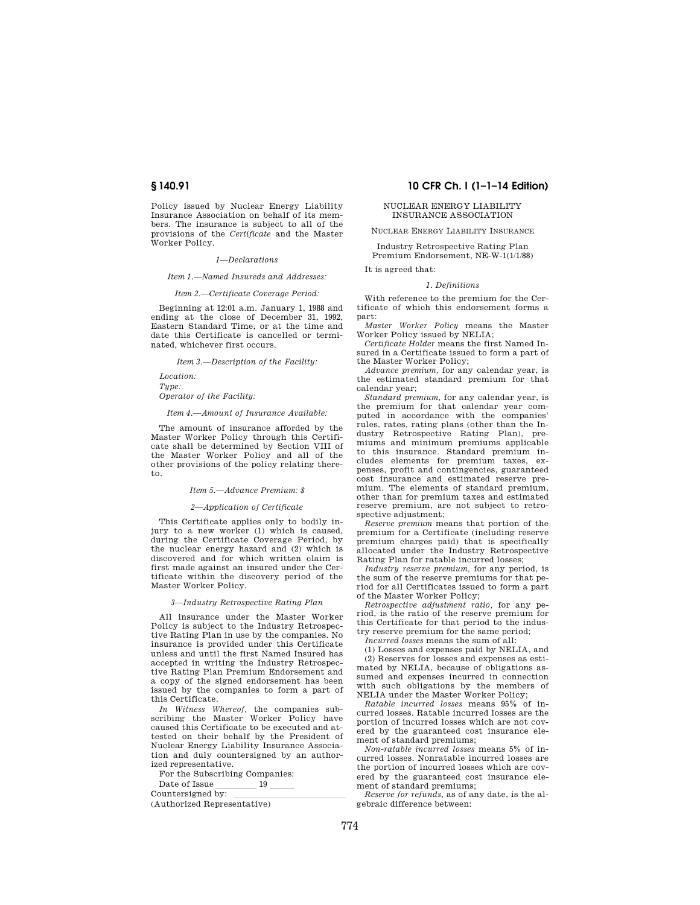Policy issued by Nuclear Energy Liability Insurance Association on behalf of its members. The insurance is subject to all of the provisions of the *Certificate* and the Master Worker Policy.

*1—Declarations*

*Item 1.—Named Insureds and Addresses:*

*Item 2.—Certificate Coverage Period:*

Beginning at 12:01 a.m. January 1, 1988 and ending at the close of December 31, 1992, Eastern Standard Time, or at the time and date this Certificate is cancelled or terminated, whichever first occurs.

*Item 3.—Description of the Facility:*

*Location:*
*Type:*
*Operator of the Facility:*

*Item 4.—Amount of Insurance Available:*

The amount of insurance afforded by the Master Worker Policy through this Certificate shall be determined by Section VIII of the Master Worker Policy and all of the other provisions of the policy relating thereto.

*Item 5.—Advance Premium: $*

*2—Application of Certificate*

This Certificate applies only to bodily injury to a new worker (1) which is caused, during the Certificate Coverage Period, by the nuclear energy hazard and (2) which is discovered and for which written claim is first made against an insured under the Certificate within the discovery period of the Master Worker Policy.

*3—Industry Retrospective Rating Plan*

All insurance under the Master Worker Policy is subject to the Industry Retrospective Rating Plan in use by the companies. No insurance is provided under this Certificate unless and until the first Named Insured has accepted in writing the Industry Retrospective Rating Plan Premium Endorsement and a copy of the signed endorsement has been issued by the companies to form a part of this Certificate.

*In Witness Whereof,* the companies subscribing the Master Worker Policy have caused this Certificate to be executed and attested on their behalf by the President of Nuclear Energy Liability Insurance Association and duly countersigned by an authorized representative.

For the Subscribing Companies:

Date of Issue \_\_\_\_\_\_\_\_\_ 19 \_\_\_\_\_

Countersigned by: \_\_\_\_\_\_\_\_\_\_\_\_\_\_\_\_\_\_\_\_\_\_\_\_\_

(Authorized Representative)

NUCLEAR ENERGY LIABILITY INSURANCE ASSOCIATION

NUCLEAR ENERGY LIABILITY INSURANCE

Industry Retrospective Rating Plan Premium Endorsement, NE-W-1(1/1/88)

It is agreed that:

*1. Definitions*

With reference to the premium for the Certificate of which this endorsement forms a part:

*Master Worker Policy* means the Master Worker Policy issued by NELIA;

*Certificate Holder* means the first Named Insured in a Certificate issued to form a part of the Master Worker Policy;

*Advance premium,* for any calendar year, is the estimated standard premium for that calendar year;

*Standard premium,* for any calendar year, is the premium for that calendar year computed in accordance with the companies' rules, rates, rating plans (other than the Industry Retrospective Rating Plan), premiums and minimum premiums applicable to this insurance. Standard premium includes elements for premium taxes, expenses, profit and contingencies, guaranteed cost insurance and estimated reserve premium. The elements of standard premium, other than for premium taxes and estimated reserve premium, are not subject to retrospective adjustment;

*Reserve premium* means that portion of the premium for a Certificate (including reserve premium charges paid) that is specifically allocated under the Industry Retrospective Rating Plan for ratable incurred losses;

*Industry reserve premium,* for any period, is the sum of the reserve premiums for that period for all Certificates issued to form a part of the Master Worker Policy;

*Retrospective adjustment ratio,* for any period, is the ratio of the reserve premium for this Certificate for that period to the industry reserve premium for the same period;

*Incurred losses* means the sum of all:

(1) Losses and expenses paid by NELIA, and

(2) Reserves for losses and expenses as estimated by NELIA, because of obligations assumed and expenses incurred in connection with such obligations by the members of NELIA under the Master Worker Policy;

*Ratable incurred losses* means 95% of incurred losses. Ratable incurred losses are the portion of incurred losses which are not covered by the guaranteed cost insurance element of standard premiums;

*Non-ratable incurred losses* means 5% of incurred losses. Nonratable incurred losses are the portion of incurred losses which are covered by the guaranteed cost insurance element of standard premiums;

*Reserve for refunds,* as of any date, is the algebraic difference between: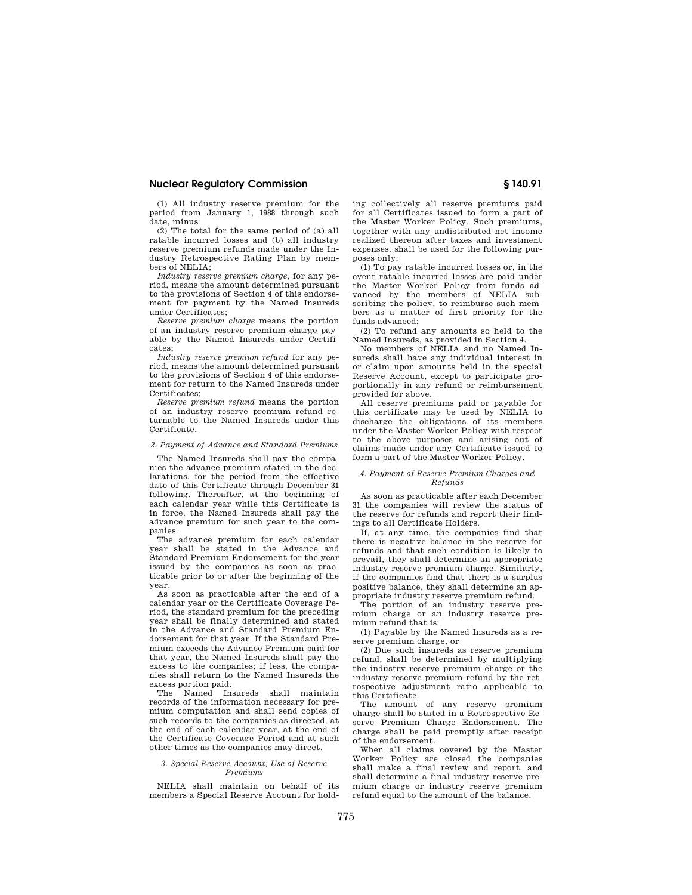(1) All industry reserve premium for the period from January 1, 1988 through such date, minus

(2) The total for the same period of (a) all ratable incurred losses and (b) all industry reserve premium refunds made under the Industry Retrospective Rating Plan by members of NELIA;

*Industry reserve premium charge,* for any period, means the amount determined pursuant to the provisions of Section 4 of this endorsement for payment by the Named Insureds under Certificates;

*Reserve premium charge* means the portion of an industry reserve premium charge payable by the Named Insureds under Certificates;

*Industry reserve premium refund* for any period, means the amount determined pursuant to the provisions of Section 4 of this endorsement for return to the Named Insureds under Certificates;

*Reserve premium refund* means the portion of an industry reserve premium refund returnable to the Named Insureds under this Certificate.

*2. Payment of Advance and Standard Premiums*

The Named Insureds shall pay the companies the advance premium stated in the declarations, for the period from the effective date of this Certificate through December 31 following. Thereafter, at the beginning of each calendar year while this Certificate is in force, the Named Insureds shall pay the advance premium for such year to the companies.

The advance premium for each calendar year shall be stated in the Advance and Standard Premium Endorsement for the year issued by the companies as soon as practicable prior to or after the beginning of the year.

As soon as practicable after the end of a calendar year or the Certificate Coverage Period, the standard premium for the preceding year shall be finally determined and stated in the Advance and Standard Premium Endorsement for that year. If the Standard Premium exceeds the Advance Premium paid for that year, the Named Insureds shall pay the excess to the companies; if less, the companies shall return to the Named Insureds the excess portion paid.

The Named Insureds shall maintain records of the information necessary for premium computation and shall send copies of such records to the companies as directed, at the end of each calendar year, at the end of the Certificate Coverage Period and at such other times as the companies may direct.

*3. Special Reserve Account; Use of Reserve Premiums*

NELIA shall maintain on behalf of its members a Special Reserve Account for holding collectively all reserve premiums paid for all Certificates issued to form a part of the Master Worker Policy. Such premiums, together with any undistributed net income realized thereon after taxes and investment expenses, shall be used for the following purposes only:

(1) To pay ratable incurred losses or, in the event ratable incurred losses are paid under the Master Worker Policy from funds advanced by the members of NELIA subscribing the policy, to reimburse such members as a matter of first priority for the funds advanced;

(2) To refund any amounts so held to the Named Insureds, as provided in Section 4.

No members of NELIA and no Named Insureds shall have any individual interest in or claim upon amounts held in the special Reserve Account, except to participate proportionally in any refund or reimbursement provided for above.

All reserve premiums paid or payable for this certificate may be used by NELIA to discharge the obligations of its members under the Master Worker Policy with respect to the above purposes and arising out of claims made under any Certificate issued to form a part of the Master Worker Policy.

*4. Payment of Reserve Premium Charges and Refunds*

As soon as practicable after each December 31 the companies will review the status of the reserve for refunds and report their findings to all Certificate Holders.

If, at any time, the companies find that there is negative balance in the reserve for refunds and that such condition is likely to prevail, they shall determine an appropriate industry reserve premium charge. Similarly, if the companies find that there is a surplus positive balance, they shall determine an appropriate industry reserve premium refund.

The portion of an industry reserve premium charge or an industry reserve premium refund that is:

(1) Payable by the Named Insureds as a reserve premium charge, or

(2) Due such insureds as reserve premium refund, shall be determined by multiplying the industry reserve premium charge or the industry reserve premium refund by the retrospective adjustment ratio applicable to this Certificate.

The amount of any reserve premium charge shall be stated in a Retrospective Reserve Premium Charge Endorsement. The charge shall be paid promptly after receipt of the endorsement.

When all claims covered by the Master Worker Policy are closed the companies shall make a final review and report, and shall determine a final industry reserve premium charge or industry reserve premium refund equal to the amount of the balance.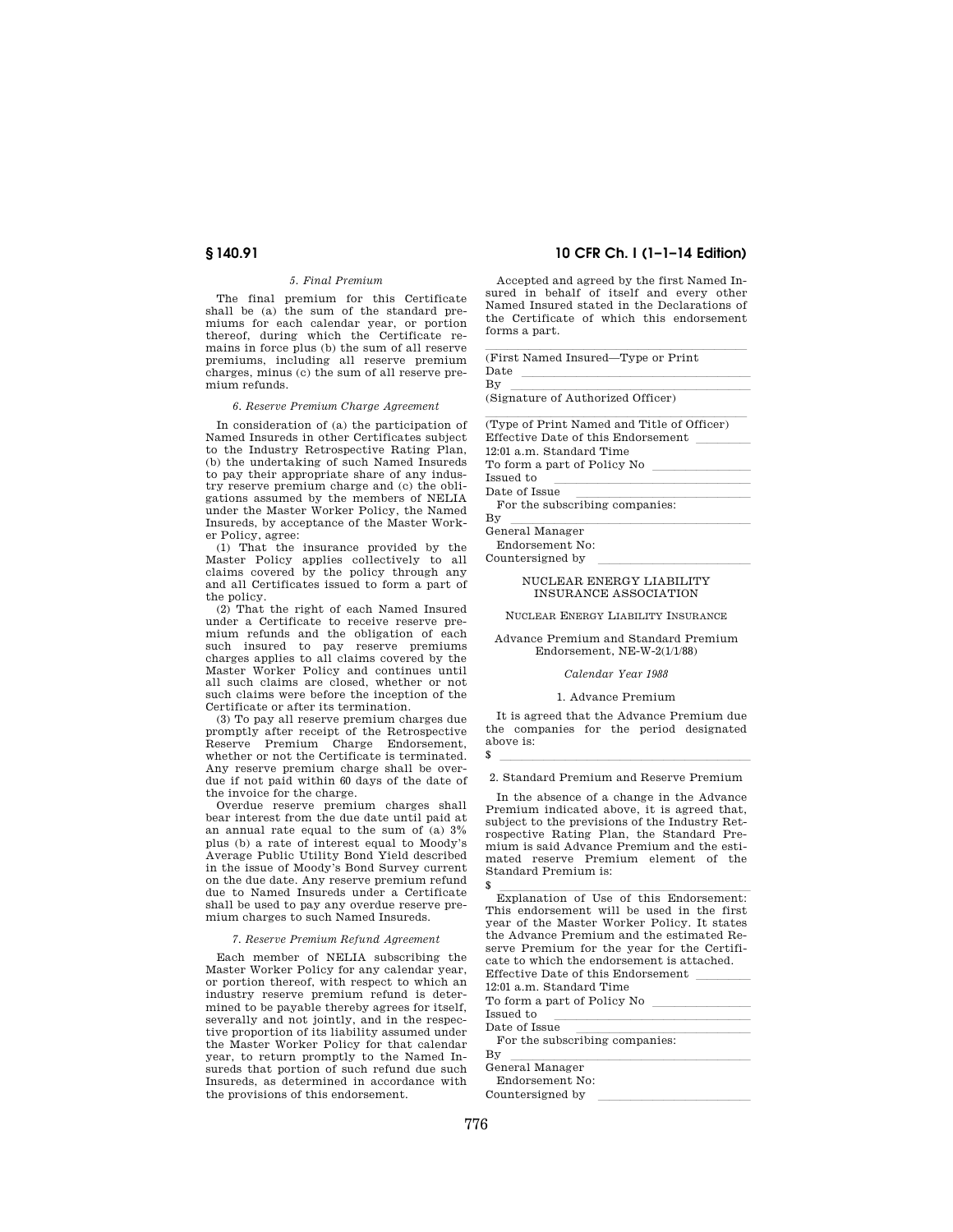*5. Final Premium*

The final premium for this Certificate shall be (a) the sum of the standard premiums for each calendar year, or portion thereof, during which the Certificate remains in force plus (b) the sum of all reserve premiums, including all reserve premium charges, minus (c) the sum of all reserve premium refunds.

*6. Reserve Premium Charge Agreement*

In consideration of (a) the participation of Named Insureds in other Certificates subject to the Industry Retrospective Rating Plan, (b) the undertaking of such Named Insureds to pay their appropriate share of any industry reserve premium charge and (c) the obligations assumed by the members of NELIA under the Master Worker Policy, the Named Insureds, by acceptance of the Master Worker Policy, agree:

(1) That the insurance provided by the Master Policy applies collectively to all claims covered by the policy through any and all Certificates issued to form a part of the policy.

(2) That the right of each Named Insured under a Certificate to receive reserve premium refunds and the obligation of each such insured to pay reserve premiums charges applies to all claims covered by the Master Worker Policy and continues until all such claims are closed, whether or not such claims were before the inception of the Certificate or after its termination.

(3) To pay all reserve premium charges due promptly after receipt of the Retrospective Reserve Premium Charge Endorsement, whether or not the Certificate is terminated. Any reserve premium charge shall be overdue if not paid within 60 days of the date of the invoice for the charge.

Overdue reserve premium charges shall bear interest from the due date until paid at an annual rate equal to the sum of (a) 3% plus (b) a rate of interest equal to Moody's Average Public Utility Bond Yield described in the issue of Moody's Bond Survey current on the due date. Any reserve premium refund due to Named Insureds under a Certificate shall be used to pay any overdue reserve premium charges to such Named Insureds.

*7. Reserve Premium Refund Agreement*

Each member of NELIA subscribing the Master Worker Policy for any calendar year, or portion thereof, with respect to which an industry reserve premium refund is determined to be payable thereby agrees for itself, severally and not jointly, and in the respective proportion of its liability assumed under the Master Worker Policy for that calendar year, to return promptly to the Named Insureds that portion of such refund due such Insureds, as determined in accordance with the provisions of this endorsement.

Accepted and agreed by the first Named Insured in behalf of itself and every other Named Insured stated in the Declarations of the Certificate of which this endorsement forms a part.

\_\_\_\_\_\_\_\_\_\_\_\_\_\_\_\_\_\_\_\_\_\_\_\_\_\_\_\_\_\_\_\_\_\_\_\_

(First Named Insured—Type or Print

Date \_\_\_\_\_\_\_\_\_\_\_\_\_\_\_\_\_\_\_\_\_\_\_\_\_\_\_\_\_\_\_\_\_\_\_\_

By \_\_\_\_\_\_\_\_\_\_\_\_\_\_\_\_\_\_\_\_\_\_\_\_\_\_\_\_\_\_\_\_\_\_\_\_

(Signature of Authorized Officer)

\_\_\_\_\_\_\_\_\_\_\_\_\_\_\_\_\_\_\_\_\_\_\_\_\_\_\_\_\_\_\_\_\_\_\_\_

(Type of Print Named and Title of Officer)

Effective Date of this Endorsement \_\_\_\_\_\_\_\_

12:01 a.m. Standard Time

To form a part of Policy No \_\_\_\_\_\_\_\_\_\_\_\_\_\_\_

Issued to \_\_\_\_\_\_\_\_\_\_\_\_\_\_\_\_\_\_\_\_\_\_\_\_\_\_\_\_\_\_\_\_

Date of Issue \_\_\_\_\_\_\_\_\_\_\_\_\_\_\_\_\_\_\_\_\_\_\_\_\_\_\_\_

For the subscribing companies:

By \_\_\_\_\_\_\_\_\_\_\_\_\_\_\_\_\_\_\_\_\_\_\_\_\_\_\_\_\_\_\_\_\_\_\_\_

General Manager

Endorsement No:

Countersigned by \_\_\_\_\_\_\_\_\_\_\_\_\_\_\_\_\_\_\_\_\_\_\_\_

NUCLEAR ENERGY LIABILITY INSURANCE ASSOCIATION

NUCLEAR ENERGY LIABILITY INSURANCE

Advance Premium and Standard Premium Endorsement, NE-W-2(1/1/88)

*Calendar Year 1988*

1. Advance Premium

It is agreed that the Advance Premium due the companies for the period designated above is:

$ \_\_\_\_\_\_\_\_\_\_\_\_\_\_\_\_\_\_\_\_\_\_\_\_\_\_\_\_\_\_\_\_\_\_\_\_

2. Standard Premium and Reserve Premium

In the absence of a change in the Advance Premium indicated above, it is agreed that, subject to the previsions of the Industry Retrospective Rating Plan, the Standard Premium is said Advance Premium and the estimated reserve Premium element of the Standard Premium is:

$ \_\_\_\_\_\_\_\_\_\_\_\_\_\_\_\_\_\_\_\_\_\_\_\_\_\_\_\_\_\_\_\_\_\_\_\_

Explanation of Use of this Endorsement: This endorsement will be used in the first year of the Master Worker Policy. It states the Advance Premium and the estimated Reserve Premium for the year for the Certificate to which the endorsement is attached.

Effective Date of this Endorsement \_\_\_\_\_\_\_\_

12:01 a.m. Standard Time

To form a part of Policy No \_\_\_\_\_\_\_\_\_\_\_\_\_\_\_

Issued to \_\_\_\_\_\_\_\_\_\_\_\_\_\_\_\_\_\_\_\_\_\_\_\_\_\_\_\_\_\_\_\_

Date of Issue \_\_\_\_\_\_\_\_\_\_\_\_\_\_\_\_\_\_\_\_\_\_\_\_\_\_\_\_

For the subscribing companies:

By \_\_\_\_\_\_\_\_\_\_\_\_\_\_\_\_\_\_\_\_\_\_\_\_\_\_\_\_\_\_\_\_\_\_\_\_

General Manager

Endorsement No:

Countersigned by \_\_\_\_\_\_\_\_\_\_\_\_\_\_\_\_\_\_\_\_\_\_\_\_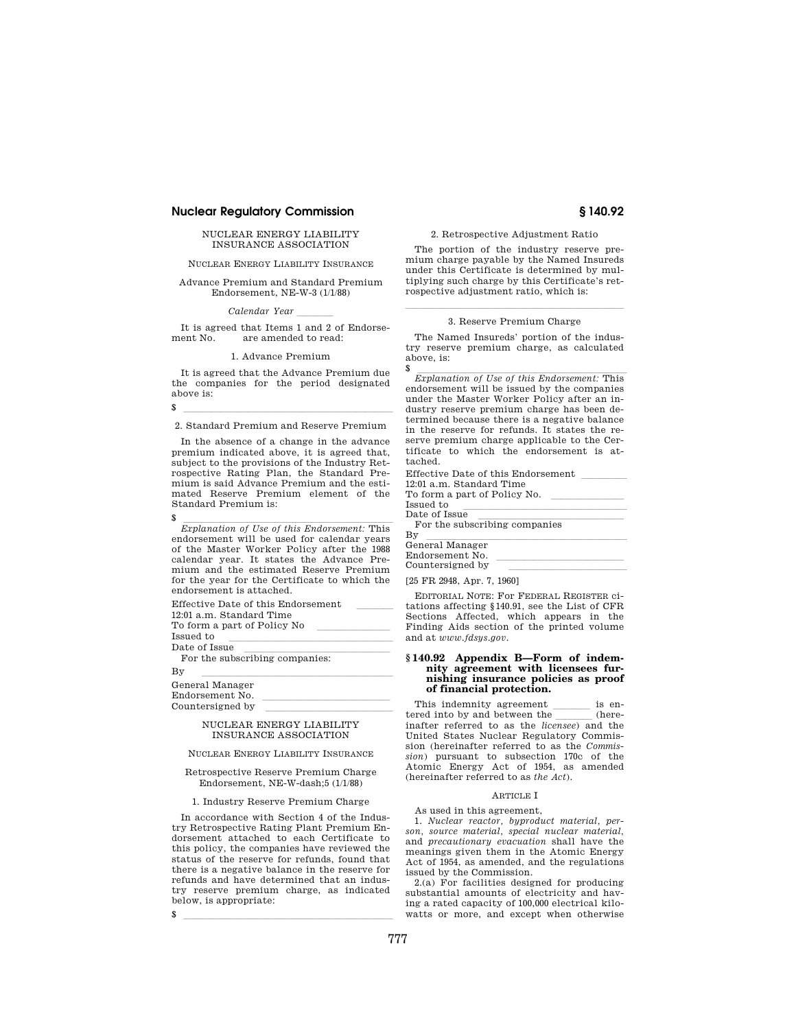NUCLEAR ENERGY LIABILITY INSURANCE ASSOCIATION

NUCLEAR ENERGY LIABILITY INSURANCE

Advance Premium and Standard Premium Endorsement, NE-W-3 (1/1/88)

*Calendar Year* _______

It is agreed that Items 1 and 2 of Endorsement No. ___ are amended to read:

1. Advance Premium

It is agreed that the Advance Premium due the companies for the period designated above is:

$ _______________

2. Standard Premium and Reserve Premium

In the absence of a change in the advance premium indicated above, it is agreed that, subject to the provisions of the Industry Retrospective Rating Plan, the Standard Premium is said Advance Premium and the estimated Reserve Premium element of the Standard Premium is:

$ _______________

*Explanation of Use of this Endorsement:* This endorsement will be used for calendar years of the Master Worker Policy after the 1988 calendar year. It states the Advance Premium and the estimated Reserve Premium for the year for the Certificate to which the endorsement is attached.

Effective Date of this Endorsement _______
12:01 a.m. Standard Time
To form a part of Policy No _______
Issued to _______
Date of Issue _______
For the subscribing companies:
By _______
General Manager
Endorsement No. _______
Countersigned by _______

NUCLEAR ENERGY LIABILITY INSURANCE ASSOCIATION

NUCLEAR ENERGY LIABILITY INSURANCE

Retrospective Reserve Premium Charge Endorsement, NE-W-dash;5 (1/1/88)

1. Industry Reserve Premium Charge

In accordance with Section 4 of the Industry Retrospective Rating Plant Premium Endorsement attached to each Certificate to this policy, the companies have reviewed the status of the reserve for refunds, found that there is a negative balance in the reserve for refunds and have determined that an industry reserve premium charge, as indicated below, is appropriate:

$ _______________

2. Retrospective Adjustment Ratio

The portion of the industry reserve premium charge payable by the Named Insureds under this Certificate is determined by multiplying such charge by this Certificate's retrospective adjustment ratio, which is:

_______________

3. Reserve Premium Charge

The Named Insureds' portion of the industry reserve premium charge, as calculated above, is:

$ _______________

*Explanation of Use of this Endorsement:* This endorsement will be issued by the companies under the Master Worker Policy after an industry reserve premium charge has been determined because there is a negative balance in the reserve for refunds. It states the reserve premium charge applicable to the Certificate to which the endorsement is attached.

Effective Date of this Endorsement _______
12:01 a.m. Standard Time
To form a part of Policy No. _______
Issued to _______
Date of Issue _______
For the subscribing companies
By _______
General Manager
Endorsement No. _______
Countersigned by _______

[25 FR 2948, Apr. 7, 1960]

EDITORIAL NOTE: For FEDERAL REGISTER citations affecting §140.91, see the List of CFR Sections Affected, which appears in the Finding Aids section of the printed volume and at *www.fdsys.gov*.

## §140.92 Appendix B—Form of indemnity agreement with licensees furnishing insurance policies as proof of financial protection.

This indemnity agreement _______ is entered into by and between the _______ (hereinafter referred to as the *licensee*) and the United States Nuclear Regulatory Commission (hereinafter referred to as the *Commission*) pursuant to subsection 170c of the Atomic Energy Act of 1954, as amended (hereinafter referred to as *the Act*).

ARTICLE I

As used in this agreement,

1. *Nuclear reactor, byproduct material, person, source material, special nuclear material,* and *precautionary evacuation* shall have the meanings given them in the Atomic Energy Act of 1954, as amended, and the regulations issued by the Commission.

2.(a) For facilities designed for producing substantial amounts of electricity and having a rated capacity of 100,000 electrical kilowatts or more, and except when otherwise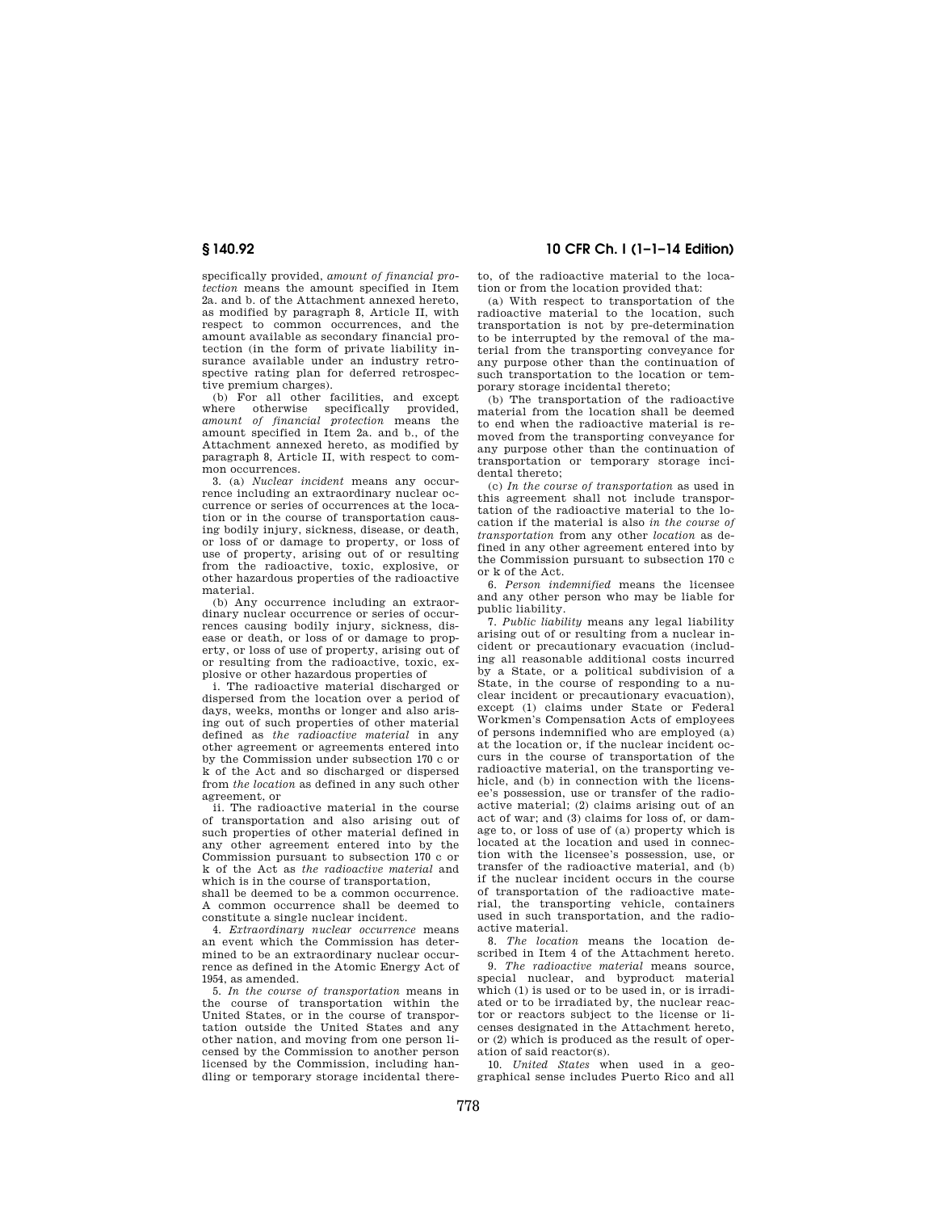specifically provided, *amount of financial protection* means the amount specified in Item 2a. and b. of the Attachment annexed hereto, as modified by paragraph 8, Article II, with respect to common occurrences, and the amount available as secondary financial protection (in the form of private liability insurance available under an industry retrospective rating plan for deferred retrospective premium charges).

(b) For all other facilities, and except where otherwise specifically provided, *amount of financial protection* means the amount specified in Item 2a. and b., of the Attachment annexed hereto, as modified by paragraph 8, Article II, with respect to common occurrences.

3. (a) *Nuclear incident* means any occurrence including an extraordinary nuclear occurrence or series of occurrences at the location or in the course of transportation causing bodily injury, sickness, disease, or death, or loss of or damage to property, or loss of use of property, arising out of or resulting from the radioactive, toxic, explosive, or other hazardous properties of the radioactive material.

(b) Any occurrence including an extraordinary nuclear occurrence or series of occurrences causing bodily injury, sickness, disease or death, or loss of or damage to property, or loss of use of property, arising out of or resulting from the radioactive, toxic, explosive or other hazardous properties of

i. The radioactive material discharged or dispersed from the location over a period of days, weeks, months or longer and also arising out of such properties of other material defined as *the radioactive material* in any other agreement or agreements entered into by the Commission under subsection 170 c or k of the Act and so discharged or dispersed from *the location* as defined in any such other agreement, or

ii. The radioactive material in the course of transportation and also arising out of such properties of other material defined in any other agreement entered into by the Commission pursuant to subsection 170 c or k of the Act as *the radioactive material* and which is in the course of transportation,

shall be deemed to be a common occurrence. A common occurrence shall be deemed to constitute a single nuclear incident.

4. *Extraordinary nuclear occurrence* means an event which the Commission has determined to be an extraordinary nuclear occurrence as defined in the Atomic Energy Act of 1954, as amended.

5. *In the course of transportation* means in the course of transportation within the United States, or in the course of transportation outside the United States and any other nation, and moving from one person licensed by the Commission to another person licensed by the Commission, including handling or temporary storage incidental thereto, of the radioactive material to the location or from the location provided that:

(a) With respect to transportation of the radioactive material to the location, such transportation is not by pre-determination to be interrupted by the removal of the material from the transporting conveyance for any purpose other than the continuation of such transportation to the location or temporary storage incidental thereto;

(b) The transportation of the radioactive material from the location shall be deemed to end when the radioactive material is removed from the transporting conveyance for any purpose other than the continuation of transportation or temporary storage incidental thereto;

(c) *In the course of transportation* as used in this agreement shall not include transportation of the radioactive material to the location if the material is also *in the course of transportation* from any other *location* as defined in any other agreement entered into by the Commission pursuant to subsection 170 c or k of the Act.

6. *Person indemnified* means the licensee and any other person who may be liable for public liability.

7. *Public liability* means any legal liability arising out of or resulting from a nuclear incident or precautionary evacuation (including all reasonable additional costs incurred by a State, or a political subdivision of a State, in the course of responding to a nuclear incident or precautionary evacuation), except (1) claims under State or Federal Workmen's Compensation Acts of employees of persons indemnified who are employed (a) at the location or, if the nuclear incident occurs in the course of transportation of the radioactive material, on the transporting vehicle, and (b) in connection with the licensee's possession, use or transfer of the radioactive material; (2) claims arising out of an act of war; and (3) claims for loss of, or damage to, or loss of use of (a) property which is located at the location and used in connection with the licensee's possession, use, or transfer of the radioactive material, and (b) if the nuclear incident occurs in the course of transportation of the radioactive material, the transporting vehicle, containers used in such transportation, and the radioactive material.

8. *The location* means the location described in Item 4 of the Attachment hereto.

9. *The radioactive material* means source, special nuclear, and byproduct material which (1) is used or to be used in, or is irradiated or to be irradiated by, the nuclear reactor or reactors subject to the license or licenses designated in the Attachment hereto, or (2) which is produced as the result of operation of said reactor(s).

10. *United States* when used in a geographical sense includes Puerto Rico and all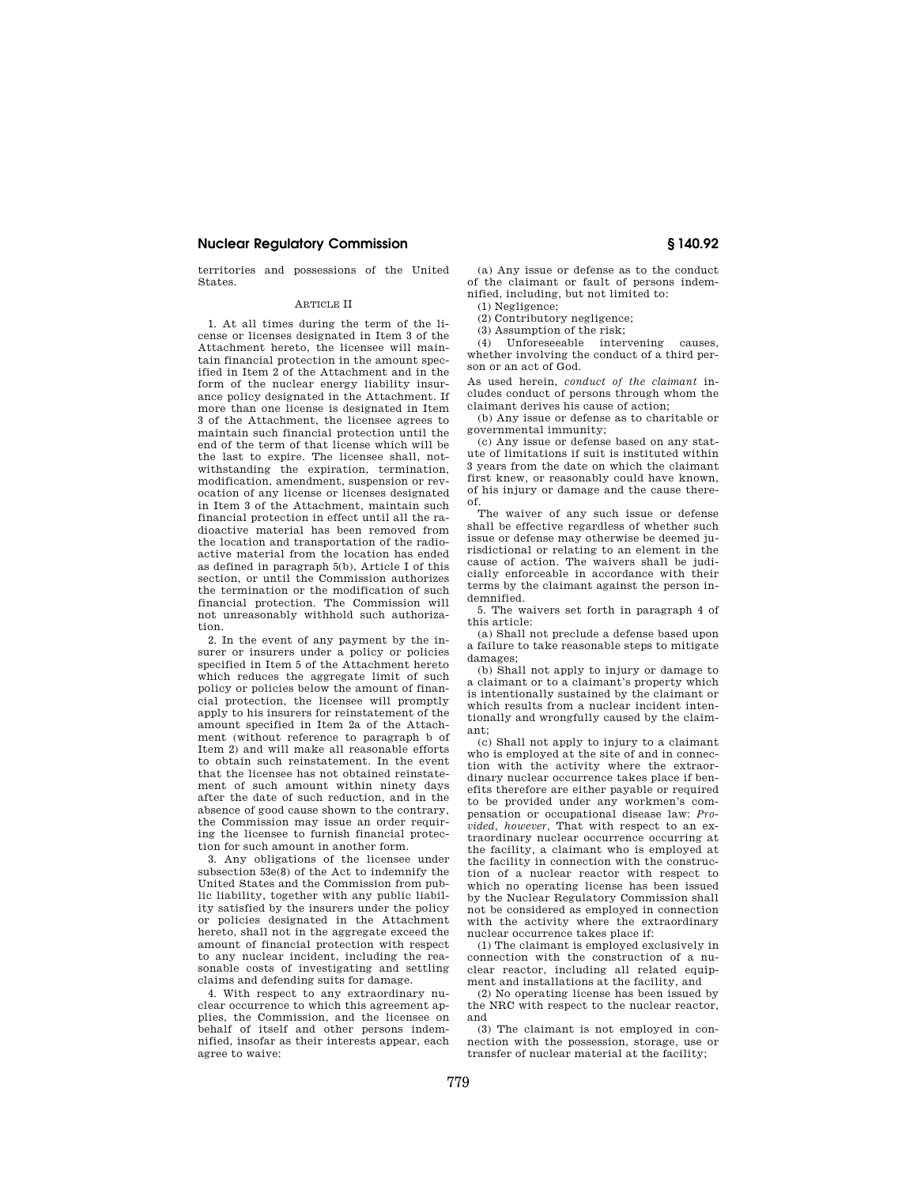territories and possessions of the United States.

ARTICLE II

1. At all times during the term of the license or licenses designated in Item 3 of the Attachment hereto, the licensee will maintain financial protection in the amount specified in Item 2 of the Attachment and in the form of the nuclear energy liability insurance policy designated in the Attachment. If more than one license is designated in Item 3 of the Attachment, the licensee agrees to maintain such financial protection until the end of the term of that license which will be the last to expire. The licensee shall, notwithstanding the expiration, termination, modification, amendment, suspension or revocation of any license or licenses designated in Item 3 of the Attachment, maintain such financial protection in effect until all the radioactive material has been removed from the location and transportation of the radioactive material from the location has ended as defined in paragraph 5(b), Article I of this section, or until the Commission authorizes the termination or the modification of such financial protection. The Commission will not unreasonably withhold such authorization.

2. In the event of any payment by the insurer or insurers under a policy or policies specified in Item 5 of the Attachment hereto which reduces the aggregate limit of such policy or policies below the amount of financial protection, the licensee will promptly apply to his insurers for reinstatement of the amount specified in Item 2a of the Attachment (without reference to paragraph b of Item 2) and will make all reasonable efforts to obtain such reinstatement. In the event that the licensee has not obtained reinstatement of such amount within ninety days after the date of such reduction, and in the absence of good cause shown to the contrary, the Commission may issue an order requiring the licensee to furnish financial protection for such amount in another form.

3. Any obligations of the licensee under subsection 53e(8) of the Act to indemnify the United States and the Commission from public liability, together with any public liability satisfied by the insurers under the policy or policies designated in the Attachment hereto, shall not in the aggregate exceed the amount of financial protection with respect to any nuclear incident, including the reasonable costs of investigating and settling claims and defending suits for damage.

4. With respect to any extraordinary nuclear occurrence to which this agreement applies, the Commission, and the licensee on behalf of itself and other persons indemnified, insofar as their interests appear, each agree to waive:

(a) Any issue or defense as to the conduct of the claimant or fault of persons indemnified, including, but not limited to:

(1) Negligence;

(2) Contributory negligence;

(3) Assumption of the risk;

(4) Unforeseeable intervening causes, whether involving the conduct of a third person or an act of God.

As used herein, *conduct of the claimant* includes conduct of persons through whom the claimant derives his cause of action;

(b) Any issue or defense as to charitable or governmental immunity;

(c) Any issue or defense based on any statute of limitations if suit is instituted within 3 years from the date on which the claimant first knew, or reasonably could have known, of his injury or damage and the cause thereof.

The waiver of any such issue or defense shall be effective regardless of whether such issue or defense may otherwise be deemed jurisdictional or relating to an element in the cause of action. The waivers shall be judicially enforceable in accordance with their terms by the claimant against the person indemnified.

5. The waivers set forth in paragraph 4 of this article:

(a) Shall not preclude a defense based upon a failure to take reasonable steps to mitigate damages;

(b) Shall not apply to injury or damage to a claimant or to a claimant's property which is intentionally sustained by the claimant or which results from a nuclear incident intentionally and wrongfully caused by the claimant;

(c) Shall not apply to injury to a claimant who is employed at the site of and in connection with the activity where the extraordinary nuclear occurrence takes place if benefits therefore are either payable or required to be provided under any workmen's compensation or occupational disease law: *Provided, however*, That with respect to an extraordinary nuclear occurrence occurring at the facility, a claimant who is employed at the facility in connection with the construction of a nuclear reactor with respect to which no operating license has been issued by the Nuclear Regulatory Commission shall not be considered as employed in connection with the activity where the extraordinary nuclear occurrence takes place if:

(1) The claimant is employed exclusively in connection with the construction of a nuclear reactor, including all related equipment and installations at the facility, and

(2) No operating license has been issued by the NRC with respect to the nuclear reactor, and

(3) The claimant is not employed in connection with the possession, storage, use or transfer of nuclear material at the facility;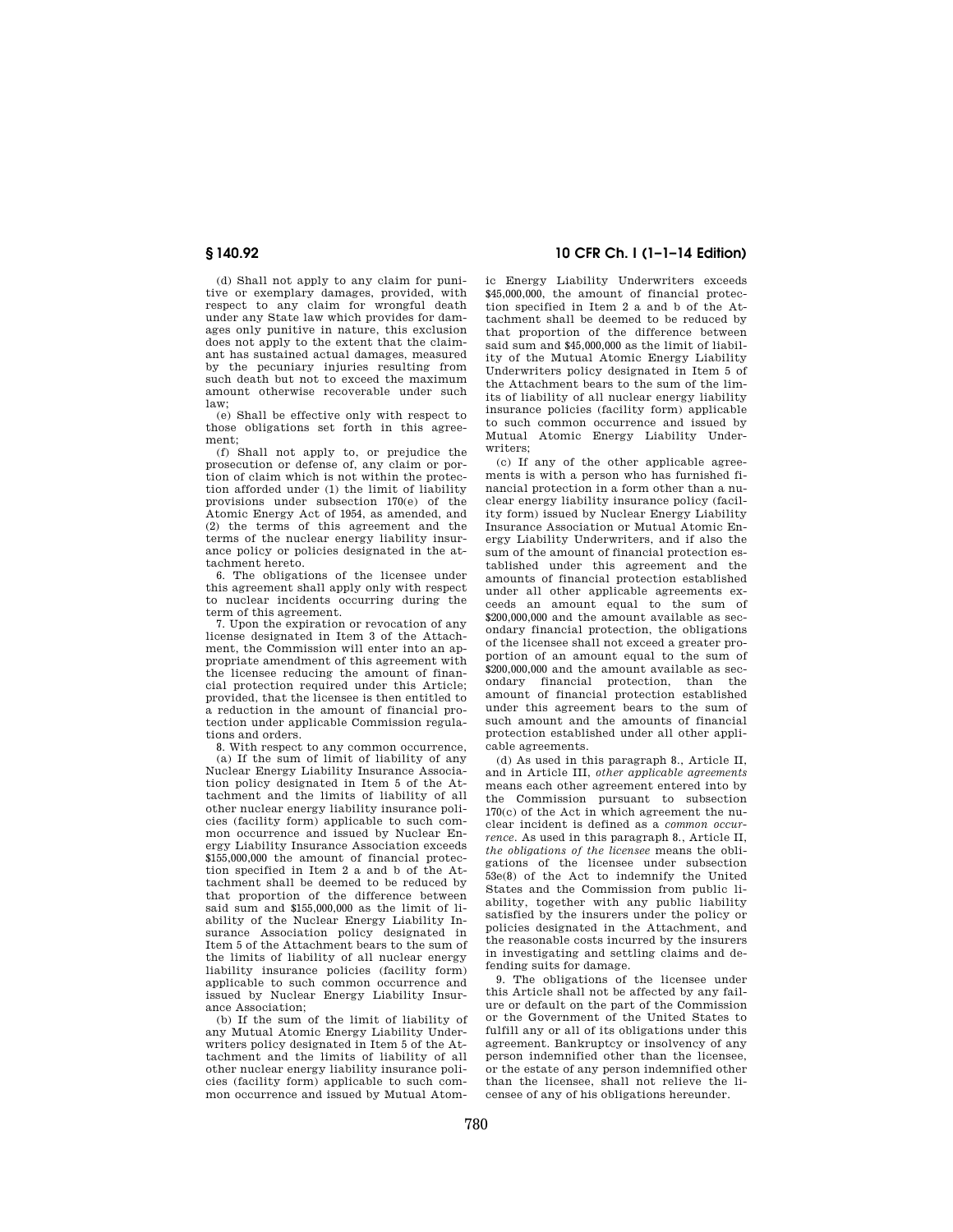(d) Shall not apply to any claim for punitive or exemplary damages, provided, with respect to any claim for wrongful death under any State law which provides for damages only punitive in nature, this exclusion does not apply to the extent that the claimant has sustained actual damages, measured by the pecuniary injuries resulting from such death but not to exceed the maximum amount otherwise recoverable under such law;

(e) Shall be effective only with respect to those obligations set forth in this agreement;

(f) Shall not apply to, or prejudice the prosecution or defense of, any claim or portion of claim which is not within the protection afforded under (1) the limit of liability provisions under subsection 170(e) of the Atomic Energy Act of 1954, as amended, and (2) the terms of this agreement and the terms of the nuclear energy liability insurance policy or policies designated in the attachment hereto.

6. The obligations of the licensee under this agreement shall apply only with respect to nuclear incidents occurring during the term of this agreement.

7. Upon the expiration or revocation of any license designated in Item 3 of the Attachment, the Commission will enter into an appropriate amendment of this agreement with the licensee reducing the amount of financial protection required under this Article; provided, that the licensee is then entitled to a reduction in the amount of financial protection under applicable Commission regulations and orders.

8. With respect to any common occurrence,

(a) If the sum of limit of liability of any Nuclear Energy Liability Insurance Association policy designated in Item 5 of the Attachment and the limits of liability of all other nuclear energy liability insurance policies (facility form) applicable to such common occurrence and issued by Nuclear Energy Liability Insurance Association exceeds $155,000,000 the amount of financial protection specified in Item 2 a and b of the Attachment shall be deemed to be reduced by that proportion of the difference between said sum and $155,000,000 as the limit of liability of the Nuclear Energy Liability Insurance Association policy designated in Item 5 of the Attachment bears to the sum of the limits of liability of all nuclear energy liability insurance policies (facility form) applicable to such common occurrence and issued by Nuclear Energy Liability Insurance Association;

(b) If the sum of the limit of liability of any Mutual Atomic Energy Liability Underwriters policy designated in Item 5 of the Attachment and the limits of liability of all other nuclear energy liability insurance policies (facility form) applicable to such common occurrence and issued by Mutual Atomic Energy Liability Underwriters exceeds $45,000,000, the amount of financial protection specified in Item 2 a and b of the Attachment shall be deemed to be reduced by that proportion of the difference between said sum and $45,000,000 as the limit of liability of the Mutual Atomic Energy Liability Underwriters policy designated in Item 5 of the Attachment bears to the sum of the limits of liability of all nuclear energy liability insurance policies (facility form) applicable to such common occurrence and issued by Mutual Atomic Energy Liability Underwriters;

(c) If any of the other applicable agreements is with a person who has furnished financial protection in a form other than a nuclear energy liability insurance policy (facility form) issued by Nuclear Energy Liability Insurance Association or Mutual Atomic Energy Liability Underwriters, and if also the sum of the amount of financial protection established under this agreement and the amounts of financial protection established under all other applicable agreements exceeds an amount equal to the sum of $200,000,000 and the amount available as secondary financial protection, the obligations of the licensee shall not exceed a greater proportion of an amount equal to the sum of $200,000,000 and the amount available as secondary financial protection, than the amount of financial protection established under this agreement bears to the sum of such amount and the amounts of financial protection established under all other applicable agreements.

(d) As used in this paragraph 8., Article II, and in Article III, *other applicable agreements* means each other agreement entered into by the Commission pursuant to subsection 170(c) of the Act in which agreement the nuclear incident is defined as a *common occurrence*. As used in this paragraph 8., Article II, *the obligations of the licensee* means the obligations of the licensee under subsection 53e(8) of the Act to indemnify the United States and the Commission from public liability, together with any public liability satisfied by the insurers under the policy or policies designated in the Attachment, and the reasonable costs incurred by the insurers in investigating and settling claims and defending suits for damage.

9. The obligations of the licensee under this Article shall not be affected by any failure or default on the part of the Commission or the Government of the United States to fulfill any or all of its obligations under this agreement. Bankruptcy or insolvency of any person indemnified other than the licensee, or the estate of any person indemnified other than the licensee, shall not relieve the licensee of any of his obligations hereunder.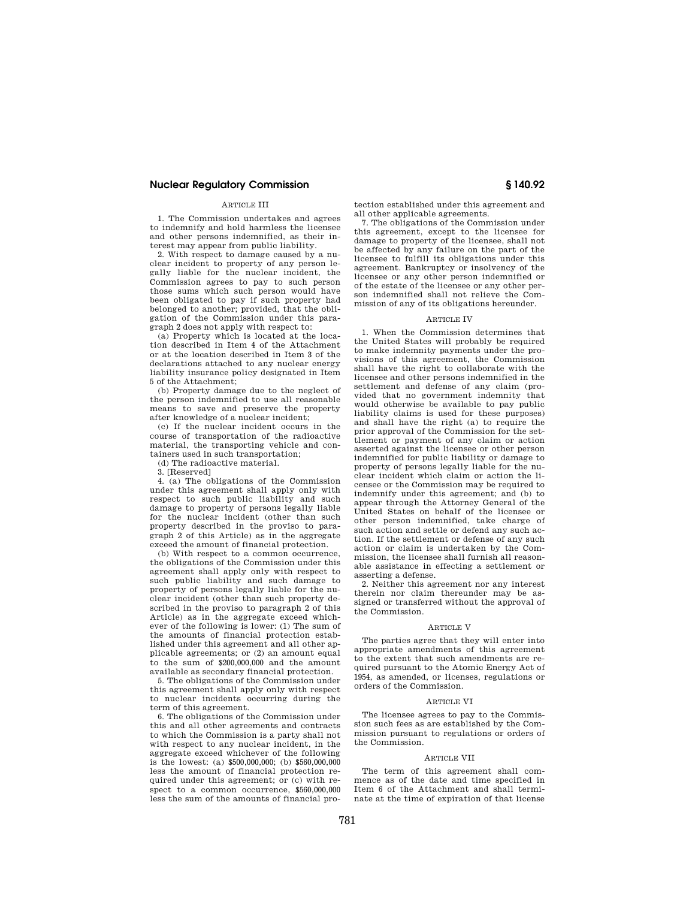ARTICLE III

1. The Commission undertakes and agrees to indemnify and hold harmless the licensee and other persons indemnified, as their interest may appear from public liability.

2. With respect to damage caused by a nuclear incident to property of any person legally liable for the nuclear incident, the Commission agrees to pay to such person those sums which such person would have been obligated to pay if such property had belonged to another; provided, that the obligation of the Commission under this paragraph 2 does not apply with respect to:

(a) Property which is located at the location described in Item 4 of the Attachment or at the location described in Item 3 of the declarations attached to any nuclear energy liability insurance policy designated in Item 5 of the Attachment;

(b) Property damage due to the neglect of the person indemnified to use all reasonable means to save and preserve the property after knowledge of a nuclear incident;

(c) If the nuclear incident occurs in the course of transportation of the radioactive material, the transporting vehicle and containers used in such transportation;

(d) The radioactive material.

3. [Reserved]

4. (a) The obligations of the Commission under this agreement shall apply only with respect to such public liability and such damage to property of persons legally liable for the nuclear incident (other than such property described in the proviso to paragraph 2 of this Article) as in the aggregate exceed the amount of financial protection.

(b) With respect to a common occurrence, the obligations of the Commission under this agreement shall apply only with respect to such public liability and such damage to property of persons legally liable for the nuclear incident (other than such property described in the proviso to paragraph 2 of this Article) as in the aggregate exceed whichever of the following is lower: (1) The sum of the amounts of financial protection established under this agreement and all other applicable agreements; or (2) an amount equal to the sum of $200,000,000 and the amount available as secondary financial protection.

5. The obligations of the Commission under this agreement shall apply only with respect to nuclear incidents occurring during the term of this agreement.

6. The obligations of the Commission under this and all other agreements and contracts to which the Commission is a party shall not with respect to any nuclear incident, in the aggregate exceed whichever of the following is the lowest: (a) $500,000,000; (b) $560,000,000 less the amount of financial protection required under this agreement; or (c) with respect to a common occurrence, $560,000,000 less the sum of the amounts of financial protection established under this agreement and all other applicable agreements.

7. The obligations of the Commission under this agreement, except to the licensee for damage to property of the licensee, shall not be affected by any failure on the part of the licensee to fulfill its obligations under this agreement. Bankruptcy or insolvency of the licensee or any other person indemnified or of the estate of the licensee or any other person indemnified shall not relieve the Commission of any of its obligations hereunder.

ARTICLE IV

1. When the Commission determines that the United States will probably be required to make indemnity payments under the provisions of this agreement, the Commission shall have the right to collaborate with the licensee and other persons indemnified in the settlement and defense of any claim (provided that no government indemnity that would otherwise be available to pay public liability claims is used for these purposes) and shall have the right (a) to require the prior approval of the Commission for the settlement or payment of any claim or action asserted against the licensee or other person indemnified for public liability or damage to property of persons legally liable for the nuclear incident which claim or action the licensee or the Commission may be required to indemnify under this agreement; and (b) to appear through the Attorney General of the United States on behalf of the licensee or other person indemnified, take charge of such action and settle or defend any such action. If the settlement or defense of any such action or claim is undertaken by the Commission, the licensee shall furnish all reasonable assistance in effecting a settlement or asserting a defense.

2. Neither this agreement nor any interest therein nor claim thereunder may be assigned or transferred without the approval of the Commission.

ARTICLE V

The parties agree that they will enter into appropriate amendments of this agreement to the extent that such amendments are required pursuant to the Atomic Energy Act of 1954, as amended, or licenses, regulations or orders of the Commission.

ARTICLE VI

The licensee agrees to pay to the Commission such fees as are established by the Commission pursuant to regulations or orders of the Commission.

ARTICLE VII

The term of this agreement shall commence as of the date and time specified in Item 6 of the Attachment and shall terminate at the time of expiration of that license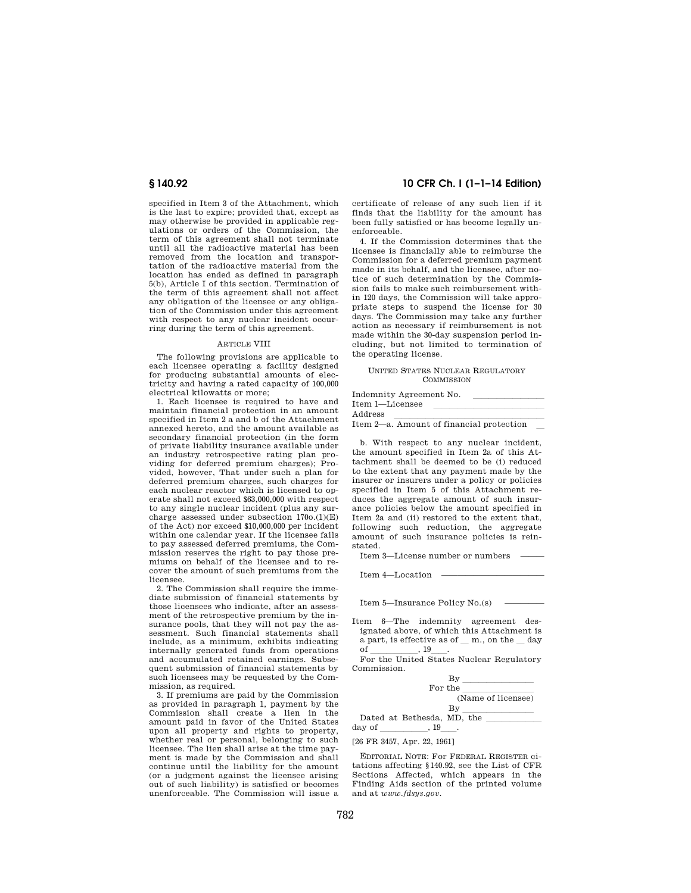specified in Item 3 of the Attachment, which is the last to expire; provided that, except as may otherwise be provided in applicable regulations or orders of the Commission, the term of this agreement shall not terminate until all the radioactive material has been removed from the location and transportation of the radioactive material from the location has ended as defined in paragraph 5(b), Article I of this section. Termination of the term of this agreement shall not affect any obligation of the licensee or any obligation of the Commission under this agreement with respect to any nuclear incident occurring during the term of this agreement.

ARTICLE VIII

The following provisions are applicable to each licensee operating a facility designed for producing substantial amounts of electricity and having a rated capacity of 100,000 electrical kilowatts or more;

1. Each licensee is required to have and maintain financial protection in an amount specified in Item 2 a and b of the Attachment annexed hereto, and the amount available as secondary financial protection (in the form of private liability insurance available under an industry retrospective rating plan providing for deferred premium charges); Provided, however, That under such a plan for deferred premium charges, such charges for each nuclear reactor which is licensed to operate shall not exceed $63,000,000 with respect to any single nuclear incident (plus any surcharge assessed under subsection 170o.(1)(E) of the Act) nor exceed $10,000,000 per incident within one calendar year. If the licensee fails to pay assessed deferred premiums, the Commission reserves the right to pay those premiums on behalf of the licensee and to recover the amount of such premiums from the licensee.

2. The Commission shall require the immediate submission of financial statements by those licensees who indicate, after an assessment of the retrospective premium by the insurance pools, that they will not pay the assessment. Such financial statements shall include, as a minimum, exhibits indicating internally generated funds from operations and accumulated retained earnings. Subsequent submission of financial statements by such licensees may be requested by the Commission, as required.

3. If premiums are paid by the Commission as provided in paragraph 1, payment by the Commission shall create a lien in the amount paid in favor of the United States upon all property and rights to property, whether real or personal, belonging to such licensee. The lien shall arise at the time payment is made by the Commission and shall continue until the liability for the amount (or a judgment against the licensee arising out of such liability) is satisfied or becomes unenforceable. The Commission will issue a certificate of release of any such lien if it finds that the liability for the amount has been fully satisfied or has become legally unenforceable.

4. If the Commission determines that the licensee is financially able to reimburse the Commission for a deferred premium payment made in its behalf, and the licensee, after notice of such determination by the Commission fails to make such reimbursement within 120 days, the Commission will take appropriate steps to suspend the license for 30 days. The Commission may take any further action as necessary if reimbursement is not made within the 30-day suspension period including, but not limited to termination of the operating license.

UNITED STATES NUCLEAR REGULATORY COMMISSION

Indemnity Agreement No. \_\_\_\_\_\_\_\_\_\_

Item 1—Licensee \_\_\_\_\_\_\_\_\_\_

Address \_\_\_\_\_\_\_\_\_\_

Item 2—a. Amount of financial protection \_\_

b. With respect to any nuclear incident, the amount specified in Item 2a of this Attachment shall be deemed to be (i) reduced to the extent that any payment made by the insurer or insurers under a policy or policies specified in Item 5 of this Attachment reduces the aggregate amount of such insurance policies below the amount specified in Item 2a and (ii) restored to the extent that, following such reduction, the aggregate amount of such insurance policies is reinstated.

Item 3—License number or numbers \_\_\_\_\_\_

Item 4—Location \_\_\_\_\_\_

Item 5—Insurance Policy No.(s) \_\_\_\_\_\_

Item 6—The indemnity agreement designated above, of which this Attachment is a part, is effective as of \_\_ m., on the \_\_ day of \_\_\_\_\_\_, 19\_\_\_.

For the United States Nuclear Regulatory Commission.

By \_\_\_\_\_\_\_\_\_\_

For the \_\_\_\_\_\_\_\_\_\_

(Name of licensee)

By \_\_\_\_\_\_\_\_\_\_

Dated at Bethesda, MD, the \_\_\_\_\_\_ day of \_\_\_\_\_\_, 19\_\_\_.

[26 FR 3457, Apr. 22, 1961]

EDITORIAL NOTE: For FEDERAL REGISTER citations affecting §140.92, see the List of CFR Sections Affected, which appears in the Finding Aids section of the printed volume and at *www.fdsys.gov*.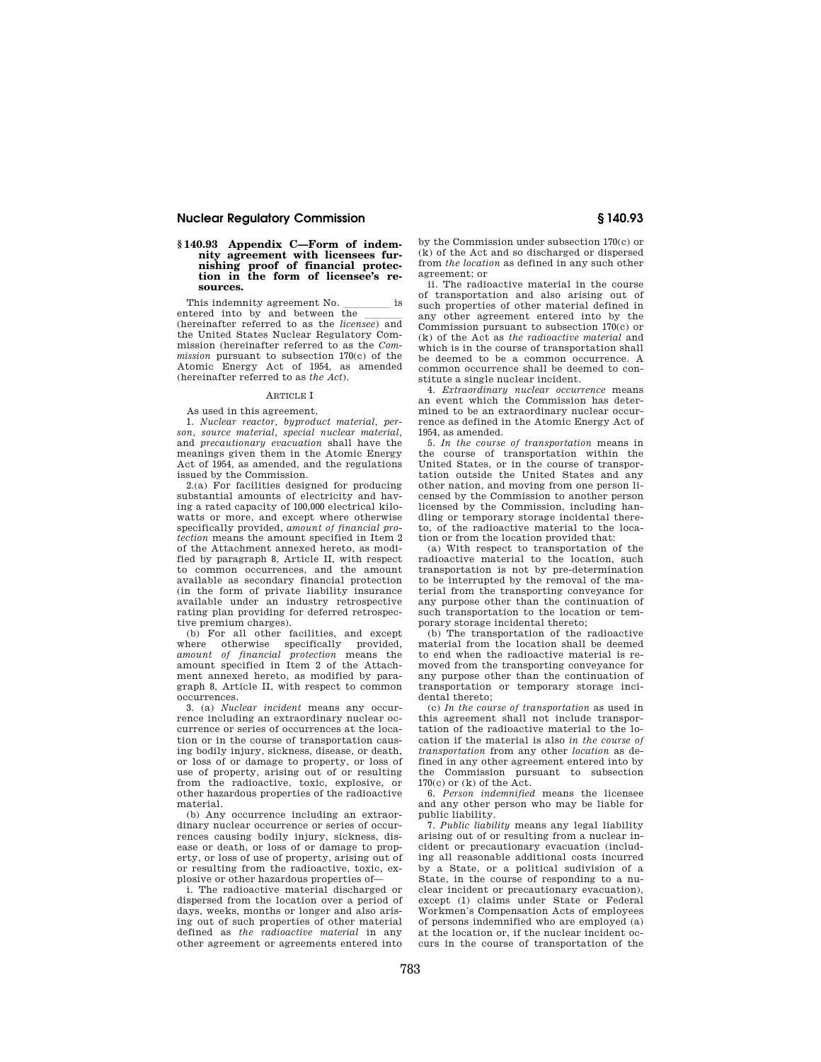## § 140.93 Appendix C—Form of indemnity agreement with licensees furnishing proof of financial protection in the form of licensee's resources.

This indemnity agreement No. \_\_\_\_\_\_\_\_\_ is entered into by and between the \_\_\_\_\_\_\_ (hereinafter referred to as the *licensee*) and the United States Nuclear Regulatory Commission (hereinafter referred to as the *Commission* pursuant to subsection 170(c) of the Atomic Energy Act of 1954, as amended (hereinafter referred to as *the Act*).

ARTICLE I

As used in this agreement,

1. *Nuclear reactor, byproduct material, person, source material, special nuclear material,* and *precautionary evacuation* shall have the meanings given them in the Atomic Energy Act of 1954, as amended, and the regulations issued by the Commission.

2.(a) For facilities designed for producing substantial amounts of electricity and having a rated capacity of 100,000 electrical kilowatts or more, and except where otherwise specifically provided, *amount of financial protection* means the amount specified in Item 2 of the Attachment annexed hereto, as modified by paragraph 8, Article II, with respect to common occurrences, and the amount available as secondary financial protection (in the form of private liability insurance available under an industry retrospective rating plan providing for deferred retrospective premium charges).

(b) For all other facilities, and except where otherwise specifically provided, *amount of financial protection* means the amount specified in Item 2 of the Attachment annexed hereto, as modified by paragraph 8, Article II, with respect to common occurrences.

3. (a) *Nuclear incident* means any occurrence including an extraordinary nuclear occurrence or series of occurrences at the location or in the course of transportation causing bodily injury, sickness, disease, or death, or loss of or damage to property, or loss of use of property, arising out of or resulting from the radioactive, toxic, explosive, or other hazardous properties of the radioactive material.

(b) Any occurrence including an extraordinary nuclear occurrence or series of occurrences causing bodily injury, sickness, disease or death, or loss of or damage to property, or loss of use of property, arising out of or resulting from the radioactive, toxic, explosive or other hazardous properties of—

i. The radioactive material discharged or dispersed from the location over a period of days, weeks, months or longer and also arising out of such properties of other material defined as *the radioactive material* in any other agreement or agreements entered into by the Commission under subsection 170(c) or (k) of the Act and so discharged or dispersed from *the location* as defined in any such other agreement; or

ii. The radioactive material in the course of transportation and also arising out of such properties of other material defined in any other agreement entered into by the Commission pursuant to subsection 170(c) or (k) of the Act as *the radioactive material* and which is in the course of transportation shall be deemed to be a common occurrence. A common occurrence shall be deemed to constitute a single nuclear incident.

4. *Extraordinary nuclear occurrence* means an event which the Commission has determined to be an extraordinary nuclear occurrence as defined in the Atomic Energy Act of 1954, as amended.

5. *In the course of transportation* means in the course of transportation within the United States, or in the course of transportation outside the United States and any other nation, and moving from one person licensed by the Commission to another person licensed by the Commission, including handling or temporary storage incidental thereto, of the radioactive material to the location or from the location provided that:

(a) With respect to transportation of the radioactive material to the location, such transportation is not by pre-determination to be interrupted by the removal of the material from the transporting conveyance for any purpose other than the continuation of such transportation to the location or temporary storage incidental thereto;

(b) The transportation of the radioactive material from the location shall be deemed to end when the radioactive material is removed from the transporting conveyance for any purpose other than the continuation of transportation or temporary storage incidental thereto;

(c) *In the course of transportation* as used in this agreement shall not include transportation of the radioactive material to the location if the material is also *in the course of transportation* from any other *location* as defined in any other agreement entered into by the Commission pursuant to subsection 170(c) or (k) of the Act.

6. *Person indemnified* means the licensee and any other person who may be liable for public liability.

7. *Public liability* means any legal liability arising out of or resulting from a nuclear incident or precautionary evacuation (including all reasonable additional costs incurred by a State, or a political sudivision of a State, in the course of responding to a nuclear incident or precautionary evacuation), except (1) claims under State or Federal Workmen's Compensation Acts of employees of persons indemnified who are employed (a) at the location or, if the nuclear incident occurs in the course of transportation of the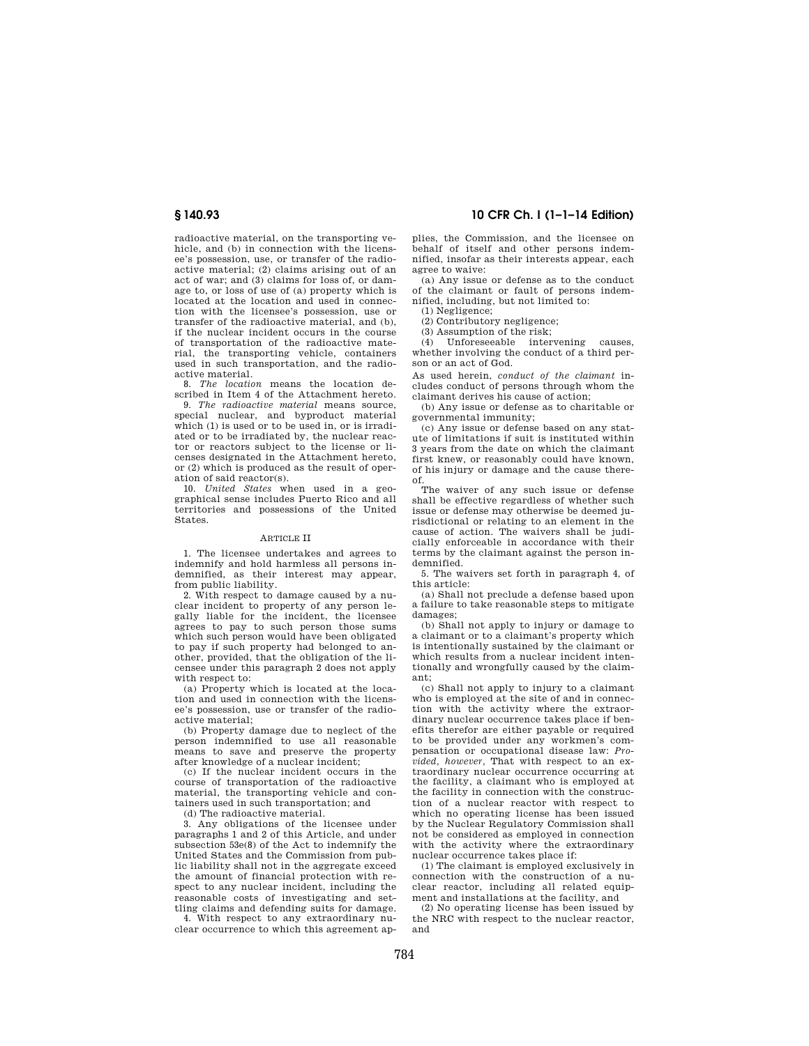radioactive material, on the transporting vehicle, and (b) in connection with the licensee's possession, use, or transfer of the radioactive material; (2) claims arising out of an act of war; and (3) claims for loss of, or damage to, or loss of use of (a) property which is located at the location and used in connection with the licensee's possession, use or transfer of the radioactive material, and (b), if the nuclear incident occurs in the course of transportation of the radioactive material, the transporting vehicle, containers used in such transportation, and the radioactive material.

8. *The location* means the location described in Item 4 of the Attachment hereto.

9. *The radioactive material* means source, special nuclear, and byproduct material which (1) is used or to be used in, or is irradiated or to be irradiated by, the nuclear reactor or reactors subject to the license or licenses designated in the Attachment hereto, or (2) which is produced as the result of operation of said reactor(s).

10. *United States* when used in a geographical sense includes Puerto Rico and all territories and possessions of the United States.

ARTICLE II

1. The licensee undertakes and agrees to indemnify and hold harmless all persons indemnified, as their interest may appear, from public liability.

2. With respect to damage caused by a nuclear incident to property of any person legally liable for the incident, the licensee agrees to pay to such person those sums which such person would have been obligated to pay if such property had belonged to another, provided, that the obligation of the licensee under this paragraph 2 does not apply with respect to:

(a) Property which is located at the location and used in connection with the licensee's possession, use or transfer of the radioactive material;

(b) Property damage due to neglect of the person indemnified to use all reasonable means to save and preserve the property after knowledge of a nuclear incident;

(c) If the nuclear incident occurs in the course of transportation of the radioactive material, the transporting vehicle and containers used in such transportation; and

(d) The radioactive material.

3. Any obligations of the licensee under paragraphs 1 and 2 of this Article, and under subsection 53e(8) of the Act to indemnify the United States and the Commission from public liability shall not in the aggregate exceed the amount of financial protection with respect to any nuclear incident, including the reasonable costs of investigating and settling claims and defending suits for damage.

4. With respect to any extraordinary nuclear occurrence to which this agreement applies, the Commission, and the licensee on behalf of itself and other persons indemnified, insofar as their interests appear, each agree to waive:

(a) Any issue or defense as to the conduct of the claimant or fault of persons indemnified, including, but not limited to:

(1) Negligence;

(2) Contributory negligence;

(3) Assumption of the risk;

(4) Unforeseeable intervening causes, whether involving the conduct of a third person or an act of God.

As used herein, *conduct of the claimant* includes conduct of persons through whom the claimant derives his cause of action;

(b) Any issue or defense as to charitable or governmental immunity;

(c) Any issue or defense based on any statute of limitations if suit is instituted within 3 years from the date on which the claimant first knew, or reasonably could have known, of his injury or damage and the cause thereof.

The waiver of any such issue or defense shall be effective regardless of whether such issue or defense may otherwise be deemed jurisdictional or relating to an element in the cause of action. The waivers shall be judicially enforceable in accordance with their terms by the claimant against the person indemnified.

5. The waivers set forth in paragraph 4, of this article:

(a) Shall not preclude a defense based upon a failure to take reasonable steps to mitigate damages;

(b) Shall not apply to injury or damage to a claimant or to a claimant's property which is intentionally sustained by the claimant or which results from a nuclear incident intentionally and wrongfully caused by the claimant;

(c) Shall not apply to injury to a claimant who is employed at the site of and in connection with the activity where the extraordinary nuclear occurrence takes place if benefits therefor are either payable or required to be provided under any workmen's compensation or occupational disease law: *Provided, however*, That with respect to an extraordinary nuclear occurrence occurring at the facility, a claimant who is employed at the facility in connection with the construction of a nuclear reactor with respect to which no operating license has been issued by the Nuclear Regulatory Commission shall not be considered as employed in connection with the activity where the extraordinary nuclear occurrence takes place if:

(1) The claimant is employed exclusively in connection with the construction of a nuclear reactor, including all related equipment and installations at the facility, and

(2) No operating license has been issued by the NRC with respect to the nuclear reactor, and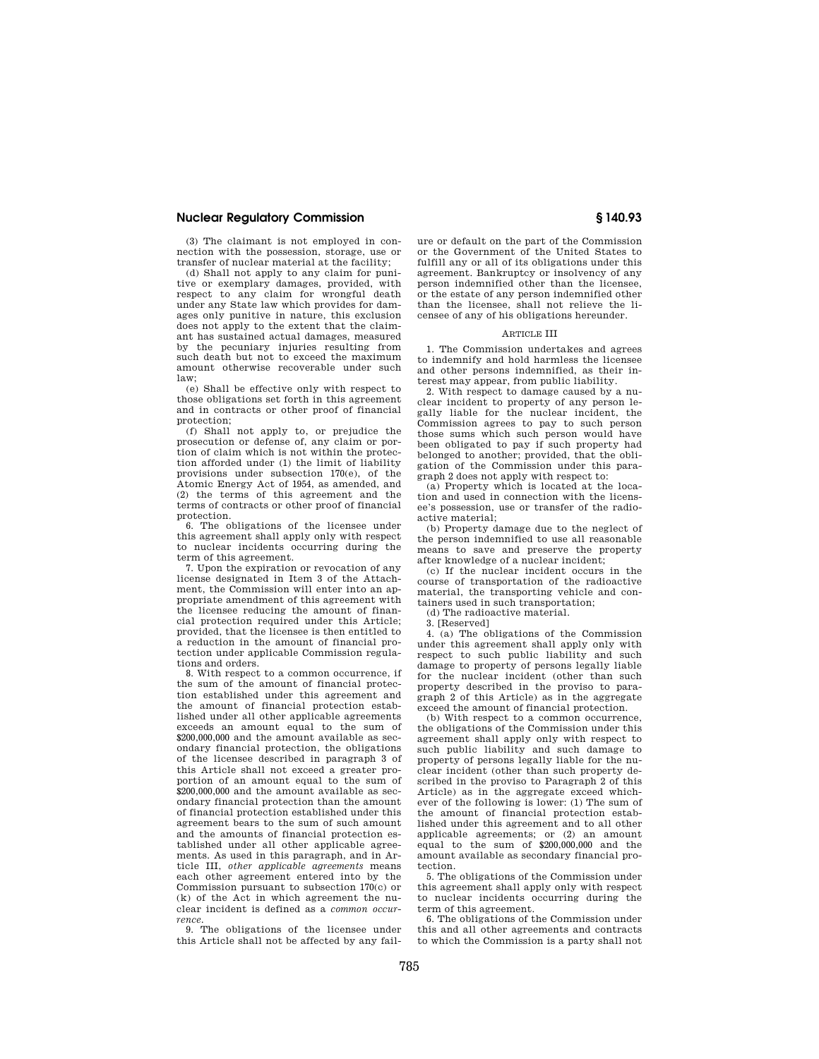(3) The claimant is not employed in connection with the possession, storage, use or transfer of nuclear material at the facility;

(d) Shall not apply to any claim for punitive or exemplary damages, provided, with respect to any claim for wrongful death under any State law which provides for damages only punitive in nature, this exclusion does not apply to the extent that the claimant has sustained actual damages, measured by the pecuniary injuries resulting from such death but not to exceed the maximum amount otherwise recoverable under such law;

(e) Shall be effective only with respect to those obligations set forth in this agreement and in contracts or other proof of financial protection;

(f) Shall not apply to, or prejudice the prosecution or defense of, any claim or portion of claim which is not within the protection afforded under (1) the limit of liability provisions under subsection 170(e), of the Atomic Energy Act of 1954, as amended, and (2) the terms of this agreement and the terms of contracts or other proof of financial protection.

6. The obligations of the licensee under this agreement shall apply only with respect to nuclear incidents occurring during the term of this agreement.

7. Upon the expiration or revocation of any license designated in Item 3 of the Attachment, the Commission will enter into an appropriate amendment of this agreement with the licensee reducing the amount of financial protection required under this Article; provided, that the licensee is then entitled to a reduction in the amount of financial protection under applicable Commission regulations and orders.

8. With respect to a common occurrence, if the sum of the amount of financial protection established under this agreement and the amount of financial protection established under all other applicable agreements exceeds an amount equal to the sum of $200,000,000 and the amount available as secondary financial protection, the obligations of the licensee described in paragraph 3 of this Article shall not exceed a greater proportion of an amount equal to the sum of $200,000,000 and the amount available as secondary financial protection than the amount of financial protection established under this agreement bears to the sum of such amount and the amounts of financial protection established under all other applicable agreements. As used in this paragraph, and in Article III, *other applicable agreements* means each other agreement entered into by the Commission pursuant to subsection 170(c) or (k) of the Act in which agreement the nuclear incident is defined as a *common occurrence*.

9. The obligations of the licensee under this Article shall not be affected by any failure or default on the part of the Commission or the Government of the United States to fulfill any or all of its obligations under this agreement. Bankruptcy or insolvency of any person indemnified other than the licensee, or the estate of any person indemnified other than the licensee, shall not relieve the licensee of any of his obligations hereunder.

ARTICLE III

1. The Commission undertakes and agrees to indemnify and hold harmless the licensee and other persons indemnified, as their interest may appear, from public liability.

2. With respect to damage caused by a nuclear incident to property of any person legally liable for the nuclear incident, the Commission agrees to pay to such person those sums which such person would have been obligated to pay if such property had belonged to another; provided, that the obligation of the Commission under this paragraph 2 does not apply with respect to:

(a) Property which is located at the location and used in connection with the licensee's possession, use or transfer of the radioactive material;

(b) Property damage due to the neglect of the person indemnified to use all reasonable means to save and preserve the property after knowledge of a nuclear incident;

(c) If the nuclear incident occurs in the course of transportation of the radioactive material, the transporting vehicle and containers used in such transportation;

(d) The radioactive material.

3. [Reserved]

4. (a) The obligations of the Commission under this agreement shall apply only with respect to such public liability and such damage to property of persons legally liable for the nuclear incident (other than such property described in the proviso to paragraph 2 of this Article) as in the aggregate exceed the amount of financial protection.

(b) With respect to a common occurrence, the obligations of the Commission under this agreement shall apply only with respect to such public liability and such damage to property of persons legally liable for the nuclear incident (other than such property described in the proviso to Paragraph 2 of this Article) as in the aggregate exceed whichever of the following is lower: (1) The sum of the amount of financial protection established under this agreement and to all other applicable agreements; or (2) an amount equal to the sum of $200,000,000 and the amount available as secondary financial protection.

5. The obligations of the Commission under this agreement shall apply only with respect to nuclear incidents occurring during the term of this agreement.

6. The obligations of the Commission under this and all other agreements and contracts to which the Commission is a party shall not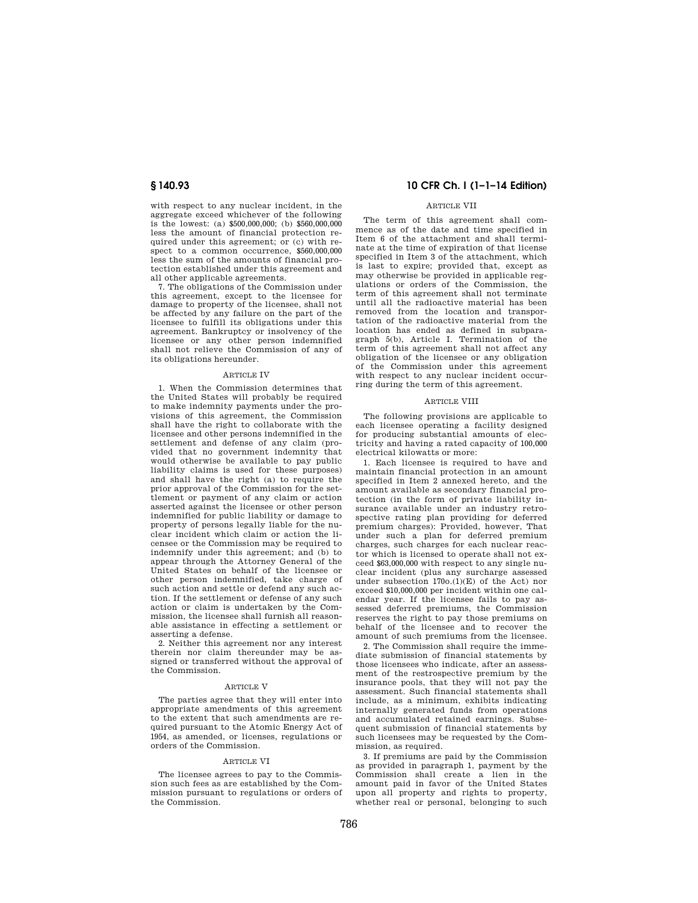with respect to any nuclear incident, in the aggregate exceed whichever of the following is the lowest: (a) $500,000,000; (b) $560,000,000 less the amount of financial protection required under this agreement; or (c) with respect to a common occurrence, $560,000,000 less the sum of the amounts of financial protection established under this agreement and all other applicable agreements.

7. The obligations of the Commission under this agreement, except to the licensee for damage to property of the licensee, shall not be affected by any failure on the part of the licensee to fulfill its obligations under this agreement. Bankruptcy or insolvency of the licensee or any other person indemnified shall not relieve the Commission of any of its obligations hereunder.

ARTICLE IV

1. When the Commission determines that the United States will probably be required to make indemnity payments under the provisions of this agreement, the Commission shall have the right to collaborate with the licensee and other persons indemnified in the settlement and defense of any claim (provided that no government indemnity that would otherwise be available to pay public liability claims is used for these purposes) and shall have the right (a) to require the prior approval of the Commission for the settlement or payment of any claim or action asserted against the licensee or other person indemnified for public liability or damage to property of persons legally liable for the nuclear incident which claim or action the licensee or the Commission may be required to indemnify under this agreement; and (b) to appear through the Attorney General of the United States on behalf of the licensee or other person indemnified, take charge of such action and settle or defend any such action. If the settlement or defense of any such action or claim is undertaken by the Commission, the licensee shall furnish all reasonable assistance in effecting a settlement or asserting a defense.

2. Neither this agreement nor any interest therein nor claim thereunder may be assigned or transferred without the approval of the Commission.

ARTICLE V

The parties agree that they will enter into appropriate amendments of this agreement to the extent that such amendments are required pursuant to the Atomic Energy Act of 1954, as amended, or licenses, regulations or orders of the Commission.

ARTICLE VI

The licensee agrees to pay to the Commission such fees as are established by the Commission pursuant to regulations or orders of the Commission.

ARTICLE VII

The term of this agreement shall commence as of the date and time specified in Item 6 of the attachment and shall terminate at the time of expiration of that license specified in Item 3 of the attachment, which is last to expire; provided that, except as may otherwise be provided in applicable regulations or orders of the Commission, the term of this agreement shall not terminate until all the radioactive material has been removed from the location and transportation of the radioactive material from the location has ended as defined in subparagraph 5(b), Article I. Termination of the term of this agreement shall not affect any obligation of the licensee or any obligation of the Commission under this agreement with respect to any nuclear incident occurring during the term of this agreement.

ARTICLE VIII

The following provisions are applicable to each licensee operating a facility designed for producing substantial amounts of electricity and having a rated capacity of 100,000 electrical kilowatts or more:

1. Each licensee is required to have and maintain financial protection in an amount specified in Item 2 annexed hereto, and the amount available as secondary financial protection (in the form of private liability insurance available under an industry retrospective rating plan providing for deferred premium charges): Provided, however, That under such a plan for deferred premium charges, such charges for each nuclear reactor which is licensed to operate shall not exceed $63,000,000 with respect to any single nuclear incident (plus any surcharge assessed under subsection 170o.(1)(E) of the Act) nor exceed $10,000,000 per incident within one calendar year. If the licensee fails to pay assessed deferred premiums, the Commission reserves the right to pay those premiums on behalf of the licensee and to recover the amount of such premiums from the licensee.

2. The Commission shall require the immediate submission of financial statements by those licensees who indicate, after an assessment of the restrospective premium by the insurance pools, that they will not pay the assessment. Such financial statements shall include, as a minimum, exhibits indicating internally generated funds from operations and accumulated retained earnings. Subsequent submission of financial statements by such licensees may be requested by the Commission, as required.

3. If premiums are paid by the Commission as provided in paragraph 1, payment by the Commission shall create a lien in the amount paid in favor of the United States upon all property and rights to property, whether real or personal, belonging to such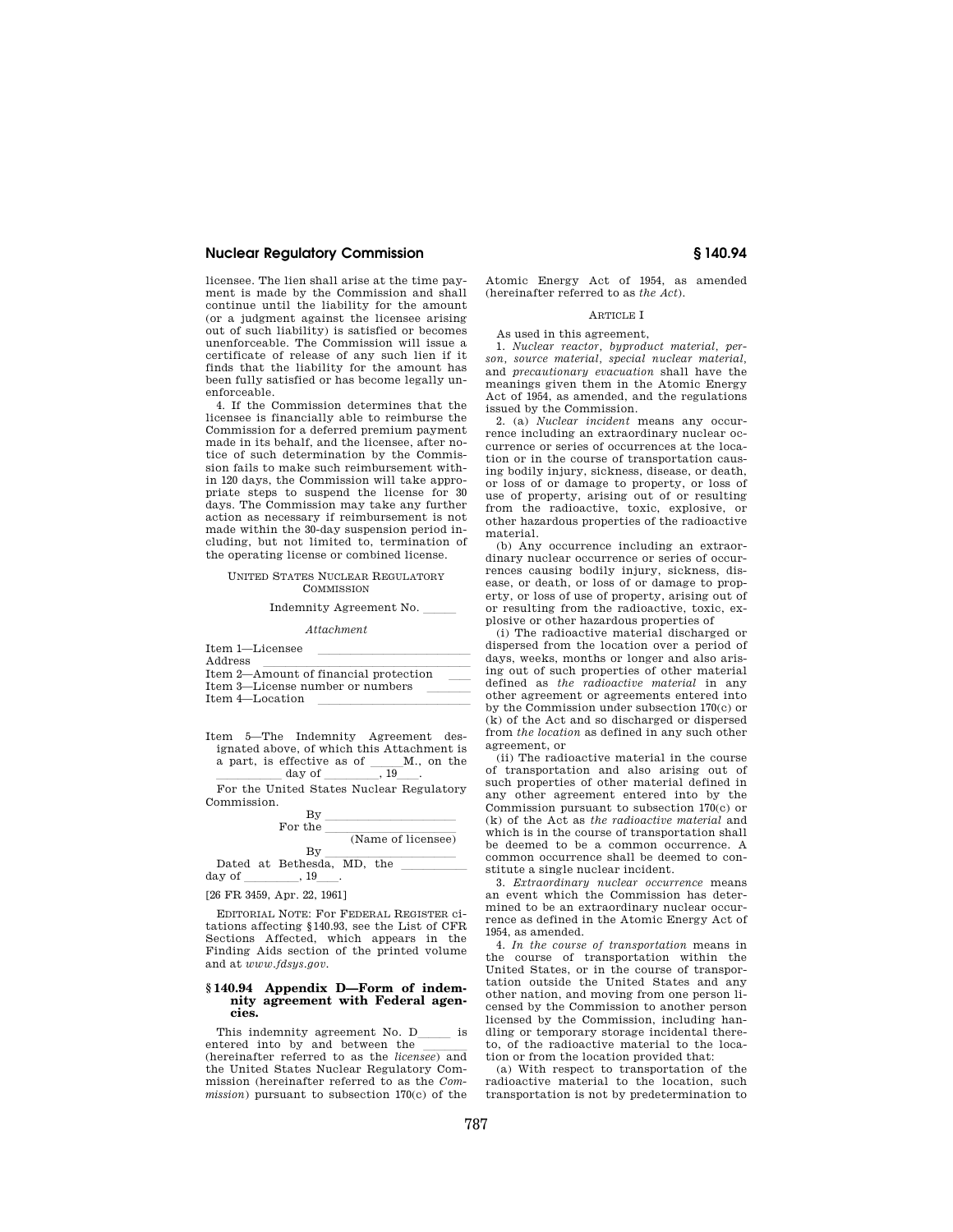licensee. The lien shall arise at the time payment is made by the Commission and shall continue until the liability for the amount (or a judgment against the licensee arising out of such liability) is satisfied or becomes unenforceable. The Commission will issue a certificate of release of any such lien if it finds that the liability for the amount has been fully satisfied or has become legally unenforceable.

4. If the Commission determines that the licensee is financially able to reimburse the Commission for a deferred premium payment made in its behalf, and the licensee, after notice of such determination by the Commission fails to make such reimbursement within 120 days, the Commission will take appropriate steps to suspend the license for 30 days. The Commission may take any further action as necessary if reimbursement is not made within the 30-day suspension period including, but not limited to, termination of the operating license or combined license.

UNITED STATES NUCLEAR REGULATORY COMMISSION

Indemnity Agreement No. \_\_\_\_\_

*Attachment*

Item 1—Licensee \_\_\_\_\_\_\_\_\_\_\_\_\_\_\_\_\_\_\_\_
Address \_\_\_\_\_\_\_\_\_\_\_\_\_\_\_\_\_\_\_\_
Item 2—Amount of financial protection \_\_\_\_
Item 3—License number or numbers \_\_\_\_\_\_
Item 4—Location \_\_\_\_\_\_\_\_\_\_\_\_\_\_\_\_\_\_\_\_

Item 5—The Indemnity Agreement designated above, of which this Attachment is a part, is effective as of \_\_\_\_\_M., on the \_\_\_\_\_\_\_\_\_\_ day of \_\_\_\_\_\_\_\_, 19\_\_\_.

For the United States Nuclear Regulatory Commission.

By \_\_\_\_\_\_\_\_\_\_\_\_\_\_\_\_\_\_\_\_

For the \_\_\_\_\_\_\_\_\_\_\_\_\_\_\_\_\_\_\_\_
(Name of licensee)

By \_\_\_\_\_\_\_\_\_\_\_\_\_\_\_\_\_\_\_\_

Dated at Bethesda, MD, the \_\_\_\_\_\_\_\_\_\_ day of \_\_\_\_\_\_\_\_, 19\_\_\_.

[26 FR 3459, Apr. 22, 1961]

EDITORIAL NOTE: For FEDERAL REGISTER citations affecting §140.93, see the List of CFR Sections Affected, which appears in the Finding Aids section of the printed volume and at *www.fdsys.gov*.

## § 140.94 Appendix D—Form of indemnity agreement with Federal agencies.

This indemnity agreement No. D\_\_\_\_\_ is entered into by and between the \_\_\_\_\_\_\_ (hereinafter referred to as the *licensee*) and the United States Nuclear Regulatory Commission (hereinafter referred to as the *Commission*) pursuant to subsection 170(c) of the Atomic Energy Act of 1954, as amended (hereinafter referred to as *the Act*).

ARTICLE I

As used in this agreement,

1. *Nuclear reactor, byproduct material, person, source material, special nuclear material*, and *precautionary evacuation* shall have the meanings given them in the Atomic Energy Act of 1954, as amended, and the regulations issued by the Commission.

2. (a) *Nuclear incident* means any occurrence including an extraordinary nuclear occurrence or series of occurrences at the location or in the course of transportation causing bodily injury, sickness, disease, or death, or loss of or damage to property, or loss of use of property, arising out of or resulting from the radioactive, toxic, explosive, or other hazardous properties of the radioactive material.

(b) Any occurrence including an extraordinary nuclear occurrence or series of occurrences causing bodily injury, sickness, disease, or death, or loss of or damage to property, or loss of use of property, arising out of or resulting from the radioactive, toxic, explosive or other hazardous properties of

(i) The radioactive material discharged or dispersed from the location over a period of days, weeks, months or longer and also arising out of such properties of other material defined as *the radioactive material* in any other agreement or agreements entered into by the Commission under subsection 170(c) or (k) of the Act and so discharged or dispersed from *the location* as defined in any such other agreement, or

(ii) The radioactive material in the course of transportation and also arising out of such properties of other material defined in any other agreement entered into by the Commission pursuant to subsection 170(c) or (k) of the Act as *the radioactive material* and which is in the course of transportation shall be deemed to be a common occurrence. A common occurrence shall be deemed to constitute a single nuclear incident.

3. *Extraordinary nuclear occurrence* means an event which the Commission has determined to be an extraordinary nuclear occurrence as defined in the Atomic Energy Act of 1954, as amended.

4. *In the course of transportation* means in the course of transportation within the United States, or in the course of transportation outside the United States and any other nation, and moving from one person licensed by the Commission to another person licensed by the Commission, including handling or temporary storage incidental thereto, of the radioactive material to the location or from the location provided that:

(a) With respect to transportation of the radioactive material to the location, such transportation is not by predetermination to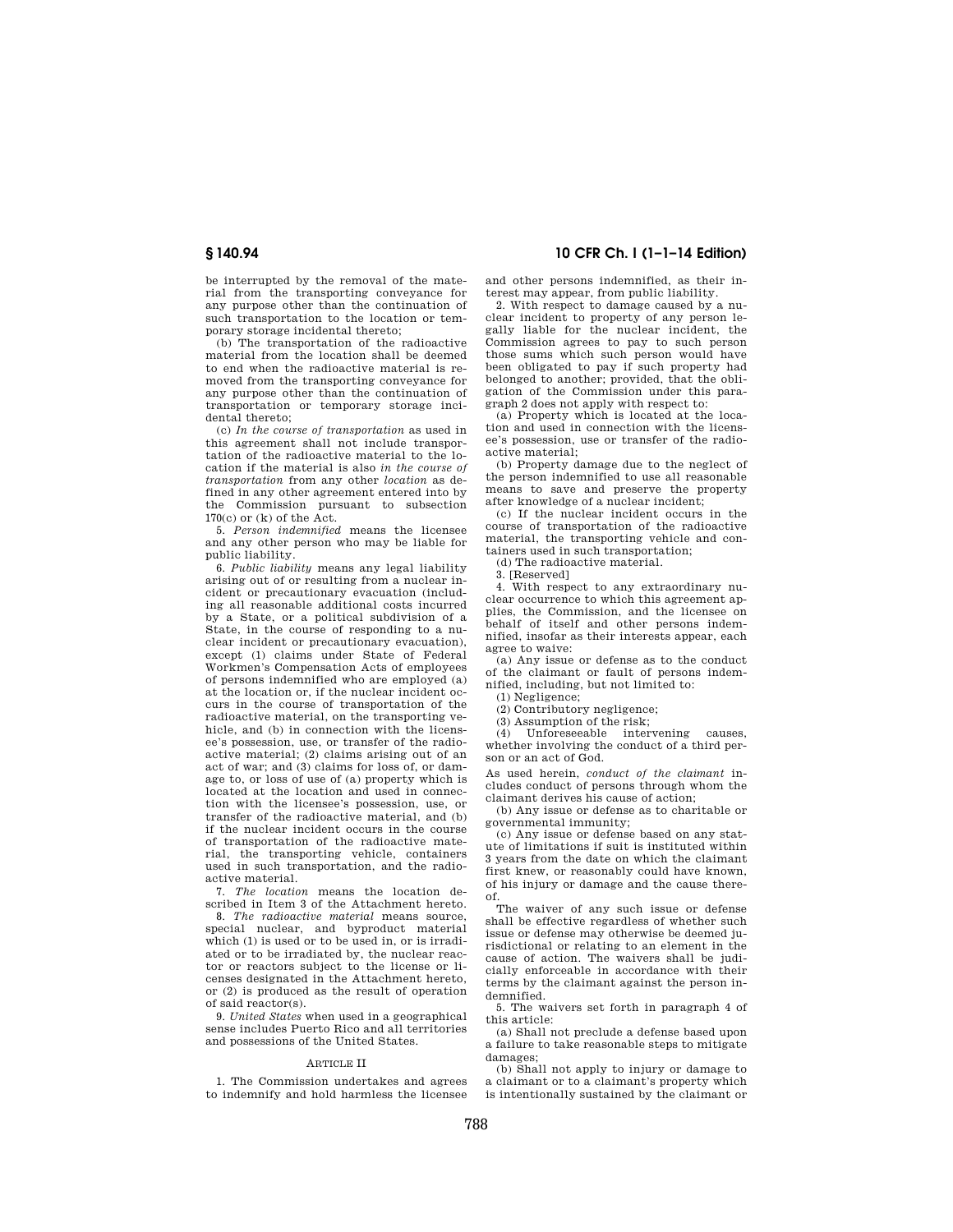be interrupted by the removal of the material from the transporting conveyance for any purpose other than the continuation of such transportation to the location or temporary storage incidental thereto;

(b) The transportation of the radioactive material from the location shall be deemed to end when the radioactive material is removed from the transporting conveyance for any purpose other than the continuation of transportation or temporary storage incidental thereto;

(c) *In the course of transportation* as used in this agreement shall not include transportation of the radioactive material to the location if the material is also *in the course of transportation* from any other *location* as defined in any other agreement entered into by the Commission pursuant to subsection 170(c) or (k) of the Act.

5. *Person indemnified* means the licensee and any other person who may be liable for public liability.

6. *Public liability* means any legal liability arising out of or resulting from a nuclear incident or precautionary evacuation (including all reasonable additional costs incurred by a State, or a political subdivision of a State, in the course of responding to a nuclear incident or precautionary evacuation), except (1) claims under State of Federal Workmen's Compensation Acts of employees of persons indemnified who are employed (a) at the location or, if the nuclear incident occurs in the course of transportation of the radioactive material, on the transporting vehicle, and (b) in connection with the licensee's possession, use, or transfer of the radioactive material; (2) claims arising out of an act of war; and (3) claims for loss of, or damage to, or loss of use of (a) property which is located at the location and used in connection with the licensee's possession, use, or transfer of the radioactive material, and (b) if the nuclear incident occurs in the course of transportation of the radioactive material, the transporting vehicle, containers used in such transportation, and the radioactive material.

7. *The location* means the location described in Item 3 of the Attachment hereto.

8. *The radioactive material* means source, special nuclear, and byproduct material which (1) is used or to be used in, or is irradiated or to be irradiated by, the nuclear reactor or reactors subject to the license or licenses designated in the Attachment hereto, or (2) is produced as the result of operation of said reactor(s).

9. *United States* when used in a geographical sense includes Puerto Rico and all territories and possessions of the United States.

ARTICLE II

1. The Commission undertakes and agrees to indemnify and hold harmless the licensee and other persons indemnified, as their interest may appear, from public liability.

2. With respect to damage caused by a nuclear incident to property of any person legally liable for the nuclear incident, the Commission agrees to pay to such person those sums which such person would have been obligated to pay if such property had belonged to another; provided, that the obligation of the Commission under this paragraph 2 does not apply with respect to:

(a) Property which is located at the location and used in connection with the licensee's possession, use or transfer of the radioactive material;

(b) Property damage due to the neglect of the person indemnified to use all reasonable means to save and preserve the property after knowledge of a nuclear incident;

(c) If the nuclear incident occurs in the course of transportation of the radioactive material, the transporting vehicle and containers used in such transportation;

(d) The radioactive material.

3. [Reserved]

4. With respect to any extraordinary nuclear occurrence to which this agreement applies, the Commission, and the licensee on behalf of itself and other persons indemnified, insofar as their interests appear, each agree to waive:

(a) Any issue or defense as to the conduct of the claimant or fault of persons indemnified, including, but not limited to:

(1) Negligence;

(2) Contributory negligence;

(3) Assumption of the risk;

(4) Unforeseeable intervening causes, whether involving the conduct of a third person or an act of God.

As used herein, *conduct of the claimant* includes conduct of persons through whom the claimant derives his cause of action;

(b) Any issue or defense as to charitable or governmental immunity;

(c) Any issue or defense based on any statute of limitations if suit is instituted within 3 years from the date on which the claimant first knew, or reasonably could have known, of his injury or damage and the cause thereof.

The waiver of any such issue or defense shall be effective regardless of whether such issue or defense may otherwise be deemed jurisdictional or relating to an element in the cause of action. The waivers shall be judicially enforceable in accordance with their terms by the claimant against the person indemnified.

5. The waivers set forth in paragraph 4 of this article:

(a) Shall not preclude a defense based upon a failure to take reasonable steps to mitigate damages;

(b) Shall not apply to injury or damage to a claimant or to a claimant's property which is intentionally sustained by the claimant or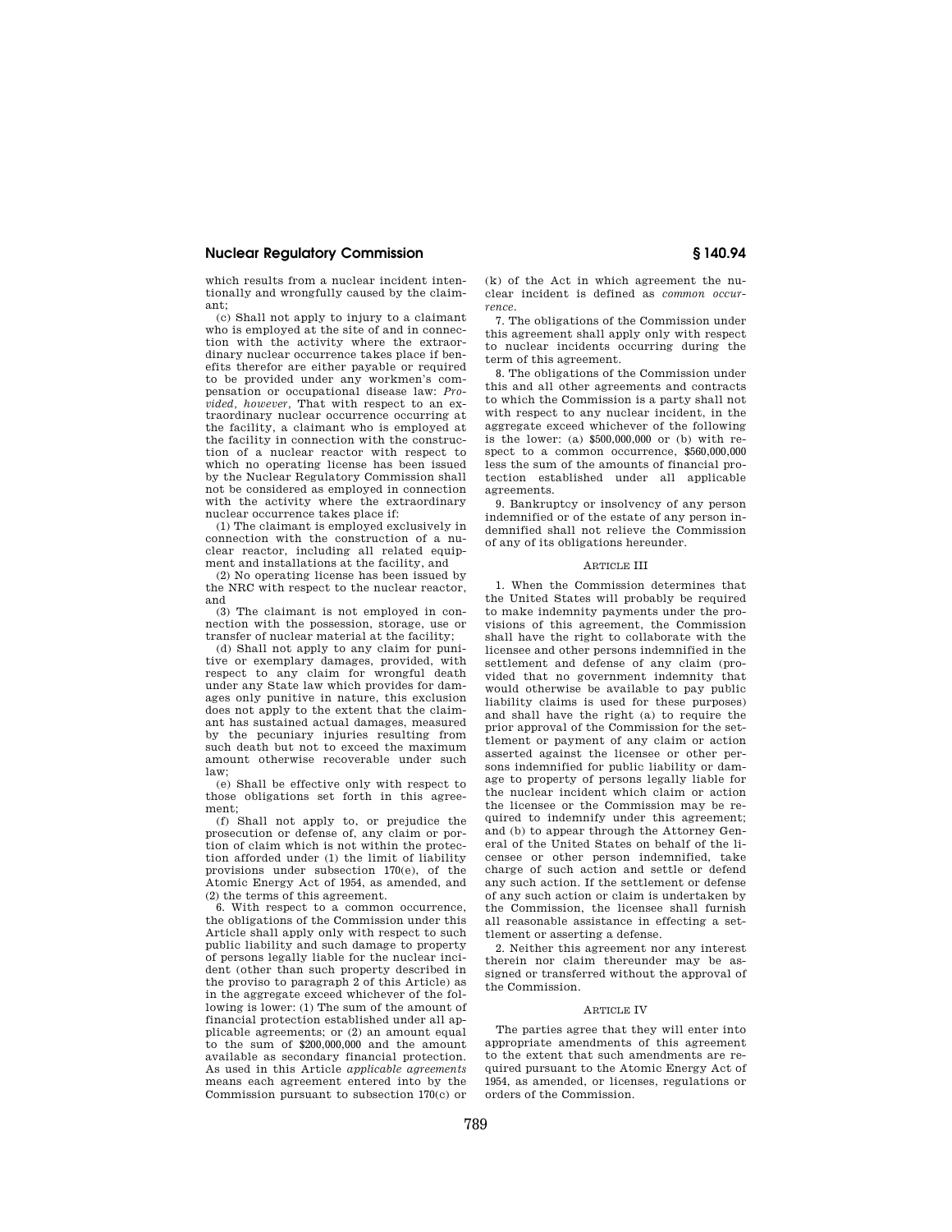which results from a nuclear incident intentionally and wrongfully caused by the claimant;

(c) Shall not apply to injury to a claimant who is employed at the site of and in connection with the activity where the extraordinary nuclear occurrence takes place if benefits therefor are either payable or required to be provided under any workmen's compensation or occupational disease law: *Provided, however*, That with respect to an extraordinary nuclear occurrence occurring at the facility, a claimant who is employed at the facility in connection with the construction of a nuclear reactor with respect to which no operating license has been issued by the Nuclear Regulatory Commission shall not be considered as employed in connection with the activity where the extraordinary nuclear occurrence takes place if:

(1) The claimant is employed exclusively in connection with the construction of a nuclear reactor, including all related equipment and installations at the facility, and

(2) No operating license has been issued by the NRC with respect to the nuclear reactor, and

(3) The claimant is not employed in connection with the possession, storage, use or transfer of nuclear material at the facility;

(d) Shall not apply to any claim for punitive or exemplary damages, provided, with respect to any claim for wrongful death under any State law which provides for damages only punitive in nature, this exclusion does not apply to the extent that the claimant has sustained actual damages, measured by the pecuniary injuries resulting from such death but not to exceed the maximum amount otherwise recoverable under such law;

(e) Shall be effective only with respect to those obligations set forth in this agreement;

(f) Shall not apply to, or prejudice the prosecution or defense of, any claim or portion of claim which is not within the protection afforded under (1) the limit of liability provisions under subsection 170(e), of the Atomic Energy Act of 1954, as amended, and (2) the terms of this agreement.

6. With respect to a common occurrence, the obligations of the Commission under this Article shall apply only with respect to such public liability and such damage to property of persons legally liable for the nuclear incident (other than such property described in the proviso to paragraph 2 of this Article) as in the aggregate exceed whichever of the following is lower: (1) The sum of the amount of financial protection established under all applicable agreements; or (2) an amount equal to the sum of $200,000,000 and the amount available as secondary financial protection. As used in this Article *applicable agreements* means each agreement entered into by the Commission pursuant to subsection 170(c) or (k) of the Act in which agreement the nuclear incident is defined as *common occurrence*.

7. The obligations of the Commission under this agreement shall apply only with respect to nuclear incidents occurring during the term of this agreement.

8. The obligations of the Commission under this and all other agreements and contracts to which the Commission is a party shall not with respect to any nuclear incident, in the aggregate exceed whichever of the following is the lower: (a) $500,000,000 or (b) with respect to a common occurrence, $560,000,000 less the sum of the amounts of financial protection established under all applicable agreements.

9. Bankruptcy or insolvency of any person indemnified or of the estate of any person indemnified shall not relieve the Commission of any of its obligations hereunder.

ARTICLE III

1. When the Commission determines that the United States will probably be required to make indemnity payments under the provisions of this agreement, the Commission shall have the right to collaborate with the licensee and other persons indemnified in the settlement and defense of any claim (provided that no government indemnity that would otherwise be available to pay public liability claims is used for these purposes) and shall have the right (a) to require the prior approval of the Commission for the settlement or payment of any claim or action asserted against the licensee or other persons indemnified for public liability or damage to property of persons legally liable for the nuclear incident which claim or action the licensee or the Commission may be required to indemnify under this agreement; and (b) to appear through the Attorney General of the United States on behalf of the licensee or other person indemnified, take charge of such action and settle or defend any such action. If the settlement or defense of any such action or claim is undertaken by the Commission, the licensee shall furnish all reasonable assistance in effecting a settlement or asserting a defense.

2. Neither this agreement nor any interest therein nor claim thereunder may be assigned or transferred without the approval of the Commission.

ARTICLE IV

The parties agree that they will enter into appropriate amendments of this agreement to the extent that such amendments are required pursuant to the Atomic Energy Act of 1954, as amended, or licenses, regulations or orders of the Commission.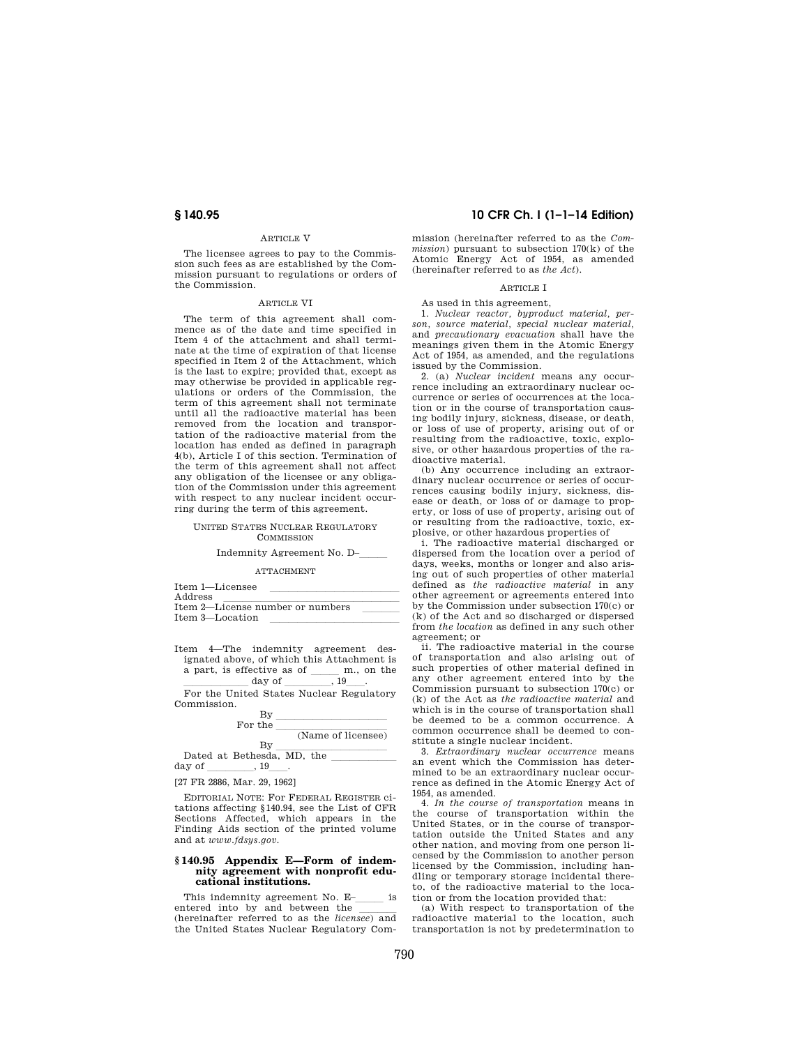ARTICLE V

The licensee agrees to pay to the Commission such fees as are established by the Commission pursuant to regulations or orders of the Commission.

ARTICLE VI

The term of this agreement shall commence as of the date and time specified in Item 4 of the attachment and shall terminate at the time of expiration of that license specified in Item 2 of the Attachment, which is the last to expire; provided that, except as may otherwise be provided in applicable regulations or orders of the Commission, the term of this agreement shall not terminate until all the radioactive material has been removed from the location and transportation of the radioactive material from the location has ended as defined in paragraph 4(b), Article I of this section. Termination of the term of this agreement shall not affect any obligation of the licensee or any obligation of the Commission under this agreement with respect to any nuclear incident occurring during the term of this agreement.

UNITED STATES NUCLEAR REGULATORY COMMISSION

Indemnity Agreement No. D–\_\_\_\_\_

ATTACHMENT

Item 1—Licensee \_\_\_\_\_\_\_\_\_\_\_\_\_\_\_\_\_\_\_\_\_\_\_\_
Address \_\_\_\_\_\_\_\_\_\_\_\_\_\_\_\_\_\_\_\_\_\_\_\_\_\_\_\_\_\_\_\_
Item 2—License number or numbers \_\_\_\_\_\_\_
Item 3—Location \_\_\_\_\_\_\_\_\_\_\_\_\_\_\_\_\_\_\_\_\_\_\_\_

Item 4—The indemnity agreement designated above, of which this Attachment is a part, is effective as of \_\_\_\_\_ m., on the \_\_\_\_\_\_\_\_\_\_\_\_ day of \_\_\_\_\_\_\_\_, 19\_\_\_.

For the United States Nuclear Regulatory Commission.

By \_\_\_\_\_\_\_\_\_\_\_\_\_\_\_\_\_\_\_\_
For the \_\_\_\_\_\_\_\_\_\_\_\_\_\_\_\_\_\_
(Name of licensee)
By \_\_\_\_\_\_\_\_\_\_\_\_\_\_\_\_\_\_\_\_

Dated at Bethesda, MD, the \_\_\_\_\_\_\_\_\_\_\_\_ day of \_\_\_\_\_\_\_\_, 19\_\_\_.

[27 FR 2886, Mar. 29, 1962]

EDITORIAL NOTE: For FEDERAL REGISTER citations affecting §140.94, see the List of CFR Sections Affected, which appears in the Finding Aids section of the printed volume and at *www.fdsys.gov*.

## § 140.95 Appendix E—Form of indemnity agreement with nonprofit educational institutions.

This indemnity agreement No. E–\_\_\_\_\_ is entered into by and between the \_\_\_\_\_\_\_ (hereinafter referred to as the *licensee*) and the United States Nuclear Regulatory Commission (hereinafter referred to as the *Commission*) pursuant to subsection 170(k) of the Atomic Energy Act of 1954, as amended (hereinafter referred to as *the Act*).

ARTICLE I

As used in this agreement,

1. *Nuclear reactor, byproduct material, person, source material, special nuclear material,* and *precautionary evacuation* shall have the meanings given them in the Atomic Energy Act of 1954, as amended, and the regulations issued by the Commission.

2. (a) *Nuclear incident* means any occurrence including an extraordinary nuclear occurrence or series of occurrences at the location or in the course of transportation causing bodily injury, sickness, disease, or death, or loss of use of property, arising out of or resulting from the radioactive, toxic, explosive, or other hazardous properties of the radioactive material.

(b) Any occurrence including an extraordinary nuclear occurrence or series of occurrences causing bodily injury, sickness, disease or death, or loss of or damage to property, or loss of use of property, arising out of or resulting from the radioactive, toxic, explosive, or other hazardous properties of

i. The radioactive material discharged or dispersed from the location over a period of days, weeks, months or longer and also arising out of such properties of other material defined as *the radioactive material* in any other agreement or agreements entered into by the Commission under subsection 170(c) or (k) of the Act and so discharged or dispersed from *the location* as defined in any such other agreement; or

ii. The radioactive material in the course of transportation and also arising out of such properties of other material defined in any other agreement entered into by the Commission pursuant to subsection 170(c) or (k) of the Act as *the radioactive material* and which is in the course of transportation shall be deemed to be a common occurrence. A common occurrence shall be deemed to constitute a single nuclear incident.

3. *Extraordinary nuclear occurrence* means an event which the Commission has determined to be an extraordinary nuclear occurrence as defined in the Atomic Energy Act of 1954, as amended.

4. *In the course of transportation* means in the course of transportation within the United States, or in the course of transportation outside the United States and any other nation, and moving from one person licensed by the Commission to another person licensed by the Commission, including handling or temporary storage incidental thereto, of the radioactive material to the location or from the location provided that:

(a) With respect to transportation of the radioactive material to the location, such transportation is not by predetermination to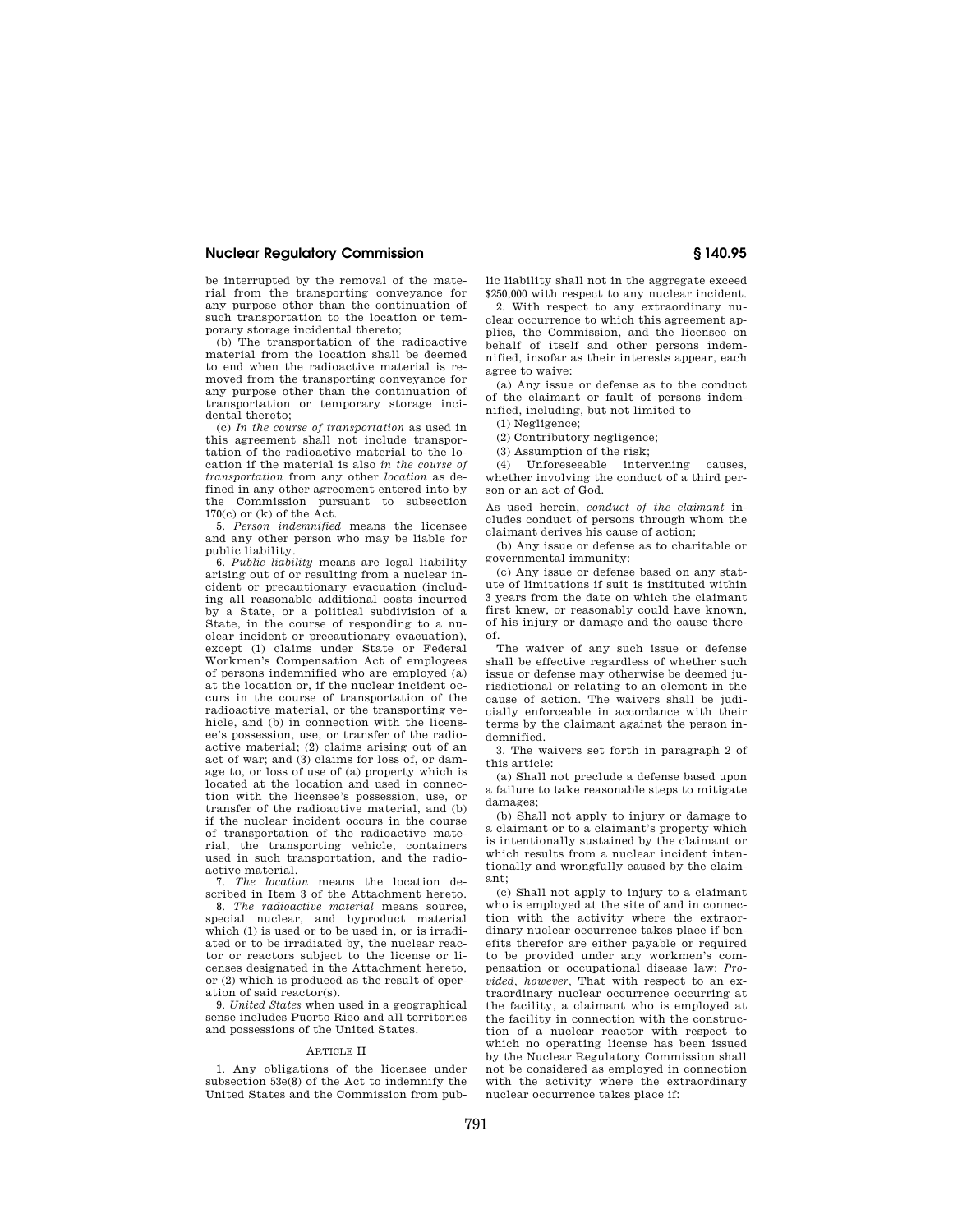be interrupted by the removal of the material from the transporting conveyance for any purpose other than the continuation of such transportation to the location or temporary storage incidental thereto;

(b) The transportation of the radioactive material from the location shall be deemed to end when the radioactive material is removed from the transporting conveyance for any purpose other than the continuation of transportation or temporary storage incidental thereto;

(c) *In the course of transportation* as used in this agreement shall not include transportation of the radioactive material to the location if the material is also *in the course of transportation* from any other *location* as defined in any other agreement entered into by the Commission pursuant to subsection 170(c) or (k) of the Act.

5. *Person indemnified* means the licensee and any other person who may be liable for public liability.

6. *Public liability* means are legal liability arising out of or resulting from a nuclear incident or precautionary evacuation (including all reasonable additional costs incurred by a State, or a political subdivision of a State, in the course of responding to a nuclear incident or precautionary evacuation), except (1) claims under State or Federal Workmen's Compensation Act of employees of persons indemnified who are employed (a) at the location or, if the nuclear incident occurs in the course of transportation of the radioactive material, or the transporting vehicle, and (b) in connection with the licensee's possession, use, or transfer of the radioactive material; (2) claims arising out of an act of war; and (3) claims for loss of, or damage to, or loss of use of (a) property which is located at the location and used in connection with the licensee's possession, use, or transfer of the radioactive material, and (b) if the nuclear incident occurs in the course of transportation of the radioactive material, the transporting vehicle, containers used in such transportation, and the radioactive material.

7. *The location* means the location described in Item 3 of the Attachment hereto.

8. *The radioactive material* means source, special nuclear, and byproduct material which (1) is used or to be used in, or is irradiated or to be irradiated by, the nuclear reactor or reactors subject to the license or licenses designated in the Attachment hereto, or (2) which is produced as the result of operation of said reactor(s).

9. *United States* when used in a geographical sense includes Puerto Rico and all territories and possessions of the United States.

## ARTICLE II

1. Any obligations of the licensee under subsection 53e(8) of the Act to indemnify the United States and the Commission from public liability shall not in the aggregate exceed $250,000 with respect to any nuclear incident.

2. With respect to any extraordinary nuclear occurrence to which this agreement applies, the Commission, and the licensee on behalf of itself and other persons indemnified, insofar as their interests appear, each agree to waive:

(a) Any issue or defense as to the conduct of the claimant or fault of persons indemnified, including, but not limited to

(1) Negligence;

(2) Contributory negligence;

(3) Assumption of the risk;

(4) Unforeseeable intervening causes, whether involving the conduct of a third person or an act of God.

As used herein, *conduct of the claimant* includes conduct of persons through whom the claimant derives his cause of action;

(b) Any issue or defense as to charitable or governmental immunity:

(c) Any issue or defense based on any statute of limitations if suit is instituted within 3 years from the date on which the claimant first knew, or reasonably could have known, of his injury or damage and the cause thereof.

The waiver of any such issue or defense shall be effective regardless of whether such issue or defense may otherwise be deemed jurisdictional or relating to an element in the cause of action. The waivers shall be judicially enforceable in accordance with their terms by the claimant against the person indemnified.

3. The waivers set forth in paragraph 2 of this article:

(a) Shall not preclude a defense based upon a failure to take reasonable steps to mitigate damages;

(b) Shall not apply to injury or damage to a claimant or to a claimant's property which is intentionally sustained by the claimant or which results from a nuclear incident intentionally and wrongfully caused by the claimant;

(c) Shall not apply to injury to a claimant who is employed at the site of and in connection with the activity where the extraordinary nuclear occurrence takes place if benefits therefor are either payable or required to be provided under any workmen's compensation or occupational disease law: *Provided, however*, That with respect to an extraordinary nuclear occurrence occurring at the facility, a claimant who is employed at the facility in connection with the construction of a nuclear reactor with respect to which no operating license has been issued by the Nuclear Regulatory Commission shall not be considered as employed in connection with the activity where the extraordinary nuclear occurrence takes place if: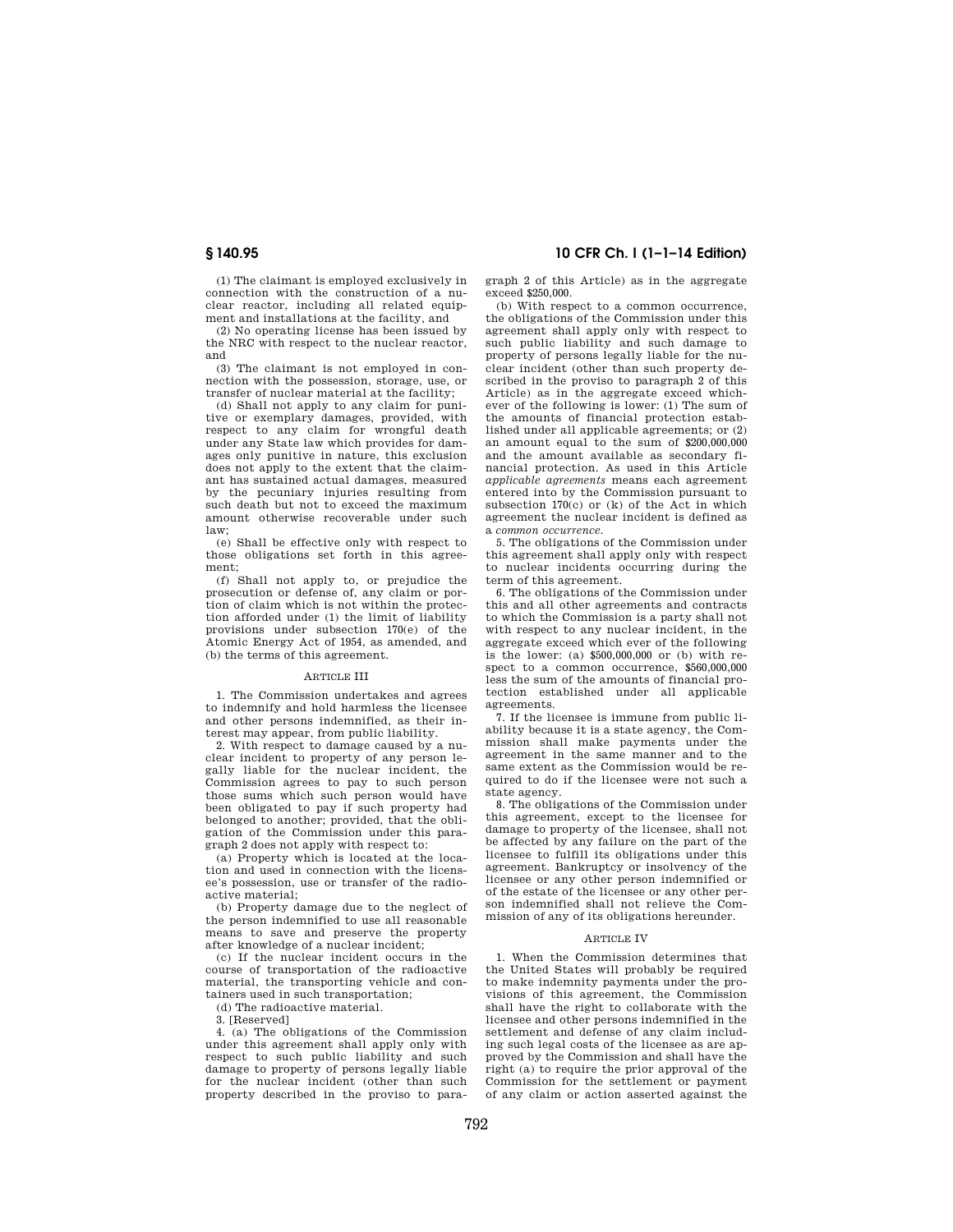(1) The claimant is employed exclusively in connection with the construction of a nuclear reactor, including all related equipment and installations at the facility, and

(2) No operating license has been issued by the NRC with respect to the nuclear reactor, and

(3) The claimant is not employed in connection with the possession, storage, use, or transfer of nuclear material at the facility;

(d) Shall not apply to any claim for punitive or exemplary damages, provided, with respect to any claim for wrongful death under any State law which provides for damages only punitive in nature, this exclusion does not apply to the extent that the claimant has sustained actual damages, measured by the pecuniary injuries resulting from such death but not to exceed the maximum amount otherwise recoverable under such law;

(e) Shall be effective only with respect to those obligations set forth in this agreement;

(f) Shall not apply to, or prejudice the prosecution or defense of, any claim or portion of claim which is not within the protection afforded under (1) the limit of liability provisions under subsection 170(e) of the Atomic Energy Act of 1954, as amended, and (b) the terms of this agreement.

### ARTICLE III

1. The Commission undertakes and agrees to indemnify and hold harmless the licensee and other persons indemnified, as their interest may appear, from public liability.

2. With respect to damage caused by a nuclear incident to property of any person legally liable for the nuclear incident, the Commission agrees to pay to such person those sums which such person would have been obligated to pay if such property had belonged to another; provided, that the obligation of the Commission under this paragraph 2 does not apply with respect to:

(a) Property which is located at the location and used in connection with the licensee's possession, use or transfer of the radioactive material;

(b) Property damage due to the neglect of the person indemnified to use all reasonable means to save and preserve the property after knowledge of a nuclear incident;

(c) If the nuclear incident occurs in the course of transportation of the radioactive material, the transporting vehicle and containers used in such transportation;

(d) The radioactive material.

3. [Reserved]

4. (a) The obligations of the Commission under this agreement shall apply only with respect to such public liability and such damage to property of persons legally liable for the nuclear incident (other than such property described in the proviso to paragraph 2 of this Article) as in the aggregate exceed $250,000.

(b) With respect to a common occurrence, the obligations of the Commission under this agreement shall apply only with respect to such public liability and such damage to property of persons legally liable for the nuclear incident (other than such property described in the proviso to paragraph 2 of this Article) as in the aggregate exceed whichever of the following is lower: (1) The sum of the amounts of financial protection established under all applicable agreements; or (2) an amount equal to the sum of $200,000,000 and the amount available as secondary financial protection. As used in this Article *applicable agreements* means each agreement entered into by the Commission pursuant to subsection 170(c) or (k) of the Act in which agreement the nuclear incident is defined as a *common occurrence*.

5. The obligations of the Commission under this agreement shall apply only with respect to nuclear incidents occurring during the term of this agreement.

6. The obligations of the Commission under this and all other agreements and contracts to which the Commission is a party shall not with respect to any nuclear incident, in the aggregate exceed which ever of the following is the lower: (a) $500,000,000 or (b) with respect to a common occurrence, $560,000,000 less the sum of the amounts of financial protection established under all applicable agreements.

7. If the licensee is immune from public liability because it is a state agency, the Commission shall make payments under the agreement in the same manner and to the same extent as the Commission would be required to do if the licensee were not such a state agency.

8. The obligations of the Commission under this agreement, except to the licensee for damage to property of the licensee, shall not be affected by any failure on the part of the licensee to fulfill its obligations under this agreement. Bankruptcy or insolvency of the licensee or any other person indemnified or of the estate of the licensee or any other person indemnified shall not relieve the Commission of any of its obligations hereunder.

### ARTICLE IV

1. When the Commission determines that the United States will probably be required to make indemnity payments under the provisions of this agreement, the Commission shall have the right to collaborate with the licensee and other persons indemnified in the settlement and defense of any claim including such legal costs of the licensee as are approved by the Commission and shall have the right (a) to require the prior approval of the Commission for the settlement or payment of any claim or action asserted against the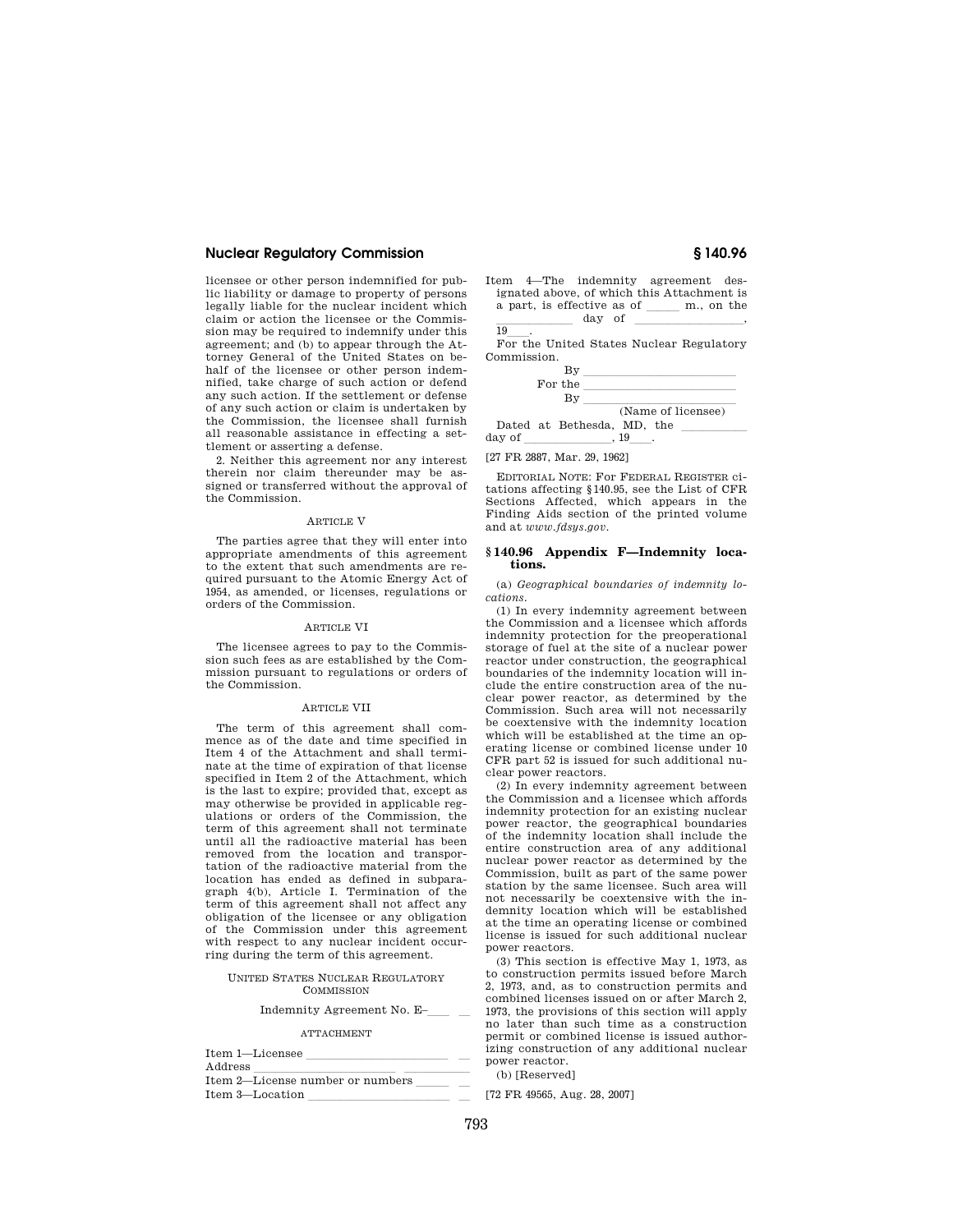licensee or other person indemnified for public liability or damage to property of persons legally liable for the nuclear incident which claim or action the licensee or the Commission may be required to indemnify under this agreement; and (b) to appear through the Attorney General of the United States on behalf of the licensee or other person indemnified, take charge of such action or defend any such action. If the settlement or defense of any such action or claim is undertaken by the Commission, the licensee shall furnish all reasonable assistance in effecting a settlement or asserting a defense.

2. Neither this agreement nor any interest therein nor claim thereunder may be assigned or transferred without the approval of the Commission.

ARTICLE V

The parties agree that they will enter into appropriate amendments of this agreement to the extent that such amendments are required pursuant to the Atomic Energy Act of 1954, as amended, or licenses, regulations or orders of the Commission.

ARTICLE VI

The licensee agrees to pay to the Commission such fees as are established by the Commission pursuant to regulations or orders of the Commission.

ARTICLE VII

The term of this agreement shall commence as of the date and time specified in Item 4 of the Attachment and shall terminate at the time of expiration of that license specified in Item 2 of the Attachment, which is the last to expire; provided that, except as may otherwise be provided in applicable regulations or orders of the Commission, the term of this agreement shall not terminate until all the radioactive material has been removed from the location and transportation of the radioactive material from the location has ended as defined in subparagraph 4(b), Article I. Termination of the term of this agreement shall not affect any obligation of the licensee or any obligation of the Commission under this agreement with respect to any nuclear incident occurring during the term of this agreement.

UNITED STATES NUCLEAR REGULATORY COMMISSION

Indemnity Agreement No. E–\_\_\_\_

ATTACHMENT

Item 1—Licensee \_\_\_\_\_\_\_\_\_\_\_\_\_\_\_\_\_\_\_\_\_\_\_\_

Address \_\_\_\_\_\_\_\_\_\_\_\_\_\_\_\_\_\_\_\_\_\_\_\_

Item 2—License number or numbers \_\_\_\_\_\_

Item 3—Location \_\_\_\_\_\_\_\_\_\_\_\_\_\_\_\_\_\_\_\_\_\_\_\_

Item 4—The indemnity agreement designated above, of which this Attachment is a part, is effective as of \_\_\_\_\_ m., on the \_\_\_\_\_\_\_\_\_\_\_\_ day of \_\_\_\_\_\_\_\_\_\_\_\_\_\_\_\_\_, 19\_\_\_.

For the United States Nuclear Regulatory Commission.

By \_\_\_\_\_\_\_\_\_\_\_\_\_\_\_\_\_\_\_\_\_\_\_\_

For the \_\_\_\_\_\_\_\_\_\_\_\_\_\_\_\_\_\_\_\_\_\_\_\_

By \_\_\_\_\_\_\_\_\_\_\_\_\_\_\_\_\_\_\_\_\_\_\_\_

(Name of licensee)

Dated at Bethesda, MD, the \_\_\_\_\_\_\_\_\_\_ day of \_\_\_\_\_\_\_\_\_\_\_\_\_, 19\_\_\_.

[27 FR 2887, Mar. 29, 1962]

EDITORIAL NOTE: For FEDERAL REGISTER citations affecting §140.95, see the List of CFR Sections Affected, which appears in the Finding Aids section of the printed volume and at *www.fdsys.gov*.

## §140.96 Appendix F—Indemnity locations.

(a) *Geographical boundaries of indemnity locations.*

(1) In every indemnity agreement between the Commission and a licensee which affords indemnity protection for the preoperational storage of fuel at the site of a nuclear power reactor under construction, the geographical boundaries of the indemnity location will include the entire construction area of the nuclear power reactor, as determined by the Commission. Such area will not necessarily be coextensive with the indemnity location which will be established at the time an operating license or combined license under 10 CFR part 52 is issued for such additional nuclear power reactors.

(2) In every indemnity agreement between the Commission and a licensee which affords indemnity protection for an existing nuclear power reactor, the geographical boundaries of the indemnity location shall include the entire construction area of any additional nuclear power reactor as determined by the Commission, built as part of the same power station by the same licensee. Such area will not necessarily be coextensive with the indemnity location which will be established at the time an operating license or combined license is issued for such additional nuclear power reactors.

(3) This section is effective May 1, 1973, as to construction permits issued before March 2, 1973, and, as to construction permits and combined licenses issued on or after March 2, 1973, the provisions of this section will apply no later than such time as a construction permit or combined license is issued authorizing construction of any additional nuclear power reactor.

(b) [Reserved]

[72 FR 49565, Aug. 28, 2007]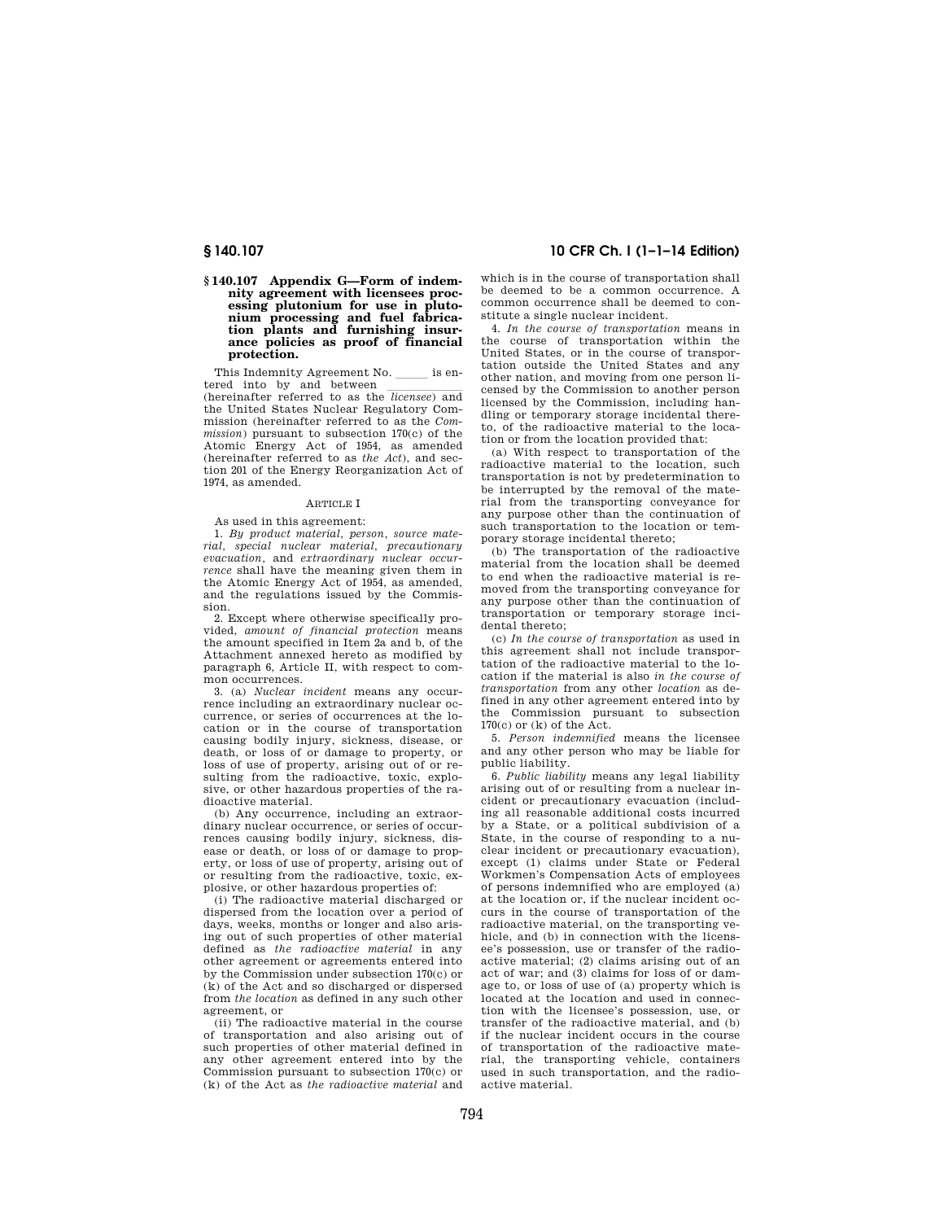## § 140.107 Appendix G—Form of indemnity agreement with licensees processing plutonium for use in plutonium processing and fuel fabrication plants and furnishing insurance policies as proof of financial protection.

This Indemnity Agreement No. _____ is entered into by and between _________ (hereinafter referred to as the *licensee*) and the United States Nuclear Regulatory Commission (hereinafter referred to as the *Commission*) pursuant to subsection 170(c) of the Atomic Energy Act of 1954, as amended (hereinafter referred to as *the Act*), and section 201 of the Energy Reorganization Act of 1974, as amended.

ARTICLE I

As used in this agreement:

1. *By product material, person, source material, special nuclear material, precautionary evacuation,* and *extraordinary nuclear occurrence* shall have the meaning given them in the Atomic Energy Act of 1954, as amended, and the regulations issued by the Commission.

2. Except where otherwise specifically provided, *amount of financial protection* means the amount specified in Item 2a and b, of the Attachment annexed hereto as modified by paragraph 6, Article II, with respect to common occurrences.

3. (a) *Nuclear incident* means any occurrence including an extraordinary nuclear occurrence, or series of occurrences at the location or in the course of transportation causing bodily injury, sickness, disease, or death, or loss of or damage to property, or loss of use of property, arising out of or resulting from the radioactive, toxic, explosive, or other hazardous properties of the radioactive material.

(b) Any occurrence, including an extraordinary nuclear occurrence, or series of occurrences causing bodily injury, sickness, disease or death, or loss of or damage to property, or loss of use of property, arising out of or resulting from the radioactive, toxic, explosive, or other hazardous properties of:

(i) The radioactive material discharged or dispersed from the location over a period of days, weeks, months or longer and also arising out of such properties of other material defined as *the radioactive material* in any other agreement or agreements entered into by the Commission under subsection 170(c) or (k) of the Act and so discharged or dispersed from *the location* as defined in any such other agreement, or

(ii) The radioactive material in the course of transportation and also arising out of such properties of other material defined in any other agreement entered into by the Commission pursuant to subsection 170(c) or (k) of the Act as *the radioactive material* and which is in the course of transportation shall be deemed to be a common occurrence. A common occurrence shall be deemed to constitute a single nuclear incident.

4. *In the course of transportation* means in the course of transportation within the United States, or in the course of transportation outside the United States and any other nation, and moving from one person licensed by the Commission to another person licensed by the Commission, including handling or temporary storage incidental thereto, of the radioactive material to the location or from the location provided that:

(a) With respect to transportation of the radioactive material to the location, such transportation is not by predetermination to be interrupted by the removal of the material from the transporting conveyance for any purpose other than the continuation of such transportation to the location or temporary storage incidental thereto;

(b) The transportation of the radioactive material from the location shall be deemed to end when the radioactive material is removed from the transporting conveyance for any purpose other than the continuation of transportation or temporary storage incidental thereto;

(c) *In the course of transportation* as used in this agreement shall not include transportation of the radioactive material to the location if the material is also *in the course of transportation* from any other *location* as defined in any other agreement entered into by the Commission pursuant to subsection 170(c) or (k) of the Act.

5. *Person indemnified* means the licensee and any other person who may be liable for public liability.

6. *Public liability* means any legal liability arising out of or resulting from a nuclear incident or precautionary evacuation (including all reasonable additional costs incurred by a State, or a political subdivision of a State, in the course of responding to a nuclear incident or precautionary evacuation), except (1) claims under State or Federal Workmen's Compensation Acts of employees of persons indemnified who are employed (a) at the location or, if the nuclear incident occurs in the course of transportation of the radioactive material, on the transporting vehicle, and (b) in connection with the licensee's possession, use or transfer of the radioactive material; (2) claims arising out of an act of war; and (3) claims for loss of or damage to, or loss of use of (a) property which is located at the location and used in connection with the licensee's possession, use, or transfer of the radioactive material, and (b) if the nuclear incident occurs in the course of transportation of the radioactive material, the transporting vehicle, containers used in such transportation, and the radioactive material.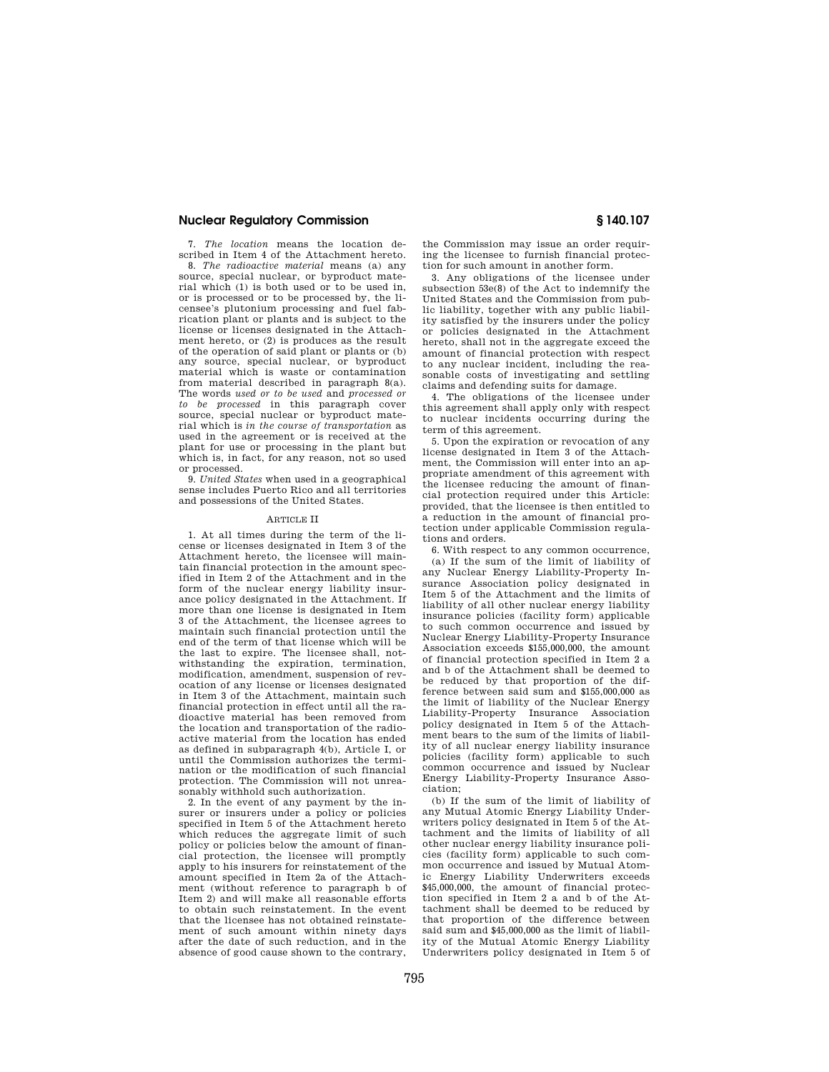7. *The location* means the location described in Item 4 of the Attachment hereto.

8. *The radioactive material* means (a) any source, special nuclear, or byproduct material which (1) is both used or to be used in, or is processed or to be processed by, the licensee's plutonium processing and fuel fabrication plant or plants and is subject to the license or licenses designated in the Attachment hereto, or (2) is produces as the result of the operation of said plant or plants or (b) any source, special nuclear, or byproduct material which is waste or contamination from material described in paragraph 8(a). The words *used or to be used* and *processed or to be processed* in this paragraph cover source, special nuclear or byproduct material which is *in the course of transportation* as used in the agreement or is received at the plant for use or processing in the plant but which is, in fact, for any reason, not so used or processed.

9. *United States* when used in a geographical sense includes Puerto Rico and all territories and possessions of the United States.

ARTICLE II

1. At all times during the term of the license or licenses designated in Item 3 of the Attachment hereto, the licensee will maintain financial protection in the amount specified in Item 2 of the Attachment and in the form of the nuclear energy liability insurance policy designated in the Attachment. If more than one license is designated in Item 3 of the Attachment, the licensee agrees to maintain such financial protection until the end of the term of that license which will be the last to expire. The licensee shall, notwithstanding the expiration, termination, modification, amendment, suspension of revocation of any license or licenses designated in Item 3 of the Attachment, maintain such financial protection in effect until all the radioactive material has been removed from the location and transportation of the radioactive material from the location has ended as defined in subparagraph 4(b), Article I, or until the Commission authorizes the termination or the modification of such financial protection. The Commission will not unreasonably withhold such authorization.

2. In the event of any payment by the insurer or insurers under a policy or policies specified in Item 5 of the Attachment hereto which reduces the aggregate limit of such policy or policies below the amount of financial protection, the licensee will promptly apply to his insurers for reinstatement of the amount specified in Item 2a of the Attachment (without reference to paragraph b of Item 2) and will make all reasonable efforts to obtain such reinstatement. In the event that the licensee has not obtained reinstatement of such amount within ninety days after the date of such reduction, and in the absence of good cause shown to the contrary, the Commission may issue an order requiring the licensee to furnish financial protection for such amount in another form.

3. Any obligations of the licensee under subsection 53e(8) of the Act to indemnify the United States and the Commission from public liability, together with any public liability satisfied by the insurers under the policy or policies designated in the Attachment hereto, shall not in the aggregate exceed the amount of financial protection with respect to any nuclear incident, including the reasonable costs of investigating and settling claims and defending suits for damage.

4. The obligations of the licensee under this agreement shall apply only with respect to nuclear incidents occurring during the term of this agreement.

5. Upon the expiration or revocation of any license designated in Item 3 of the Attachment, the Commission will enter into an appropriate amendment of this agreement with the licensee reducing the amount of financial protection required under this Article: provided, that the licensee is then entitled to a reduction in the amount of financial protection under applicable Commission regulations and orders.

6. With respect to any common occurrence,

(a) If the sum of the limit of liability of any Nuclear Energy Liability-Property Insurance Association policy designated in Item 5 of the Attachment and the limits of liability of all other nuclear energy liability insurance policies (facility form) applicable to such common occurrence and issued by Nuclear Energy Liability-Property Insurance Association exceeds $155,000,000, the amount of financial protection specified in Item 2 a and b of the Attachment shall be deemed to be reduced by that proportion of the difference between said sum and $155,000,000 as the limit of liability of the Nuclear Energy Liability-Property Insurance Association policy designated in Item 5 of the Attachment bears to the sum of the limits of liability of all nuclear energy liability insurance policies (facility form) applicable to such common occurrence and issued by Nuclear Energy Liability-Property Insurance Association;

(b) If the sum of the limit of liability of any Mutual Atomic Energy Liability Underwriters policy designated in Item 5 of the Attachment and the limits of liability of all other nuclear energy liability insurance policies (facility form) applicable to such common occurrence and issued by Mutual Atomic Energy Liability Underwriters exceeds $45,000,000, the amount of financial protection specified in Item 2 a and b of the Attachment shall be deemed to be reduced by that proportion of the difference between said sum and $45,000,000 as the limit of liability of the Mutual Atomic Energy Liability Underwriters policy designated in Item 5 of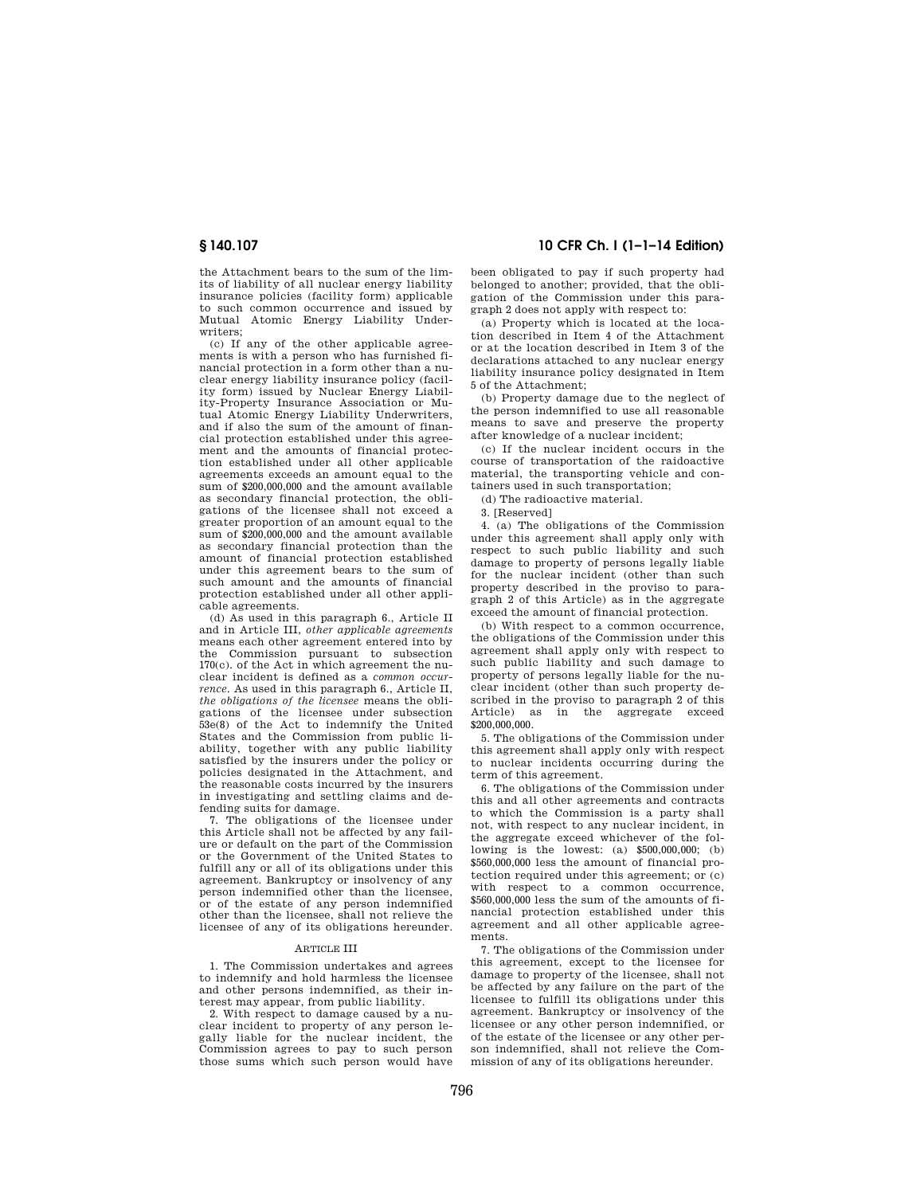the Attachment bears to the sum of the limits of liability of all nuclear energy liability insurance policies (facility form) applicable to such common occurrence and issued by Mutual Atomic Energy Liability Underwriters;

(c) If any of the other applicable agreements is with a person who has furnished financial protection in a form other than a nuclear energy liability insurance policy (facility form) issued by Nuclear Energy Liability-Property Insurance Association or Mutual Atomic Energy Liability Underwriters, and if also the sum of the amount of financial protection established under this agreement and the amounts of financial protection established under all other applicable agreements exceeds an amount equal to the sum of $200,000,000 and the amount available as secondary financial protection, the obligations of the licensee shall not exceed a greater proportion of an amount equal to the sum of $200,000,000 and the amount available as secondary financial protection than the amount of financial protection established under this agreement bears to the sum of such amount and the amounts of financial protection established under all other applicable agreements.

(d) As used in this paragraph 6., Article II and in Article III, *other applicable agreements* means each other agreement entered into by the Commission pursuant to subsection 170(c). of the Act in which agreement the nuclear incident is defined as a *common occurrence*. As used in this paragraph 6., Article II, *the obligations of the licensee* means the obligations of the licensee under subsection 53e(8) of the Act to indemnify the United States and the Commission from public liability, together with any public liability satisfied by the insurers under the policy or policies designated in the Attachment, and the reasonable costs incurred by the insurers in investigating and settling claims and defending suits for damage.

7. The obligations of the licensee under this Article shall not be affected by any failure or default on the part of the Commission or the Government of the United States to fulfill any or all of its obligations under this agreement. Bankruptcy or insolvency of any person indemnified other than the licensee, or of the estate of any person indemnified other than the licensee, shall not relieve the licensee of any of its obligations hereunder.

ARTICLE III

1. The Commission undertakes and agrees to indemnify and hold harmless the licensee and other persons indemnified, as their interest may appear, from public liability.

2. With respect to damage caused by a nuclear incident to property of any person legally liable for the nuclear incident, the Commission agrees to pay to such person those sums which such person would have been obligated to pay if such property had belonged to another; provided, that the obligation of the Commission under this paragraph 2 does not apply with respect to:

(a) Property which is located at the location described in Item 4 of the Attachment or at the location described in Item 3 of the declarations attached to any nuclear energy liability insurance policy designated in Item 5 of the Attachment;

(b) Property damage due to the neglect of the person indemnified to use all reasonable means to save and preserve the property after knowledge of a nuclear incident;

(c) If the nuclear incident occurs in the course of transportation of the raidoactive material, the transporting vehicle and containers used in such transportation;

(d) The radioactive material.

3. [Reserved]

4. (a) The obligations of the Commission under this agreement shall apply only with respect to such public liability and such damage to property of persons legally liable for the nuclear incident (other than such property described in the proviso to paragraph 2 of this Article) as in the aggregate exceed the amount of financial protection.

(b) With respect to a common occurrence, the obligations of the Commission under this agreement shall apply only with respect to such public liability and such damage to property of persons legally liable for the nuclear incident (other than such property described in the proviso to paragraph 2 of this Article) as in the aggregate exceed $200,000,000.

5. The obligations of the Commission under this agreement shall apply only with respect to nuclear incidents occurring during the term of this agreement.

6. The obligations of the Commission under this and all other agreements and contracts to which the Commission is a party shall not, with respect to any nuclear incident, in the aggregate exceed whichever of the following is the lowest: (a) $500,000,000; (b) $560,000,000 less the amount of financial protection required under this agreement; or (c) with respect to a common occurrence, $560,000,000 less the sum of the amounts of financial protection established under this agreement and all other applicable agreements.

7. The obligations of the Commission under this agreement, except to the licensee for damage to property of the licensee, shall not be affected by any failure on the part of the licensee to fulfill its obligations under this agreement. Bankruptcy or insolvency of the licensee or any other person indemnified, or of the estate of the licensee or any other person indemnified, shall not relieve the Commission of any of its obligations hereunder.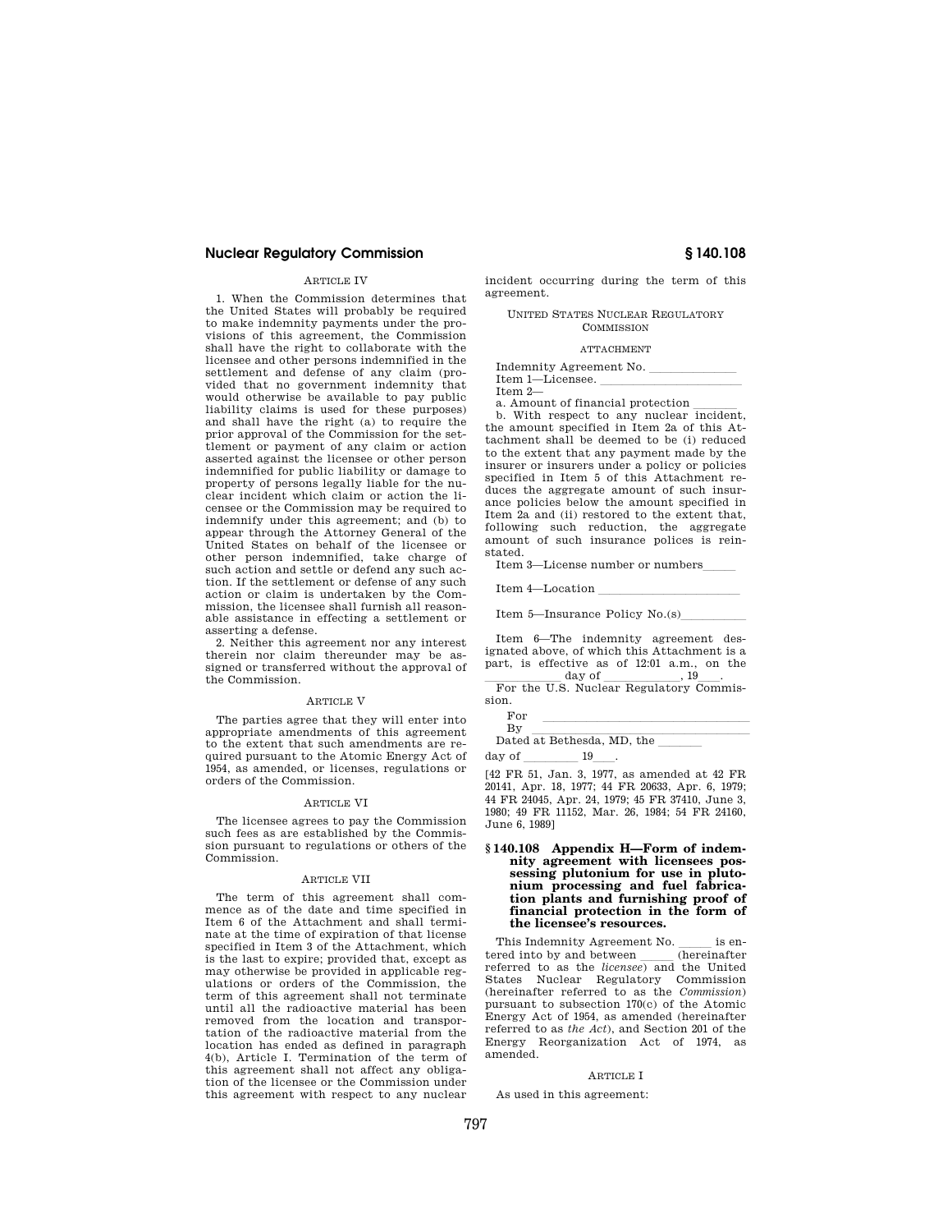ARTICLE IV

1. When the Commission determines that the United States will probably be required to make indemnity payments under the provisions of this agreement, the Commission shall have the right to collaborate with the licensee and other persons indemnified in the settlement and defense of any claim (provided that no government indemnity that would otherwise be available to pay public liability claims is used for these purposes) and shall have the right (a) to require the prior approval of the Commission for the settlement or payment of any claim or action asserted against the licensee or other person indemnified for public liability or damage to property of persons legally liable for the nuclear incident which claim or action the licensee or the Commission may be required to indemnify under this agreement; and (b) to appear through the Attorney General of the United States on behalf of the licensee or other person indemnified, take charge of such action and settle or defend any such action. If the settlement or defense of any such action or claim is undertaken by the Commission, the licensee shall furnish all reasonable assistance in effecting a settlement or asserting a defense.

2. Neither this agreement nor any interest therein nor claim thereunder may be assigned or transferred without the approval of the Commission.

ARTICLE V

The parties agree that they will enter into appropriate amendments of this agreement to the extent that such amendments are required pursuant to the Atomic Energy Act of 1954, as amended, or licenses, regulations or orders of the Commission.

ARTICLE VI

The licensee agrees to pay the Commission such fees as are established by the Commission pursuant to regulations or others of the Commission.

ARTICLE VII

The term of this agreement shall commence as of the date and time specified in Item 6 of the Attachment and shall terminate at the time of expiration of that license specified in Item 3 of the Attachment, which is the last to expire; provided that, except as may otherwise be provided in applicable regulations or orders of the Commission, the term of this agreement shall not terminate until all the radioactive material has been removed from the location and transportation of the radioactive material from the location has ended as defined in paragraph 4(b), Article I. Termination of the term of this agreement shall not affect any obligation of the licensee or the Commission under this agreement with respect to any nuclear incident occurring during the term of this agreement.

UNITED STATES NUCLEAR REGULATORY COMMISSION

ATTACHMENT

Indemnity Agreement No. \_\_\_\_\_\_\_\_\_\_\_\_\_\_

Item 1—Licensee. \_\_\_\_\_\_\_\_\_\_\_\_\_\_\_\_\_\_\_\_\_\_

Item 2—

a. Amount of financial protection \_\_\_\_\_\_\_

b. With respect to any nuclear incident, the amount specified in Item 2a of this Attachment shall be deemed to be (i) reduced to the extent that any payment made by the insurer or insurers under a policy or policies specified in Item 5 of this Attachment reduces the aggregate amount of such insurance policies below the amount specified in Item 2a and (ii) restored to the extent that, following such reduction, the aggregate amount of such insurance polices is reinstated.

Item 3—License number or numbers\_\_\_\_\_

Item 4—Location \_\_\_\_\_\_\_\_\_\_\_\_\_\_\_\_\_\_\_\_\_\_\_

Item 5—Insurance Policy No.(s)\_\_\_\_\_\_\_\_\_\_

Item 6—The indemnity agreement designated above, of which this Attachment is a part, is effective as of 12:01 a.m., on the \_\_\_\_\_\_\_\_\_\_\_\_ day of \_\_\_\_\_\_\_\_\_\_\_\_, 19\_\_\_\_.

For the U.S. Nuclear Regulatory Commission.

For \_\_\_\_\_\_\_\_\_\_\_\_\_\_\_\_\_\_\_\_\_\_\_\_\_\_\_\_\_\_\_\_

By \_\_\_\_\_\_\_\_\_\_\_\_\_\_\_\_\_\_\_\_\_\_\_\_\_\_\_\_\_\_\_\_\_

Dated at Bethesda, MD, the \_\_\_\_\_\_\_ day of \_\_\_\_\_\_\_\_\_ 19\_\_\_\_.

[42 FR 51, Jan. 3, 1977, as amended at 42 FR 20141, Apr. 18, 1977; 44 FR 20633, Apr. 6, 1979; 44 FR 24045, Apr. 24, 1979; 45 FR 37410, June 3, 1980; 49 FR 11152, Mar. 26, 1984; 54 FR 24160, June 6, 1989]

## § 140.108 Appendix H—Form of indemnity agreement with licensees possessing plutonium for use in plutonium processing and fuel fabrication plants and furnishing proof of financial protection in the form of the licensee's resources.

This Indemnity Agreement No. \_\_\_\_\_ is entered into by and between \_\_\_\_\_ (hereinafter referred to as the *licensee*) and the United States Nuclear Regulatory Commission (hereinafter referred to as the *Commission*) pursuant to subsection 170(c) of the Atomic Energy Act of 1954, as amended (hereinafter referred to as *the Act*), and Section 201 of the Energy Reorganization Act of 1974, as amended.

ARTICLE I

As used in this agreement: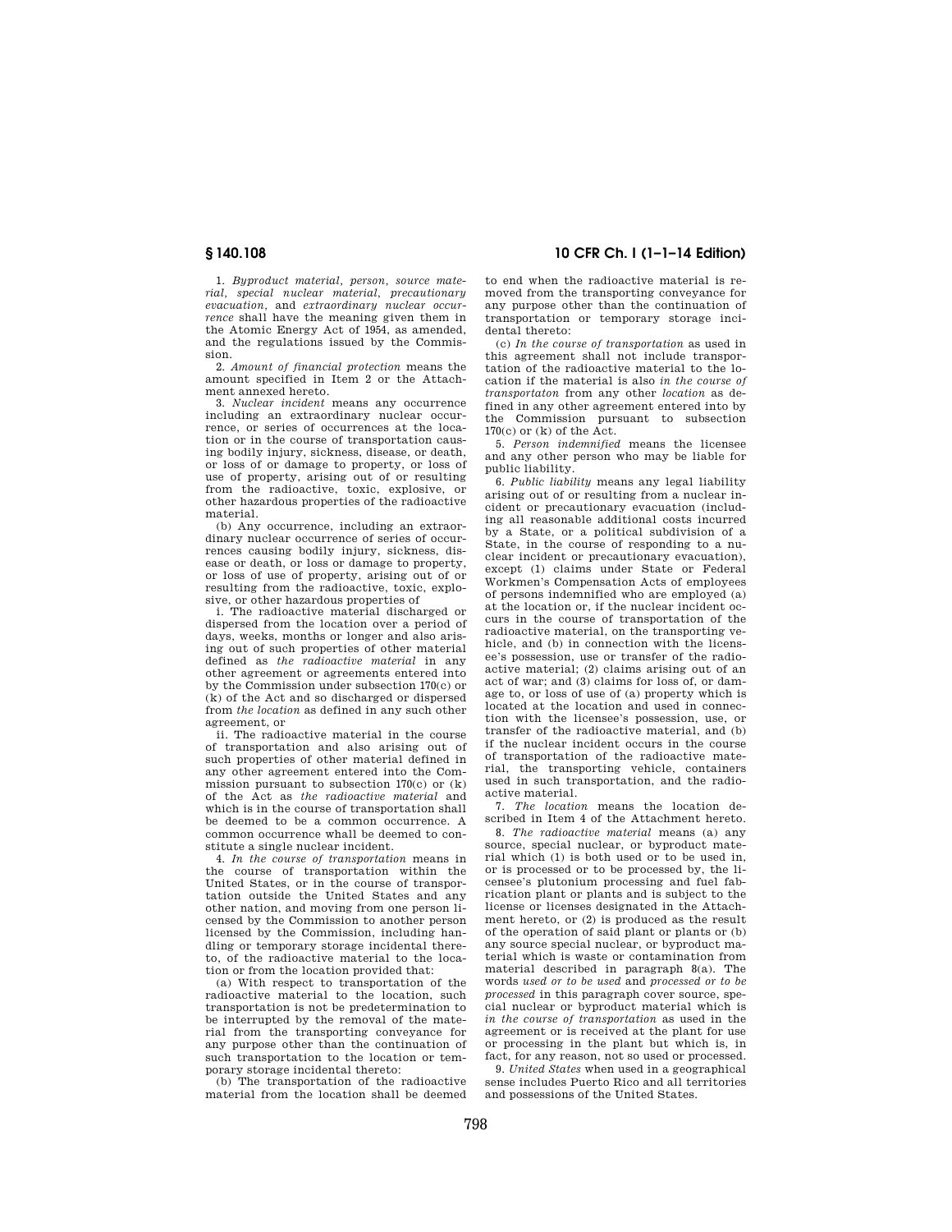1. *Byproduct material, person, source material, special nuclear material, precautionary evacuation,* and *extraordinary nuclear occurrence* shall have the meaning given them in the Atomic Energy Act of 1954, as amended, and the regulations issued by the Commission.

2. *Amount of financial protection* means the amount specified in Item 2 or the Attachment annexed hereto.

3. *Nuclear incident* means any occurrence including an extraordinary nuclear occurrence, or series of occurrences at the location or in the course of transportation causing bodily injury, sickness, disease, or death, or loss of or damage to property, or loss of use of property, arising out of or resulting from the radioactive, toxic, explosive, or other hazardous properties of the radioactive material.

(b) Any occurrence, including an extraordinary nuclear occurrence of series of occurrences causing bodily injury, sickness, disease or death, or loss or damage to property, or loss of use of property, arising out of or resulting from the radioactive, toxic, explosive, or other hazardous properties of

i. The radioactive material discharged or dispersed from the location over a period of days, weeks, months or longer and also arising out of such properties of other material defined as *the radioactive material* in any other agreement or agreements entered into by the Commission under subsection 170(c) or (k) of the Act and so discharged or dispersed from *the location* as defined in any such other agreement, or

ii. The radioactive material in the course of transportation and also arising out of such properties of other material defined in any other agreement entered into the Commission pursuant to subsection 170(c) or (k) of the Act as *the radioactive material* and which is in the course of transportation shall be deemed to be a common occurrence. A common occurrence whall be deemed to constitute a single nuclear incident.

4. *In the course of transportation* means in the course of transportation within the United States, or in the course of transportation outside the United States and any other nation, and moving from one person licensed by the Commission to another person licensed by the Commission, including handling or temporary storage incidental thereto, of the radioactive material to the location or from the location provided that:

(a) With respect to transportation of the radioactive material to the location, such transportation is not be predetermination to be interrupted by the removal of the material from the transporting conveyance for any purpose other than the continuation of such transportation to the location or temporary storage incidental thereto:

(b) The transportation of the radioactive material from the location shall be deemed to end when the radioactive material is removed from the transporting conveyance for any purpose other than the continuation of transportation or temporary storage incidental thereto:

(c) *In the course of transportation* as used in this agreement shall not include transportation of the radioactive material to the location if the material is also *in the course of transportaton* from any other *location* as defined in any other agreement entered into by the Commission pursuant to subsection 170(c) or (k) of the Act.

5. *Person indemnified* means the licensee and any other person who may be liable for public liability.

6. *Public liability* means any legal liability arising out of or resulting from a nuclear incident or precautionary evacuation (including all reasonable additional costs incurred by a State, or a political subdivision of a State, in the course of responding to a nuclear incident or precautionary evacuation), except (1) claims under State or Federal Workmen's Compensation Acts of employees of persons indemnified who are employed (a) at the location or, if the nuclear incident occurs in the course of transportation of the radioactive material, on the transporting vehicle, and (b) in connection with the licensee's possession, use or transfer of the radioactive material; (2) claims arising out of an act of war; and (3) claims for loss of, or damage to, or loss of use of (a) property which is located at the location and used in connection with the licensee's possession, use, or transfer of the radioactive material, and (b) if the nuclear incident occurs in the course of transportation of the radioactive material, the transporting vehicle, containers used in such transportation, and the radioactive material.

7. *The location* means the location described in Item 4 of the Attachment hereto.

8. *The radioactive material* means (a) any source, special nuclear, or byproduct material which (1) is both used or to be used in, or is processed or to be processed by, the licensee's plutonium processing and fuel fabrication plant or plants and is subject to the license or licenses designated in the Attachment hereto, or (2) is produced as the result of the operation of said plant or plants or (b) any source special nuclear, or byproduct material which is waste or contamination from material described in paragraph 8(a). The words *used or to be used* and *processed or to be processed* in this paragraph cover source, special nuclear or byproduct material which is *in the course of transportation* as used in the agreement or is received at the plant for use or processing in the plant but which is, in fact, for any reason, not so used or processed.

9. *United States* when used in a geographical sense includes Puerto Rico and all territories and possessions of the United States.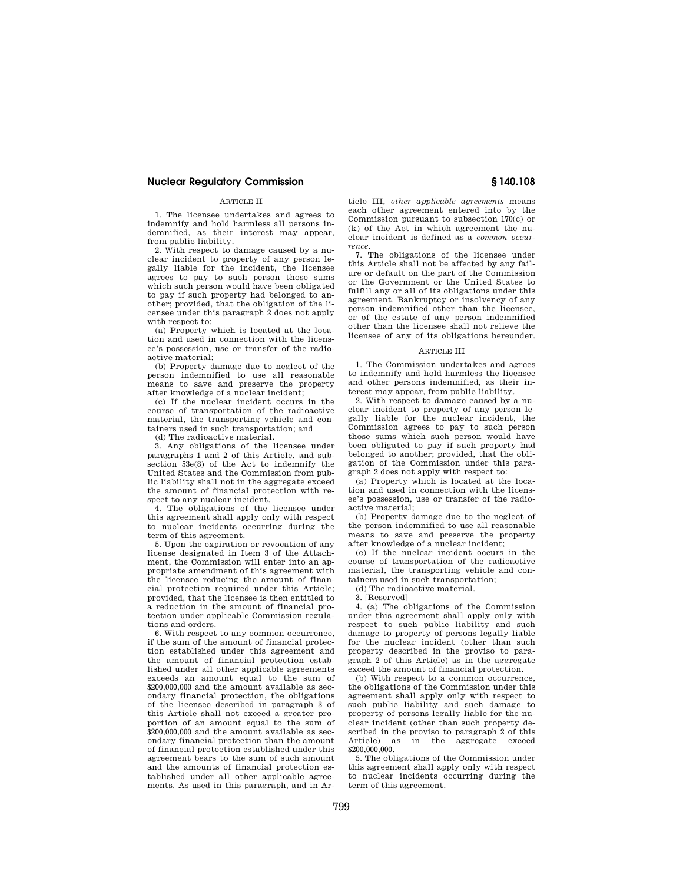ARTICLE II

1. The licensee undertakes and agrees to indemnify and hold harmless all persons indemnified, as their interest may appear, from public liability.

2. With respect to damage caused by a nuclear incident to property of any person legally liable for the incident, the licensee agrees to pay to such person those sums which such person would have been obligated to pay if such property had belonged to another; provided, that the obligation of the licensee under this paragraph 2 does not apply with respect to:

(a) Property which is located at the location and used in connection with the licensee's possession, use or transfer of the radioactive material;

(b) Property damage due to neglect of the person indemnified to use all reasonable means to save and preserve the property after knowledge of a nuclear incident;

(c) If the nuclear incident occurs in the course of transportation of the radioactive material, the transporting vehicle and containers used in such transportation; and

(d) The radioactive material.

3. Any obligations of the licensee under paragraphs 1 and 2 of this Article, and subsection 53e(8) of the Act to indemnify the United States and the Commission from public liability shall not in the aggregate exceed the amount of financial protection with respect to any nuclear incident.

4. The obligations of the licensee under this agreement shall apply only with respect to nuclear incidents occurring during the term of this agreement.

5. Upon the expiration or revocation of any license designated in Item 3 of the Attachment, the Commission will enter into an appropriate amendment of this agreement with the licensee reducing the amount of financial protection required under this Article; provided, that the licensee is then entitled to a reduction in the amount of financial protection under applicable Commission regulations and orders.

6. With respect to any common occurrence, if the sum of the amount of financial protection established under this agreement and the amount of financial protection established under all other applicable agreements exceeds an amount equal to the sum of $200,000,000 and the amount available as secondary financial protection, the obligations of the licensee described in paragraph 3 of this Article shall not exceed a greater proportion of an amount equal to the sum of $200,000,000 and the amount available as secondary financial protection than the amount of financial protection established under this agreement bears to the sum of such amount and the amounts of financial protection established under all other applicable agreements. As used in this paragraph, and in Article III, *other applicable agreements* means each other agreement entered into by the Commission pursuant to subsection 170(c) or (k) of the Act in which agreement the nuclear incident is defined as a *common occurrence*.

7. The obligations of the licensee under this Article shall not be affected by any failure or default on the part of the Commission or the Government or the United States to fulfill any or all of its obligations under this agreement. Bankruptcy or insolvency of any person indemnified other than the licensee, or of the estate of any person indemnified other than the licensee shall not relieve the licensee of any of its obligations hereunder.

ARTICLE III

1. The Commission undertakes and agrees to indemnify and hold harmless the licensee and other persons indemnified, as their interest may appear, from public liability.

2. With respect to damage caused by a nuclear incident to property of any person legally liable for the nuclear incident, the Commission agrees to pay to such person those sums which such person would have been obligated to pay if such property had belonged to another; provided, that the obligation of the Commission under this paragraph 2 does not apply with respect to:

(a) Property which is located at the location and used in connection with the licensee's possession, use or transfer of the radioactive material;

(b) Property damage due to the neglect of the person indemnified to use all reasonable means to save and preserve the property after knowledge of a nuclear incident;

(c) If the nuclear incident occurs in the course of transportation of the radioactive material, the transporting vehicle and containers used in such transportation;

(d) The radioactive material.

3. [Reserved]

4. (a) The obligations of the Commission under this agreement shall apply only with respect to such public liability and such damage to property of persons legally liable for the nuclear incident (other than such property described in the proviso to paragraph 2 of this Article) as in the aggregate exceed the amount of financial protection.

(b) With respect to a common occurrence, the obligations of the Commission under this agreement shall apply only with respect to such public liability and such damage to property of persons legally liable for the nuclear incident (other than such property described in the proviso to paragraph 2 of this Article) as in the aggregate exceed $200,000,000.

5. The obligations of the Commission under this agreement shall apply only with respect to nuclear incidents occurring during the term of this agreement.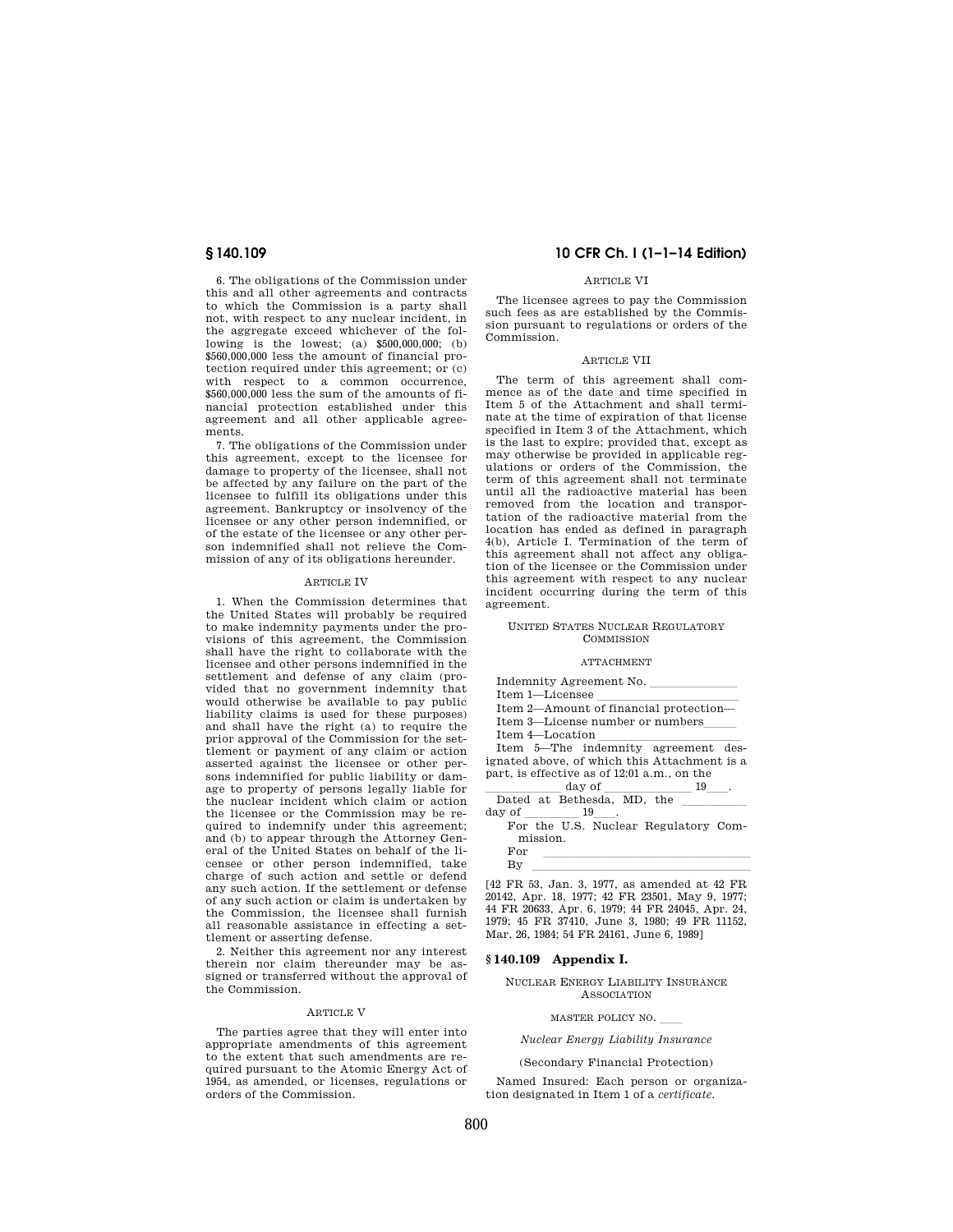6. The obligations of the Commission under this and all other agreements and contracts to which the Commission is a party shall not, with respect to any nuclear incident, in the aggregate exceed whichever of the following is the lowest; (a) $500,000,000; (b) $560,000,000 less the amount of financial protection required under this agreement; or (c) with respect to a common occurrence, $560,000,000 less the sum of the amounts of financial protection established under this agreement and all other applicable agreements.

7. The obligations of the Commission under this agreement, except to the licensee for damage to property of the licensee, shall not be affected by any failure on the part of the licensee to fulfill its obligations under this agreement. Bankruptcy or insolvency of the licensee or any other person indemnified, or of the estate of the licensee or any other person indemnified shall not relieve the Commission of any of its obligations hereunder.

ARTICLE IV

1. When the Commission determines that the United States will probably be required to make indemnity payments under the provisions of this agreement, the Commission shall have the right to collaborate with the licensee and other persons indemnified in the settlement and defense of any claim (provided that no government indemnity that would otherwise be available to pay public liability claims is used for these purposes) and shall have the right (a) to require the prior approval of the Commission for the settlement or payment of any claim or action asserted against the licensee or other persons indemnified for public liability or damage to property of persons legally liable for the nuclear incident which claim or action the licensee or the Commission may be required to indemnify under this agreement; and (b) to appear through the Attorney General of the United States on behalf of the licensee or other person indemnified, take charge of such action and settle or defend any such action. If the settlement or defense of any such action or claim is undertaken by the Commission, the licensee shall furnish all reasonable assistance in effecting a settlement or asserting defense.

2. Neither this agreement nor any interest therein nor claim thereunder may be assigned or transferred without the approval of the Commission.

ARTICLE V

The parties agree that they will enter into appropriate amendments of this agreement to the extent that such amendments are required pursuant to the Atomic Energy Act of 1954, as amended, or licenses, regulations or orders of the Commission.

ARTICLE VI

The licensee agrees to pay the Commission such fees as are established by the Commission pursuant to regulations or orders of the Commission.

ARTICLE VII

The term of this agreement shall commence as of the date and time specified in Item 5 of the Attachment and shall terminate at the time of expiration of that license specified in Item 3 of the Attachment, which is the last to expire; provided that, except as may otherwise be provided in applicable regulations or orders of the Commission, the term of this agreement shall not terminate until all the radioactive material has been removed from the location and transportation of the radioactive material from the location has ended as defined in paragraph 4(b), Article I. Termination of the term of this agreement shall not affect any obligation of the licensee or the Commission under this agreement with respect to any nuclear incident occurring during the term of this agreement.

UNITED STATES NUCLEAR REGULATORY COMMISSION

ATTACHMENT

Indemnity Agreement No. \_\_\_\_\_\_\_\_\_\_\_\_\_\_
Item 1—Licensee \_\_\_\_\_\_\_\_\_\_\_\_\_\_\_\_\_\_\_\_\_\_
Item 2—Amount of financial protection—
Item 3—License number or numbers\_\_\_\_\_
Item 4—Location \_\_\_\_\_\_\_\_\_\_\_\_\_\_\_\_\_\_\_\_\_\_
Item 5—The indemnity agreement designated above, of which this Attachment is a part, is effective as of 12:01 a.m., on the \_\_\_\_\_\_\_\_\_\_\_\_ day of \_\_\_\_\_\_\_\_\_\_\_\_\_\_ 19\_\_\_.

Dated at Bethesda, MD, the \_\_\_\_\_\_\_\_\_\_ day of \_\_\_\_\_\_\_\_\_ 19\_\_\_.

For the U.S. Nuclear Regulatory Commission.

For \_\_\_\_\_\_\_\_\_\_\_\_\_\_\_\_\_\_\_\_\_\_\_\_\_\_\_\_\_\_\_\_\_

By \_\_\_\_\_\_\_\_\_\_\_\_\_\_\_\_\_\_\_\_\_\_\_\_\_\_\_\_\_\_\_\_\_

[42 FR 53, Jan. 3, 1977, as amended at 42 FR 20142, Apr. 18, 1977; 42 FR 23501, May 9, 1977; 44 FR 20633, Apr. 6, 1979; 44 FR 24045, Apr. 24, 1979; 45 FR 37410, June 3, 1980; 49 FR 11152, Mar. 26, 1984; 54 FR 24161, June 6, 1989]

## § 140.109 Appendix I.

NUCLEAR ENERGY LIABILITY INSURANCE ASSOCIATION

MASTER POLICY NO. \_\_\_\_

*Nuclear Energy Liability Insurance*

(Secondary Financial Protection)

Named Insured: Each person or organization designated in Item 1 of a *certificate*.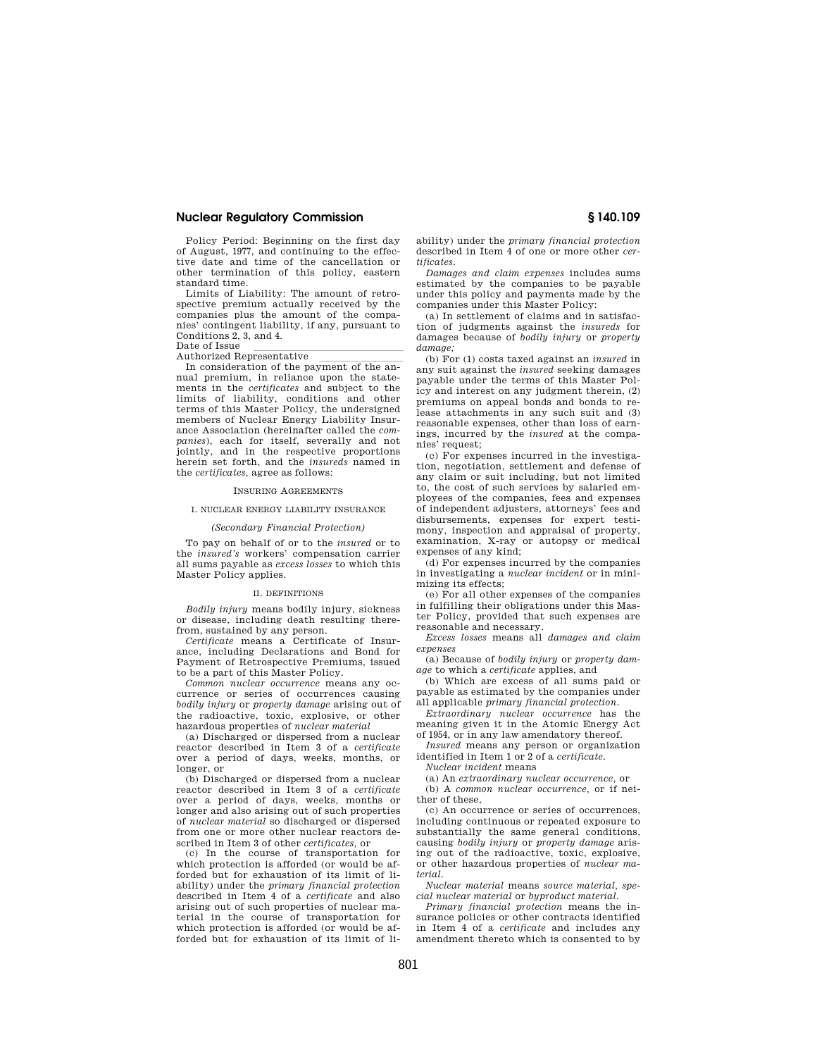Policy Period: Beginning on the first day of August, 1977, and continuing to the effective date and time of the cancellation or other termination of this policy, eastern standard time.

Limits of Liability: The amount of retrospective premium actually received by the companies plus the amount of the companies' contingent liability, if any, pursuant to Conditions 2, 3, and 4.

Date of Issue \_\_\_\_\_\_\_\_\_\_\_\_\_\_\_\_\_\_\_\_

Authorized Representative \_\_\_\_\_\_\_\_\_\_\_\_\_\_\_\_

In consideration of the payment of the annual premium, in reliance upon the statements in the *certificates* and subject to the limits of liability, conditions and other terms of this Master Policy, the undersigned members of Nuclear Energy Liability Insurance Association (hereinafter called the *companies*), each for itself, severally and not jointly, and in the respective proportions herein set forth, and the *insureds* named in the *certificates*, agree as follows:

INSURING AGREEMENTS

I. NUCLEAR ENERGY LIABILITY INSURANCE

*(Secondary Financial Protection)*

To pay on behalf of or to the *insured* or to the *insured's* workers' compensation carrier all sums payable as *excess losses* to which this Master Policy applies.

II. DEFINITIONS

*Bodily injury* means bodily injury, sickness or disease, including death resulting therefrom, sustained by any person.

*Certificate* means a Certificate of Insurance, including Declarations and Bond for Payment of Retrospective Premiums, issued to be a part of this Master Policy.

*Common nuclear occurrence* means any occurrence or series of occurrences causing *bodily injury* or *property damage* arising out of the radioactive, toxic, explosive, or other hazardous properties of *nuclear material*

(a) Discharged or dispersed from a nuclear reactor described in Item 3 of a *certificate* over a period of days, weeks, months, or longer, or

(b) Discharged or dispersed from a nuclear reactor described in Item 3 of a *certificate* over a period of days, weeks, months or longer and also arising out of such properties of *nuclear material* so discharged or dispersed from one or more other nuclear reactors described in Item 3 of other *certificates*, or

(c) In the course of transportation for which protection is afforded (or would be afforded but for exhaustion of its limit of liability) under the *primary financial protection* described in Item 4 of a *certificate* and also arising out of such properties of nuclear material in the course of transportation for which protection is afforded (or would be afforded but for exhaustion of its limit of liability) under the *primary financial protection* described in Item 4 of one or more other *certificates*.

*Damages and claim expenses* includes sums estimated by the companies to be payable under this policy and payments made by the companies under this Master Policy:

(a) In settlement of claims and in satisfaction of judgments against the *insureds* for damages because of *bodily injury* or *property damage;*

(b) For (1) costs taxed against an *insured* in any suit against the *insured* seeking damages payable under the terms of this Master Policy and interest on any judgment therein, (2) premiums on appeal bonds and bonds to release attachments in any such suit and (3) reasonable expenses, other than loss of earnings, incurred by the *insured* at the companies' request;

(c) For expenses incurred in the investigation, negotiation, settlement and defense of any claim or suit including, but not limited to, the cost of such services by salaried employees of the companies, fees and expenses of independent adjusters, attorneys' fees and disbursements, expenses for expert testimony, inspection and appraisal of property, examination, X-ray or autopsy or medical expenses of any kind;

(d) For expenses incurred by the companies in investigating a *nuclear incident* or in minimizing its effects;

(e) For all other expenses of the companies in fulfilling their obligations under this Master Policy, provided that such expenses are reasonable and necessary.

*Excess losses* means all *damages and claim expenses*

(a) Because of *bodily injury* or *property damage* to which a *certificate* applies, and

(b) Which are excess of all sums paid or payable as estimated by the companies under all applicable *primary financial protection*.

*Extraordinary nuclear occurrence* has the meaning given it in the Atomic Energy Act of 1954, or in any law amendatory thereof.

*Insured* means any person or organization identified in Item 1 or 2 of a *certificate*.

*Nuclear incident* means

(a) An *extraordinary nuclear occurrence*, or

(b) A *common nuclear occurrence*, or if neither of these,

(c) An occurrence or series of occurrences, including continuous or repeated exposure to substantially the same general conditions, causing *bodily injury* or *property damage* arising out of the radioactive, toxic, explosive, or other hazardous properties of *nuclear material*.

*Nuclear material* means *source material*, *special nuclear material* or *byproduct material*.

*Primary financial protection* means the insurance policies or other contracts identified in Item 4 of a *certificate* and includes any amendment thereto which is consented to by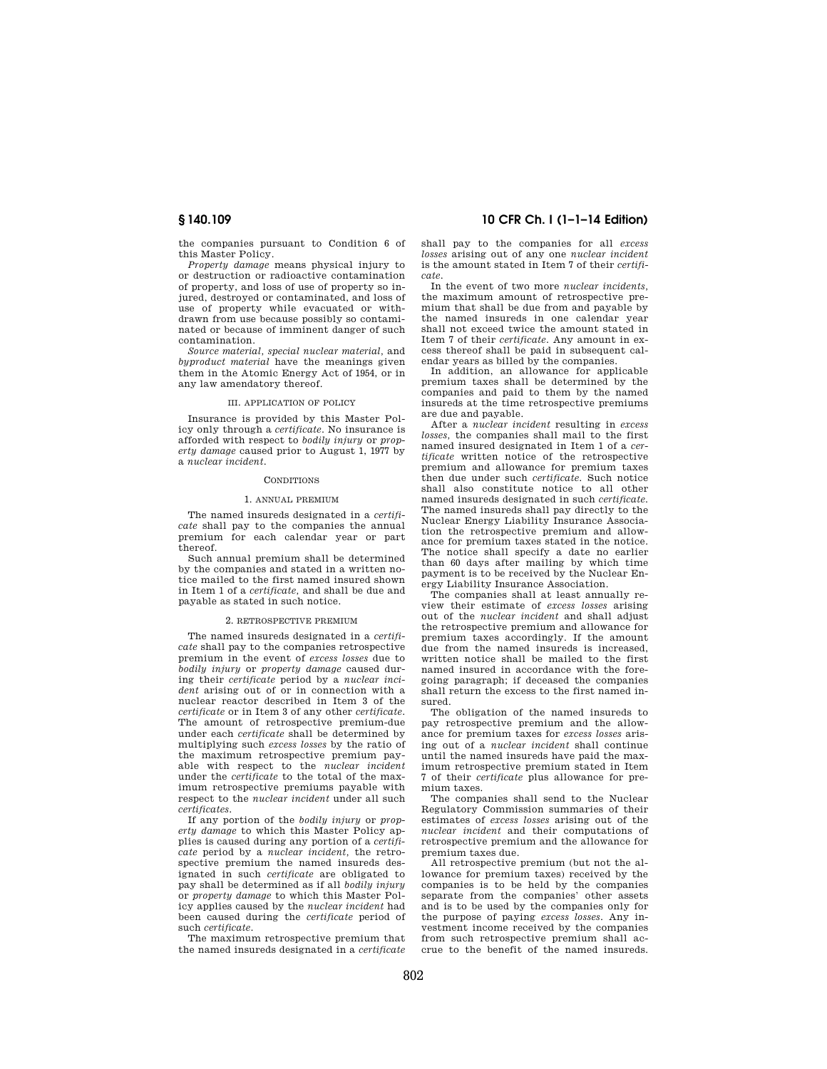the companies pursuant to Condition 6 of this Master Policy.

*Property damage* means physical injury to or destruction or radioactive contamination of property, and loss of use of property so injured, destroyed or contaminated, and loss of use of property while evacuated or withdrawn from use because possibly so contaminated or because of imminent danger of such contamination.

*Source material, special nuclear material,* and *byproduct material* have the meanings given them in the Atomic Energy Act of 1954, or in any law amendatory thereof.

III. APPLICATION OF POLICY

Insurance is provided by this Master Policy only through a *certificate.* No insurance is afforded with respect to *bodily injury* or *property damage* caused prior to August 1, 1977 by a *nuclear incident.*

CONDITIONS

1. ANNUAL PREMIUM

The named insureds designated in a *certificate* shall pay to the companies the annual premium for each calendar year or part thereof.

Such annual premium shall be determined by the companies and stated in a written notice mailed to the first named insured shown in Item 1 of a *certificate,* and shall be due and payable as stated in such notice.

2. RETROSPECTIVE PREMIUM

The named insureds designated in a *certificate* shall pay to the companies retrospective premium in the event of *excess losses* due to *bodily injury* or *property damage* caused during their *certificate* period by a *nuclear incident* arising out of or in connection with a nuclear reactor described in Item 3 of the *certificate* or in Item 3 of any other *certificate.* The amount of retrospective premium-due under each *certificate* shall be determined by multiplying such *excess losses* by the ratio of the maximum retrospective premium payable with respect to the *nuclear incident* under the *certificate* to the total of the maximum retrospective premiums payable with respect to the *nuclear incident* under all such *certificates.*

If any portion of the *bodily injury* or *property damage* to which this Master Policy applies is caused during any portion of a *certificate* period by a *nuclear incident,* the retrospective premium the named insureds designated in such *certificate* are obligated to pay shall be determined as if all *bodily injury* or *property damage* to which this Master Policy applies caused by the *nuclear incident* had been caused during the *certificate* period of such *certificate.*

The maximum retrospective premium that the named insureds designated in a *certificate* shall pay to the companies for all *excess losses* arising out of any one *nuclear incident* is the amount stated in Item 7 of their *certificate.*

In the event of two more *nuclear incidents,* the maximum amount of retrospective premium that shall be due from and payable by the named insureds in one calendar year shall not exceed twice the amount stated in Item 7 of their *certificate.* Any amount in excess thereof shall be paid in subsequent calendar years as billed by the companies.

In addition, an allowance for applicable premium taxes shall be determined by the companies and paid to them by the named insureds at the time retrospective premiums are due and payable.

After a *nuclear incident* resulting in *excess losses,* the companies shall mail to the first named insured designated in Item 1 of a *certificate* written notice of the retrospective premium and allowance for premium taxes then due under such *certificate.* Such notice shall also constitute notice to all other named insureds designated in such *certificate.* The named insureds shall pay directly to the Nuclear Energy Liability Insurance Association the retrospective premium and allowance for premium taxes stated in the notice. The notice shall specify a date no earlier than 60 days after mailing by which time payment is to be received by the Nuclear Energy Liability Insurance Association.

The companies shall at least annually review their estimate of *excess losses* arising out of the *nuclear incident* and shall adjust the retrospective premium and allowance for premium taxes accordingly. If the amount due from the named insureds is increased, written notice shall be mailed to the first named insured in accordance with the foregoing paragraph; if deceased the companies shall return the excess to the first named insured.

The obligation of the named insureds to pay retrospective premium and the allowance for premium taxes for *excess losses* arising out of a *nuclear incident* shall continue until the named insureds have paid the maximum retrospective premium stated in Item 7 of their *certificate* plus allowance for premium taxes.

The companies shall send to the Nuclear Regulatory Commission summaries of their estimates of *excess losses* arising out of the *nuclear incident* and their computations of retrospective premium and the allowance for premium taxes due.

All retrospective premium (but not the allowance for premium taxes) received by the companies is to be held by the companies separate from the companies' other assets and is to be used by the companies only for the purpose of paying *excess losses.* Any investment income received by the companies from such retrospective premium shall accrue to the benefit of the named insureds.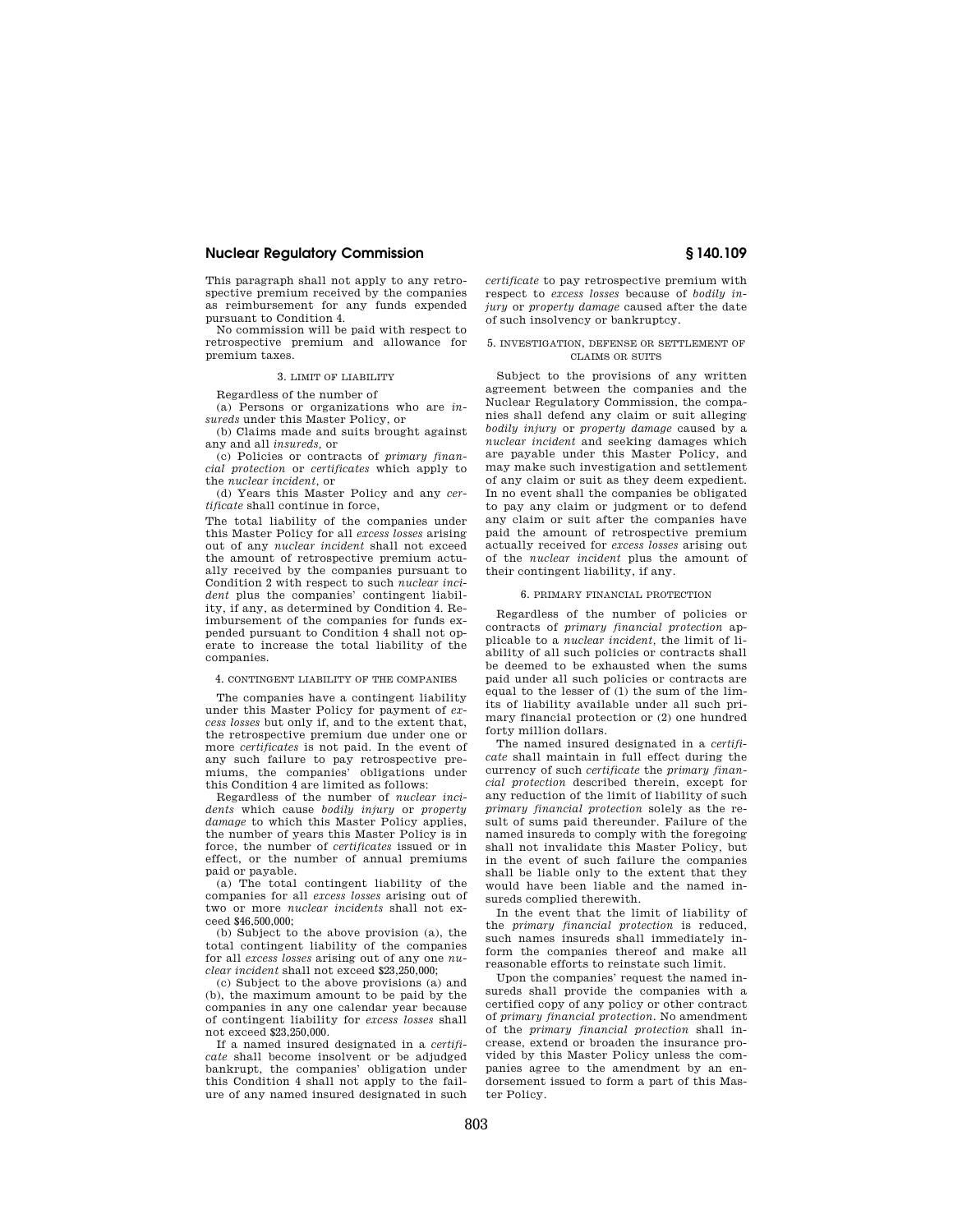This paragraph shall not apply to any retrospective premium received by the companies as reimbursement for any funds expended pursuant to Condition 4.

No commission will be paid with respect to retrospective premium and allowance for premium taxes.

### 3. LIMIT OF LIABILITY

Regardless of the number of

(a) Persons or organizations who are *insureds* under this Master Policy, or

(b) Claims made and suits brought against any and all *insureds,* or

(c) Policies or contracts of *primary financial protection* or *certificates* which apply to the *nuclear incident,* or

(d) Years this Master Policy and any *certificate* shall continue in force,

The total liability of the companies under this Master Policy for all *excess losses* arising out of any *nuclear incident* shall not exceed the amount of retrospective premium actually received by the companies pursuant to Condition 2 with respect to such *nuclear incident* plus the companies' contingent liability, if any, as determined by Condition 4. Reimbursement of the companies for funds expended pursuant to Condition 4 shall not operate to increase the total liability of the companies.

### 4. CONTINGENT LIABILITY OF THE COMPANIES

The companies have a contingent liability under this Master Policy for payment of *excess losses* but only if, and to the extent that, the retrospective premium due under one or more *certificates* is not paid. In the event of any such failure to pay retrospective premiums, the companies' obligations under this Condition 4 are limited as follows:

Regardless of the number of *nuclear incidents* which cause *bodily injury* or *property damage* to which this Master Policy applies, the number of years this Master Policy is in force, the number of *certificates* issued or in effect, or the number of annual premiums paid or payable.

(a) The total contingent liability of the companies for all *excess losses* arising out of two or more *nuclear incidents* shall not exceed $46,500,000;

(b) Subject to the above provision (a), the total contingent liability of the companies for all *excess losses* arising out of any one *nuclear incident* shall not exceed $23,250,000;

(c) Subject to the above provisions (a) and (b), the maximum amount to be paid by the companies in any one calendar year because of contingent liability for *excess losses* shall not exceed $23,250,000.

If a named insured designated in a *certificate* shall become insolvent or be adjudged bankrupt, the companies' obligation under this Condition 4 shall not apply to the failure of any named insured designated in such *certificate* to pay retrospective premium with respect to *excess losses* because of *bodily injury* or *property damage* caused after the date of such insolvency or bankruptcy.

### 5. INVESTIGATION, DEFENSE OR SETTLEMENT OF CLAIMS OR SUITS

Subject to the provisions of any written agreement between the companies and the Nuclear Regulatory Commission, the companies shall defend any claim or suit alleging *bodily injury* or *property damage* caused by a *nuclear incident* and seeking damages which are payable under this Master Policy, and may make such investigation and settlement of any claim or suit as they deem expedient. In no event shall the companies be obligated to pay any claim or judgment or to defend any claim or suit after the companies have paid the amount of retrospective premium actually received for *excess losses* arising out of the *nuclear incident* plus the amount of their contingent liability, if any.

### 6. PRIMARY FINANCIAL PROTECTION

Regardless of the number of policies or contracts of *primary financial protection* applicable to a *nuclear incident,* the limit of liability of all such policies or contracts shall be deemed to be exhausted when the sums paid under all such policies or contracts are equal to the lesser of (1) the sum of the limits of liability available under all such primary financial protection or (2) one hundred forty million dollars.

The named insured designated in a *certificate* shall maintain in full effect during the currency of such *certificate* the *primary financial protection* described therein, except for any reduction of the limit of liability of such *primary financial protection* solely as the result of sums paid thereunder. Failure of the named insureds to comply with the foregoing shall not invalidate this Master Policy, but in the event of such failure the companies shall be liable only to the extent that they would have been liable and the named insureds complied therewith.

In the event that the limit of liability of the *primary financial protection* is reduced, such names insureds shall immediately inform the companies thereof and make all reasonable efforts to reinstate such limit.

Upon the companies' request the named insureds shall provide the companies with a certified copy of any policy or other contract of *primary financial protection.* No amendment of the *primary financial protection* shall increase, extend or broaden the insurance provided by this Master Policy unless the companies agree to the amendment by an endorsement issued to form a part of this Master Policy.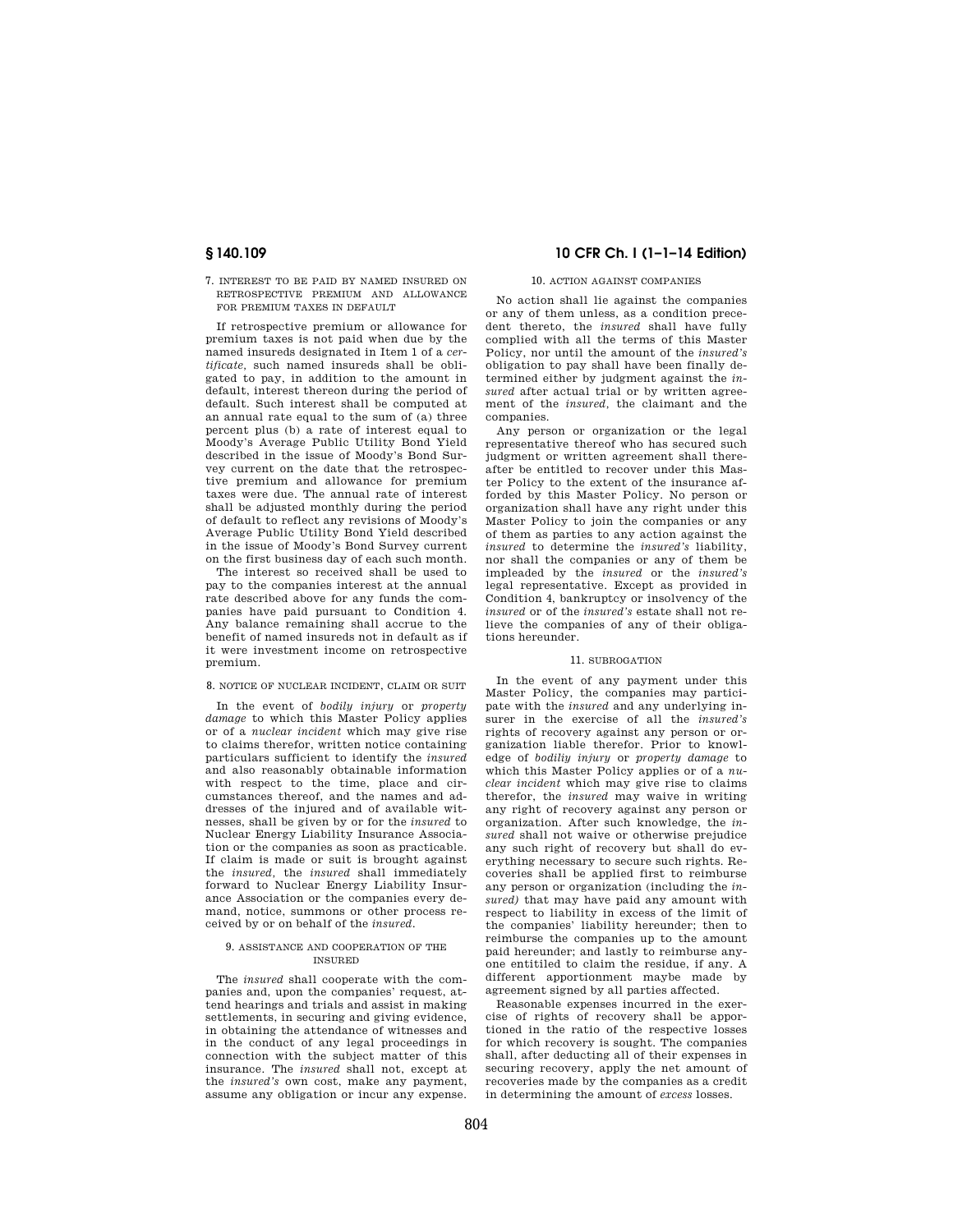7. INTEREST TO BE PAID BY NAMED INSURED ON RETROSPECTIVE PREMIUM AND ALLOWANCE FOR PREMIUM TAXES IN DEFAULT

If retrospective premium or allowance for premium taxes is not paid when due by the named insureds designated in Item 1 of a *certificate*, such named insureds shall be obligated to pay, in addition to the amount in default, interest thereon during the period of default. Such interest shall be computed at an annual rate equal to the sum of (a) three percent plus (b) a rate of interest equal to Moody's Average Public Utility Bond Yield described in the issue of Moody's Bond Survey current on the date that the retrospective premium and allowance for premium taxes were due. The annual rate of interest shall be adjusted monthly during the period of default to reflect any revisions of Moody's Average Public Utility Bond Yield described in the issue of Moody's Bond Survey current on the first business day of each such month.

The interest so received shall be used to pay to the companies interest at the annual rate described above for any funds the companies have paid pursuant to Condition 4. Any balance remaining shall accrue to the benefit of named insureds not in default as if it were investment income on retrospective premium.

8. NOTICE OF NUCLEAR INCIDENT, CLAIM OR SUIT

In the event of *bodily injury* or *property damage* to which this Master Policy applies or of a *nuclear incident* which may give rise to claims therefor, written notice containing particulars sufficient to identify the *insured* and also reasonably obtainable information with respect to the time, place and circumstances thereof, and the names and addresses of the injured and of available witnesses, shall be given by or for the *insured* to Nuclear Energy Liability Insurance Association or the companies as soon as practicable. If claim is made or suit is brought against the *insured*, the *insured* shall immediately forward to Nuclear Energy Liability Insurance Association or the companies every demand, notice, summons or other process received by or on behalf of the *insured*.

9. ASSISTANCE AND COOPERATION OF THE INSURED

The *insured* shall cooperate with the companies and, upon the companies' request, attend hearings and trials and assist in making settlements, in securing and giving evidence, in obtaining the attendance of witnesses and in the conduct of any legal proceedings in connection with the subject matter of this insurance. The *insured* shall not, except at the *insured's* own cost, make any payment, assume any obligation or incur any expense.

10. ACTION AGAINST COMPANIES

No action shall lie against the companies or any of them unless, as a condition precedent thereto, the *insured* shall have fully complied with all the terms of this Master Policy, nor until the amount of the *insured's* obligation to pay shall have been finally determined either by judgment against the *insured* after actual trial or by written agreement of the *insured*, the claimant and the companies.

Any person or organization or the legal representative thereof who has secured such judgment or written agreement shall thereafter be entitled to recover under this Master Policy to the extent of the insurance afforded by this Master Policy. No person or organization shall have any right under this Master Policy to join the companies or any of them as parties to any action against the *insured* to determine the *insured's* liability, nor shall the companies or any of them be impleaded by the *insured* or the *insured's* legal representative. Except as provided in Condition 4, bankruptcy or insolvency of the *insured* or of the *insured's* estate shall not relieve the companies of any of their obligations hereunder.

11. SUBROGATION

In the event of any payment under this Master Policy, the companies may participate with the *insured* and any underlying insurer in the exercise of all the *insured's* rights of recovery against any person or organization liable therefor. Prior to knowledge of *bodiliy injury* or *property damage* to which this Master Policy applies or of a *nuclear incident* which may give rise to claims therefor, the *insured* may waive in writing any right of recovery against any person or organization. After such knowledge, the *insured* shall not waive or otherwise prejudice any such right of recovery but shall do everything necessary to secure such rights. Recoveries shall be applied first to reimburse any person or organization (including the *insured)* that may have paid any amount with respect to liability in excess of the limit of the companies' liability hereunder; then to reimburse the companies up to the amount paid hereunder; and lastly to reimburse anyone entitiled to claim the residue, if any. A different apportionment maybe made by agreement signed by all parties affected.

Reasonable expenses incurred in the exercise of rights of recovery shall be apportioned in the ratio of the respective losses for which recovery is sought. The companies shall, after deducting all of their expenses in securing recovery, apply the net amount of recoveries made by the companies as a credit in determining the amount of *excess* losses.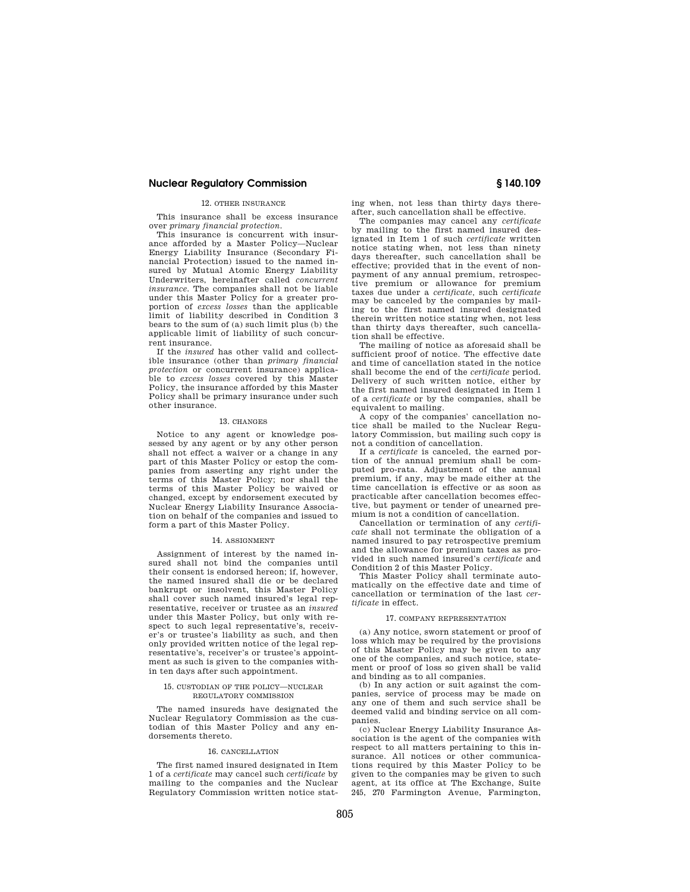12. OTHER INSURANCE

This insurance shall be excess insurance over *primary financial protection*.

This insurance is concurrent with insurance afforded by a Master Policy—Nuclear Energy Liability Insurance (Secondary Financial Protection) issued to the named insured by Mutual Atomic Energy Liability Underwriters, hereinafter called *concurrent insurance*. The companies shall not be liable under this Master Policy for a greater proportion of *excess losses* than the applicable limit of liability described in Condition 3 bears to the sum of (a) such limit plus (b) the applicable limit of liability of such concurrent insurance.

If the *insured* has other valid and collectible insurance (other than *primary financial protection* or concurrent insurance) applicable to *excess losses* covered by this Master Policy, the insurance afforded by this Master Policy shall be primary insurance under such other insurance.

13. CHANGES

Notice to any agent or knowledge possessed by any agent or by any other person shall not effect a waiver or a change in any part of this Master Policy or estop the companies from asserting any right under the terms of this Master Policy; nor shall the terms of this Master Policy be waived or changed, except by endorsement executed by Nuclear Energy Liability Insurance Association on behalf of the companies and issued to form a part of this Master Policy.

14. ASSIGNMENT

Assignment of interest by the named insured shall not bind the companies until their consent is endorsed hereon; if, however, the named insured shall die or be declared bankrupt or insolvent, this Master Policy shall cover such named insured's legal representative, receiver or trustee as an *insured* under this Master Policy, but only with respect to such legal representative's, receiver's or trustee's liability as such, and then only provided written notice of the legal representative's, receiver's or trustee's appointment as such is given to the companies within ten days after such appointment.

15. CUSTODIAN OF THE POLICY—NUCLEAR REGULATORY COMMISSION

The named insureds have designated the Nuclear Regulatory Commission as the custodian of this Master Policy and any endorsements thereto.

16. CANCELLATION

The first named insured designated in Item 1 of a *certificate* may cancel such *certificate* by mailing to the companies and the Nuclear Regulatory Commission written notice stating when, not less than thirty days thereafter, such cancellation shall be effective.

The companies may cancel any *certificate* by mailing to the first named insured designated in Item 1 of such *certificate* written notice stating when, not less than ninety days thereafter, such cancellation shall be effective; provided that in the event of nonpayment of any annual premium, retrospective premium or allowance for premium taxes due under a *certificate*, such *certificate* may be canceled by the companies by mailing to the first named insured designated therein written notice stating when, not less than thirty days thereafter, such cancellation shall be effective.

The mailing of notice as aforesaid shall be sufficient proof of notice. The effective date and time of cancellation stated in the notice shall become the end of the *certificate* period. Delivery of such written notice, either by the first named insured designated in Item 1 of a *certificate* or by the companies, shall be equivalent to mailing.

A copy of the companies' cancellation notice shall be mailed to the Nuclear Regulatory Commission, but mailing such copy is not a condition of cancellation.

If a *certificate* is canceled, the earned portion of the annual premium shall be computed pro-rata. Adjustment of the annual premium, if any, may be made either at the time cancellation is effective or as soon as practicable after cancellation becomes effective, but payment or tender of unearned premium is not a condition of cancellation.

Cancellation or termination of any *certificate* shall not terminate the obligation of a named insured to pay retrospective premium and the allowance for premium taxes as provided in such named insured's *certificate* and Condition 2 of this Master Policy.

This Master Policy shall terminate automatically on the effective date and time of cancellation or termination of the last *certificate* in effect.

17. COMPANY REPRESENTATION

(a) Any notice, sworn statement or proof of loss which may be required by the provisions of this Master Policy may be given to any one of the companies, and such notice, statement or proof of loss so given shall be valid and binding as to all companies.

(b) In any action or suit against the companies, service of process may be made on any one of them and such service shall be deemed valid and binding service on all companies.

(c) Nuclear Energy Liability Insurance Association is the agent of the companies with respect to all matters pertaining to this insurance. All notices or other communications required by this Master Policy to be given to the companies may be given to such agent, at its office at The Exchange, Suite 245, 270 Farmington Avenue, Farmington,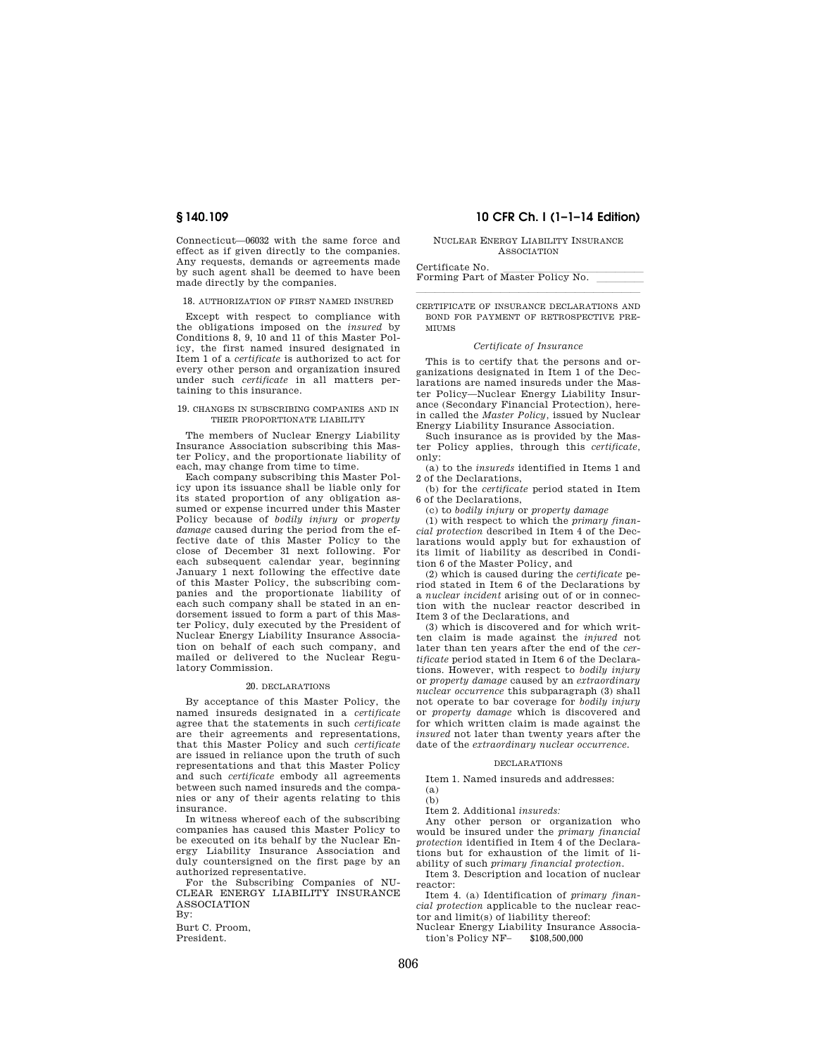Connecticut—06032 with the same force and effect as if given directly to the companies. Any requests, demands or agreements made by such agent shall be deemed to have been made directly by the companies.

18. AUTHORIZATION OF FIRST NAMED INSURED

Except with respect to compliance with the obligations imposed on the *insured* by Conditions 8, 9, 10 and 11 of this Master Policy, the first named insured designated in Item 1 of a *certificate* is authorized to act for every other person and organization insured under such *certificate* in all matters pertaining to this insurance.

19. CHANGES IN SUBSCRIBING COMPANIES AND IN THEIR PROPORTIONATE LIABILITY

The members of Nuclear Energy Liability Insurance Association subscribing this Master Policy, and the proportionate liability of each, may change from time to time.

Each company subscribing this Master Policy upon its issuance shall be liable only for its stated proportion of any obligation assumed or expense incurred under this Master Policy because of *bodily injury* or *property damage* caused during the period from the effective date of this Master Policy to the close of December 31 next following. For each subsequent calendar year, beginning January 1 next following the effective date of this Master Policy, the subscribing companies and the proportionate liability of each such company shall be stated in an endorsement issued to form a part of this Master Policy, duly executed by the President of Nuclear Energy Liability Insurance Association on behalf of each such company, and mailed or delivered to the Nuclear Regulatory Commission.

20. DECLARATIONS

By acceptance of this Master Policy, the named insureds designated in a *certificate* agree that the statements in such *certificate* are their agreements and representations, that this Master Policy and such *certificate* are issued in reliance upon the truth of such representations and that this Master Policy and such *certificate* embody all agreements between such named insureds and the companies or any of their agents relating to this insurance.

In witness whereof each of the subscribing companies has caused this Master Policy to be executed on its behalf by the Nuclear Energy Liability Insurance Association and duly countersigned on the first page by an authorized representative.

For the Subscribing Companies of NUCLEAR ENERGY LIABILITY INSURANCE ASSOCIATION

By:

Burt C. Proom,
President.

NUCLEAR ENERGY LIABILITY INSURANCE ASSOCIATION

Certificate No. \_\_\_\_\_\_\_\_\_\_
Forming Part of Master Policy No. \_\_\_\_\_\_\_\_\_\_

CERTIFICATE OF INSURANCE DECLARATIONS AND BOND FOR PAYMENT OF RETROSPECTIVE PREMIUMS

*Certificate of Insurance*

This is to certify that the persons and organizations designated in Item 1 of the Declarations are named insureds under the Master Policy—Nuclear Energy Liability Insurance (Secondary Financial Protection), herein called the *Master Policy*, issued by Nuclear Energy Liability Insurance Association.

Such insurance as is provided by the Master Policy applies, through this *certificate*, only:

(a) to the *insureds* identified in Items 1 and 2 of the Declarations,

(b) for the *certificate* period stated in Item 6 of the Declarations,

(c) to *bodily injury* or *property damage*

(1) with respect to which the *primary financial protection* described in Item 4 of the Declarations would apply but for exhaustion of its limit of liability as described in Condition 6 of the Master Policy, and

(2) which is caused during the *certificate* period stated in Item 6 of the Declarations by a *nuclear incident* arising out of or in connection with the nuclear reactor described in Item 3 of the Declarations, and

(3) which is discovered and for which written claim is made against the *injured* not later than ten years after the end of the *certificate* period stated in Item 6 of the Declarations. However, with respect to *bodily injury* or *property damage* caused by an *extraordinary nuclear occurrence* this subparagraph (3) shall not operate to bar coverage for *bodily injury* or *property damage* which is discovered and for which written claim is made against the *insured* not later than twenty years after the date of the *extraordinary nuclear occurrence*.

DECLARATIONS

Item 1. Named insureds and addresses:

(a)

(b)

Item 2. Additional *insureds:*

Any other person or organization who would be insured under the *primary financial protection* identified in Item 4 of the Declarations but for exhaustion of the limit of liability of such *primary financial protection*.

Item 3. Description and location of nuclear reactor:

Item 4. (a) Identification of *primary financial protection* applicable to the nuclear reactor and limit(s) of liability thereof:

Nuclear Energy Liability Insurance Association's Policy NF– $108,500,000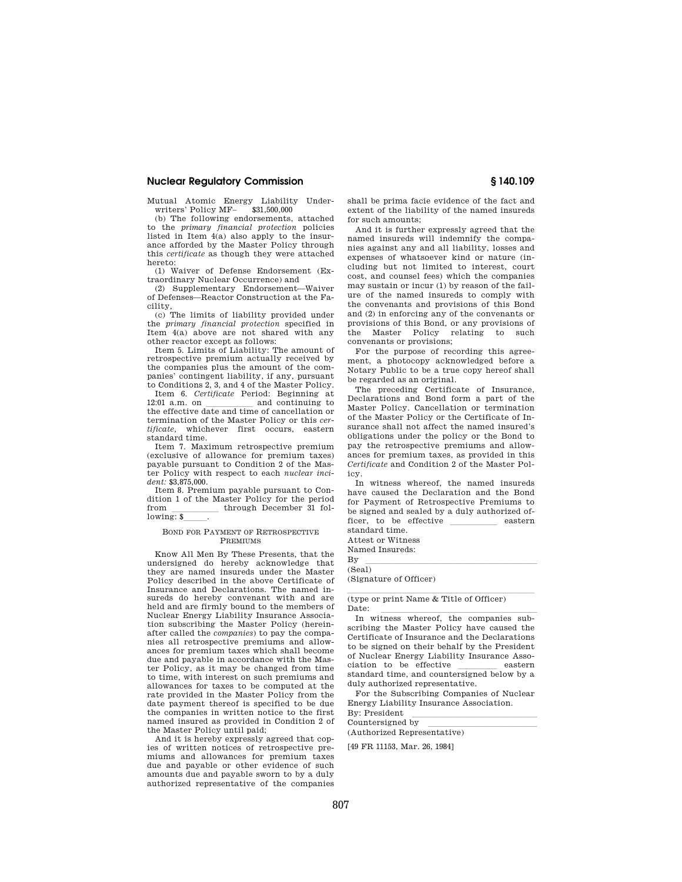Mutual Atomic Energy Liability Underwriters' Policy MF– $31,500,000

(b) The following endorsements, attached to the *primary financial protection* policies listed in Item 4(a) also apply to the insurance afforded by the Master Policy through this *certificate* as though they were attached hereto:

(1) Waiver of Defense Endorsement (Extraordinary Nuclear Occurrence) and

(2) Supplementary Endorsement—Waiver of Defenses—Reactor Construction at the Facility,

(c) The limits of liability provided under the *primary financial protection* specified in Item 4(a) above are not shared with any other reactor except as follows:

Item 5. Limits of Liability: The amount of retrospective premium actually received by the companies plus the amount of the companies' contingent liability, if any, pursuant to Conditions 2, 3, and 4 of the Master Policy.

Item 6. *Certificate* Period: Beginning at 12:01 a.m. on \_\_\_\_\_\_\_\_\_\_ and continuing to the effective date and time of cancellation or termination of the Master Policy or this *certificate*, whichever first occurs, eastern standard time.

Item 7. Maximum retrospective premium (exclusive of allowance for premium taxes) payable pursuant to Condition 2 of the Master Policy with respect to each *nuclear incident:* $3,875,000.

Item 8. Premium payable pursuant to Condition 1 of the Master Policy for the period from \_\_\_\_\_\_\_\_\_\_ through December 31 following: $\_\_\_\_\_.

BOND FOR PAYMENT OF RETROSPECTIVE PREMIUMS

Know All Men By These Presents, that the undersigned do hereby acknowledge that they are named insureds under the Master Policy described in the above Certificate of Insurance and Declarations. The named insureds do hereby convenant with and are held and are firmly bound to the members of Nuclear Energy Liability Insurance Association subscribing the Master Policy (hereinafter called the *companies*) to pay the companies all retrospective premiums and allowances for premium taxes which shall become due and payable in accordance with the Master Policy, as it may be changed from time to time, with interest on such premiums and allowances for taxes to be computed at the rate provided in the Master Policy from the date payment thereof is specified to be due the companies in written notice to the first named insured as provided in Condition 2 of the Master Policy until paid;

And it is hereby expressly agreed that copies of written notices of retrospective premiums and allowances for premium taxes due and payable or other evidence of such amounts due and payable sworn to by a duly authorized representative of the companies shall be prima facie evidence of the fact and extent of the liability of the named insureds for such amounts;

And it is further expressly agreed that the named insureds will indemnify the companies against any and all liability, losses and expenses of whatsoever kind or nature (including but not limited to interest, court cost, and counsel fees) which the companies may sustain or incur (1) by reason of the failure of the named insureds to comply with the convenants and provisions of this Bond and (2) in enforcing any of the convenants or provisions of this Bond, or any provisions of the Master Policy relating to such convenants or provisions;

For the purpose of recording this agreement, a photocopy acknowledged before a Notary Public to be a true copy hereof shall be regarded as an original.

The preceding Certificate of Insurance, Declarations and Bond form a part of the Master Policy. Cancellation or termination of the Master Policy or the Certificate of Insurance shall not affect the named insured's obligations under the policy or the Bond to pay the retrospective premiums and allowances for premium taxes, as provided in this *Certificate* and Condition 2 of the Master Policy.

In witness whereof, the named insureds have caused the Declaration and the Bond for Payment of Retrospective Premiums to be signed and sealed by a duly authorized officer, to be effective \_\_\_\_\_\_\_\_\_\_ eastern standard time.

Attest or Witness

Named Insureds:

By \_\_\_\_\_\_\_\_\_\_\_\_\_\_\_\_\_\_\_\_\_\_\_\_\_\_\_\_\_\_\_\_

(Seal)

(Signature of Officer)

\_\_\_\_\_\_\_\_\_\_\_\_\_\_\_\_\_\_\_\_\_\_\_\_\_\_\_\_\_\_\_\_\_\_\_\_

(type or print Name & Title of Officer)

Date: \_\_\_\_\_\_\_\_\_\_\_\_\_\_\_\_\_\_\_\_\_\_\_\_\_\_\_\_\_\_

In witness whereof, the companies subscribing the Master Policy have caused the Certificate of Insurance and the Declarations to be signed on their behalf by the President of Nuclear Energy Liability Insurance Association to be effective \_\_\_\_\_\_\_\_ eastern standard time, and countersigned below by a duly authorized representative.

For the Subscribing Companies of Nuclear Energy Liability Insurance Association.

By: President \_\_\_\_\_\_\_\_\_\_\_\_\_\_\_\_\_\_\_\_\_\_\_\_

Countersigned by \_\_\_\_\_\_\_\_\_\_\_\_\_\_\_\_\_\_\_\_\_\_

(Authorized Representative)

[49 FR 11153, Mar. 26, 1984]